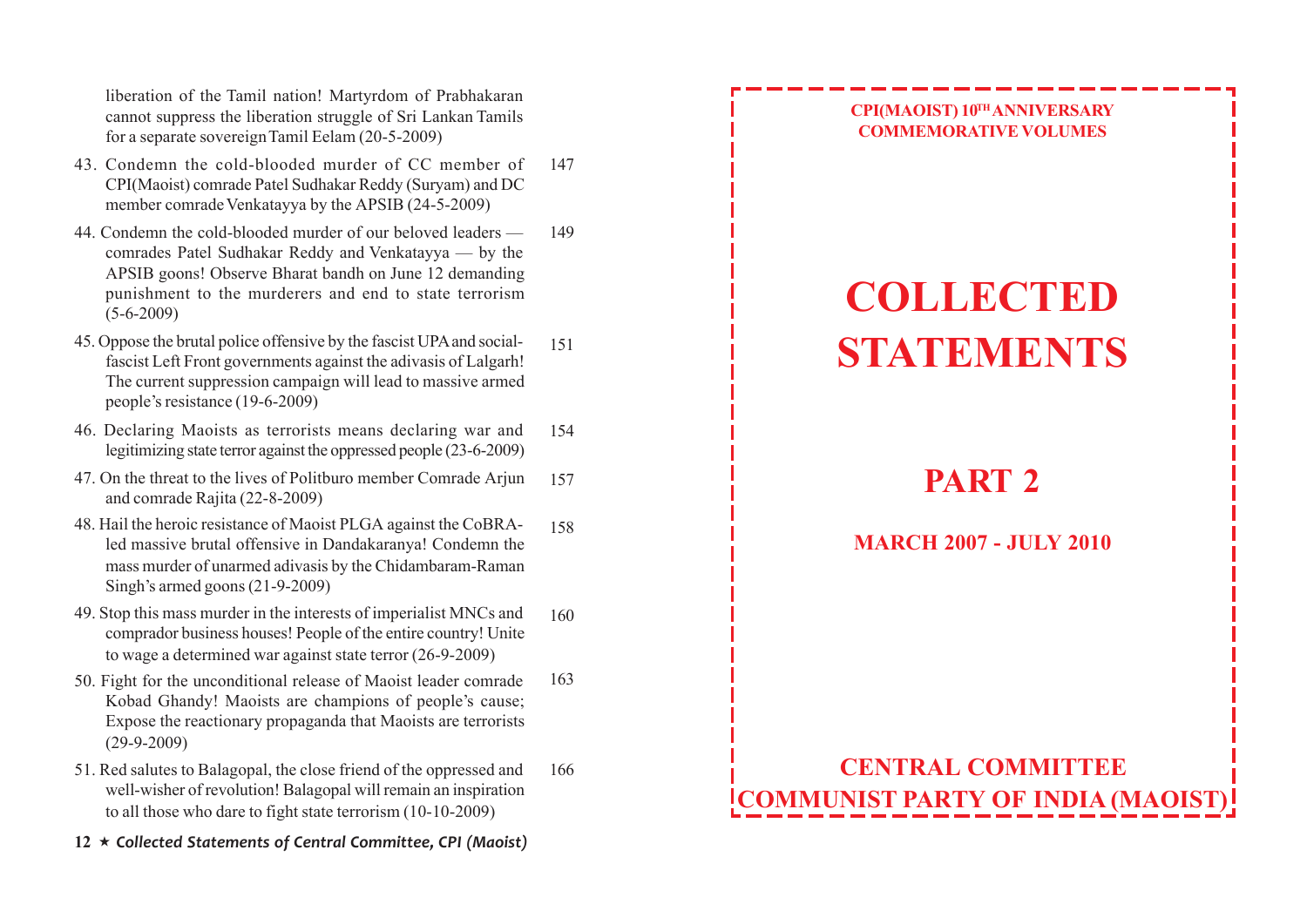liberation of the Tamil nation! Martyrdom of Prabhakaran cannot suppress the liberation struggle of Sri Lankan Tamils for a separate sovereign Tamil Eelam (20-5-2009)

43. Condemn the cold-blooded murder of CC member of CPI(Maoist) comrade Patel Sudhakar Reddy (Suryam) and DC member comrade Venkatayya by the APSIB (24-5-2009) — 147
44. Condemn the cold-blooded murder of our beloved leaders — comrades Patel Sudhakar Reddy and Venkatayya — by the APSIB goons! Observe Bharat bandh on June 12 demanding punishment to the murderers and end to state terrorism (5-6-2009) — 149
45. Oppose the brutal police offensive by the fascist UPA and social-fascist Left Front governments against the adivasis of Lalgarh! The current suppression campaign will lead to massive armed people's resistance (19-6-2009) — 151
46. Declaring Maoists as terrorists means declaring war and legitimizing state terror against the oppressed people (23-6-2009) — 154
47. On the threat to the lives of Politburo member Comrade Arjun and comrade Rajita (22-8-2009) — 157
48. Hail the heroic resistance of Maoist PLGA against the CoBRA-led massive brutal offensive in Dandakaranya! Condemn the mass murder of unarmed adivasis by the Chidambaram-Raman Singh's armed goons (21-9-2009) — 158
49. Stop this mass murder in the interests of imperialist MNCs and comprador business houses! People of the entire country! Unite to wage a determined war against state terror (26-9-2009) — 160
50. Fight for the unconditional release of Maoist leader comrade Kobad Ghandy! Maoists are champions of people's cause; Expose the reactionary propaganda that Maoists are terrorists (29-9-2009) — 163
51. Red salutes to Balagopal, the close friend of the oppressed and well-wisher of revolution! Balagopal will remain an inspiration to all those who dare to fight state terrorism (10-10-2009) — 166

**CPI(MAOIST) 10TH ANNIVERSARY COMMEMORATIVE VOLUMES**

# COLLECTED STATEMENTS

## PART 2

**MARCH 2007 - JULY 2010**

**CENTRAL COMMITTEE**
**COMMUNIST PARTY OF INDIA (MAOIST)**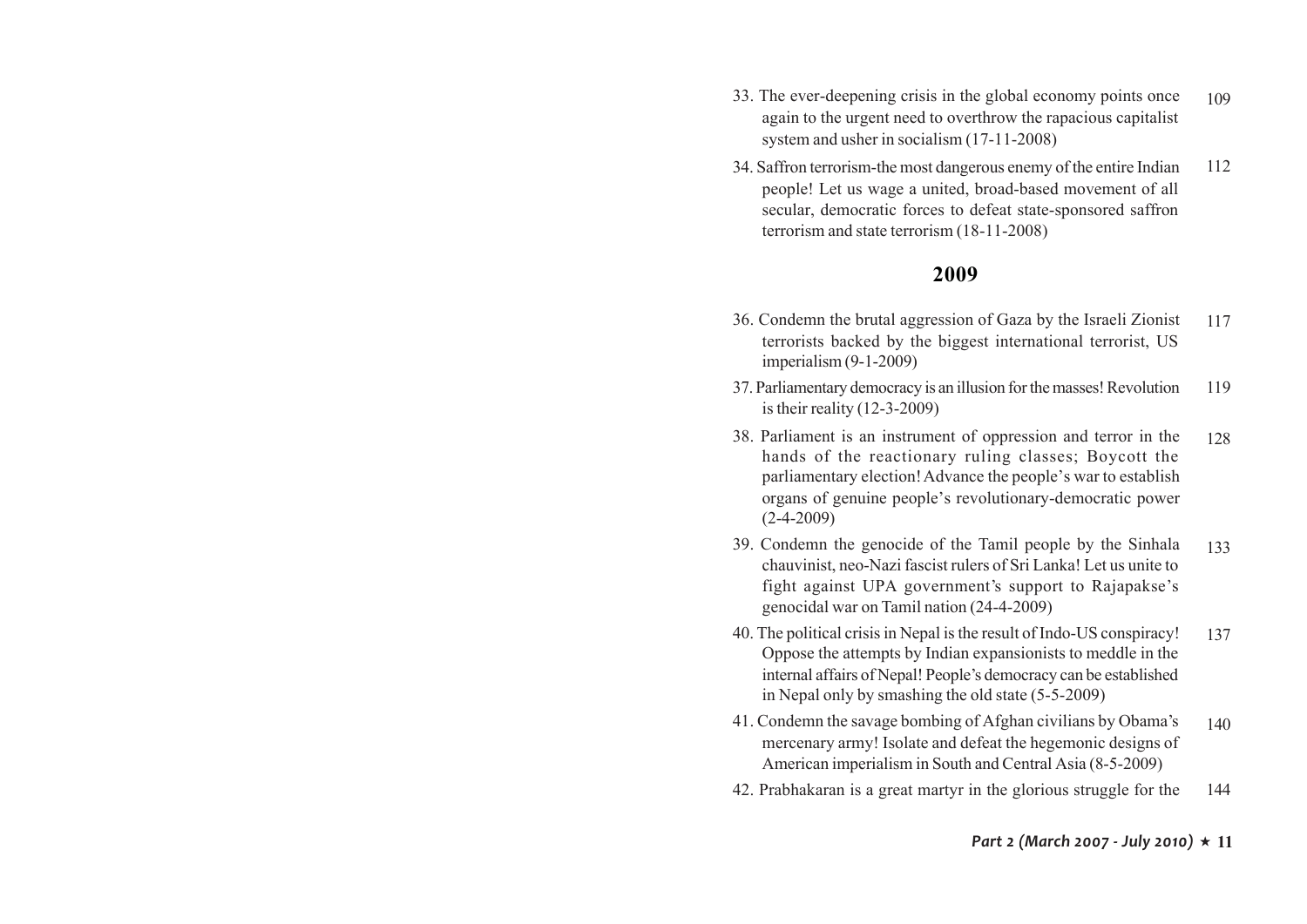33. The ever-deepening crisis in the global economy points once again to the urgent need to overthrow the rapacious capitalist system and usher in socialism (17-11-2008) 109

34. Saffron terrorism-the most dangerous enemy of the entire Indian people! Let us wage a united, broad-based movement of all secular, democratic forces to defeat state-sponsored saffron terrorism and state terrorism (18-11-2008) 112

## 2009

36. Condemn the brutal aggression of Gaza by the Israeli Zionist terrorists backed by the biggest international terrorist, US imperialism (9-1-2009) 117

37. Parliamentary democracy is an illusion for the masses! Revolution is their reality (12-3-2009) 119

38. Parliament is an instrument of oppression and terror in the hands of the reactionary ruling classes; Boycott the parliamentary election! Advance the people's war to establish organs of genuine people's revolutionary-democratic power (2-4-2009) 128

39. Condemn the genocide of the Tamil people by the Sinhala chauvinist, neo-Nazi fascist rulers of Sri Lanka! Let us unite to fight against UPA government's support to Rajapakse's genocidal war on Tamil nation (24-4-2009) 133

40. The political crisis in Nepal is the result of Indo-US conspiracy! Oppose the attempts by Indian expansionists to meddle in the internal affairs of Nepal! People's democracy can be established in Nepal only by smashing the old state (5-5-2009) 137

41. Condemn the savage bombing of Afghan civilians by Obama's mercenary army! Isolate and defeat the hegemonic designs of American imperialism in South and Central Asia (8-5-2009) 140

42. Prabhakaran is a great martyr in the glorious struggle for the 144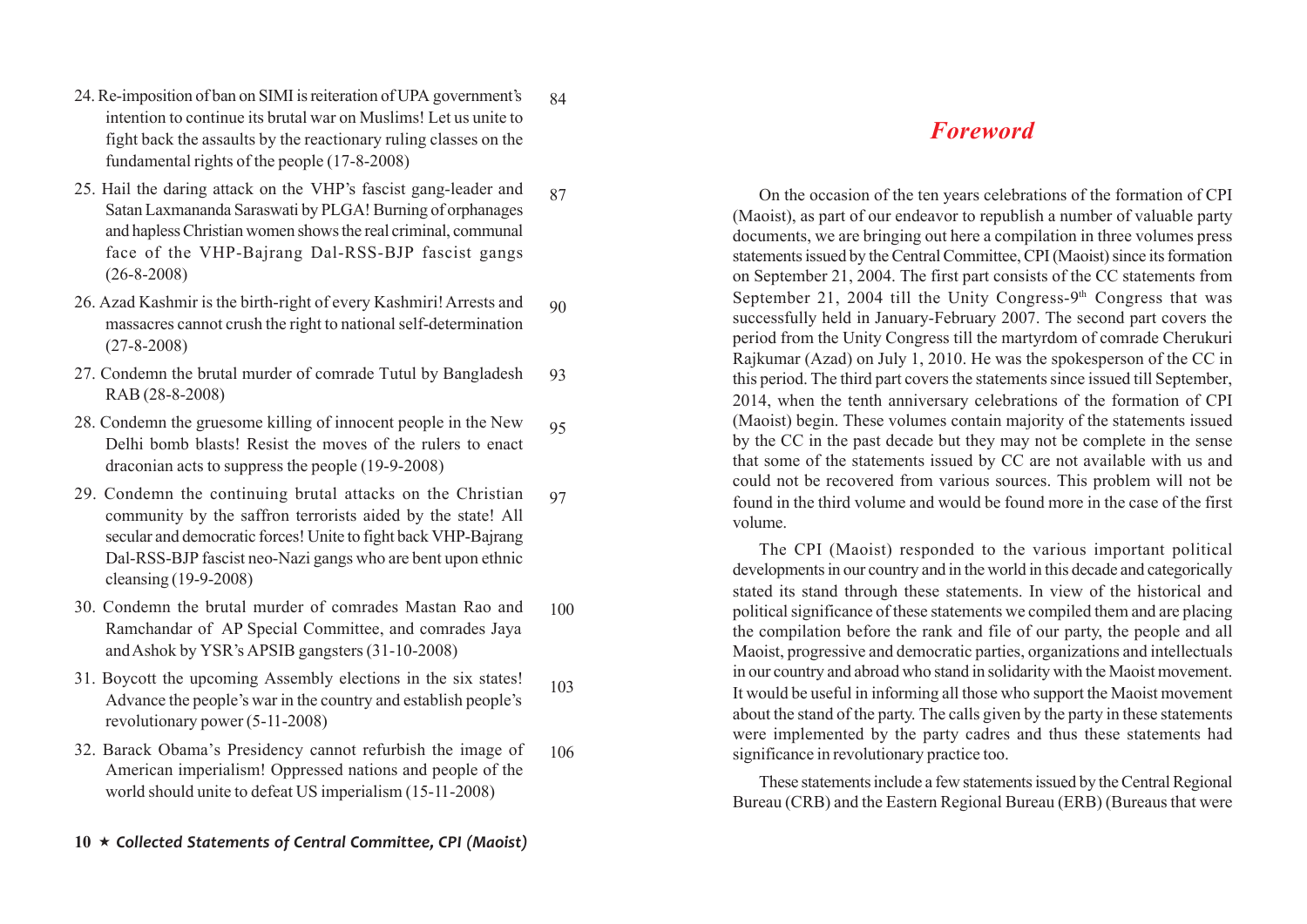24. Re-imposition of ban on SIMI is reiteration of UPA government's intention to continue its brutal war on Muslims! Let us unite to fight back the assaults by the reactionary ruling classes on the fundamental rights of the people (17-8-2008) 84

25. Hail the daring attack on the VHP's fascist gang-leader and Satan Laxmananda Saraswati by PLGA! Burning of orphanages and hapless Christian women shows the real criminal, communal face of the VHP-Bajrang Dal-RSS-BJP fascist gangs (26-8-2008) 87

26. Azad Kashmir is the birth-right of every Kashmiri! Arrests and massacres cannot crush the right to national self-determination (27-8-2008) 90

27. Condemn the brutal murder of comrade Tutul by Bangladesh RAB (28-8-2008) 93

28. Condemn the gruesome killing of innocent people in the New Delhi bomb blasts! Resist the moves of the rulers to enact draconian acts to suppress the people (19-9-2008) 95

29. Condemn the continuing brutal attacks on the Christian community by the saffron terrorists aided by the state! All secular and democratic forces! Unite to fight back VHP-Bajrang Dal-RSS-BJP fascist neo-Nazi gangs who are bent upon ethnic cleansing (19-9-2008) 97

30. Condemn the brutal murder of comrades Mastan Rao and Ramchandar of AP Special Committee, and comrades Jaya and Ashok by YSR's APSIB gangsters (31-10-2008) 100

31. Boycott the upcoming Assembly elections in the six states! Advance the people's war in the country and establish people's revolutionary power (5-11-2008) 103

32. Barack Obama's Presidency cannot refurbish the image of American imperialism! Oppressed nations and people of the world should unite to defeat US imperialism (15-11-2008) 106

## *Foreword*

On the occasion of the ten years celebrations of the formation of CPI (Maoist), as part of our endeavor to republish a number of valuable party documents, we are bringing out here a compilation in three volumes press statements issued by the Central Committee, CPI (Maoist) since its formation on September 21, 2004. The first part consists of the CC statements from September 21, 2004 till the Unity Congress-9th Congress that was successfully held in January-February 2007. The second part covers the period from the Unity Congress till the martyrdom of comrade Cherukuri Rajkumar (Azad) on July 1, 2010. He was the spokesperson of the CC in this period. The third part covers the statements since issued till September, 2014, when the tenth anniversary celebrations of the formation of CPI (Maoist) begin. These volumes contain majority of the statements issued by the CC in the past decade but they may not be complete in the sense that some of the statements issued by CC are not available with us and could not be recovered from various sources. This problem will not be found in the third volume and would be found more in the case of the first volume.

The CPI (Maoist) responded to the various important political developments in our country and in the world in this decade and categorically stated its stand through these statements. In view of the historical and political significance of these statements we compiled them and are placing the compilation before the rank and file of our party, the people and all Maoist, progressive and democratic parties, organizations and intellectuals in our country and abroad who stand in solidarity with the Maoist movement. It would be useful in informing all those who support the Maoist movement about the stand of the party. The calls given by the party in these statements were implemented by the party cadres and thus these statements had significance in revolutionary practice too.

These statements include a few statements issued by the Central Regional Bureau (CRB) and the Eastern Regional Bureau (ERB) (Bureaus that were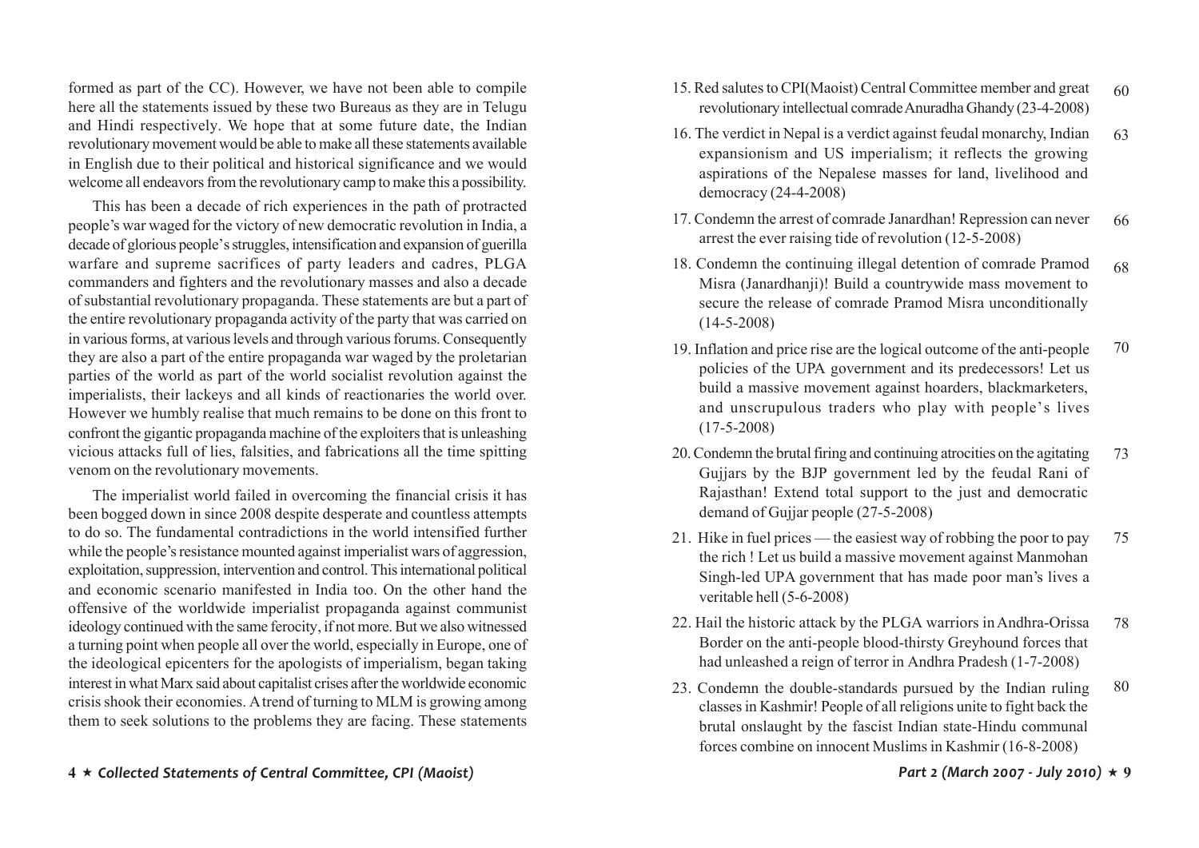formed as part of the CC). However, we have not been able to compile here all the statements issued by these two Bureaus as they are in Telugu and Hindi respectively. We hope that at some future date, the Indian revolutionary movement would be able to make all these statements available in English due to their political and historical significance and we would welcome all endeavors from the revolutionary camp to make this a possibility.

This has been a decade of rich experiences in the path of protracted people's war waged for the victory of new democratic revolution in India, a decade of glorious people's struggles, intensification and expansion of guerilla warfare and supreme sacrifices of party leaders and cadres, PLGA commanders and fighters and the revolutionary masses and also a decade of substantial revolutionary propaganda. These statements are but a part of the entire revolutionary propaganda activity of the party that was carried on in various forms, at various levels and through various forums. Consequently they are also a part of the entire propaganda war waged by the proletarian parties of the world as part of the world socialist revolution against the imperialists, their lackeys and all kinds of reactionaries the world over. However we humbly realise that much remains to be done on this front to confront the gigantic propaganda machine of the exploiters that is unleashing vicious attacks full of lies, falsities, and fabrications all the time spitting venom on the revolutionary movements.

The imperialist world failed in overcoming the financial crisis it has been bogged down in since 2008 despite desperate and countless attempts to do so. The fundamental contradictions in the world intensified further while the people's resistance mounted against imperialist wars of aggression, exploitation, suppression, intervention and control. This international political and economic scenario manifested in India too. On the other hand the offensive of the worldwide imperialist propaganda against communist ideology continued with the same ferocity, if not more. But we also witnessed a turning point when people all over the world, especially in Europe, one of the ideological epicenters for the apologists of imperialism, began taking interest in what Marx said about capitalist crises after the worldwide economic crisis shook their economies. A trend of turning to MLM is growing among them to seek solutions to the problems they are facing. These statements

15. Red salutes to CPI(Maoist) Central Committee member and great revolutionary intellectual comrade Anuradha Ghandy (23-4-2008) — 60
16. The verdict in Nepal is a verdict against feudal monarchy, Indian expansionism and US imperialism; it reflects the growing aspirations of the Nepalese masses for land, livelihood and democracy (24-4-2008) — 63
17. Condemn the arrest of comrade Janardhan! Repression can never arrest the ever raising tide of revolution (12-5-2008) — 66
18. Condemn the continuing illegal detention of comrade Pramod Misra (Janardhanji)! Build a countrywide mass movement to secure the release of comrade Pramod Misra unconditionally (14-5-2008) — 68
19. Inflation and price rise are the logical outcome of the anti-people policies of the UPA government and its predecessors! Let us build a massive movement against hoarders, blackmarketers, and unscrupulous traders who play with people's lives (17-5-2008) — 70
20. Condemn the brutal firing and continuing atrocities on the agitating Gujjars by the BJP government led by the feudal Rani of Rajasthan! Extend total support to the just and democratic demand of Gujjar people (27-5-2008) — 73
21. Hike in fuel prices — the easiest way of robbing the poor to pay the rich ! Let us build a massive movement against Manmohan Singh-led UPA government that has made poor man's lives a veritable hell (5-6-2008) — 75
22. Hail the historic attack by the PLGA warriors in Andhra-Orissa Border on the anti-people blood-thirsty Greyhound forces that had unleashed a reign of terror in Andhra Pradesh (1-7-2008) — 78
23. Condemn the double-standards pursued by the Indian ruling classes in Kashmir! People of all religions unite to fight back the brutal onslaught by the fascist Indian state-Hindu communal forces combine on innocent Muslims in Kashmir (16-8-2008) — 80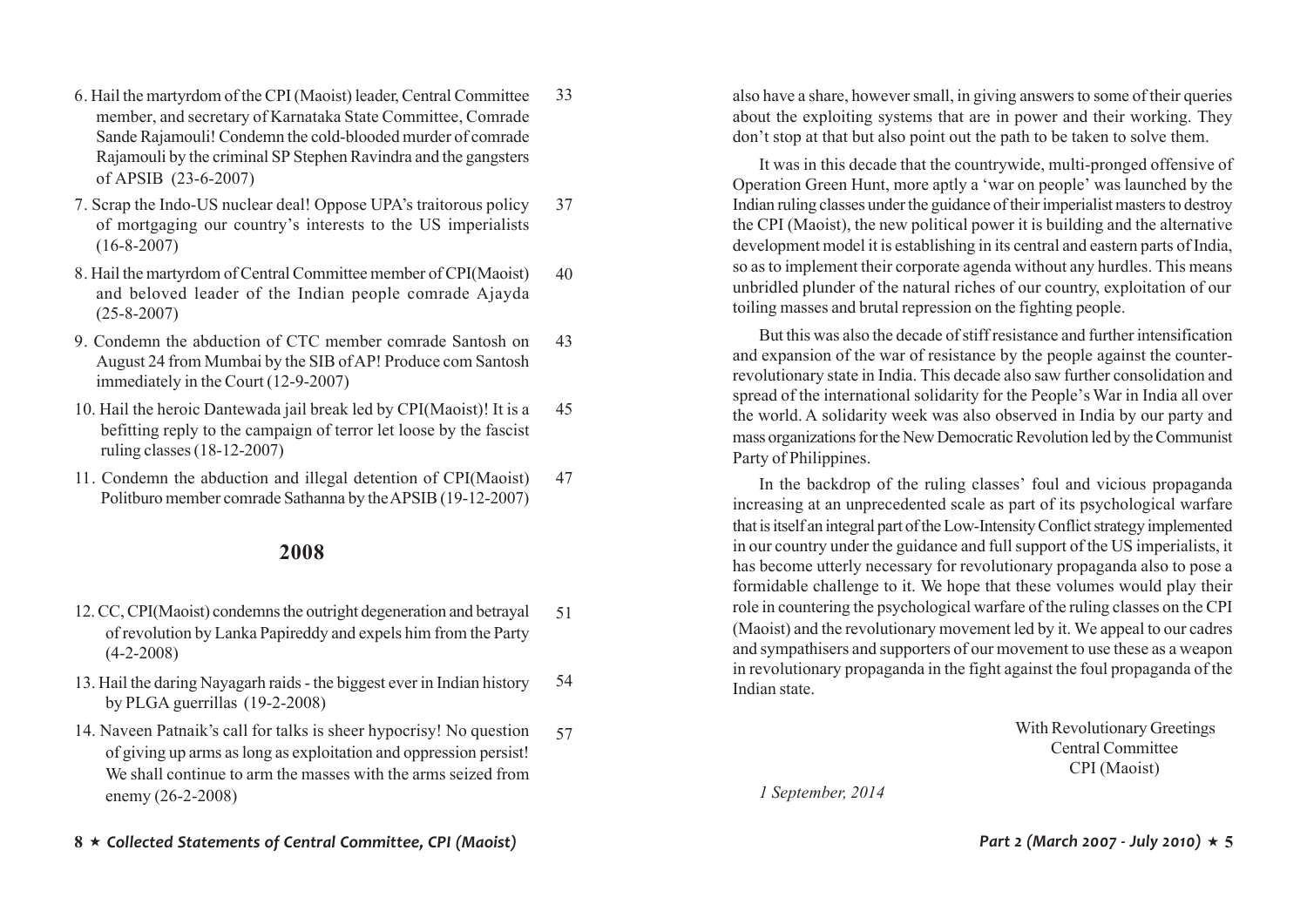6. Hail the martyrdom of the CPI (Maoist) leader, Central Committee member, and secretary of Karnataka State Committee, Comrade Sande Rajamouli! Condemn the cold-blooded murder of comrade Rajamouli by the criminal SP Stephen Ravindra and the gangsters of APSIB (23-6-2007) — 33
7. Scrap the Indo-US nuclear deal! Oppose UPA's traitorous policy of mortgaging our country's interests to the US imperialists (16-8-2007) — 37
8. Hail the martyrdom of Central Committee member of CPI(Maoist) and beloved leader of the Indian people comrade Ajayda (25-8-2007) — 40
9. Condemn the abduction of CTC member comrade Santosh on August 24 from Mumbai by the SIB of AP! Produce com Santosh immediately in the Court (12-9-2007) — 43
10. Hail the heroic Dantewada jail break led by CPI(Maoist)! It is a befitting reply to the campaign of terror let loose by the fascist ruling classes (18-12-2007) — 45
11. Condemn the abduction and illegal detention of CPI(Maoist) Politburo member comrade Sathanna by the APSIB (19-12-2007) — 47

## 2008

12. CC, CPI(Maoist) condemns the outright degeneration and betrayal of revolution by Lanka Papireddy and expels him from the Party (4-2-2008) — 51
13. Hail the daring Nayagarh raids - the biggest ever in Indian history by PLGA guerrillas (19-2-2008) — 54
14. Naveen Patnaik's call for talks is sheer hypocrisy! No question of giving up arms as long as exploitation and oppression persist! We shall continue to arm the masses with the arms seized from enemy (26-2-2008) — 57

also have a share, however small, in giving answers to some of their queries about the exploiting systems that are in power and their working. They don't stop at that but also point out the path to be taken to solve them.

It was in this decade that the countrywide, multi-pronged offensive of Operation Green Hunt, more aptly a 'war on people' was launched by the Indian ruling classes under the guidance of their imperialist masters to destroy the CPI (Maoist), the new political power it is building and the alternative development model it is establishing in its central and eastern parts of India, so as to implement their corporate agenda without any hurdles. This means unbridled plunder of the natural riches of our country, exploitation of our toiling masses and brutal repression on the fighting people.

But this was also the decade of stiff resistance and further intensification and expansion of the war of resistance by the people against the counter-revolutionary state in India. This decade also saw further consolidation and spread of the international solidarity for the People's War in India all over the world. A solidarity week was also observed in India by our party and mass organizations for the New Democratic Revolution led by the Communist Party of Philippines.

In the backdrop of the ruling classes' foul and vicious propaganda increasing at an unprecedented scale as part of its psychological warfare that is itself an integral part of the Low-Intensity Conflict strategy implemented in our country under the guidance and full support of the US imperialists, it has become utterly necessary for revolutionary propaganda also to pose a formidable challenge to it. We hope that these volumes would play their role in countering the psychological warfare of the ruling classes on the CPI (Maoist) and the revolutionary movement led by it. We appeal to our cadres and sympathisers and supporters of our movement to use these as a weapon in revolutionary propaganda in the fight against the foul propaganda of the Indian state.

With Revolutionary Greetings
Central Committee
CPI (Maoist)

*1 September, 2014*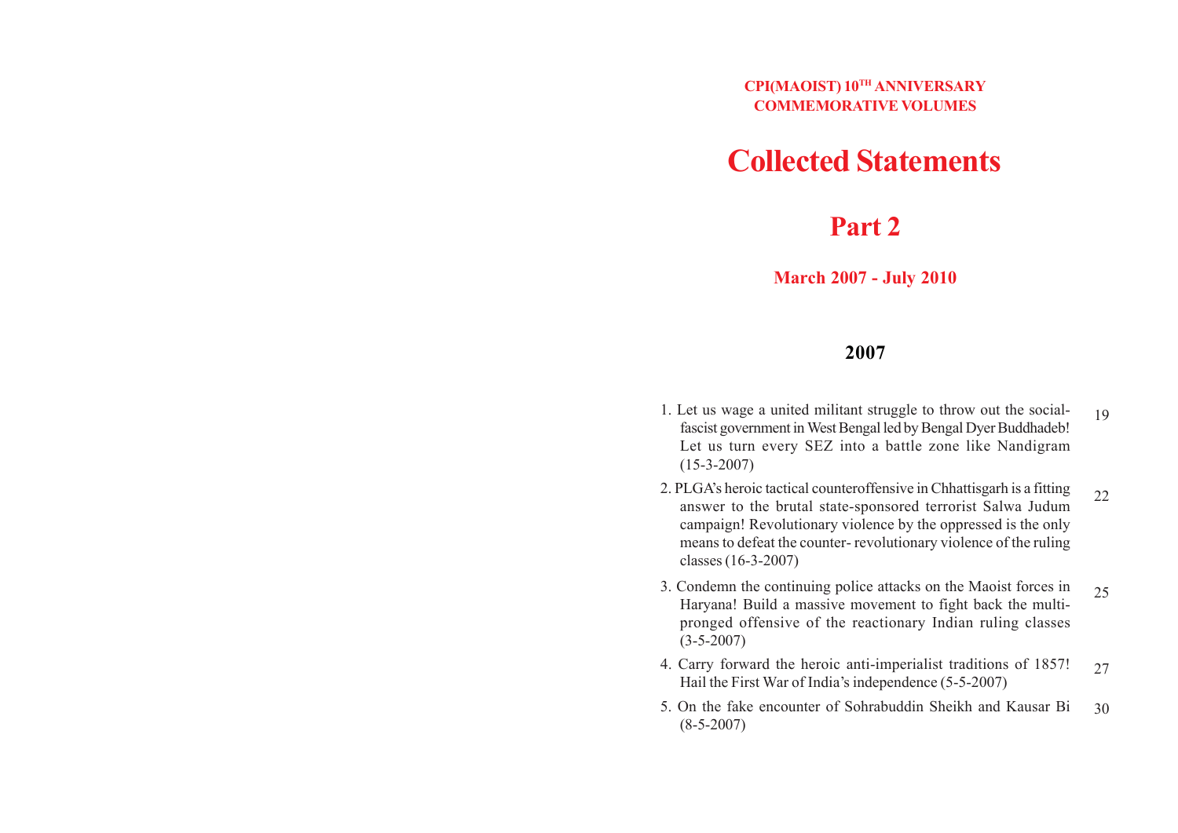**CPI(MAOIST) 10TH ANNIVERSARY COMMEMORATIVE VOLUMES**

# Collected Statements

## Part 2

**March 2007 - July 2010**

### 2007

1. Let us wage a united militant struggle to throw out the social-fascist government in West Bengal led by Bengal Dyer Buddhadeb! Let us turn every SEZ into a battle zone like Nandigram (15-3-2007) — 19
2. PLGA's heroic tactical counteroffensive in Chhattisgarh is a fitting answer to the brutal state-sponsored terrorist Salwa Judum campaign! Revolutionary violence by the oppressed is the only means to defeat the counter- revolutionary violence of the ruling classes (16-3-2007) — 22
3. Condemn the continuing police attacks on the Maoist forces in Haryana! Build a massive movement to fight back the multi-pronged offensive of the reactionary Indian ruling classes (3-5-2007) — 25
4. Carry forward the heroic anti-imperialist traditions of 1857! Hail the First War of India's independence (5-5-2007) — 27
5. On the fake encounter of Sohrabuddin Sheikh and Kausar Bi (8-5-2007) — 30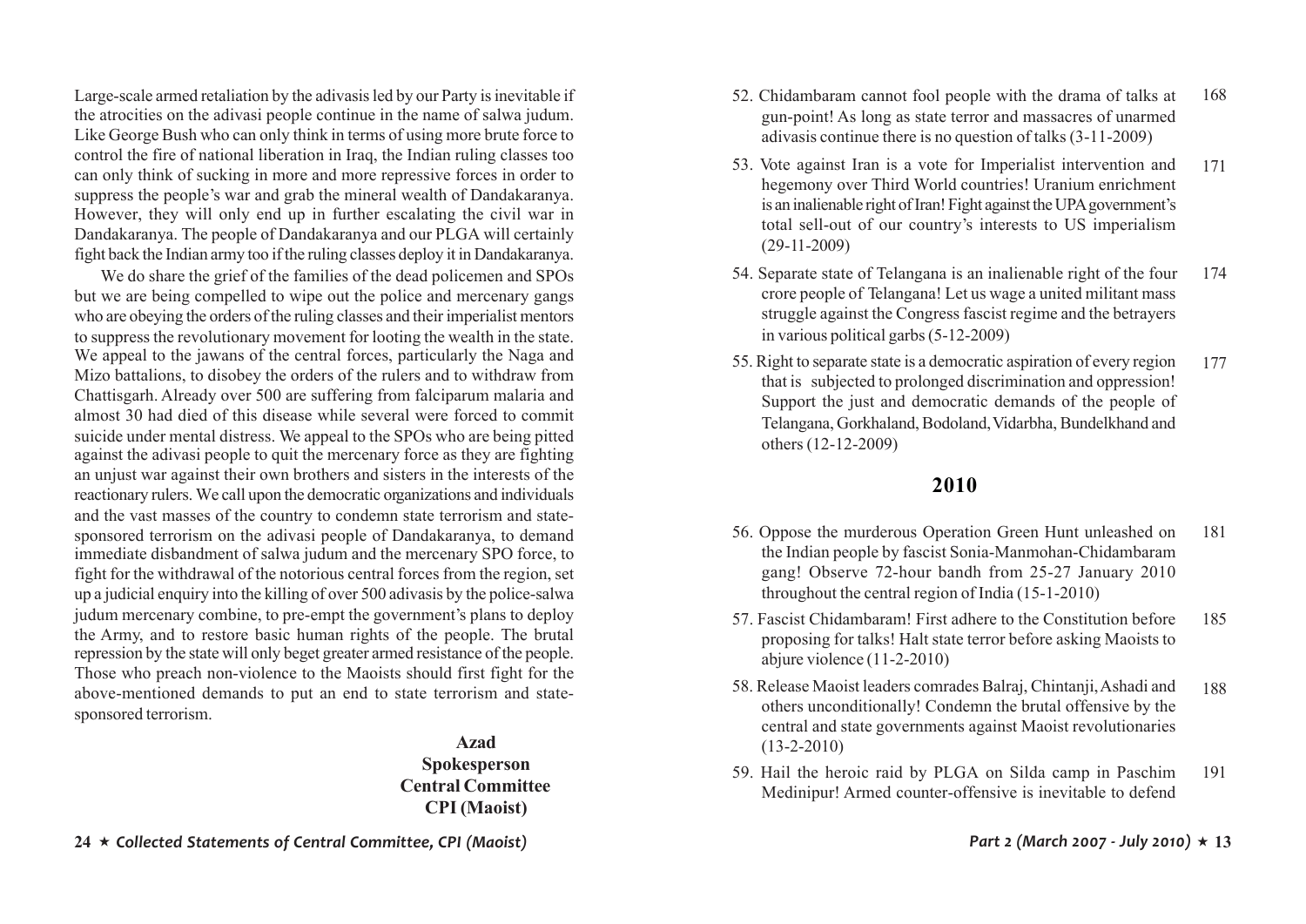Large-scale armed retaliation by the adivasis led by our Party is inevitable if the atrocities on the adivasi people continue in the name of salwa judum. Like George Bush who can only think in terms of using more brute force to control the fire of national liberation in Iraq, the Indian ruling classes too can only think of sucking in more and more repressive forces in order to suppress the people's war and grab the mineral wealth of Dandakaranya. However, they will only end up in further escalating the civil war in Dandakaranya. The people of Dandakaranya and our PLGA will certainly fight back the Indian army too if the ruling classes deploy it in Dandakaranya.

We do share the grief of the families of the dead policemen and SPOs but we are being compelled to wipe out the police and mercenary gangs who are obeying the orders of the ruling classes and their imperialist mentors to suppress the revolutionary movement for looting the wealth in the state. We appeal to the jawans of the central forces, particularly the Naga and Mizo battalions, to disobey the orders of the rulers and to withdraw from Chattisgarh. Already over 500 are suffering from falciparum malaria and almost 30 had died of this disease while several were forced to commit suicide under mental distress. We appeal to the SPOs who are being pitted against the adivasi people to quit the mercenary force as they are fighting an unjust war against their own brothers and sisters in the interests of the reactionary rulers. We call upon the democratic organizations and individuals and the vast masses of the country to condemn state terrorism and state-sponsored terrorism on the adivasi people of Dandakaranya, to demand immediate disbandment of salwa judum and the mercenary SPO force, to fight for the withdrawal of the notorious central forces from the region, set up a judicial enquiry into the killing of over 500 adivasis by the police-salwa judum mercenary combine, to pre-empt the government's plans to deploy the Army, and to restore basic human rights of the people. The brutal repression by the state will only beget greater armed resistance of the people. Those who preach non-violence to the Maoists should first fight for the above-mentioned demands to put an end to state terrorism and state-sponsored terrorism.

**Azad**
**Spokesperson**
**Central Committee**
**CPI (Maoist)**

52. Chidambaram cannot fool people with the drama of talks at gun-point! As long as state terror and massacres of unarmed adivasis continue there is no question of talks (3-11-2009) 168
53. Vote against Iran is a vote for Imperialist intervention and hegemony over Third World countries! Uranium enrichment is an inalienable right of Iran! Fight against the UPA government's total sell-out of our country's interests to US imperialism (29-11-2009) 171
54. Separate state of Telangana is an inalienable right of the four crore people of Telangana! Let us wage a united militant mass struggle against the Congress fascist regime and the betrayers in various political garbs (5-12-2009) 174
55. Right to separate state is a democratic aspiration of every region that is subjected to prolonged discrimination and oppression! Support the just and democratic demands of the people of Telangana, Gorkhaland, Bodoland, Vidarbha, Bundelkhand and others (12-12-2009) 177

## 2010

56. Oppose the murderous Operation Green Hunt unleashed on the Indian people by fascist Sonia-Manmohan-Chidambaram gang! Observe 72-hour bandh from 25-27 January 2010 throughout the central region of India (15-1-2010) 181
57. Fascist Chidambaram! First adhere to the Constitution before proposing for talks! Halt state terror before asking Maoists to abjure violence (11-2-2010) 185
58. Release Maoist leaders comrades Balraj, Chintanji, Ashadi and others unconditionally! Condemn the brutal offensive by the central and state governments against Maoist revolutionaries (13-2-2010) 188
59. Hail the heroic raid by PLGA on Silda camp in Paschim Medinipur! Armed counter-offensive is inevitable to defend 191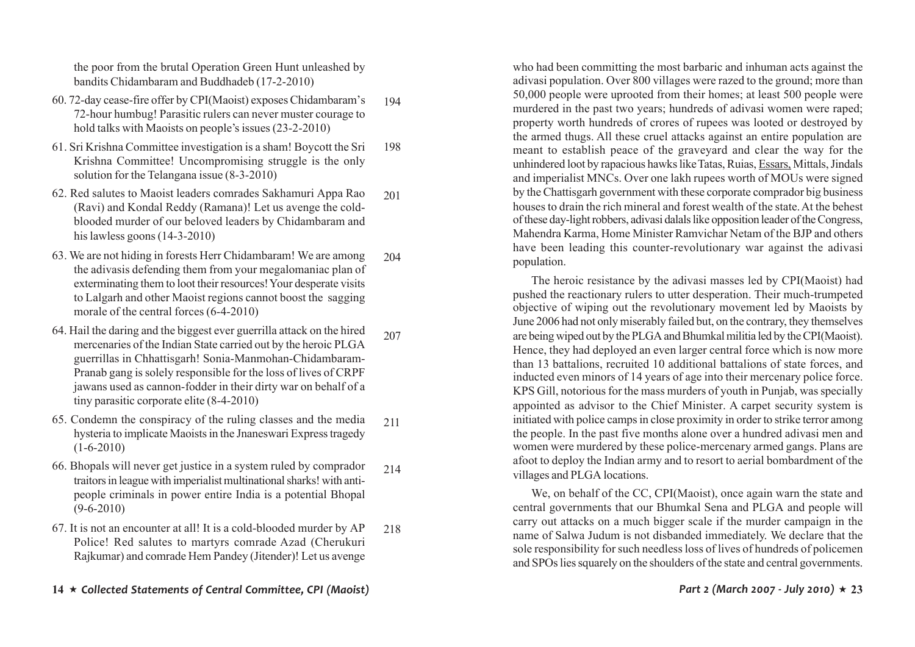the poor from the brutal Operation Green Hunt unleashed by bandits Chidambaram and Buddhadeb (17-2-2010)

60. 72-day cease-fire offer by CPI(Maoist) exposes Chidambaram's 72-hour humbug! Parasitic rulers can never muster courage to hold talks with Maoists on people's issues (23-2-2010) 194

61. Sri Krishna Committee investigation is a sham! Boycott the Sri Krishna Committee! Uncompromising struggle is the only solution for the Telangana issue (8-3-2010) 198

62. Red salutes to Maoist leaders comrades Sakhamuri Appa Rao (Ravi) and Kondal Reddy (Ramana)! Let us avenge the cold-blooded murder of our beloved leaders by Chidambaram and his lawless goons (14-3-2010) 201

63. We are not hiding in forests Herr Chidambaram! We are among the adivasis defending them from your megalomaniac plan of exterminating them to loot their resources! Your desperate visits to Lalgarh and other Maoist regions cannot boost the sagging morale of the central forces (6-4-2010) 204

64. Hail the daring and the biggest ever guerrilla attack on the hired mercenaries of the Indian State carried out by the heroic PLGA guerrillas in Chhattisgarh! Sonia-Manmohan-Chidambaram-Pranab gang is solely responsible for the loss of lives of CRPF jawans used as cannon-fodder in their dirty war on behalf of a tiny parasitic corporate elite (8-4-2010) 207

65. Condemn the conspiracy of the ruling classes and the media hysteria to implicate Maoists in the Jnaneswari Express tragedy (1-6-2010) 211

66. Bhopals will never get justice in a system ruled by comprador traitors in league with imperialist multinational sharks! with anti-people criminals in power entire India is a potential Bhopal (9-6-2010) 214

67. It is not an encounter at all! It is a cold-blooded murder by AP Police! Red salutes to martyrs comrade Azad (Cherukuri Rajkumar) and comrade Hem Pandey (Jitender)! Let us avenge 218

who had been committing the most barbaric and inhuman acts against the adivasi population. Over 800 villages were razed to the ground; more than 50,000 people were uprooted from their homes; at least 500 people were murdered in the past two years; hundreds of adivasi women were raped; property worth hundreds of crores of rupees was looted or destroyed by the armed thugs. All these cruel attacks against an entire population are meant to establish peace of the graveyard and clear the way for the unhindered loot by rapacious hawks like Tatas, Ruias, Essars, Mittals, Jindals and imperialist MNCs. Over one lakh rupees worth of MOUs were signed by the Chattisgarh government with these corporate comprador big business houses to drain the rich mineral and forest wealth of the state. At the behest of these day-light robbers, adivasi dalals like opposition leader of the Congress, Mahendra Karma, Home Minister Ramvichar Netam of the BJP and others have been leading this counter-revolutionary war against the adivasi population.

The heroic resistance by the adivasi masses led by CPI(Maoist) had pushed the reactionary rulers to utter desperation. Their much-trumpeted objective of wiping out the revolutionary movement led by Maoists by June 2006 had not only miserably failed but, on the contrary, they themselves are being wiped out by the PLGA and Bhumkal militia led by the CPI(Maoist). Hence, they had deployed an even larger central force which is now more than 13 battalions, recruited 10 additional battalions of state forces, and inducted even minors of 14 years of age into their mercenary police force. KPS Gill, notorious for the mass murders of youth in Punjab, was specially appointed as advisor to the Chief Minister. A carpet security system is initiated with police camps in close proximity in order to strike terror among the people. In the past five months alone over a hundred adivasi men and women were murdered by these police-mercenary armed gangs. Plans are afoot to deploy the Indian army and to resort to aerial bombardment of the villages and PLGA locations.

We, on behalf of the CC, CPI(Maoist), once again warn the state and central governments that our Bhumkal Sena and PLGA and people will carry out attacks on a much bigger scale if the murder campaign in the name of Salwa Judum is not disbanded immediately. We declare that the sole responsibility for such needless loss of lives of hundreds of policemen and SPOs lies squarely on the shoulders of the state and central governments.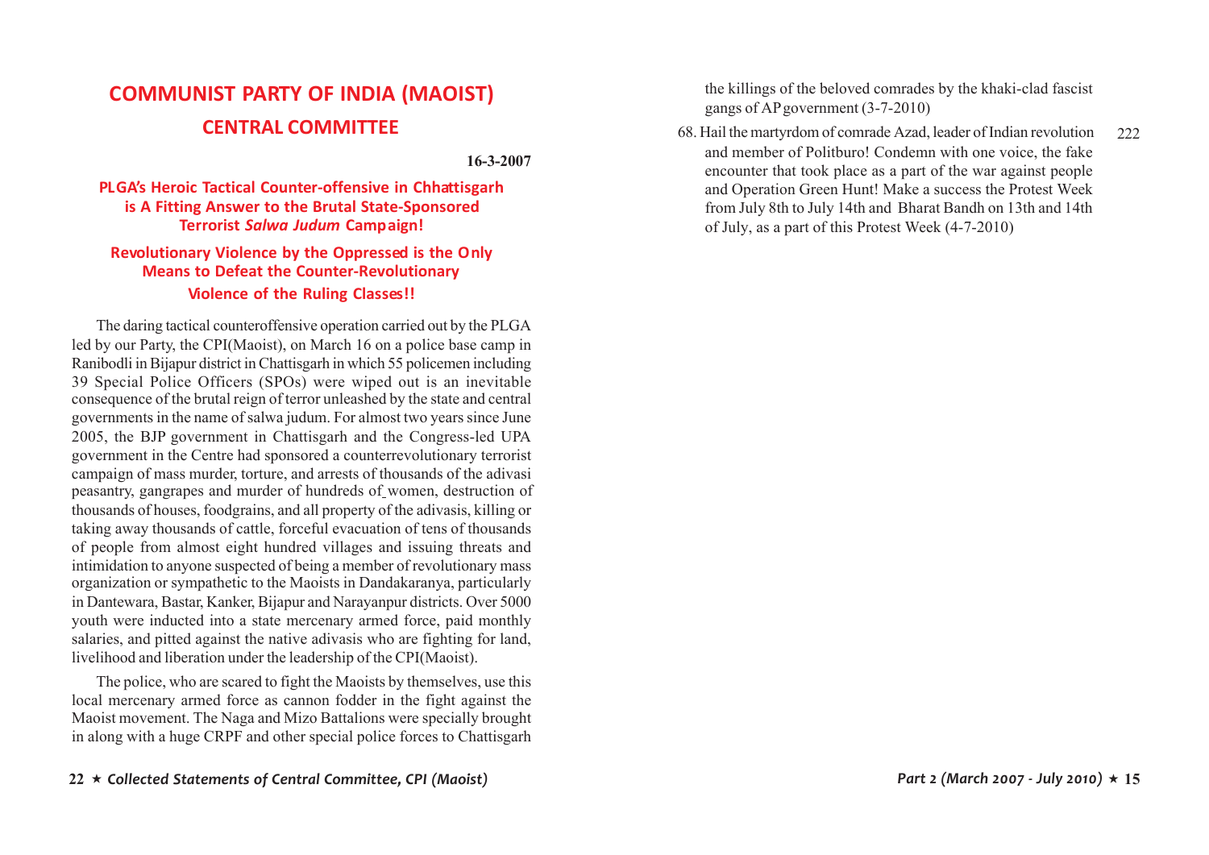# COMMUNIST PARTY OF INDIA (MAOIST)

## CENTRAL COMMITTEE

**16-3-2007**

### PLGA's Heroic Tactical Counter-offensive in Chhattisgarh is A Fitting Answer to the Brutal State-Sponsored Terrorist *Salwa Judum* Campaign!

### Revolutionary Violence by the Oppressed is the Only Means to Defeat the Counter-Revolutionary Violence of the Ruling Classes!!

The daring tactical counteroffensive operation carried out by the PLGA led by our Party, the CPI(Maoist), on March 16 on a police base camp in Ranibodli in Bijapur district in Chattisgarh in which 55 policemen including 39 Special Police Officers (SPOs) were wiped out is an inevitable consequence of the brutal reign of terror unleashed by the state and central governments in the name of salwa judum. For almost two years since June 2005, the BJP government in Chattisgarh and the Congress-led UPA government in the Centre had sponsored a counterrevolutionary terrorist campaign of mass murder, torture, and arrests of thousands of the adivasi peasantry, gangrapes and murder of hundreds of women, destruction of thousands of houses, foodgrains, and all property of the adivasis, killing or taking away thousands of cattle, forceful evacuation of tens of thousands of people from almost eight hundred villages and issuing threats and intimidation to anyone suspected of being a member of revolutionary mass organization or sympathetic to the Maoists in Dandakaranya, particularly in Dantewara, Bastar, Kanker, Bijapur and Narayanpur districts. Over 5000 youth were inducted into a state mercenary armed force, paid monthly salaries, and pitted against the native adivasis who are fighting for land, livelihood and liberation under the leadership of the CPI(Maoist).

The police, who are scared to fight the Maoists by themselves, use this local mercenary armed force as cannon fodder in the fight against the Maoist movement. The Naga and Mizo Battalions were specially brought in along with a huge CRPF and other special police forces to Chattisgarh

the killings of the beloved comrades by the khaki-clad fascist gangs of AP government (3-7-2010)

68. Hail the martyrdom of comrade Azad, leader of Indian revolution and member of Politburo! Condemn with one voice, the fake encounter that took place as a part of the war against people and Operation Green Hunt! Make a success the Protest Week from July 8th to July 14th and Bharat Bandh on 13th and 14th of July, as a part of this Protest Week (4-7-2010) 222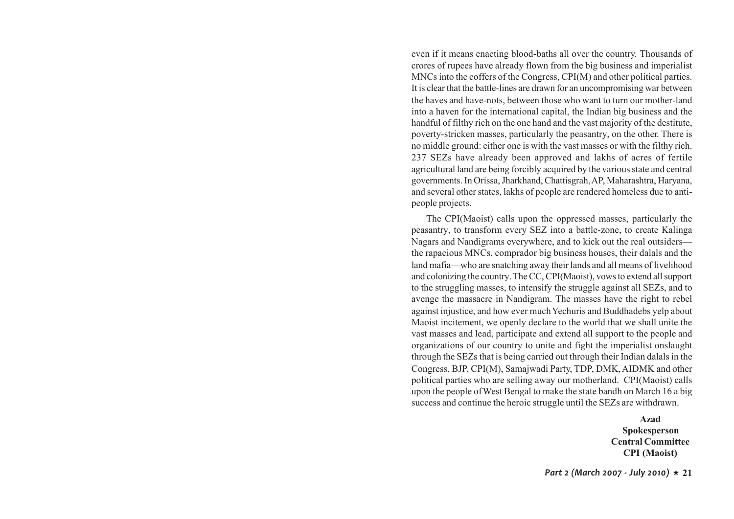even if it means enacting blood-baths all over the country. Thousands of crores of rupees have already flown from the big business and imperialist MNCs into the coffers of the Congress, CPI(M) and other political parties. It is clear that the battle-lines are drawn for an uncompromising war between the haves and have-nots, between those who want to turn our mother-land into a haven for the international capital, the Indian big business and the handful of filthy rich on the one hand and the vast majority of the destitute, poverty-stricken masses, particularly the peasantry, on the other. There is no middle ground: either one is with the vast masses or with the filthy rich. 237 SEZs have already been approved and lakhs of acres of fertile agricultural land are being forcibly acquired by the various state and central governments. In Orissa, Jharkhand, Chattisgrah, AP, Maharashtra, Haryana, and several other states, lakhs of people are rendered homeless due to anti-people projects.

The CPI(Maoist) calls upon the oppressed masses, particularly the peasantry, to transform every SEZ into a battle-zone, to create Kalinga Nagars and Nandigrams everywhere, and to kick out the real outsiders—the rapacious MNCs, comprador big business houses, their dalals and the land mafia—who are snatching away their lands and all means of livelihood and colonizing the country. The CC, CPI(Maoist), vows to extend all support to the struggling masses, to intensify the struggle against all SEZs, and to avenge the massacre in Nandigram. The masses have the right to rebel against injustice, and how ever much Yechuris and Buddhadebs yelp about Maoist incitement, we openly declare to the world that we shall unite the vast masses and lead, participate and extend all support to the people and organizations of our country to unite and fight the imperialist onslaught through the SEZs that is being carried out through their Indian dalals in the Congress, BJP, CPI(M), Samajwadi Party, TDP, DMK, AIDMK and other political parties who are selling away our motherland. CPI(Maoist) calls upon the people of West Bengal to make the state bandh on March 16 a big success and continue the heroic struggle until the SEZs are withdrawn.

**Azad**
**Spokesperson**
**Central Committee**
**CPI (Maoist)**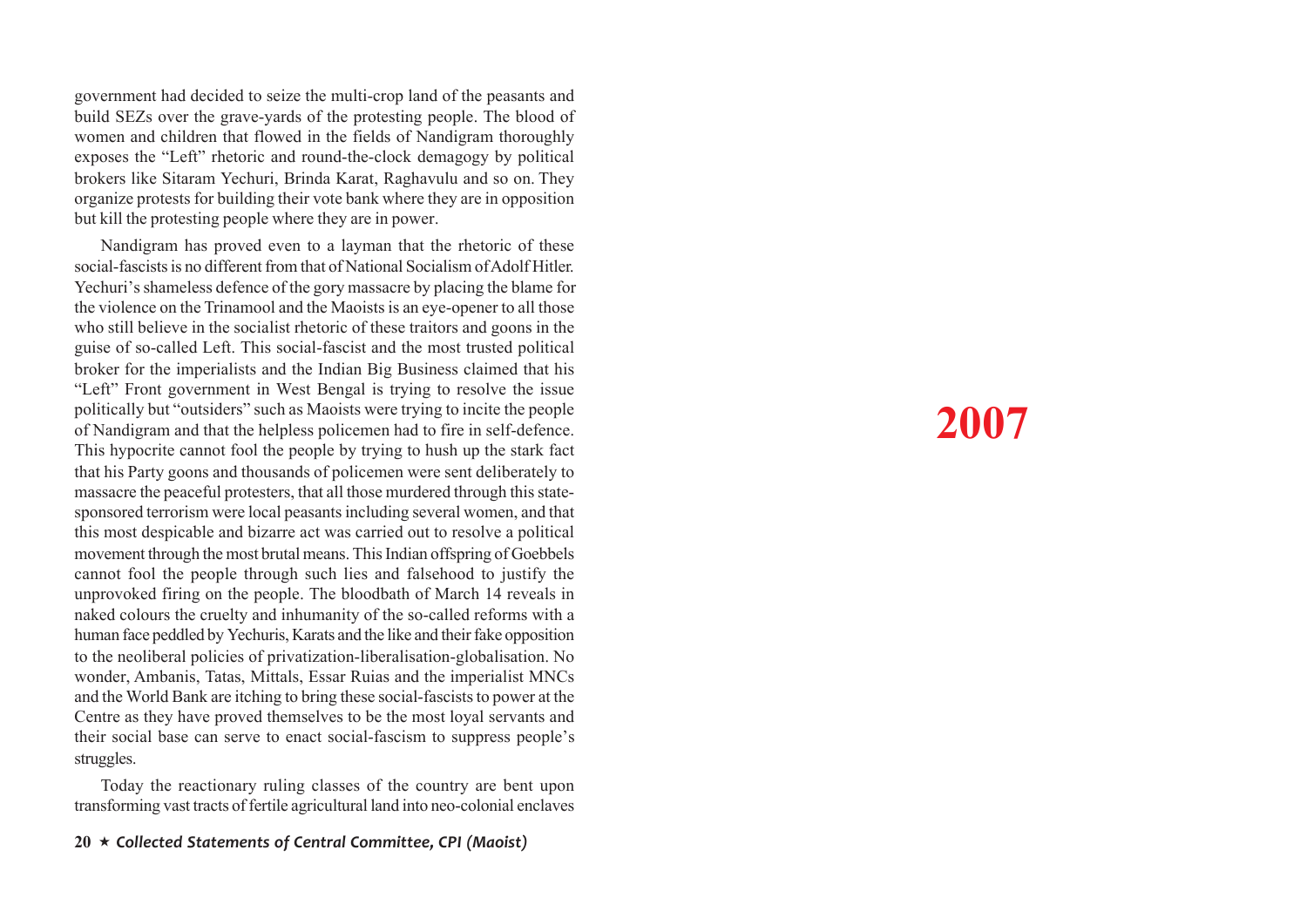government had decided to seize the multi-crop land of the peasants and build SEZs over the grave-yards of the protesting people. The blood of women and children that flowed in the fields of Nandigram thoroughly exposes the "Left" rhetoric and round-the-clock demagogy by political brokers like Sitaram Yechuri, Brinda Karat, Raghavulu and so on. They organize protests for building their vote bank where they are in opposition but kill the protesting people where they are in power.

Nandigram has proved even to a layman that the rhetoric of these social-fascists is no different from that of National Socialism of Adolf Hitler. Yechuri's shameless defence of the gory massacre by placing the blame for the violence on the Trinamool and the Maoists is an eye-opener to all those who still believe in the socialist rhetoric of these traitors and goons in the guise of so-called Left. This social-fascist and the most trusted political broker for the imperialists and the Indian Big Business claimed that his "Left" Front government in West Bengal is trying to resolve the issue politically but "outsiders" such as Maoists were trying to incite the people of Nandigram and that the helpless policemen had to fire in self-defence. This hypocrite cannot fool the people by trying to hush up the stark fact that his Party goons and thousands of policemen were sent deliberately to massacre the peaceful protesters, that all those murdered through this state-sponsored terrorism were local peasants including several women, and that this most despicable and bizarre act was carried out to resolve a political movement through the most brutal means. This Indian offspring of Goebbels cannot fool the people through such lies and falsehood to justify the unprovoked firing on the people. The bloodbath of March 14 reveals in naked colours the cruelty and inhumanity of the so-called reforms with a human face peddled by Yechuris, Karats and the like and their fake opposition to the neoliberal policies of privatization-liberalisation-globalisation. No wonder, Ambanis, Tatas, Mittals, Essar Ruias and the imperialist MNCs and the World Bank are itching to bring these social-fascists to power at the Centre as they have proved themselves to be the most loyal servants and their social base can serve to enact social-fascism to suppress people's struggles.

Today the reactionary ruling classes of the country are bent upon transforming vast tracts of fertile agricultural land into neo-colonial enclaves

# 2007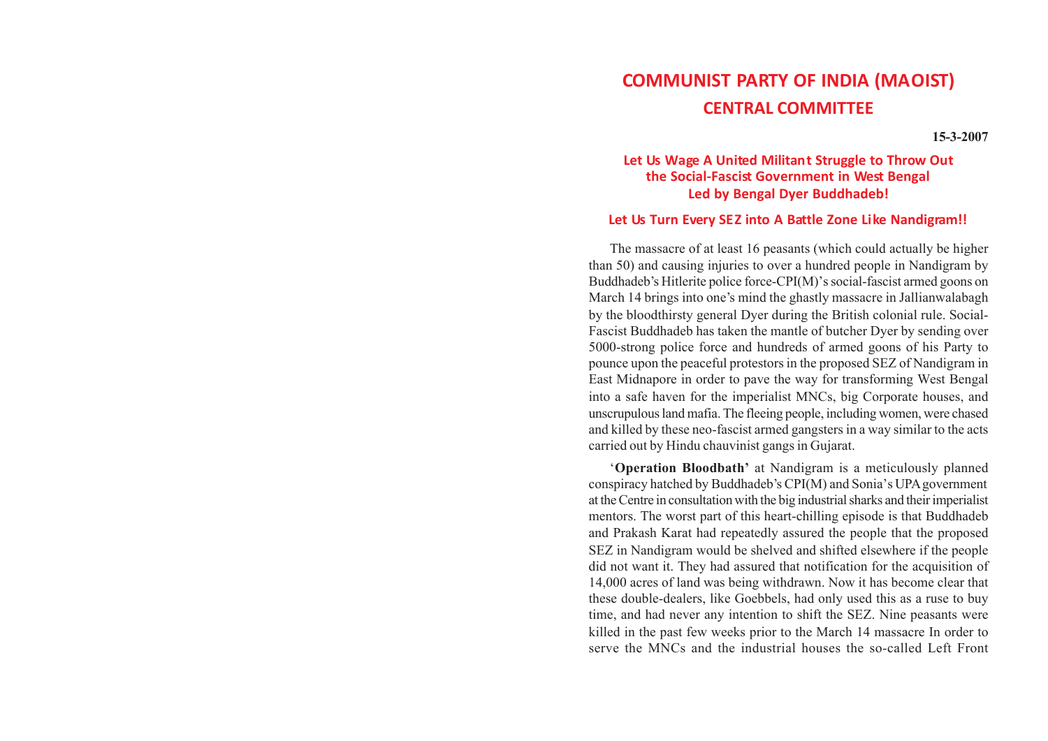# COMMUNIST PARTY OF INDIA (MAOIST)

## CENTRAL COMMITTEE

**15-3-2007**

### Let Us Wage A United Militant Struggle to Throw Out the Social-Fascist Government in West Bengal Led by Bengal Dyer Buddhadeb!

### Let Us Turn Every SEZ into A Battle Zone Like Nandigram!!

The massacre of at least 16 peasants (which could actually be higher than 50) and causing injuries to over a hundred people in Nandigram by Buddhadeb's Hitlerite police force-CPI(M)'s social-fascist armed goons on March 14 brings into one's mind the ghastly massacre in Jallianwalabagh by the bloodthirsty general Dyer during the British colonial rule. Social-Fascist Buddhadeb has taken the mantle of butcher Dyer by sending over 5000-strong police force and hundreds of armed goons of his Party to pounce upon the peaceful protestors in the proposed SEZ of Nandigram in East Midnapore in order to pave the way for transforming West Bengal into a safe haven for the imperialist MNCs, big Corporate houses, and unscrupulous land mafia. The fleeing people, including women, were chased and killed by these neo-fascist armed gangsters in a way similar to the acts carried out by Hindu chauvinist gangs in Gujarat.

'**Operation Bloodbath'** at Nandigram is a meticulously planned conspiracy hatched by Buddhadeb's CPI(M) and Sonia's UPA government at the Centre in consultation with the big industrial sharks and their imperialist mentors. The worst part of this heart-chilling episode is that Buddhadeb and Prakash Karat had repeatedly assured the people that the proposed SEZ in Nandigram would be shelved and shifted elsewhere if the people did not want it. They had assured that notification for the acquisition of 14,000 acres of land was being withdrawn. Now it has become clear that these double-dealers, like Goebbels, had only used this as a ruse to buy time, and had never any intention to shift the SEZ. Nine peasants were killed in the past few weeks prior to the March 14 massacre In order to serve the MNCs and the industrial houses the so-called Left Front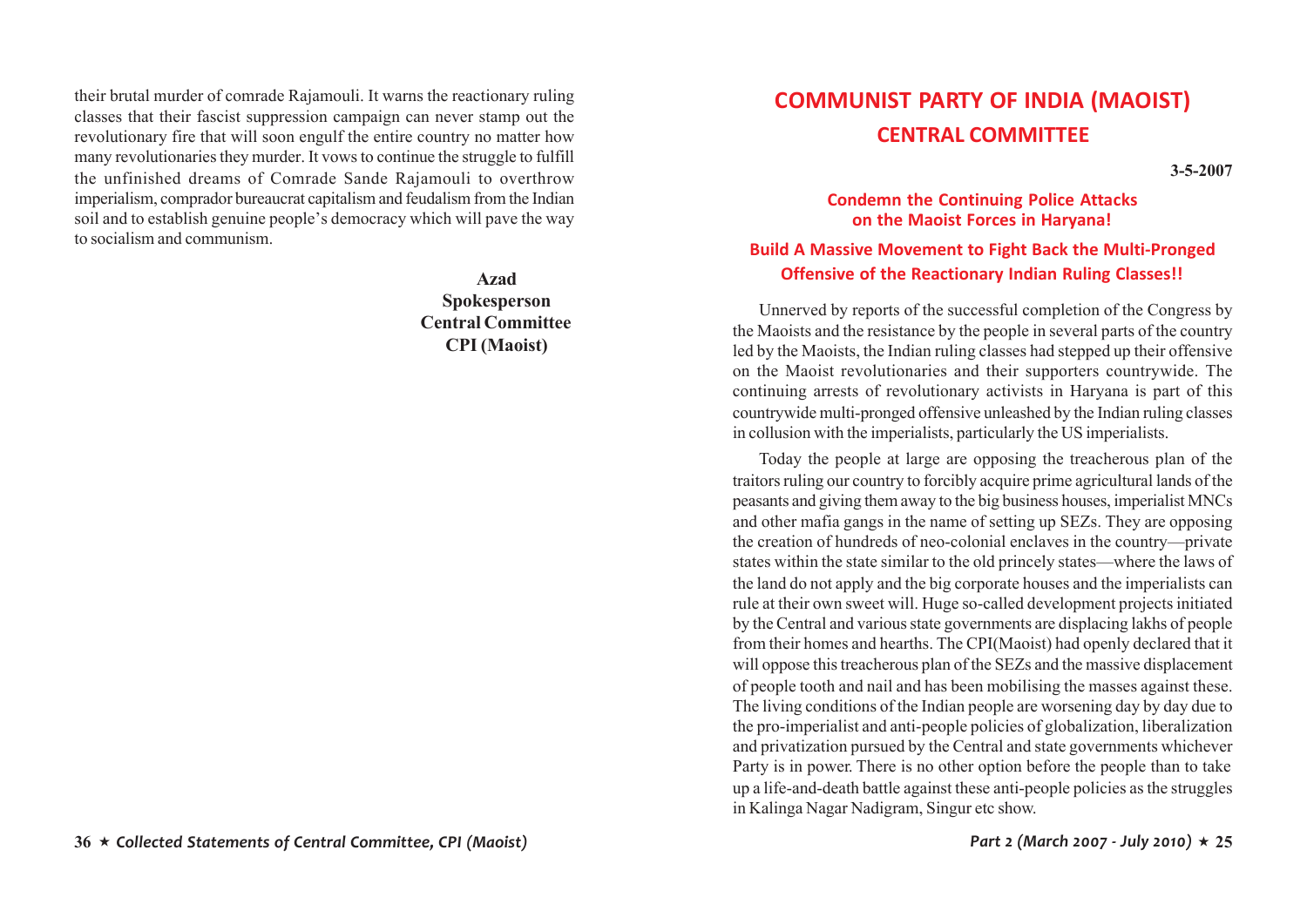their brutal murder of comrade Rajamouli. It warns the reactionary ruling classes that their fascist suppression campaign can never stamp out the revolutionary fire that will soon engulf the entire country no matter how many revolutionaries they murder. It vows to continue the struggle to fulfill the unfinished dreams of Comrade Sande Rajamouli to overthrow imperialism, comprador bureaucrat capitalism and feudalism from the Indian soil and to establish genuine people's democracy which will pave the way to socialism and communism.

**Azad**
**Spokesperson**
**Central Committee**
**CPI (Maoist)**

# COMMUNIST PARTY OF INDIA (MAOIST)
## CENTRAL COMMITTEE

**3-5-2007**

### Condemn the Continuing Police Attacks on the Maoist Forces in Haryana!

### Build A Massive Movement to Fight Back the Multi-Pronged Offensive of the Reactionary Indian Ruling Classes!!

Unnerved by reports of the successful completion of the Congress by the Maoists and the resistance by the people in several parts of the country led by the Maoists, the Indian ruling classes had stepped up their offensive on the Maoist revolutionaries and their supporters countrywide. The continuing arrests of revolutionary activists in Haryana is part of this countrywide multi-pronged offensive unleashed by the Indian ruling classes in collusion with the imperialists, particularly the US imperialists.

Today the people at large are opposing the treacherous plan of the traitors ruling our country to forcibly acquire prime agricultural lands of the peasants and giving them away to the big business houses, imperialist MNCs and other mafia gangs in the name of setting up SEZs. They are opposing the creation of hundreds of neo-colonial enclaves in the country—private states within the state similar to the old princely states—where the laws of the land do not apply and the big corporate houses and the imperialists can rule at their own sweet will. Huge so-called development projects initiated by the Central and various state governments are displacing lakhs of people from their homes and hearths. The CPI(Maoist) had openly declared that it will oppose this treacherous plan of the SEZs and the massive displacement of people tooth and nail and has been mobilising the masses against these. The living conditions of the Indian people are worsening day by day due to the pro-imperialist and anti-people policies of globalization, liberalization and privatization pursued by the Central and state governments whichever Party is in power. There is no other option before the people than to take up a life-and-death battle against these anti-people policies as the struggles in Kalinga Nagar Nadigram, Singur etc show.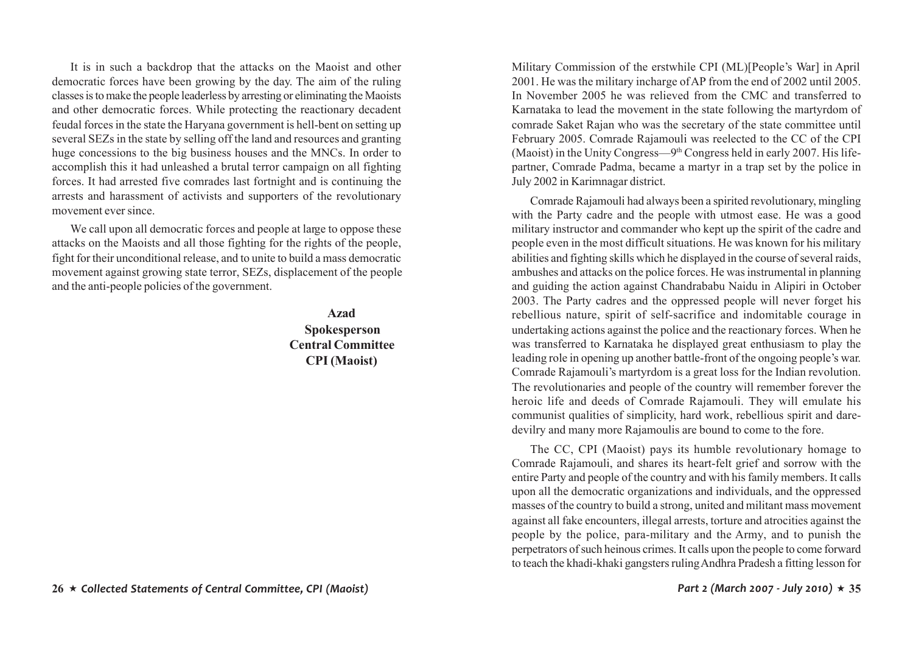It is in such a backdrop that the attacks on the Maoist and other democratic forces have been growing by the day. The aim of the ruling classes is to make the people leaderless by arresting or eliminating the Maoists and other democratic forces. While protecting the reactionary decadent feudal forces in the state the Haryana government is hell-bent on setting up several SEZs in the state by selling off the land and resources and granting huge concessions to the big business houses and the MNCs. In order to accomplish this it had unleashed a brutal terror campaign on all fighting forces. It had arrested five comrades last fortnight and is continuing the arrests and harassment of activists and supporters of the revolutionary movement ever since.

We call upon all democratic forces and people at large to oppose these attacks on the Maoists and all those fighting for the rights of the people, fight for their unconditional release, and to unite to build a mass democratic movement against growing state terror, SEZs, displacement of the people and the anti-people policies of the government.

**Azad**
**Spokesperson**
**Central Committee**
**CPI (Maoist)**

Military Commission of the erstwhile CPI (ML)[People's War] in April 2001. He was the military incharge of AP from the end of 2002 until 2005. In November 2005 he was relieved from the CMC and transferred to Karnataka to lead the movement in the state following the martyrdom of comrade Saket Rajan who was the secretary of the state committee until February 2005. Comrade Rajamouli was reelected to the CC of the CPI (Maoist) in the Unity Congress—9th Congress held in early 2007. His life-partner, Comrade Padma, became a martyr in a trap set by the police in July 2002 in Karimnagar district.

Comrade Rajamouli had always been a spirited revolutionary, mingling with the Party cadre and the people with utmost ease. He was a good military instructor and commander who kept up the spirit of the cadre and people even in the most difficult situations. He was known for his military abilities and fighting skills which he displayed in the course of several raids, ambushes and attacks on the police forces. He was instrumental in planning and guiding the action against Chandrababu Naidu in Alipiri in October 2003. The Party cadres and the oppressed people will never forget his rebellious nature, spirit of self-sacrifice and indomitable courage in undertaking actions against the police and the reactionary forces. When he was transferred to Karnataka he displayed great enthusiasm to play the leading role in opening up another battle-front of the ongoing people's war. Comrade Rajamouli's martyrdom is a great loss for the Indian revolution. The revolutionaries and people of the country will remember forever the heroic life and deeds of Comrade Rajamouli. They will emulate his communist qualities of simplicity, hard work, rebellious spirit and dare-devilry and many more Rajamoulis are bound to come to the fore.

The CC, CPI (Maoist) pays its humble revolutionary homage to Comrade Rajamouli, and shares its heart-felt grief and sorrow with the entire Party and people of the country and with his family members. It calls upon all the democratic organizations and individuals, and the oppressed masses of the country to build a strong, united and militant mass movement against all fake encounters, illegal arrests, torture and atrocities against the people by the police, para-military and the Army, and to punish the perpetrators of such heinous crimes. It calls upon the people to come forward to teach the khadi-khaki gangsters ruling Andhra Pradesh a fitting lesson for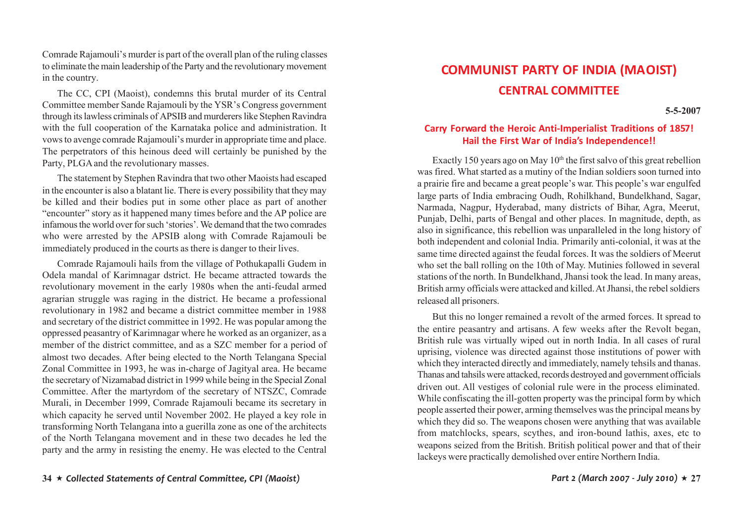Comrade Rajamouli's murder is part of the overall plan of the ruling classes to eliminate the main leadership of the Party and the revolutionary movement in the country.

The CC, CPI (Maoist), condemns this brutal murder of its Central Committee member Sande Rajamouli by the YSR's Congress government through its lawless criminals of APSIB and murderers like Stephen Ravindra with the full cooperation of the Karnataka police and administration. It vows to avenge comrade Rajamouli's murder in appropriate time and place. The perpetrators of this heinous deed will certainly be punished by the Party, PLGA and the revolutionary masses.

The statement by Stephen Ravindra that two other Maoists had escaped in the encounter is also a blatant lie. There is every possibility that they may be killed and their bodies put in some other place as part of another "encounter" story as it happened many times before and the AP police are infamous the world over for such 'stories'. We demand that the two comrades who were arrested by the APSIB along with Comrade Rajamouli be immediately produced in the courts as there is danger to their lives.

Comrade Rajamouli hails from the village of Pothukapalli Gudem in Odela mandal of Karimnagar dstrict. He became attracted towards the revolutionary movement in the early 1980s when the anti-feudal armed agrarian struggle was raging in the district. He became a professional revolutionary in 1982 and became a district committee member in 1988 and secretary of the district committee in 1992. He was popular among the oppressed peasantry of Karimnagar where he worked as an organizer, as a member of the district committee, and as a SZC member for a period of almost two decades. After being elected to the North Telangana Special Zonal Committee in 1993, he was in-charge of Jagityal area. He became the secretary of Nizamabad district in 1999 while being in the Special Zonal Committee. After the martyrdom of the secretary of NTSZC, Comrade Murali, in December 1999, Comrade Rajamouli became its secretary in which capacity he served until November 2002. He played a key role in transforming North Telangana into a guerilla zone as one of the architects of the North Telangana movement and in these two decades he led the party and the army in resisting the enemy. He was elected to the Central

# COMMUNIST PARTY OF INDIA (MAOIST)
## CENTRAL COMMITTEE

**5-5-2007**

### Carry Forward the Heroic Anti-Imperialist Traditions of 1857! Hail the First War of India's Independence!!

Exactly 150 years ago on May 10th the first salvo of this great rebellion was fired. What started as a mutiny of the Indian soldiers soon turned into a prairie fire and became a great people's war. This people's war engulfed large parts of India embracing Oudh, Rohilkhand, Bundelkhand, Sagar, Narmada, Nagpur, Hyderabad, many districts of Bihar, Agra, Meerut, Punjab, Delhi, parts of Bengal and other places. In magnitude, depth, as also in significance, this rebellion was unparalleled in the long history of both independent and colonial India. Primarily anti-colonial, it was at the same time directed against the feudal forces. It was the soldiers of Meerut who set the ball rolling on the 10th of May. Mutinies followed in several stations of the north. In Bundelkhand, Jhansi took the lead. In many areas, British army officials were attacked and killed. At Jhansi, the rebel soldiers released all prisoners.

But this no longer remained a revolt of the armed forces. It spread to the entire peasantry and artisans. A few weeks after the Revolt began, British rule was virtually wiped out in north India. In all cases of rural uprising, violence was directed against those institutions of power with which they interacted directly and immediately, namely tehsils and thanas. Thanas and tahsils were attacked, records destroyed and government officials driven out. All vestiges of colonial rule were in the process eliminated. While confiscating the ill-gotten property was the principal form by which people asserted their power, arming themselves was the principal means by which they did so. The weapons chosen were anything that was available from matchlocks, spears, scythes, and iron-bound lathis, axes, etc to weapons seized from the British. British political power and that of their lackeys were practically demolished over entire Northern India.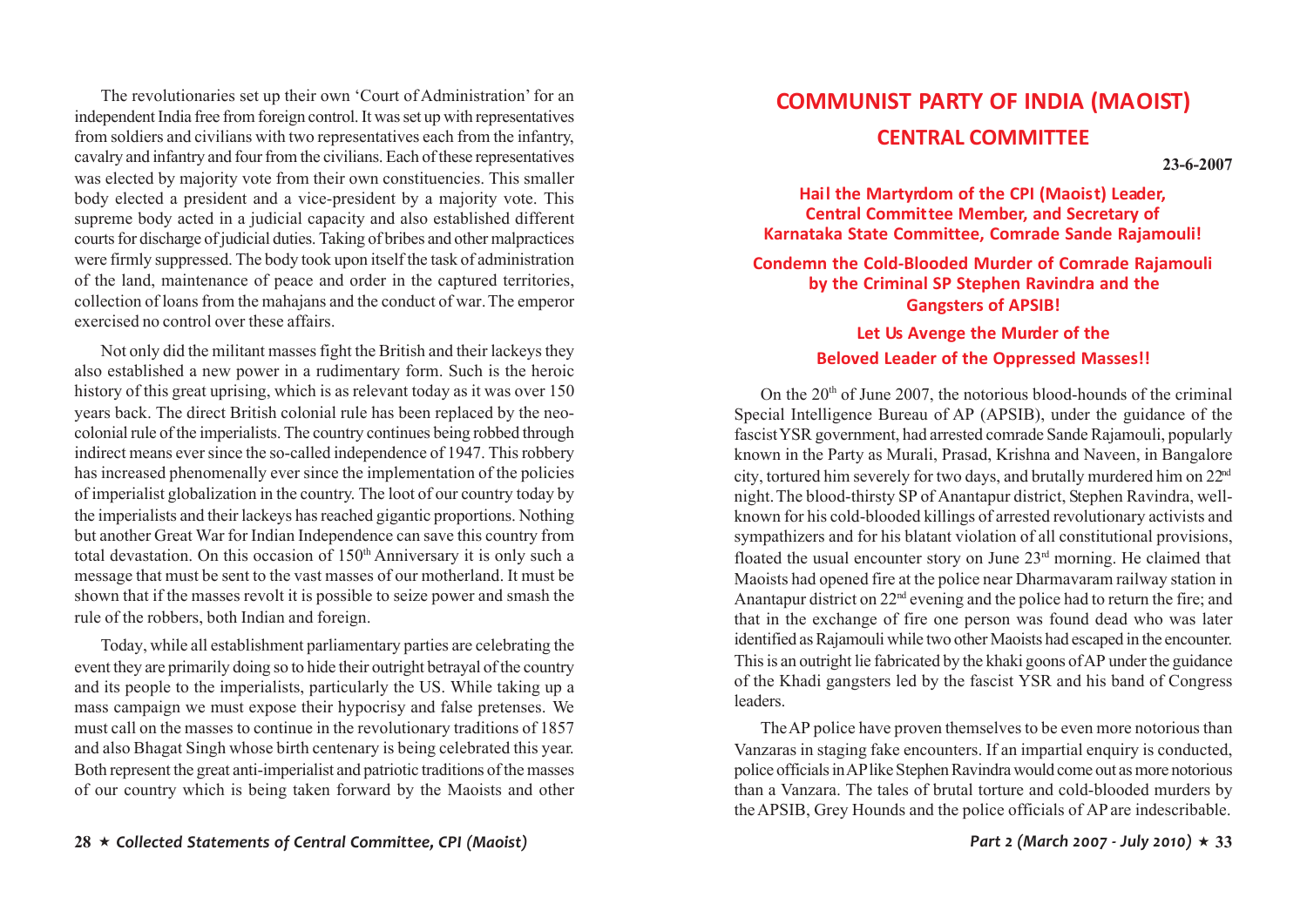The revolutionaries set up their own 'Court of Administration' for an independent India free from foreign control. It was set up with representatives from soldiers and civilians with two representatives each from the infantry, cavalry and infantry and four from the civilians. Each of these representatives was elected by majority vote from their own constituencies. This smaller body elected a president and a vice-president by a majority vote. This supreme body acted in a judicial capacity and also established different courts for discharge of judicial duties. Taking of bribes and other malpractices were firmly suppressed. The body took upon itself the task of administration of the land, maintenance of peace and order in the captured territories, collection of loans from the mahajans and the conduct of war. The emperor exercised no control over these affairs.

Not only did the militant masses fight the British and their lackeys they also established a new power in a rudimentary form. Such is the heroic history of this great uprising, which is as relevant today as it was over 150 years back. The direct British colonial rule has been replaced by the neo-colonial rule of the imperialists. The country continues being robbed through indirect means ever since the so-called independence of 1947. This robbery has increased phenomenally ever since the implementation of the policies of imperialist globalization in the country. The loot of our country today by the imperialists and their lackeys has reached gigantic proportions. Nothing but another Great War for Indian Independence can save this country from total devastation. On this occasion of 150th Anniversary it is only such a message that must be sent to the vast masses of our motherland. It must be shown that if the masses revolt it is possible to seize power and smash the rule of the robbers, both Indian and foreign.

Today, while all establishment parliamentary parties are celebrating the event they are primarily doing so to hide their outright betrayal of the country and its people to the imperialists, particularly the US. While taking up a mass campaign we must expose their hypocrisy and false pretenses. We must call on the masses to continue in the revolutionary traditions of 1857 and also Bhagat Singh whose birth centenary is being celebrated this year. Both represent the great anti-imperialist and patriotic traditions of the masses of our country which is being taken forward by the Maoists and other

# COMMUNIST PARTY OF INDIA (MAOIST)
## CENTRAL COMMITTEE

**23-6-2007**

### Hail the Martyrdom of the CPI (Maoist) Leader, Central Committee Member, and Secretary of Karnataka State Committee, Comrade Sande Rajamouli!

### Condemn the Cold-Blooded Murder of Comrade Rajamouli by the Criminal SP Stephen Ravindra and the Gangsters of APSIB!

### Let Us Avenge the Murder of the Beloved Leader of the Oppressed Masses!!

On the 20th of June 2007, the notorious blood-hounds of the criminal Special Intelligence Bureau of AP (APSIB), under the guidance of the fascist YSR government, had arrested comrade Sande Rajamouli, popularly known in the Party as Murali, Prasad, Krishna and Naveen, in Bangalore city, tortured him severely for two days, and brutally murdered him on 22nd night. The blood-thirsty SP of Anantapur district, Stephen Ravindra, well-known for his cold-blooded killings of arrested revolutionary activists and sympathizers and for his blatant violation of all constitutional provisions, floated the usual encounter story on June 23rd morning. He claimed that Maoists had opened fire at the police near Dharmavaram railway station in Anantapur district on 22nd evening and the police had to return the fire; and that in the exchange of fire one person was found dead who was later identified as Rajamouli while two other Maoists had escaped in the encounter. This is an outright lie fabricated by the khaki goons of AP under the guidance of the Khadi gangsters led by the fascist YSR and his band of Congress leaders.

The AP police have proven themselves to be even more notorious than Vanzaras in staging fake encounters. If an impartial enquiry is conducted, police officials in AP like Stephen Ravindra would come out as more notorious than a Vanzara. The tales of brutal torture and cold-blooded murders by the APSIB, Grey Hounds and the police officials of AP are indescribable.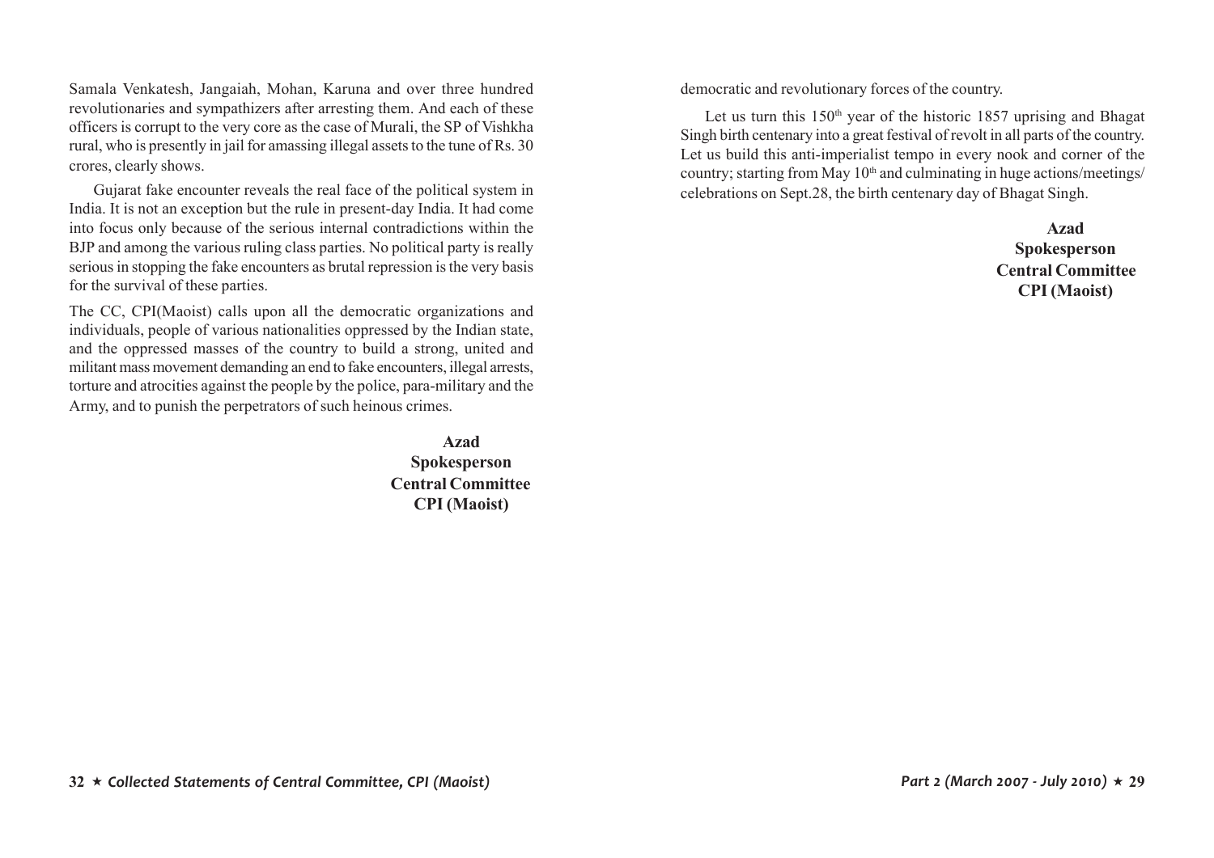Samala Venkatesh, Jangaiah, Mohan, Karuna and over three hundred revolutionaries and sympathizers after arresting them. And each of these officers is corrupt to the very core as the case of Murali, the SP of Vishkha rural, who is presently in jail for amassing illegal assets to the tune of Rs. 30 crores, clearly shows.

Gujarat fake encounter reveals the real face of the political system in India. It is not an exception but the rule in present-day India. It had come into focus only because of the serious internal contradictions within the BJP and among the various ruling class parties. No political party is really serious in stopping the fake encounters as brutal repression is the very basis for the survival of these parties.

The CC, CPI(Maoist) calls upon all the democratic organizations and individuals, people of various nationalities oppressed by the Indian state, and the oppressed masses of the country to build a strong, united and militant mass movement demanding an end to fake encounters, illegal arrests, torture and atrocities against the people by the police, para-military and the Army, and to punish the perpetrators of such heinous crimes.

**Azad**
**Spokesperson**
**Central Committee**
**CPI (Maoist)**

democratic and revolutionary forces of the country.

Let us turn this 150th year of the historic 1857 uprising and Bhagat Singh birth centenary into a great festival of revolt in all parts of the country. Let us build this anti-imperialist tempo in every nook and corner of the country; starting from May 10th and culminating in huge actions/meetings/ celebrations on Sept.28, the birth centenary day of Bhagat Singh.

**Azad**
**Spokesperson**
**Central Committee**
**CPI (Maoist)**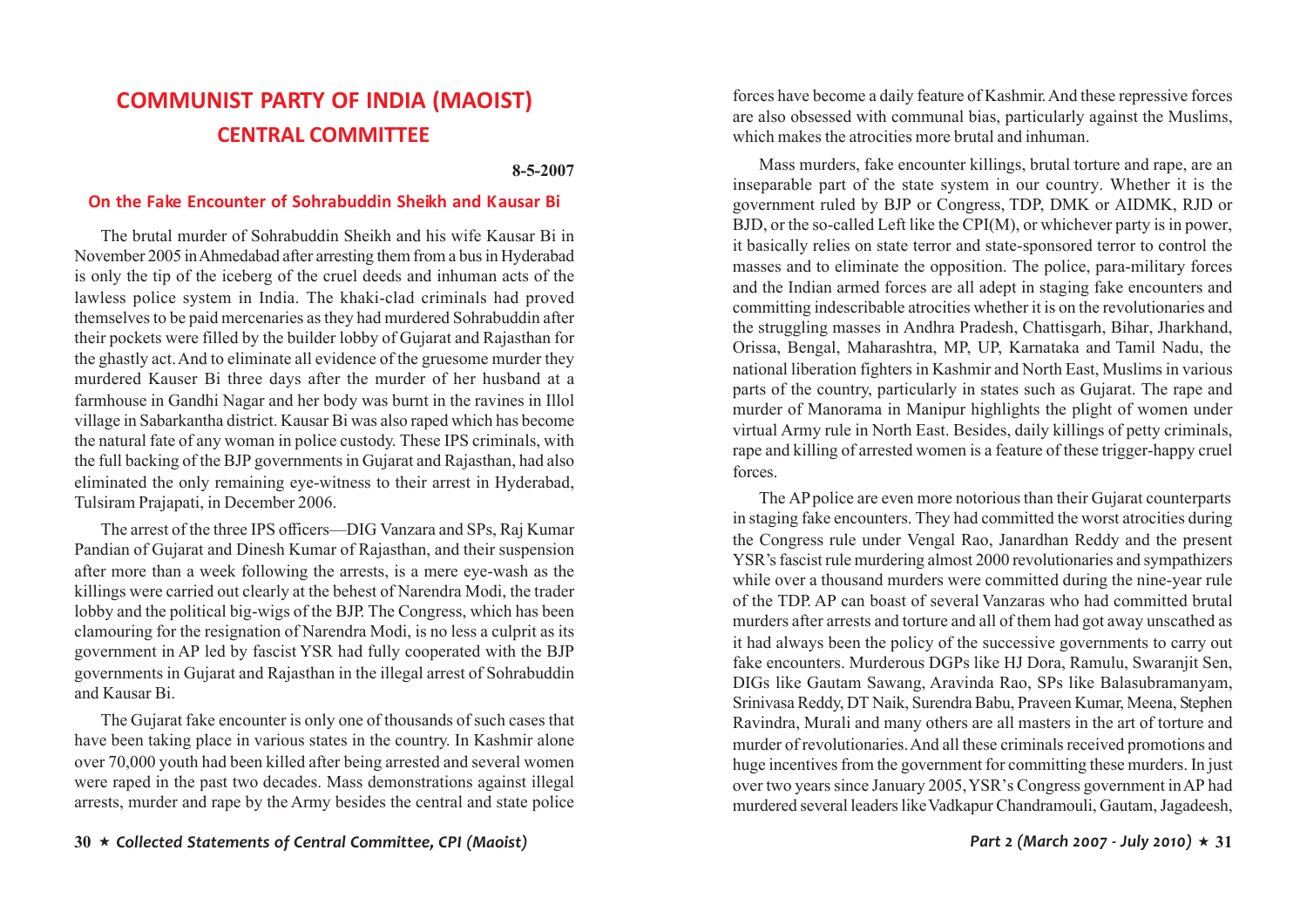# COMMUNIST PARTY OF INDIA (MAOIST) CENTRAL COMMITTEE

**8-5-2007**

## On the Fake Encounter of Sohrabuddin Sheikh and Kausar Bi

The brutal murder of Sohrabuddin Sheikh and his wife Kausar Bi in November 2005 in Ahmedabad after arresting them from a bus in Hyderabad is only the tip of the iceberg of the cruel deeds and inhuman acts of the lawless police system in India. The khaki-clad criminals had proved themselves to be paid mercenaries as they had murdered Sohrabuddin after their pockets were filled by the builder lobby of Gujarat and Rajasthan for the ghastly act. And to eliminate all evidence of the gruesome murder they murdered Kauser Bi three days after the murder of her husband at a farmhouse in Gandhi Nagar and her body was burnt in the ravines in Illol village in Sabarkantha district. Kausar Bi was also raped which has become the natural fate of any woman in police custody. These IPS criminals, with the full backing of the BJP governments in Gujarat and Rajasthan, had also eliminated the only remaining eye-witness to their arrest in Hyderabad, Tulsiram Prajapati, in December 2006.

The arrest of the three IPS officers—DIG Vanzara and SPs, Raj Kumar Pandian of Gujarat and Dinesh Kumar of Rajasthan, and their suspension after more than a week following the arrests, is a mere eye-wash as the killings were carried out clearly at the behest of Narendra Modi, the trader lobby and the political big-wigs of the BJP. The Congress, which has been clamouring for the resignation of Narendra Modi, is no less a culprit as its government in AP led by fascist YSR had fully cooperated with the BJP governments in Gujarat and Rajasthan in the illegal arrest of Sohrabuddin and Kausar Bi.

The Gujarat fake encounter is only one of thousands of such cases that have been taking place in various states in the country. In Kashmir alone over 70,000 youth had been killed after being arrested and several women were raped in the past two decades. Mass demonstrations against illegal arrests, murder and rape by the Army besides the central and state police forces have become a daily feature of Kashmir. And these repressive forces are also obsessed with communal bias, particularly against the Muslims, which makes the atrocities more brutal and inhuman.

Mass murders, fake encounter killings, brutal torture and rape, are an inseparable part of the state system in our country. Whether it is the government ruled by BJP or Congress, TDP, DMK or AIDMK, RJD or BJD, or the so-called Left like the CPI(M), or whichever party is in power, it basically relies on state terror and state-sponsored terror to control the masses and to eliminate the opposition. The police, para-military forces and the Indian armed forces are all adept in staging fake encounters and committing indescribable atrocities whether it is on the revolutionaries and the struggling masses in Andhra Pradesh, Chattisgarh, Bihar, Jharkhand, Orissa, Bengal, Maharashtra, MP, UP, Karnataka and Tamil Nadu, the national liberation fighters in Kashmir and North East, Muslims in various parts of the country, particularly in states such as Gujarat. The rape and murder of Manorama in Manipur highlights the plight of women under virtual Army rule in North East. Besides, daily killings of petty criminals, rape and killing of arrested women is a feature of these trigger-happy cruel forces.

The AP police are even more notorious than their Gujarat counterparts in staging fake encounters. They had committed the worst atrocities during the Congress rule under Vengal Rao, Janardhan Reddy and the present YSR's fascist rule murdering almost 2000 revolutionaries and sympathizers while over a thousand murders were committed during the nine-year rule of the TDP. AP can boast of several Vanzaras who had committed brutal murders after arrests and torture and all of them had got away unscathed as it had always been the policy of the successive governments to carry out fake encounters. Murderous DGPs like HJ Dora, Ramulu, Swaranjit Sen, DIGs like Gautam Sawang, Aravinda Rao, SPs like Balasubramanyam, Srinivasa Reddy, DT Naik, Surendra Babu, Praveen Kumar, Meena, Stephen Ravindra, Murali and many others are all masters in the art of torture and murder of revolutionaries. And all these criminals received promotions and huge incentives from the government for committing these murders. In just over two years since January 2005, YSR's Congress government in AP had murdered several leaders like Vadkapur Chandramouli, Gautam, Jagadeesh,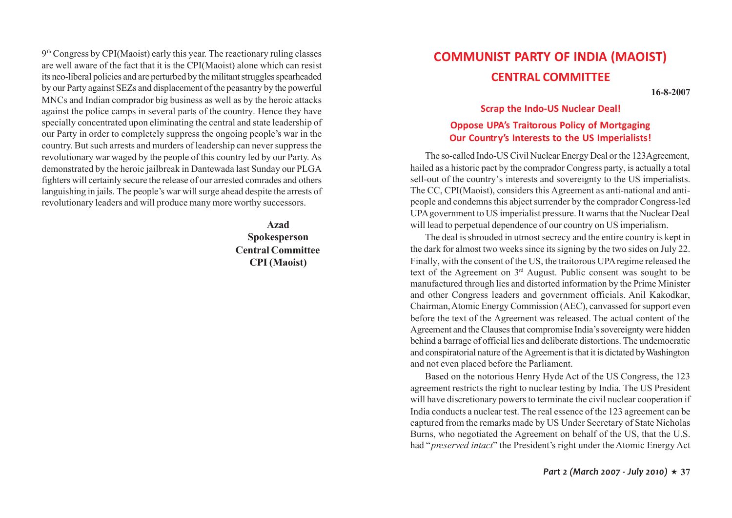9th Congress by CPI(Maoist) early this year. The reactionary ruling classes are well aware of the fact that it is the CPI(Maoist) alone which can resist its neo-liberal policies and are perturbed by the militant struggles spearheaded by our Party against SEZs and displacement of the peasantry by the powerful MNCs and Indian comprador big business as well as by the heroic attacks against the police camps in several parts of the country. Hence they have specially concentrated upon eliminating the central and state leadership of our Party in order to completely suppress the ongoing people's war in the country. But such arrests and murders of leadership can never suppress the revolutionary war waged by the people of this country led by our Party. As demonstrated by the heroic jailbreak in Dantewada last Sunday our PLGA fighters will certainly secure the release of our arrested comrades and others languishing in jails. The people's war will surge ahead despite the arrests of revolutionary leaders and will produce many more worthy successors.

**Azad**
**Spokesperson**
**Central Committee**
**CPI (Maoist)**

# COMMUNIST PARTY OF INDIA (MAOIST)

## CENTRAL COMMITTEE

**16-8-2007**

### Scrap the Indo-US Nuclear Deal!

### Oppose UPA's Traitorous Policy of Mortgaging Our Country's Interests to the US Imperialists!

The so-called Indo-US Civil Nuclear Energy Deal or the 123Agreement, hailed as a historic pact by the comprador Congress party, is actually a total sell-out of the country's interests and sovereignty to the US imperialists. The CC, CPI(Maoist), considers this Agreement as anti-national and anti-people and condemns this abject surrender by the comprador Congress-led UPA government to US imperialist pressure. It warns that the Nuclear Deal will lead to perpetual dependence of our country on US imperialism.

The deal is shrouded in utmost secrecy and the entire country is kept in the dark for almost two weeks since its signing by the two sides on July 22. Finally, with the consent of the US, the traitorous UPA regime released the text of the Agreement on 3rd August. Public consent was sought to be manufactured through lies and distorted information by the Prime Minister and other Congress leaders and government officials. Anil Kakodkar, Chairman, Atomic Energy Commission (AEC), canvassed for support even before the text of the Agreement was released. The actual content of the Agreement and the Clauses that compromise India's sovereignty were hidden behind a barrage of official lies and deliberate distortions. The undemocratic and conspiratorial nature of the Agreement is that it is dictated by Washington and not even placed before the Parliament.

Based on the notorious Henry Hyde Act of the US Congress, the 123 agreement restricts the right to nuclear testing by India. The US President will have discretionary powers to terminate the civil nuclear cooperation if India conducts a nuclear test. The real essence of the 123 agreement can be captured from the remarks made by US Under Secretary of State Nicholas Burns, who negotiated the Agreement on behalf of the US, that the U.S. had "*preserved intact*" the President's right under the Atomic Energy Act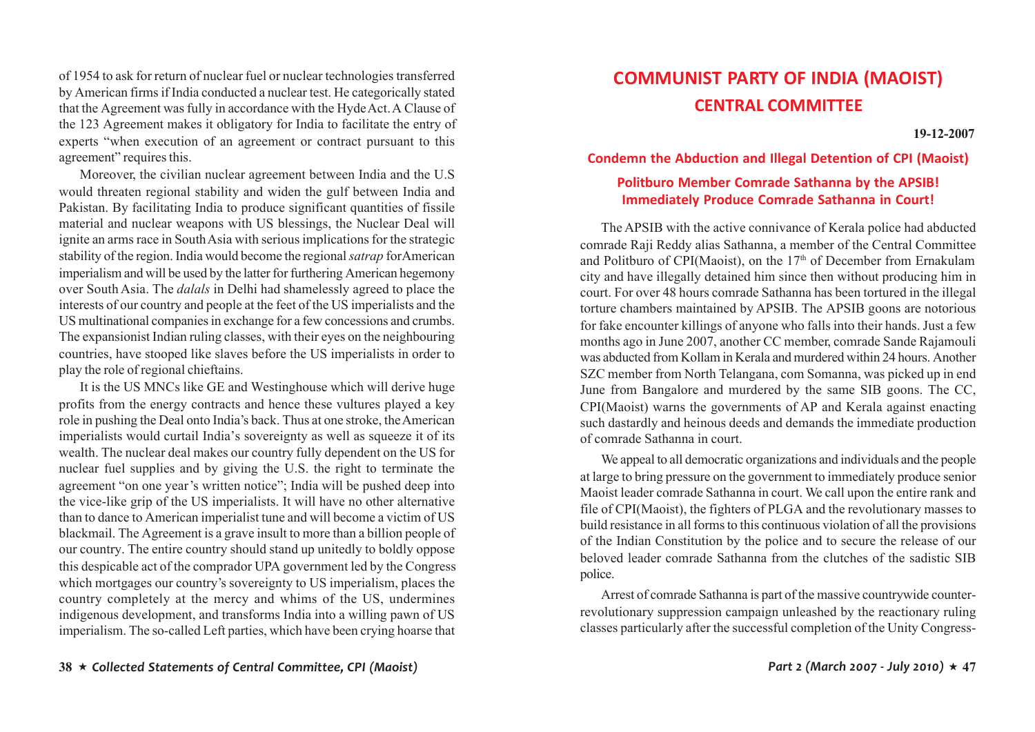of 1954 to ask for return of nuclear fuel or nuclear technologies transferred by American firms if India conducted a nuclear test. He categorically stated that the Agreement was fully in accordance with the Hyde Act. A Clause of the 123 Agreement makes it obligatory for India to facilitate the entry of experts "when execution of an agreement or contract pursuant to this agreement" requires this.

Moreover, the civilian nuclear agreement between India and the U.S would threaten regional stability and widen the gulf between India and Pakistan. By facilitating India to produce significant quantities of fissile material and nuclear weapons with US blessings, the Nuclear Deal will ignite an arms race in South Asia with serious implications for the strategic stability of the region. India would become the regional *satrap* for American imperialism and will be used by the latter for furthering American hegemony over South Asia. The *dalals* in Delhi had shamelessly agreed to place the interests of our country and people at the feet of the US imperialists and the US multinational companies in exchange for a few concessions and crumbs. The expansionist Indian ruling classes, with their eyes on the neighbouring countries, have stooped like slaves before the US imperialists in order to play the role of regional chieftains.

It is the US MNCs like GE and Westinghouse which will derive huge profits from the energy contracts and hence these vultures played a key role in pushing the Deal onto India's back. Thus at one stroke, the American imperialists would curtail India's sovereignty as well as squeeze it of its wealth. The nuclear deal makes our country fully dependent on the US for nuclear fuel supplies and by giving the U.S. the right to terminate the agreement "on one year's written notice"; India will be pushed deep into the vice-like grip of the US imperialists. It will have no other alternative than to dance to American imperialist tune and will become a victim of US blackmail. The Agreement is a grave insult to more than a billion people of our country. The entire country should stand up unitedly to boldly oppose this despicable act of the comprador UPA government led by the Congress which mortgages our country's sovereignty to US imperialism, places the country completely at the mercy and whims of the US, undermines indigenous development, and transforms India into a willing pawn of US imperialism. The so-called Left parties, which have been crying hoarse that

# COMMUNIST PARTY OF INDIA (MAOIST)
## CENTRAL COMMITTEE

**19-12-2007**

### Condemn the Abduction and Illegal Detention of CPI (Maoist) Politburo Member Comrade Sathanna by the APSIB! Immediately Produce Comrade Sathanna in Court!

The APSIB with the active connivance of Kerala police had abducted comrade Raji Reddy alias Sathanna, a member of the Central Committee and Politburo of CPI(Maoist), on the 17th of December from Ernakulam city and have illegally detained him since then without producing him in court. For over 48 hours comrade Sathanna has been tortured in the illegal torture chambers maintained by APSIB. The APSIB goons are notorious for fake encounter killings of anyone who falls into their hands. Just a few months ago in June 2007, another CC member, comrade Sande Rajamouli was abducted from Kollam in Kerala and murdered within 24 hours. Another SZC member from North Telangana, com Somanna, was picked up in end June from Bangalore and murdered by the same SIB goons. The CC, CPI(Maoist) warns the governments of AP and Kerala against enacting such dastardly and heinous deeds and demands the immediate production of comrade Sathanna in court.

We appeal to all democratic organizations and individuals and the people at large to bring pressure on the government to immediately produce senior Maoist leader comrade Sathanna in court. We call upon the entire rank and file of CPI(Maoist), the fighters of PLGA and the revolutionary masses to build resistance in all forms to this continuous violation of all the provisions of the Indian Constitution by the police and to secure the release of our beloved leader comrade Sathanna from the clutches of the sadistic SIB police.

Arrest of comrade Sathanna is part of the massive countrywide counter-revolutionary suppression campaign unleashed by the reactionary ruling classes particularly after the successful completion of the Unity Congress-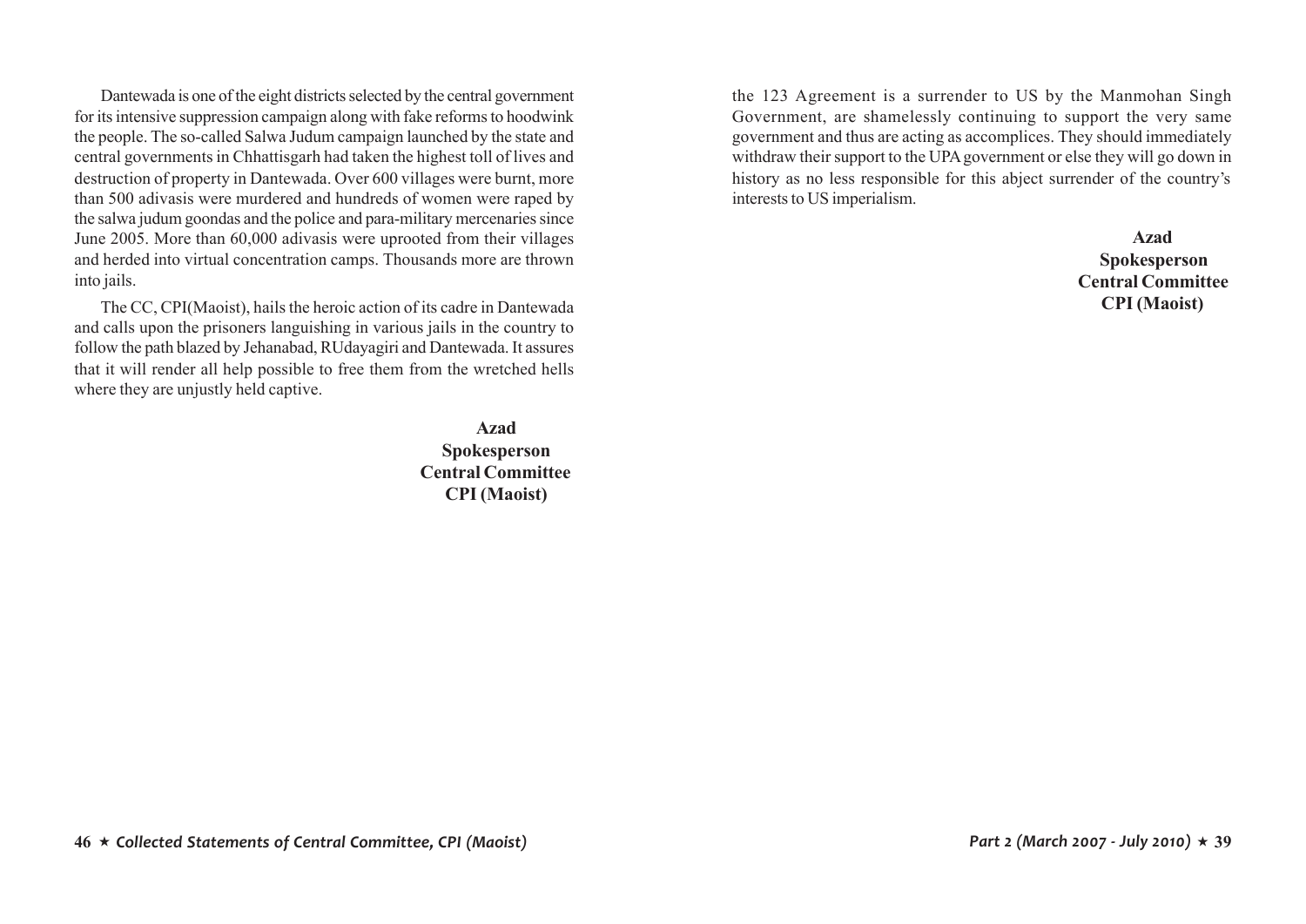Dantewada is one of the eight districts selected by the central government for its intensive suppression campaign along with fake reforms to hoodwink the people. The so-called Salwa Judum campaign launched by the state and central governments in Chhattisgarh had taken the highest toll of lives and destruction of property in Dantewada. Over 600 villages were burnt, more than 500 adivasis were murdered and hundreds of women were raped by the salwa judum goondas and the police and para-military mercenaries since June 2005. More than 60,000 adivasis were uprooted from their villages and herded into virtual concentration camps. Thousands more are thrown into jails.

The CC, CPI(Maoist), hails the heroic action of its cadre in Dantewada and calls upon the prisoners languishing in various jails in the country to follow the path blazed by Jehanabad, RUdayagiri and Dantewada. It assures that it will render all help possible to free them from the wretched hells where they are unjustly held captive.

**Azad**
**Spokesperson**
**Central Committee**
**CPI (Maoist)**

the 123 Agreement is a surrender to US by the Manmohan Singh Government, are shamelessly continuing to support the very same government and thus are acting as accomplices. They should immediately withdraw their support to the UPA government or else they will go down in history as no less responsible for this abject surrender of the country's interests to US imperialism.

**Azad**
**Spokesperson**
**Central Committee**
**CPI (Maoist)**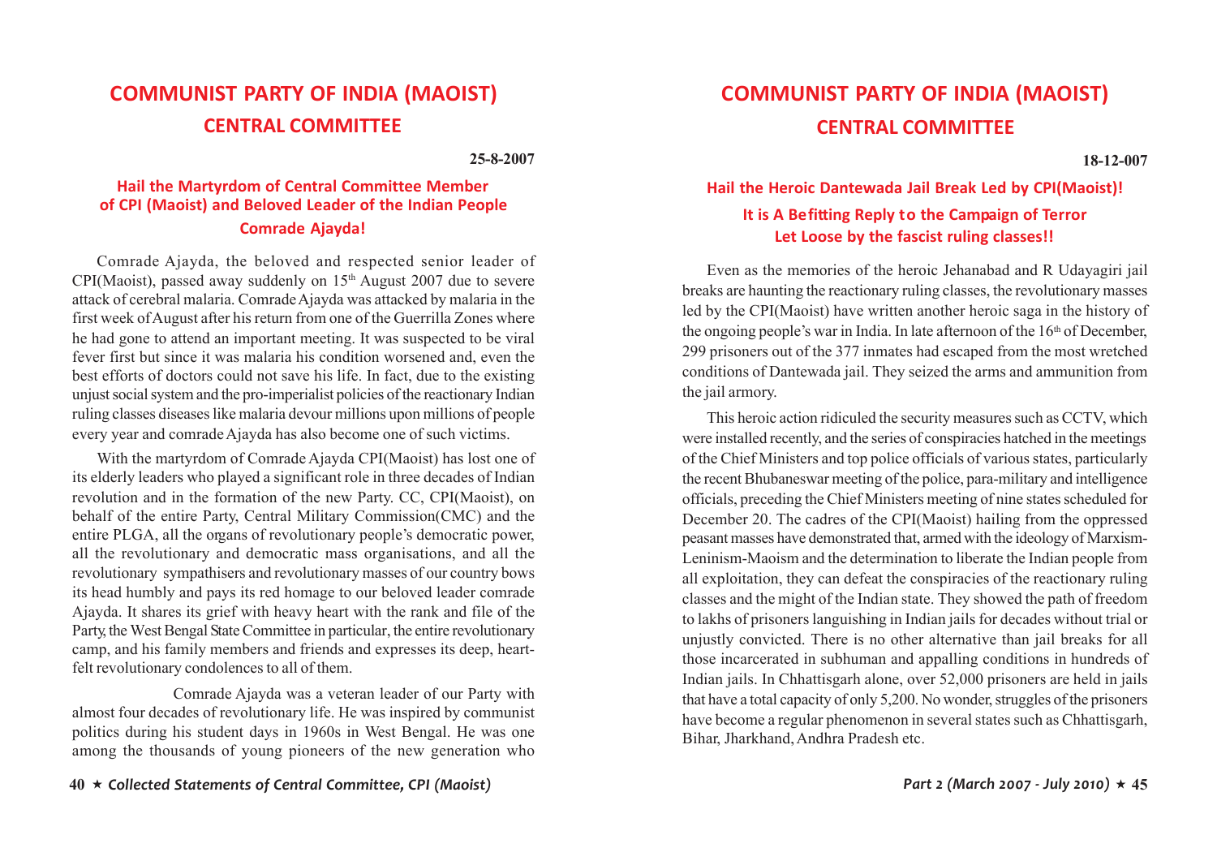# COMMUNIST PARTY OF INDIA (MAOIST)

## CENTRAL COMMITTEE

**25-8-2007**

### Hail the Martyrdom of Central Committee Member of CPI (Maoist) and Beloved Leader of the Indian People Comrade Ajayda!

Comrade Ajayda, the beloved and respected senior leader of CPI(Maoist), passed away suddenly on 15th August 2007 due to severe attack of cerebral malaria. Comrade Ajayda was attacked by malaria in the first week of August after his return from one of the Guerrilla Zones where he had gone to attend an important meeting. It was suspected to be viral fever first but since it was malaria his condition worsened and, even the best efforts of doctors could not save his life. In fact, due to the existing unjust social system and the pro-imperialist policies of the reactionary Indian ruling classes diseases like malaria devour millions upon millions of people every year and comrade Ajayda has also become one of such victims.

With the martyrdom of Comrade Ajayda CPI(Maoist) has lost one of its elderly leaders who played a significant role in three decades of Indian revolution and in the formation of the new Party. CC, CPI(Maoist), on behalf of the entire Party, Central Military Commission(CMC) and the entire PLGA, all the organs of revolutionary people's democratic power, all the revolutionary and democratic mass organisations, and all the revolutionary sympathisers and revolutionary masses of our country bows its head humbly and pays its red homage to our beloved leader comrade Ajayda. It shares its grief with heavy heart with the rank and file of the Party, the West Bengal State Committee in particular, the entire revolutionary camp, and his family members and friends and expresses its deep, heart-felt revolutionary condolences to all of them.

Comrade Ajayda was a veteran leader of our Party with almost four decades of revolutionary life. He was inspired by communist politics during his student days in 1960s in West Bengal. He was one among the thousands of young pioneers of the new generation who

# COMMUNIST PARTY OF INDIA (MAOIST)

## CENTRAL COMMITTEE

**18-12-007**

### Hail the Heroic Dantewada Jail Break Led by CPI(Maoist)! It is A Befitting Reply to the Campaign of Terror Let Loose by the fascist ruling classes!!

Even as the memories of the heroic Jehanabad and R Udayagiri jail breaks are haunting the reactionary ruling classes, the revolutionary masses led by the CPI(Maoist) have written another heroic saga in the history of the ongoing people's war in India. In late afternoon of the 16th of December, 299 prisoners out of the 377 inmates had escaped from the most wretched conditions of Dantewada jail. They seized the arms and ammunition from the jail armory.

This heroic action ridiculed the security measures such as CCTV, which were installed recently, and the series of conspiracies hatched in the meetings of the Chief Ministers and top police officials of various states, particularly the recent Bhubaneswar meeting of the police, para-military and intelligence officials, preceding the Chief Ministers meeting of nine states scheduled for December 20. The cadres of the CPI(Maoist) hailing from the oppressed peasant masses have demonstrated that, armed with the ideology of Marxism-Leninism-Maoism and the determination to liberate the Indian people from all exploitation, they can defeat the conspiracies of the reactionary ruling classes and the might of the Indian state. They showed the path of freedom to lakhs of prisoners languishing in Indian jails for decades without trial or unjustly convicted. There is no other alternative than jail breaks for all those incarcerated in subhuman and appalling conditions in hundreds of Indian jails. In Chhattisgarh alone, over 52,000 prisoners are held in jails that have a total capacity of only 5,200. No wonder, struggles of the prisoners have become a regular phenomenon in several states such as Chhattisgarh, Bihar, Jharkhand, Andhra Pradesh etc.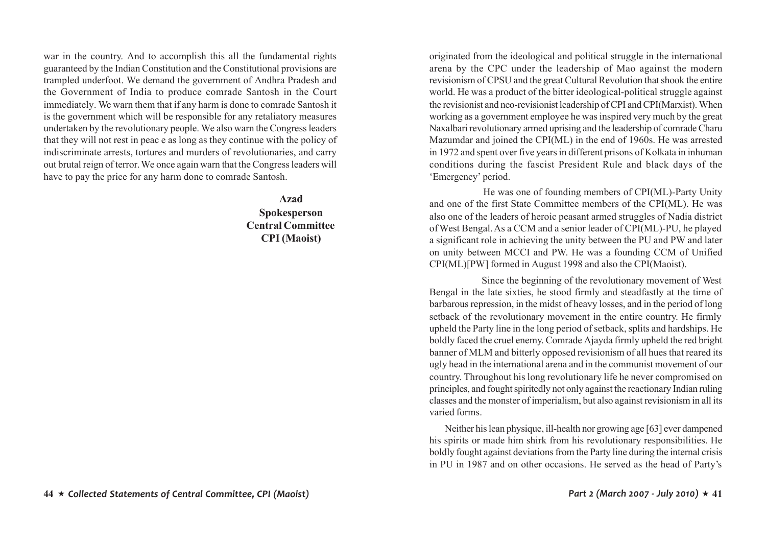war in the country. And to accomplish this all the fundamental rights guaranteed by the Indian Constitution and the Constitutional provisions are trampled underfoot. We demand the government of Andhra Pradesh and the Government of India to produce comrade Santosh in the Court immediately. We warn them that if any harm is done to comrade Santosh it is the government which will be responsible for any retaliatory measures undertaken by the revolutionary people. We also warn the Congress leaders that they will not rest in peac e as long as they continue with the policy of indiscriminate arrests, tortures and murders of revolutionaries, and carry out brutal reign of terror. We once again warn that the Congress leaders will have to pay the price for any harm done to comrade Santosh.

**Azad**
**Spokesperson**
**Central Committee**
**CPI (Maoist)**

originated from the ideological and political struggle in the international arena by the CPC under the leadership of Mao against the modern revisionism of CPSU and the great Cultural Revolution that shook the entire world. He was a product of the bitter ideological-political struggle against the revisionist and neo-revisionist leadership of CPI and CPI(Marxist). When working as a government employee he was inspired very much by the great Naxalbari revolutionary armed uprising and the leadership of comrade Charu Mazumdar and joined the CPI(ML) in the end of 1960s. He was arrested in 1972 and spent over five years in different prisons of Kolkata in inhuman conditions during the fascist President Rule and black days of the 'Emergency' period.

He was one of founding members of CPI(ML)-Party Unity and one of the first State Committee members of the CPI(ML). He was also one of the leaders of heroic peasant armed struggles of Nadia district of West Bengal. As a CCM and a senior leader of CPI(ML)-PU, he played a significant role in achieving the unity between the PU and PW and later on unity between MCCI and PW. He was a founding CCM of Unified CPI(ML)[PW] formed in August 1998 and also the CPI(Maoist).

Since the beginning of the revolutionary movement of West Bengal in the late sixties, he stood firmly and steadfastly at the time of barbarous repression, in the midst of heavy losses, and in the period of long setback of the revolutionary movement in the entire country. He firmly upheld the Party line in the long period of setback, splits and hardships. He boldly faced the cruel enemy. Comrade Ajayda firmly upheld the red bright banner of MLM and bitterly opposed revisionism of all hues that reared its ugly head in the international arena and in the communist movement of our country. Throughout his long revolutionary life he never compromised on principles, and fought spiritedly not only against the reactionary Indian ruling classes and the monster of imperialism, but also against revisionism in all its varied forms.

Neither his lean physique, ill-health nor growing age [63] ever dampened his spirits or made him shirk from his revolutionary responsibilities. He boldly fought against deviations from the Party line during the internal crisis in PU in 1987 and on other occasions. He served as the head of Party's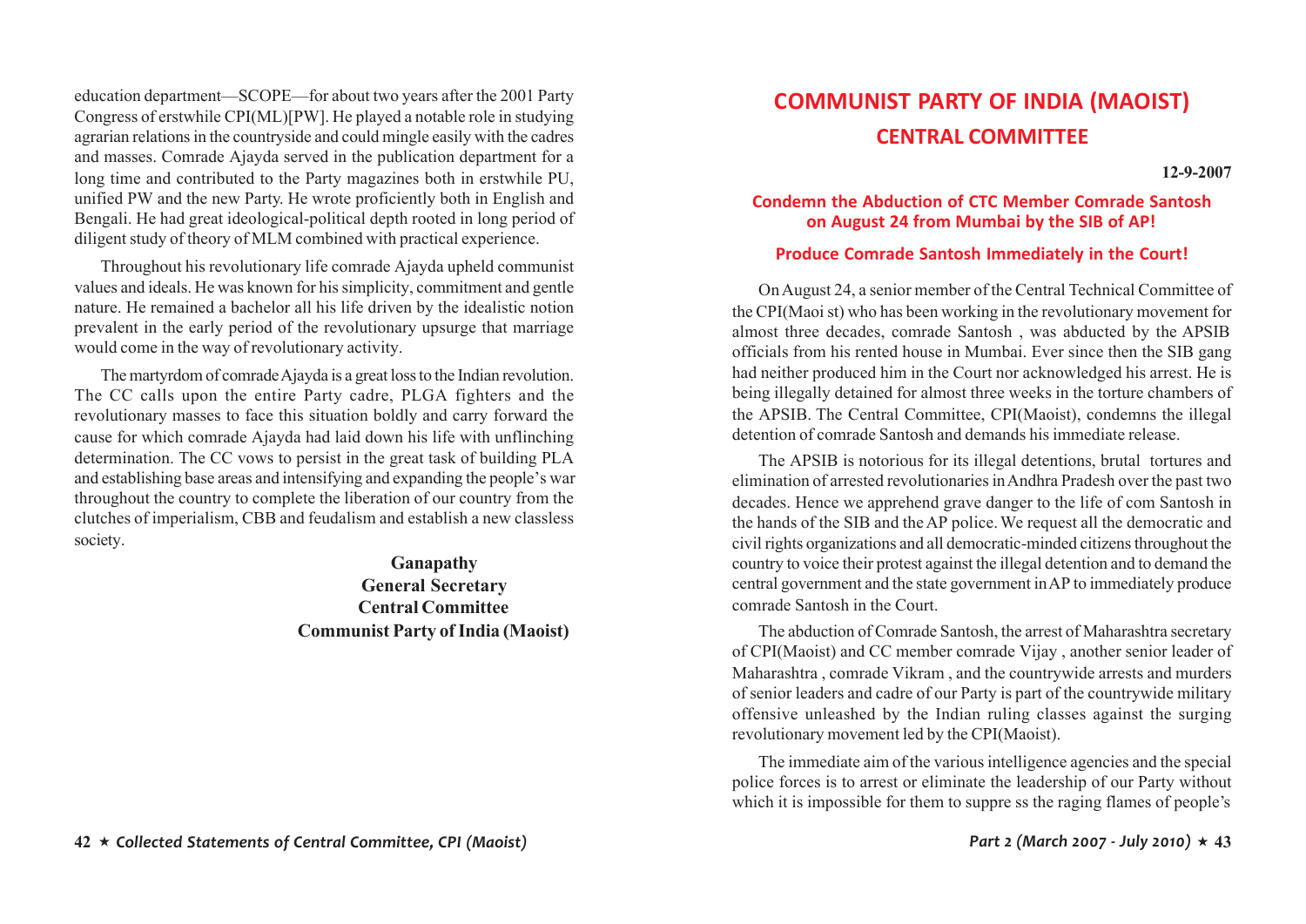education department—SCOPE—for about two years after the 2001 Party Congress of erstwhile CPI(ML)[PW]. He played a notable role in studying agrarian relations in the countryside and could mingle easily with the cadres and masses. Comrade Ajayda served in the publication department for a long time and contributed to the Party magazines both in erstwhile PU, unified PW and the new Party. He wrote proficiently both in English and Bengali. He had great ideological-political depth rooted in long period of diligent study of theory of MLM combined with practical experience.

Throughout his revolutionary life comrade Ajayda upheld communist values and ideals. He was known for his simplicity, commitment and gentle nature. He remained a bachelor all his life driven by the idealistic notion prevalent in the early period of the revolutionary upsurge that marriage would come in the way of revolutionary activity.

The martyrdom of comrade Ajayda is a great loss to the Indian revolution. The CC calls upon the entire Party cadre, PLGA fighters and the revolutionary masses to face this situation boldly and carry forward the cause for which comrade Ajayda had laid down his life with unflinching determination. The CC vows to persist in the great task of building PLA and establishing base areas and intensifying and expanding the people's war throughout the country to complete the liberation of our country from the clutches of imperialism, CBB and feudalism and establish a new classless society.

**Ganapathy**
**General Secretary**
**Central Committee**
**Communist Party of India (Maoist)**

# COMMUNIST PARTY OF INDIA (MAOIST)
## CENTRAL COMMITTEE

**12-9-2007**

### Condemn the Abduction of CTC Member Comrade Santosh on August 24 from Mumbai by the SIB of AP!

### Produce Comrade Santosh Immediately in the Court!

On August 24, a senior member of the Central Technical Committee of the CPI(Maoi st) who has been working in the revolutionary movement for almost three decades, comrade Santosh , was abducted by the APSIB officials from his rented house in Mumbai. Ever since then the SIB gang had neither produced him in the Court nor acknowledged his arrest. He is being illegally detained for almost three weeks in the torture chambers of the APSIB. The Central Committee, CPI(Maoist), condemns the illegal detention of comrade Santosh and demands his immediate release.

The APSIB is notorious for its illegal detentions, brutal tortures and elimination of arrested revolutionaries in Andhra Pradesh over the past two decades. Hence we apprehend grave danger to the life of com Santosh in the hands of the SIB and the AP police. We request all the democratic and civil rights organizations and all democratic-minded citizens throughout the country to voice their protest against the illegal detention and to demand the central government and the state government in AP to immediately produce comrade Santosh in the Court.

The abduction of Comrade Santosh, the arrest of Maharashtra secretary of CPI(Maoist) and CC member comrade Vijay , another senior leader of Maharashtra , comrade Vikram , and the countrywide arrests and murders of senior leaders and cadre of our Party is part of the countrywide military offensive unleashed by the Indian ruling classes against the surging revolutionary movement led by the CPI(Maoist).

The immediate aim of the various intelligence agencies and the special police forces is to arrest or eliminate the leadership of our Party without which it is impossible for them to suppre ss the raging flames of people's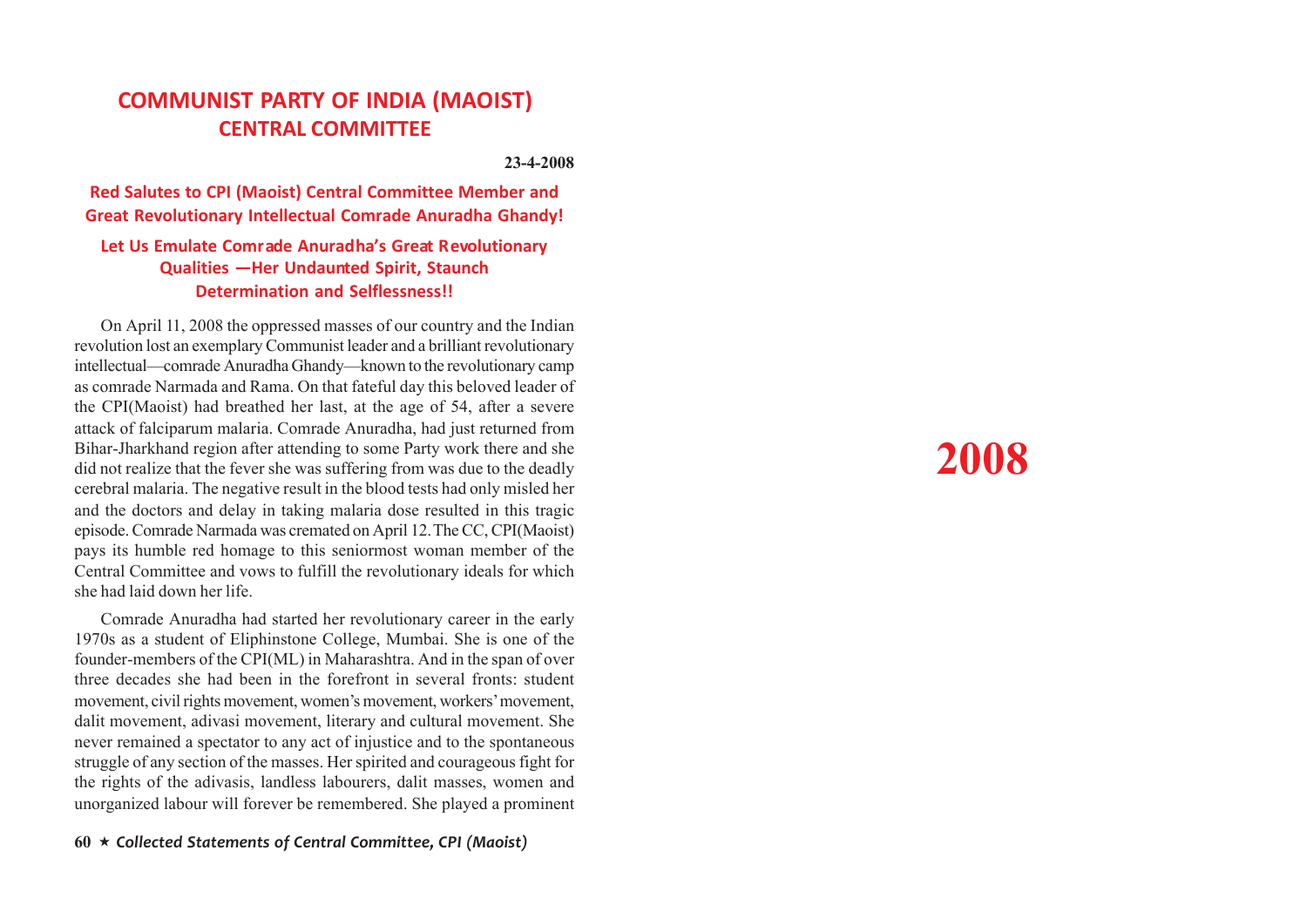## COMMUNIST PARTY OF INDIA (MAOIST)
## CENTRAL COMMITTEE

**23-4-2008**

### Red Salutes to CPI (Maoist) Central Committee Member and Great Revolutionary Intellectual Comrade Anuradha Ghandy!

### Let Us Emulate Comrade Anuradha's Great Revolutionary Qualities —Her Undaunted Spirit, Staunch Determination and Selflessness!!

On April 11, 2008 the oppressed masses of our country and the Indian revolution lost an exemplary Communist leader and a brilliant revolutionary intellectual—comrade Anuradha Ghandy—known to the revolutionary camp as comrade Narmada and Rama. On that fateful day this beloved leader of the CPI(Maoist) had breathed her last, at the age of 54, after a severe attack of falciparum malaria. Comrade Anuradha, had just returned from Bihar-Jharkhand region after attending to some Party work there and she did not realize that the fever she was suffering from was due to the deadly cerebral malaria. The negative result in the blood tests had only misled her and the doctors and delay in taking malaria dose resulted in this tragic episode. Comrade Narmada was cremated on April 12. The CC, CPI(Maoist) pays its humble red homage to this seniormost woman member of the Central Committee and vows to fulfill the revolutionary ideals for which she had laid down her life.

Comrade Anuradha had started her revolutionary career in the early 1970s as a student of Eliphinstone College, Mumbai. She is one of the founder-members of the CPI(ML) in Maharashtra. And in the span of over three decades she had been in the forefront in several fronts: student movement, civil rights movement, women's movement, workers' movement, dalit movement, adivasi movement, literary and cultural movement. She never remained a spectator to any act of injustice and to the spontaneous struggle of any section of the masses. Her spirited and courageous fight for the rights of the adivasis, landless labourers, dalit masses, women and unorganized labour will forever be remembered. She played a prominent

# 2008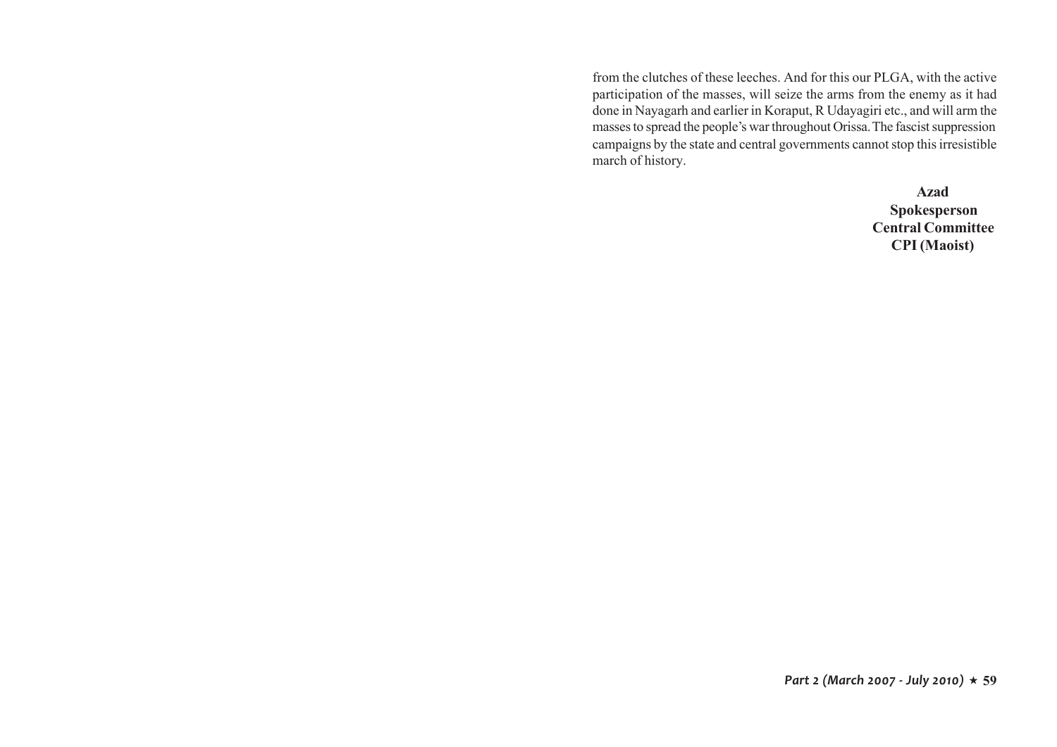from the clutches of these leeches. And for this our PLGA, with the active participation of the masses, will seize the arms from the enemy as it had done in Nayagarh and earlier in Koraput, R Udayagiri etc., and will arm the masses to spread the people's war throughout Orissa. The fascist suppression campaigns by the state and central governments cannot stop this irresistible march of history.

**Azad**
**Spokesperson**
**Central Committee**
**CPI (Maoist)**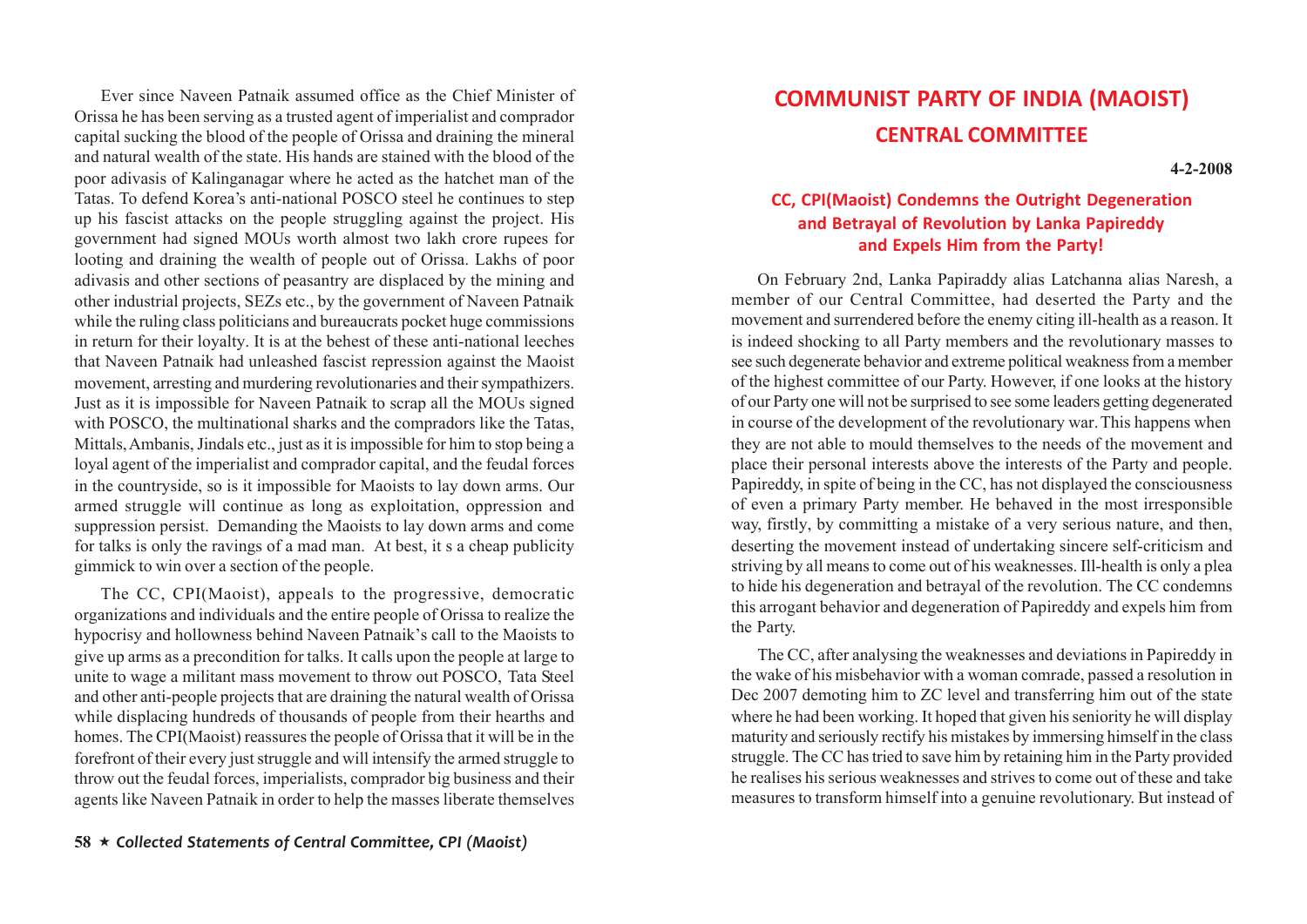Ever since Naveen Patnaik assumed office as the Chief Minister of Orissa he has been serving as a trusted agent of imperialist and comprador capital sucking the blood of the people of Orissa and draining the mineral and natural wealth of the state. His hands are stained with the blood of the poor adivasis of Kalinganagar where he acted as the hatchet man of the Tatas. To defend Korea's anti-national POSCO steel he continues to step up his fascist attacks on the people struggling against the project. His government had signed MOUs worth almost two lakh crore rupees for looting and draining the wealth of people out of Orissa. Lakhs of poor adivasis and other sections of peasantry are displaced by the mining and other industrial projects, SEZs etc., by the government of Naveen Patnaik while the ruling class politicians and bureaucrats pocket huge commissions in return for their loyalty. It is at the behest of these anti-national leeches that Naveen Patnaik had unleashed fascist repression against the Maoist movement, arresting and murdering revolutionaries and their sympathizers. Just as it is impossible for Naveen Patnaik to scrap all the MOUs signed with POSCO, the multinational sharks and the compradors like the Tatas, Mittals, Ambanis, Jindals etc., just as it is impossible for him to stop being a loyal agent of the imperialist and comprador capital, and the feudal forces in the countryside, so is it impossible for Maoists to lay down arms. Our armed struggle will continue as long as exploitation, oppression and suppression persist. Demanding the Maoists to lay down arms and come for talks is only the ravings of a mad man. At best, it s a cheap publicity gimmick to win over a section of the people.

The CC, CPI(Maoist), appeals to the progressive, democratic organizations and individuals and the entire people of Orissa to realize the hypocrisy and hollowness behind Naveen Patnaik's call to the Maoists to give up arms as a precondition for talks. It calls upon the people at large to unite to wage a militant mass movement to throw out POSCO, Tata Steel and other anti-people projects that are draining the natural wealth of Orissa while displacing hundreds of thousands of people from their hearths and homes. The CPI(Maoist) reassures the people of Orissa that it will be in the forefront of their every just struggle and will intensify the armed struggle to throw out the feudal forces, imperialists, comprador big business and their agents like Naveen Patnaik in order to help the masses liberate themselves

# COMMUNIST PARTY OF INDIA (MAOIST)
## CENTRAL COMMITTEE

**4-2-2008**

### CC, CPI(Maoist) Condemns the Outright Degeneration and Betrayal of Revolution by Lanka Papireddy and Expels Him from the Party!

On February 2nd, Lanka Papiraddy alias Latchanna alias Naresh, a member of our Central Committee, had deserted the Party and the movement and surrendered before the enemy citing ill-health as a reason. It is indeed shocking to all Party members and the revolutionary masses to see such degenerate behavior and extreme political weakness from a member of the highest committee of our Party. However, if one looks at the history of our Party one will not be surprised to see some leaders getting degenerated in course of the development of the revolutionary war. This happens when they are not able to mould themselves to the needs of the movement and place their personal interests above the interests of the Party and people. Papireddy, in spite of being in the CC, has not displayed the consciousness of even a primary Party member. He behaved in the most irresponsible way, firstly, by committing a mistake of a very serious nature, and then, deserting the movement instead of undertaking sincere self-criticism and striving by all means to come out of his weaknesses. Ill-health is only a plea to hide his degeneration and betrayal of the revolution. The CC condemns this arrogant behavior and degeneration of Papireddy and expels him from the Party.

The CC, after analysing the weaknesses and deviations in Papireddy in the wake of his misbehavior with a woman comrade, passed a resolution in Dec 2007 demoting him to ZC level and transferring him out of the state where he had been working. It hoped that given his seniority he will display maturity and seriously rectify his mistakes by immersing himself in the class struggle. The CC has tried to save him by retaining him in the Party provided he realises his serious weaknesses and strives to come out of these and take measures to transform himself into a genuine revolutionary. But instead of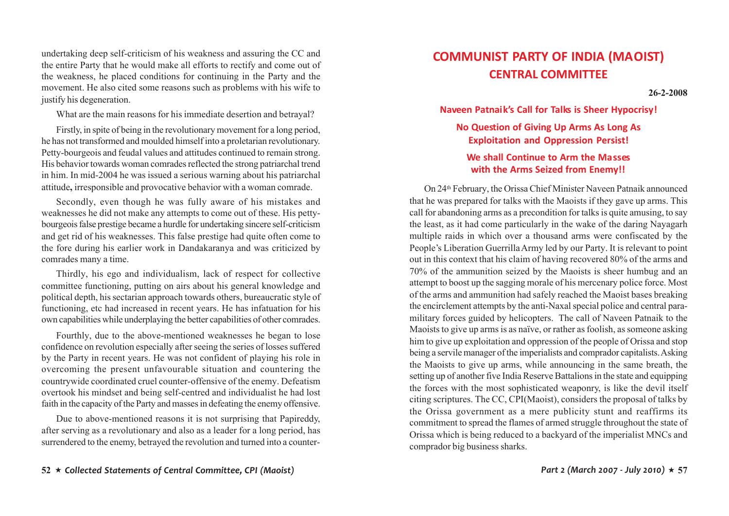undertaking deep self-criticism of his weakness and assuring the CC and the entire Party that he would make all efforts to rectify and come out of the weakness, he placed conditions for continuing in the Party and the movement. He also cited some reasons such as problems with his wife to justify his degeneration.

What are the main reasons for his immediate desertion and betrayal?

Firstly, in spite of being in the revolutionary movement for a long period, he has not transformed and moulded himself into a proletarian revolutionary. Petty-bourgeois and feudal values and attitudes continued to remain strong. His behavior towards woman comrades reflected the strong patriarchal trend in him. In mid-2004 he was issued a serious warning about his patriarchal attitude**,** irresponsible and provocative behavior with a woman comrade.

Secondly, even though he was fully aware of his mistakes and weaknesses he did not make any attempts to come out of these. His petty-bourgeois false prestige became a hurdle for undertaking sincere self-criticism and get rid of his weaknesses. This false prestige had quite often come to the fore during his earlier work in Dandakaranya and was criticized by comrades many a time.

Thirdly, his ego and individualism, lack of respect for collective committee functioning, putting on airs about his general knowledge and political depth, his sectarian approach towards others, bureaucratic style of functioning, etc had increased in recent years. He has infatuation for his own capabilities while underplaying the better capabilities of other comrades.

Fourthly, due to the above-mentioned weaknesses he began to lose confidence on revolution especially after seeing the series of losses suffered by the Party in recent years. He was not confident of playing his role in overcoming the present unfavourable situation and countering the countrywide coordinated cruel counter-offensive of the enemy. Defeatism overtook his mindset and being self-centred and individualist he had lost faith in the capacity of the Party and masses in defeating the enemy offensive.

Due to above-mentioned reasons it is not surprising that Papireddy, after serving as a revolutionary and also as a leader for a long period, has surrendered to the enemy, betrayed the revolution and turned into a counter-

# COMMUNIST PARTY OF INDIA (MAOIST)
## CENTRAL COMMITTEE

**26-2-2008**

### Naveen Patnaik's Call for Talks is Sheer Hypocrisy!

### No Question of Giving Up Arms As Long As Exploitation and Oppression Persist!

### We shall Continue to Arm the Masses with the Arms Seized from Enemy!!

On 24th February, the Orissa Chief Minister Naveen Patnaik announced that he was prepared for talks with the Maoists if they gave up arms. This call for abandoning arms as a precondition for talks is quite amusing, to say the least, as it had come particularly in the wake of the daring Nayagarh multiple raids in which over a thousand arms were confiscated by the People's Liberation Guerrilla Army led by our Party. It is relevant to point out in this context that his claim of having recovered 80% of the arms and 70% of the ammunition seized by the Maoists is sheer humbug and an attempt to boost up the sagging morale of his mercenary police force. Most of the arms and ammunition had safely reached the Maoist bases breaking the encirclement attempts by the anti-Naxal special police and central para-military forces guided by helicopters. The call of Naveen Patnaik to the Maoists to give up arms is as naïve, or rather as foolish, as someone asking him to give up exploitation and oppression of the people of Orissa and stop being a servile manager of the imperialists and comprador capitalists. Asking the Maoists to give up arms, while announcing in the same breath, the setting up of another five India Reserve Battalions in the state and equipping the forces with the most sophisticated weaponry, is like the devil itself citing scriptures. The CC, CPI(Maoist), considers the proposal of talks by the Orissa government as a mere publicity stunt and reaffirms its commitment to spread the flames of armed struggle throughout the state of Orissa which is being reduced to a backyard of the imperialist MNCs and comprador big business sharks.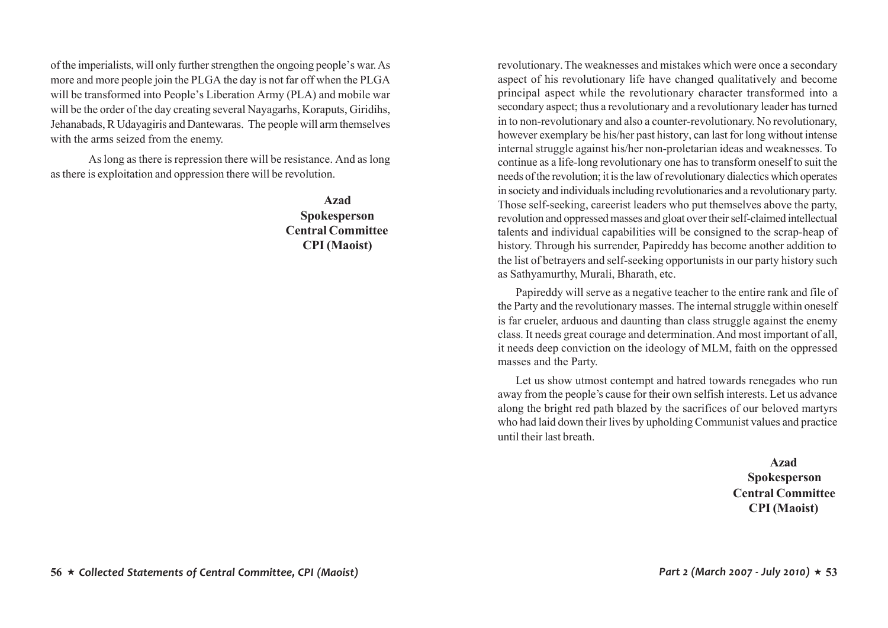of the imperialists, will only further strengthen the ongoing people's war. As more and more people join the PLGA the day is not far off when the PLGA will be transformed into People's Liberation Army (PLA) and mobile war will be the order of the day creating several Nayagarhs, Koraputs, Giridihs, Jehanabads, R Udayagiris and Dantewaras. The people will arm themselves with the arms seized from the enemy.

As long as there is repression there will be resistance. And as long as there is exploitation and oppression there will be revolution.

**Azad**
**Spokesperson**
**Central Committee**
**CPI (Maoist)**

revolutionary. The weaknesses and mistakes which were once a secondary aspect of his revolutionary life have changed qualitatively and become principal aspect while the revolutionary character transformed into a secondary aspect; thus a revolutionary and a revolutionary leader has turned in to non-revolutionary and also a counter-revolutionary. No revolutionary, however exemplary be his/her past history, can last for long without intense internal struggle against his/her non-proletarian ideas and weaknesses. To continue as a life-long revolutionary one has to transform oneself to suit the needs of the revolution; it is the law of revolutionary dialectics which operates in society and individuals including revolutionaries and a revolutionary party. Those self-seeking, careerist leaders who put themselves above the party, revolution and oppressed masses and gloat over their self-claimed intellectual talents and individual capabilities will be consigned to the scrap-heap of history. Through his surrender, Papireddy has become another addition to the list of betrayers and self-seeking opportunists in our party history such as Sathyamurthy, Murali, Bharath, etc.

Papireddy will serve as a negative teacher to the entire rank and file of the Party and the revolutionary masses. The internal struggle within oneself is far crueler, arduous and daunting than class struggle against the enemy class. It needs great courage and determination. And most important of all, it needs deep conviction on the ideology of MLM, faith on the oppressed masses and the Party.

Let us show utmost contempt and hatred towards renegades who run away from the people's cause for their own selfish interests. Let us advance along the bright red path blazed by the sacrifices of our beloved martyrs who had laid down their lives by upholding Communist values and practice until their last breath.

**Azad**
**Spokesperson**
**Central Committee**
**CPI (Maoist)**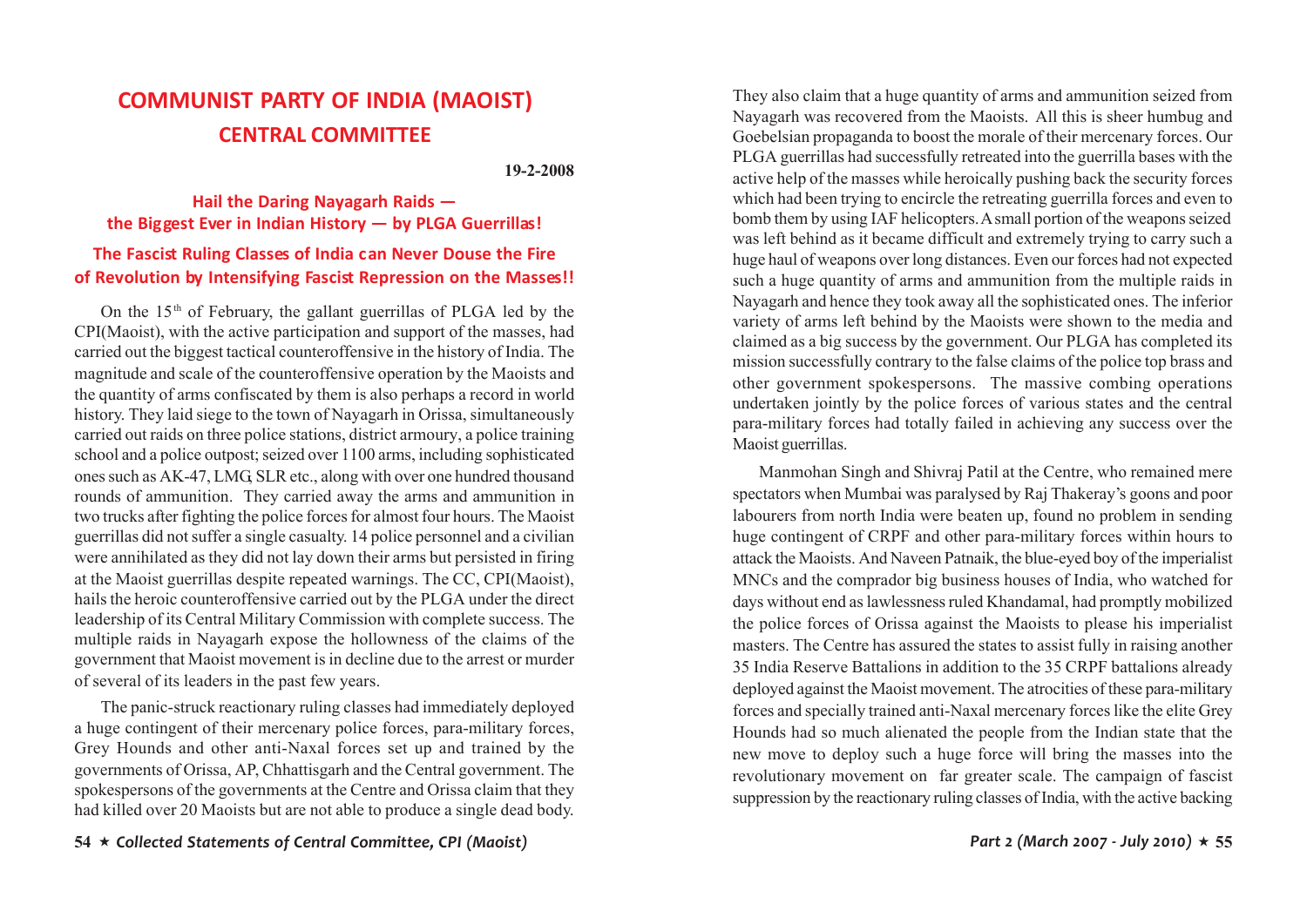# COMMUNIST PARTY OF INDIA (MAOIST)
# CENTRAL COMMITTEE

**19-2-2008**

## Hail the Daring Nayagarh Raids — the Biggest Ever in Indian History — by PLGA Guerrillas!

## The Fascist Ruling Classes of India can Never Douse the Fire of Revolution by Intensifying Fascist Repression on the Masses!!

On the 15th of February, the gallant guerrillas of PLGA led by the CPI(Maoist), with the active participation and support of the masses, had carried out the biggest tactical counteroffensive in the history of India. The magnitude and scale of the counteroffensive operation by the Maoists and the quantity of arms confiscated by them is also perhaps a record in world history. They laid siege to the town of Nayagarh in Orissa, simultaneously carried out raids on three police stations, district armoury, a police training school and a police outpost; seized over 1100 arms, including sophisticated ones such as AK-47, LMG, SLR etc., along with over one hundred thousand rounds of ammunition. They carried away the arms and ammunition in two trucks after fighting the police forces for almost four hours. The Maoist guerrillas did not suffer a single casualty. 14 police personnel and a civilian were annihilated as they did not lay down their arms but persisted in firing at the Maoist guerrillas despite repeated warnings. The CC, CPI(Maoist), hails the heroic counteroffensive carried out by the PLGA under the direct leadership of its Central Military Commission with complete success. The multiple raids in Nayagarh expose the hollowness of the claims of the government that Maoist movement is in decline due to the arrest or murder of several of its leaders in the past few years.

The panic-struck reactionary ruling classes had immediately deployed a huge contingent of their mercenary police forces, para-military forces, Grey Hounds and other anti-Naxal forces set up and trained by the governments of Orissa, AP, Chhattisgarh and the Central government. The spokespersons of the governments at the Centre and Orissa claim that they had killed over 20 Maoists but are not able to produce a single dead body. They also claim that a huge quantity of arms and ammunition seized from Nayagarh was recovered from the Maoists. All this is sheer humbug and Goebelsian propaganda to boost the morale of their mercenary forces. Our PLGA guerrillas had successfully retreated into the guerrilla bases with the active help of the masses while heroically pushing back the security forces which had been trying to encircle the retreating guerrilla forces and even to bomb them by using IAF helicopters. A small portion of the weapons seized was left behind as it became difficult and extremely trying to carry such a huge haul of weapons over long distances. Even our forces had not expected such a huge quantity of arms and ammunition from the multiple raids in Nayagarh and hence they took away all the sophisticated ones. The inferior variety of arms left behind by the Maoists were shown to the media and claimed as a big success by the government. Our PLGA has completed its mission successfully contrary to the false claims of the police top brass and other government spokespersons. The massive combing operations undertaken jointly by the police forces of various states and the central para-military forces had totally failed in achieving any success over the Maoist guerrillas.

Manmohan Singh and Shivraj Patil at the Centre, who remained mere spectators when Mumbai was paralysed by Raj Thakeray's goons and poor labourers from north India were beaten up, found no problem in sending huge contingent of CRPF and other para-military forces within hours to attack the Maoists. And Naveen Patnaik, the blue-eyed boy of the imperialist MNCs and the comprador big business houses of India, who watched for days without end as lawlessness ruled Khandamal, had promptly mobilized the police forces of Orissa against the Maoists to please his imperialist masters. The Centre has assured the states to assist fully in raising another 35 India Reserve Battalions in addition to the 35 CRPF battalions already deployed against the Maoist movement. The atrocities of these para-military forces and specially trained anti-Naxal mercenary forces like the elite Grey Hounds had so much alienated the people from the Indian state that the new move to deploy such a huge force will bring the masses into the revolutionary movement on far greater scale. The campaign of fascist suppression by the reactionary ruling classes of India, with the active backing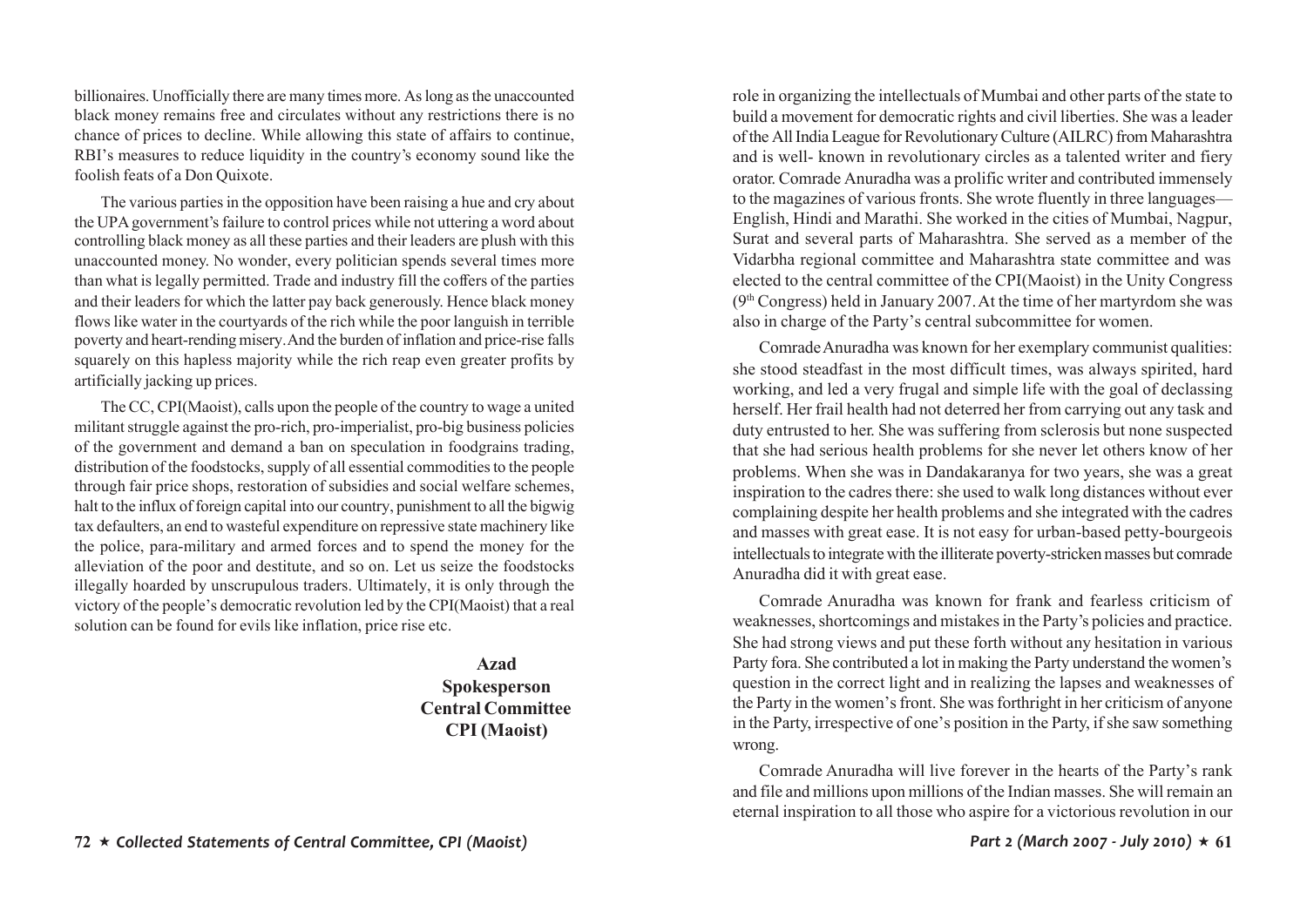billionaires. Unofficially there are many times more. As long as the unaccounted black money remains free and circulates without any restrictions there is no chance of prices to decline. While allowing this state of affairs to continue, RBI's measures to reduce liquidity in the country's economy sound like the foolish feats of a Don Quixote.

The various parties in the opposition have been raising a hue and cry about the UPA government's failure to control prices while not uttering a word about controlling black money as all these parties and their leaders are plush with this unaccounted money. No wonder, every politician spends several times more than what is legally permitted. Trade and industry fill the coffers of the parties and their leaders for which the latter pay back generously. Hence black money flows like water in the courtyards of the rich while the poor languish in terrible poverty and heart-rending misery. And the burden of inflation and price-rise falls squarely on this hapless majority while the rich reap even greater profits by artificially jacking up prices.

The CC, CPI(Maoist), calls upon the people of the country to wage a united militant struggle against the pro-rich, pro-imperialist, pro-big business policies of the government and demand a ban on speculation in foodgrains trading, distribution of the foodstocks, supply of all essential commodities to the people through fair price shops, restoration of subsidies and social welfare schemes, halt to the influx of foreign capital into our country, punishment to all the bigwig tax defaulters, an end to wasteful expenditure on repressive state machinery like the police, para-military and armed forces and to spend the money for the alleviation of the poor and destitute, and so on. Let us seize the foodstocks illegally hoarded by unscrupulous traders. Ultimately, it is only through the victory of the people's democratic revolution led by the CPI(Maoist) that a real solution can be found for evils like inflation, price rise etc.

**Azad**
**Spokesperson**
**Central Committee**
**CPI (Maoist)**

role in organizing the intellectuals of Mumbai and other parts of the state to build a movement for democratic rights and civil liberties. She was a leader of the All India League for Revolutionary Culture (AILRC) from Maharashtra and is well- known in revolutionary circles as a talented writer and fiery orator. Comrade Anuradha was a prolific writer and contributed immensely to the magazines of various fronts. She wrote fluently in three languages— English, Hindi and Marathi. She worked in the cities of Mumbai, Nagpur, Surat and several parts of Maharashtra. She served as a member of the Vidarbha regional committee and Maharashtra state committee and was elected to the central committee of the CPI(Maoist) in the Unity Congress (9th Congress) held in January 2007. At the time of her martyrdom she was also in charge of the Party's central subcommittee for women.

Comrade Anuradha was known for her exemplary communist qualities: she stood steadfast in the most difficult times, was always spirited, hard working, and led a very frugal and simple life with the goal of declassing herself. Her frail health had not deterred her from carrying out any task and duty entrusted to her. She was suffering from sclerosis but none suspected that she had serious health problems for she never let others know of her problems. When she was in Dandakaranya for two years, she was a great inspiration to the cadres there: she used to walk long distances without ever complaining despite her health problems and she integrated with the cadres and masses with great ease. It is not easy for urban-based petty-bourgeois intellectuals to integrate with the illiterate poverty-stricken masses but comrade Anuradha did it with great ease.

Comrade Anuradha was known for frank and fearless criticism of weaknesses, shortcomings and mistakes in the Party's policies and practice. She had strong views and put these forth without any hesitation in various Party fora. She contributed a lot in making the Party understand the women's question in the correct light and in realizing the lapses and weaknesses of the Party in the women's front. She was forthright in her criticism of anyone in the Party, irrespective of one's position in the Party, if she saw something wrong.

Comrade Anuradha will live forever in the hearts of the Party's rank and file and millions upon millions of the Indian masses. She will remain an eternal inspiration to all those who aspire for a victorious revolution in our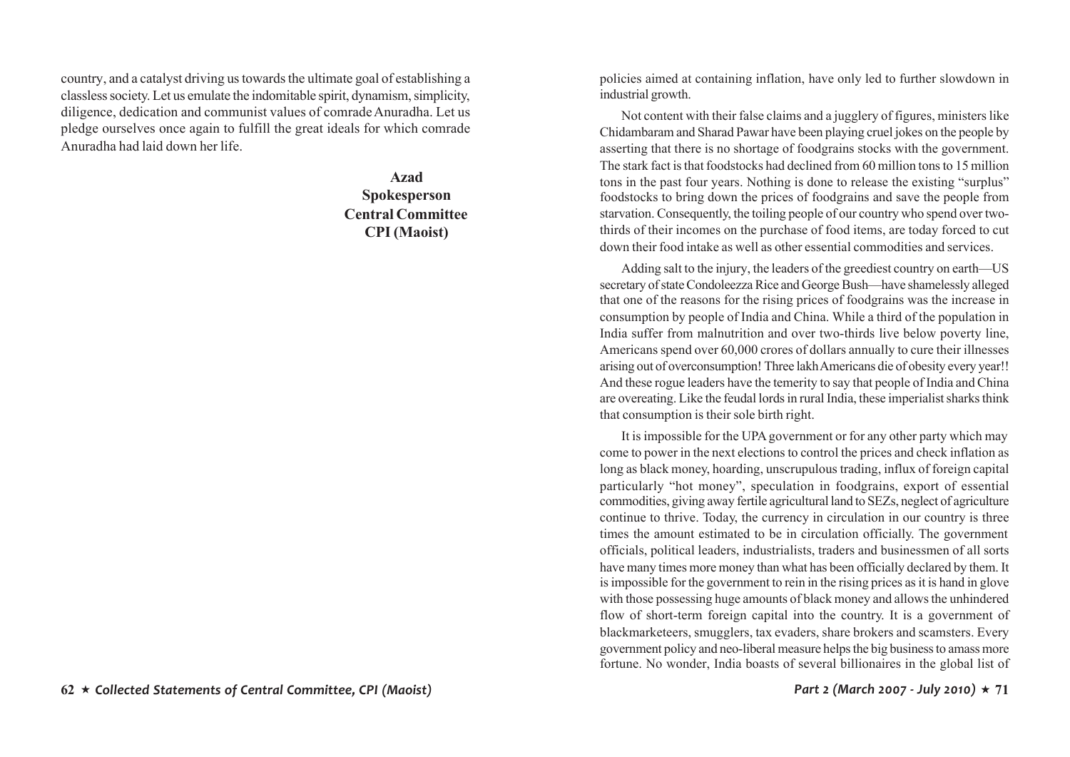country, and a catalyst driving us towards the ultimate goal of establishing a classless society. Let us emulate the indomitable spirit, dynamism, simplicity, diligence, dedication and communist values of comrade Anuradha. Let us pledge ourselves once again to fulfill the great ideals for which comrade Anuradha had laid down her life.

**Azad**
**Spokesperson**
**Central Committee**
**CPI (Maoist)**

policies aimed at containing inflation, have only led to further slowdown in industrial growth.

Not content with their false claims and a jugglery of figures, ministers like Chidambaram and Sharad Pawar have been playing cruel jokes on the people by asserting that there is no shortage of foodgrains stocks with the government. The stark fact is that foodstocks had declined from 60 million tons to 15 million tons in the past four years. Nothing is done to release the existing "surplus" foodstocks to bring down the prices of foodgrains and save the people from starvation. Consequently, the toiling people of our country who spend over two-thirds of their incomes on the purchase of food items, are today forced to cut down their food intake as well as other essential commodities and services.

Adding salt to the injury, the leaders of the greediest country on earth—US secretary of state Condoleezza Rice and George Bush—have shamelessly alleged that one of the reasons for the rising prices of foodgrains was the increase in consumption by people of India and China. While a third of the population in India suffer from malnutrition and over two-thirds live below poverty line, Americans spend over 60,000 crores of dollars annually to cure their illnesses arising out of overconsumption! Three lakh Americans die of obesity every year!! And these rogue leaders have the temerity to say that people of India and China are overeating. Like the feudal lords in rural India, these imperialist sharks think that consumption is their sole birth right.

It is impossible for the UPA government or for any other party which may come to power in the next elections to control the prices and check inflation as long as black money, hoarding, unscrupulous trading, influx of foreign capital particularly "hot money", speculation in foodgrains, export of essential commodities, giving away fertile agricultural land to SEZs, neglect of agriculture continue to thrive. Today, the currency in circulation in our country is three times the amount estimated to be in circulation officially. The government officials, political leaders, industrialists, traders and businessmen of all sorts have many times more money than what has been officially declared by them. It is impossible for the government to rein in the rising prices as it is hand in glove with those possessing huge amounts of black money and allows the unhindered flow of short-term foreign capital into the country. It is a government of blackmarketeers, smugglers, tax evaders, share brokers and scamsters. Every government policy and neo-liberal measure helps the big business to amass more fortune. No wonder, India boasts of several billionaires in the global list of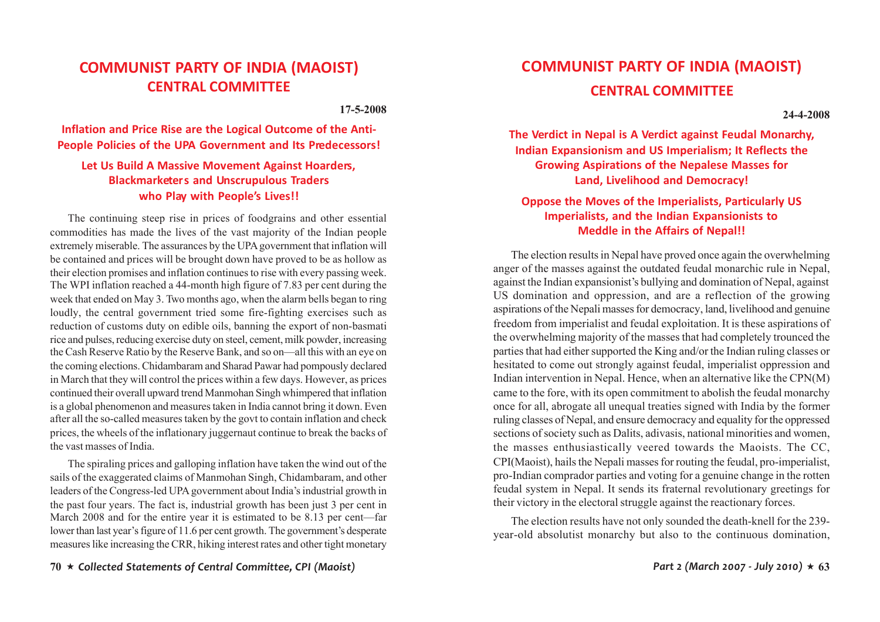# COMMUNIST PARTY OF INDIA (MAOIST)
## CENTRAL COMMITTEE

**17-5-2008**

### Inflation and Price Rise are the Logical Outcome of the Anti-People Policies of the UPA Government and Its Predecessors!

### Let Us Build A Massive Movement Against Hoarders, Blackmarketers and Unscrupulous Traders who Play with People's Lives!!

The continuing steep rise in prices of foodgrains and other essential commodities has made the lives of the vast majority of the Indian people extremely miserable. The assurances by the UPA government that inflation will be contained and prices will be brought down have proved to be as hollow as their election promises and inflation continues to rise with every passing week. The WPI inflation reached a 44-month high figure of 7.83 per cent during the week that ended on May 3. Two months ago, when the alarm bells began to ring loudly, the central government tried some fire-fighting exercises such as reduction of customs duty on edible oils, banning the export of non-basmati rice and pulses, reducing exercise duty on steel, cement, milk powder, increasing the Cash Reserve Ratio by the Reserve Bank, and so on—all this with an eye on the coming elections. Chidambaram and Sharad Pawar had pompously declared in March that they will control the prices within a few days. However, as prices continued their overall upward trend Manmohan Singh whimpered that inflation is a global phenomenon and measures taken in India cannot bring it down. Even after all the so-called measures taken by the govt to contain inflation and check prices, the wheels of the inflationary juggernaut continue to break the backs of the vast masses of India.

The spiraling prices and galloping inflation have taken the wind out of the sails of the exaggerated claims of Manmohan Singh, Chidambaram, and other leaders of the Congress-led UPA government about India's industrial growth in the past four years. The fact is, industrial growth has been just 3 per cent in March 2008 and for the entire year it is estimated to be 8.13 per cent—far lower than last year's figure of 11.6 per cent growth. The government's desperate measures like increasing the CRR, hiking interest rates and other tight monetary

# COMMUNIST PARTY OF INDIA (MAOIST)
## CENTRAL COMMITTEE

**24-4-2008**

### The Verdict in Nepal is A Verdict against Feudal Monarchy, Indian Expansionism and US Imperialism; It Reflects the Growing Aspirations of the Nepalese Masses for Land, Livelihood and Democracy!

### Oppose the Moves of the Imperialists, Particularly US Imperialists, and the Indian Expansionists to Meddle in the Affairs of Nepal!!

The election results in Nepal have proved once again the overwhelming anger of the masses against the outdated feudal monarchic rule in Nepal, against the Indian expansionist's bullying and domination of Nepal, against US domination and oppression, and are a reflection of the growing aspirations of the Nepali masses for democracy, land, livelihood and genuine freedom from imperialist and feudal exploitation. It is these aspirations of the overwhelming majority of the masses that had completely trounced the parties that had either supported the King and/or the Indian ruling classes or hesitated to come out strongly against feudal, imperialist oppression and Indian intervention in Nepal. Hence, when an alternative like the CPN(M) came to the fore, with its open commitment to abolish the feudal monarchy once for all, abrogate all unequal treaties signed with India by the former ruling classes of Nepal, and ensure democracy and equality for the oppressed sections of society such as Dalits, adivasis, national minorities and women, the masses enthusiastically veered towards the Maoists. The CC, CPI(Maoist), hails the Nepali masses for routing the feudal, pro-imperialist, pro-Indian comprador parties and voting for a genuine change in the rotten feudal system in Nepal. It sends its fraternal revolutionary greetings for their victory in the electoral struggle against the reactionary forces.

The election results have not only sounded the death-knell for the 239-year-old absolutist monarchy but also to the continuous domination,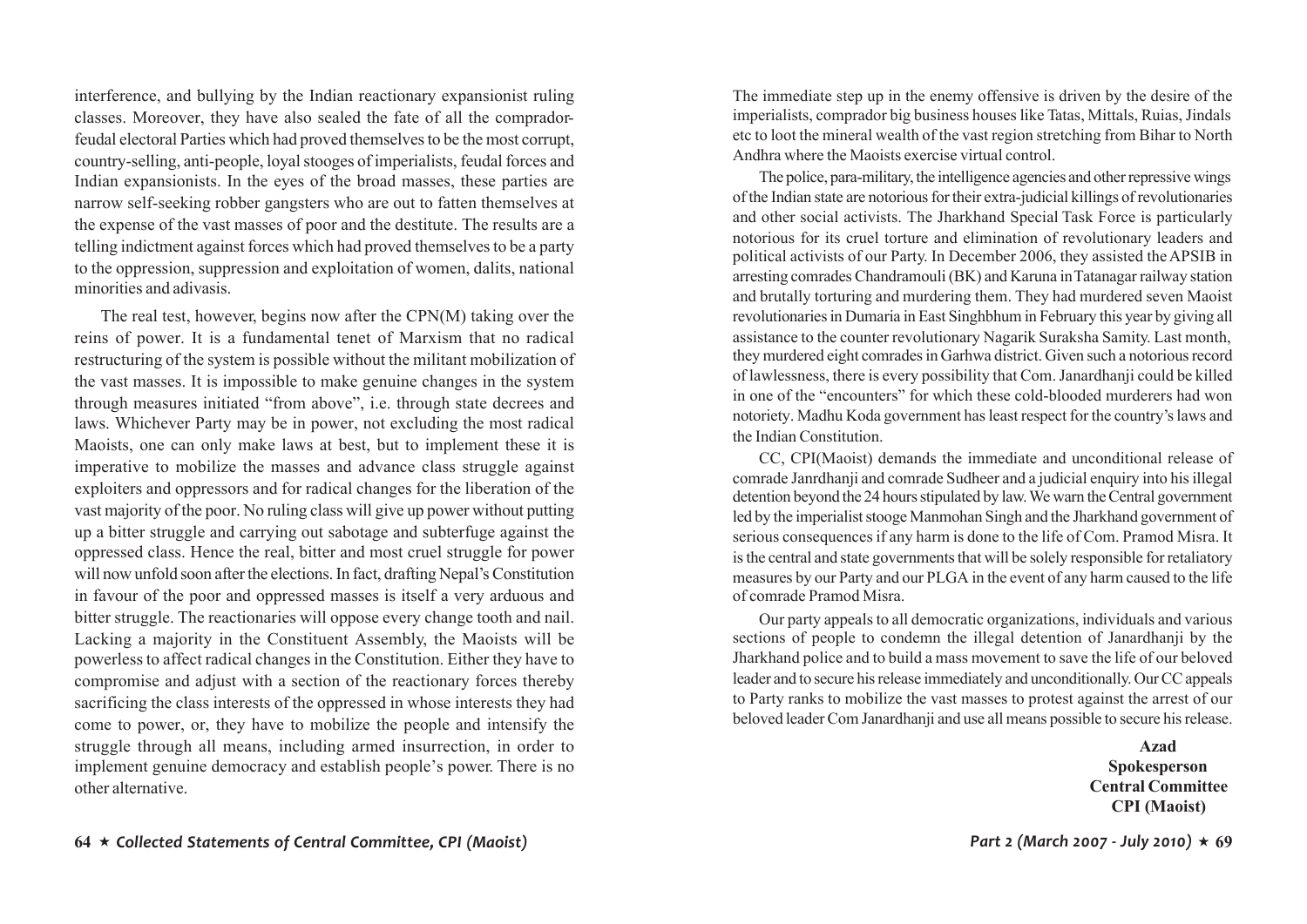interference, and bullying by the Indian reactionary expansionist ruling classes. Moreover, they have also sealed the fate of all the comprador-feudal electoral Parties which had proved themselves to be the most corrupt, country-selling, anti-people, loyal stooges of imperialists, feudal forces and Indian expansionists. In the eyes of the broad masses, these parties are narrow self-seeking robber gangsters who are out to fatten themselves at the expense of the vast masses of poor and the destitute. The results are a telling indictment against forces which had proved themselves to be a party to the oppression, suppression and exploitation of women, dalits, national minorities and adivasis.

The real test, however, begins now after the CPN(M) taking over the reins of power. It is a fundamental tenet of Marxism that no radical restructuring of the system is possible without the militant mobilization of the vast masses. It is impossible to make genuine changes in the system through measures initiated "from above", i.e. through state decrees and laws. Whichever Party may be in power, not excluding the most radical Maoists, one can only make laws at best, but to implement these it is imperative to mobilize the masses and advance class struggle against exploiters and oppressors and for radical changes for the liberation of the vast majority of the poor. No ruling class will give up power without putting up a bitter struggle and carrying out sabotage and subterfuge against the oppressed class. Hence the real, bitter and most cruel struggle for power will now unfold soon after the elections. In fact, drafting Nepal's Constitution in favour of the poor and oppressed masses is itself a very arduous and bitter struggle. The reactionaries will oppose every change tooth and nail. Lacking a majority in the Constituent Assembly, the Maoists will be powerless to affect radical changes in the Constitution. Either they have to compromise and adjust with a section of the reactionary forces thereby sacrificing the class interests of the oppressed in whose interests they had come to power, or, they have to mobilize the people and intensify the struggle through all means, including armed insurrection, in order to implement genuine democracy and establish people's power. There is no other alternative.

The immediate step up in the enemy offensive is driven by the desire of the imperialists, comprador big business houses like Tatas, Mittals, Ruias, Jindals etc to loot the mineral wealth of the vast region stretching from Bihar to North Andhra where the Maoists exercise virtual control.

The police, para-military, the intelligence agencies and other repressive wings of the Indian state are notorious for their extra-judicial killings of revolutionaries and other social activists. The Jharkhand Special Task Force is particularly notorious for its cruel torture and elimination of revolutionary leaders and political activists of our Party. In December 2006, they assisted the APSIB in arresting comrades Chandramouli (BK) and Karuna in Tatanagar railway station and brutally torturing and murdering them. They had murdered seven Maoist revolutionaries in Dumaria in East Singhbhum in February this year by giving all assistance to the counter revolutionary Nagarik Suraksha Samity. Last month, they murdered eight comrades in Garhwa district. Given such a notorious record of lawlessness, there is every possibility that Com. Janardhanji could be killed in one of the "encounters" for which these cold-blooded murderers had won notoriety. Madhu Koda government has least respect for the country's laws and the Indian Constitution.

CC, CPI(Maoist) demands the immediate and unconditional release of comrade Janrdhanji and comrade Sudheer and a judicial enquiry into his illegal detention beyond the 24 hours stipulated by law. We warn the Central government led by the imperialist stooge Manmohan Singh and the Jharkhand government of serious consequences if any harm is done to the life of Com. Pramod Misra. It is the central and state governments that will be solely responsible for retaliatory measures by our Party and our PLGA in the event of any harm caused to the life of comrade Pramod Misra.

Our party appeals to all democratic organizations, individuals and various sections of people to condemn the illegal detention of Janardhanji by the Jharkhand police and to build a mass movement to save the life of our beloved leader and to secure his release immediately and unconditionally. Our CC appeals to Party ranks to mobilize the vast masses to protest against the arrest of our beloved leader Com Janardhanji and use all means possible to secure his release.

**Azad**
**Spokesperson**
**Central Committee**
**CPI (Maoist)**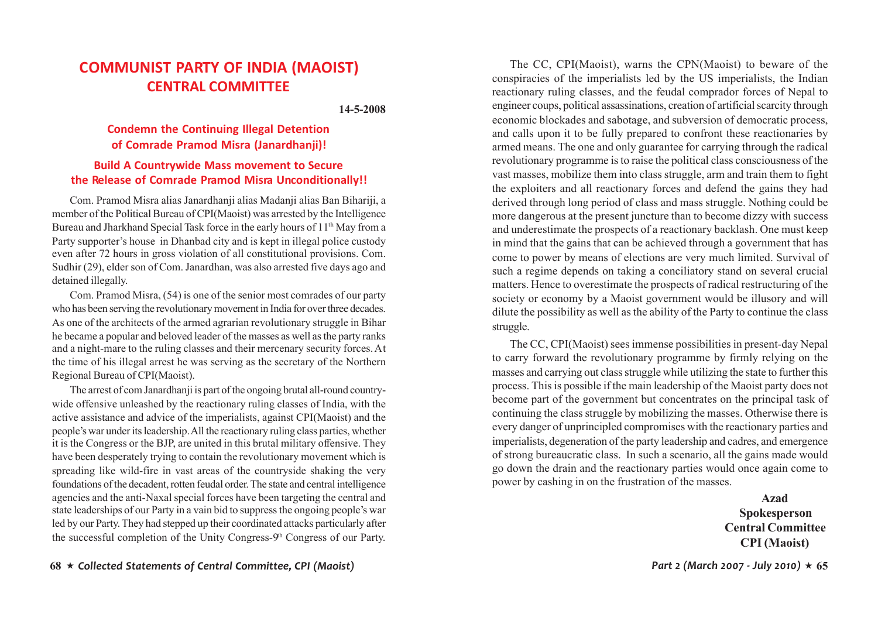# COMMUNIST PARTY OF INDIA (MAOIST)
# CENTRAL COMMITTEE

**14-5-2008**

## Condemn the Continuing Illegal Detention of Comrade Pramod Misra (Janardhanji)!

## Build A Countrywide Mass movement to Secure the Release of Comrade Pramod Misra Unconditionally!!

Com. Pramod Misra alias Janardhanji alias Madanji alias Ban Bihariji, a member of the Political Bureau of CPI(Maoist) was arrested by the Intelligence Bureau and Jharkhand Special Task force in the early hours of 11th May from a Party supporter's house in Dhanbad city and is kept in illegal police custody even after 72 hours in gross violation of all constitutional provisions. Com. Sudhir (29), elder son of Com. Janardhan, was also arrested five days ago and detained illegally.

Com. Pramod Misra, (54) is one of the senior most comrades of our party who has been serving the revolutionary movement in India for over three decades. As one of the architects of the armed agrarian revolutionary struggle in Bihar he became a popular and beloved leader of the masses as well as the party ranks and a night-mare to the ruling classes and their mercenary security forces. At the time of his illegal arrest he was serving as the secretary of the Northern Regional Bureau of CPI(Maoist).

The arrest of com Janardhanji is part of the ongoing brutal all-round country-wide offensive unleashed by the reactionary ruling classes of India, with the active assistance and advice of the imperialists, against CPI(Maoist) and the people's war under its leadership. All the reactionary ruling class parties, whether it is the Congress or the BJP, are united in this brutal military offensive. They have been desperately trying to contain the revolutionary movement which is spreading like wild-fire in vast areas of the countryside shaking the very foundations of the decadent, rotten feudal order. The state and central intelligence agencies and the anti-Naxal special forces have been targeting the central and state leaderships of our Party in a vain bid to suppress the ongoing people's war led by our Party. They had stepped up their coordinated attacks particularly after the successful completion of the Unity Congress-9th Congress of our Party.

The CC, CPI(Maoist), warns the CPN(Maoist) to beware of the conspiracies of the imperialists led by the US imperialists, the Indian reactionary ruling classes, and the feudal comprador forces of Nepal to engineer coups, political assassinations, creation of artificial scarcity through economic blockades and sabotage, and subversion of democratic process, and calls upon it to be fully prepared to confront these reactionaries by armed means. The one and only guarantee for carrying through the radical revolutionary programme is to raise the political class consciousness of the vast masses, mobilize them into class struggle, arm and train them to fight the exploiters and all reactionary forces and defend the gains they had derived through long period of class and mass struggle. Nothing could be more dangerous at the present juncture than to become dizzy with success and underestimate the prospects of a reactionary backlash. One must keep in mind that the gains that can be achieved through a government that has come to power by means of elections are very much limited. Survival of such a regime depends on taking a conciliatory stand on several crucial matters. Hence to overestimate the prospects of radical restructuring of the society or economy by a Maoist government would be illusory and will dilute the possibility as well as the ability of the Party to continue the class struggle.

The CC, CPI(Maoist) sees immense possibilities in present-day Nepal to carry forward the revolutionary programme by firmly relying on the masses and carrying out class struggle while utilizing the state to further this process. This is possible if the main leadership of the Maoist party does not become part of the government but concentrates on the principal task of continuing the class struggle by mobilizing the masses. Otherwise there is every danger of unprincipled compromises with the reactionary parties and imperialists, degeneration of the party leadership and cadres, and emergence of strong bureaucratic class. In such a scenario, all the gains made would go down the drain and the reactionary parties would once again come to power by cashing in on the frustration of the masses.

**Azad**
**Spokesperson**
**Central Committee**
**CPI (Maoist)**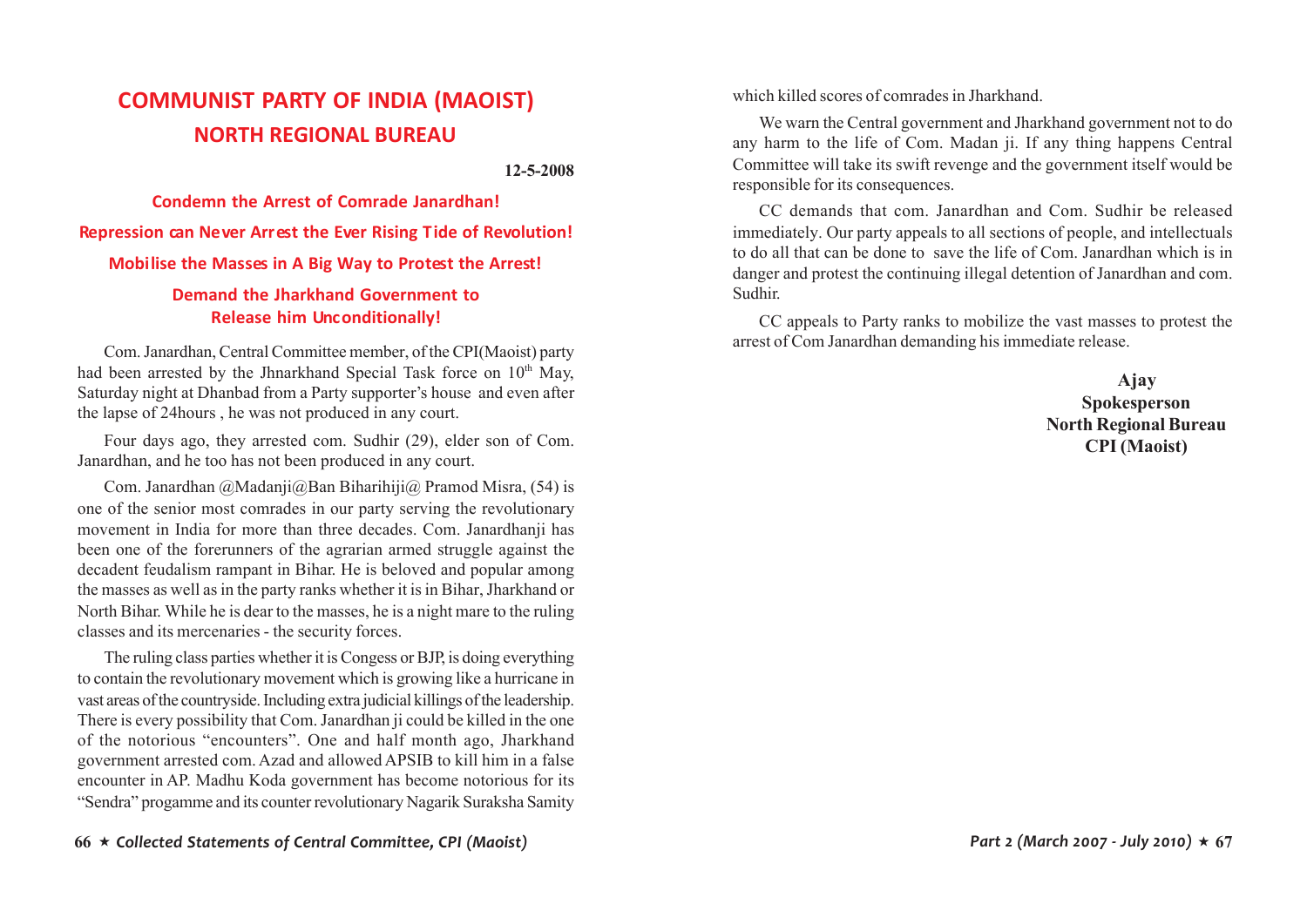# COMMUNIST PARTY OF INDIA (MAOIST)
## NORTH REGIONAL BUREAU

**12-5-2008**

**Condemn the Arrest of Comrade Janardhan!**

**Repression can Never Arrest the Ever Rising Tide of Revolution!**

**Mobilise the Masses in A Big Way to Protest the Arrest!**

**Demand the Jharkhand Government to Release him Unconditionally!**

Com. Janardhan, Central Committee member, of the CPI(Maoist) party had been arrested by the Jhnarkhand Special Task force on 10th May, Saturday night at Dhanbad from a Party supporter's house and even after the lapse of 24hours , he was not produced in any court.

Four days ago, they arrested com. Sudhir (29), elder son of Com. Janardhan, and he too has not been produced in any court.

Com. Janardhan @Madanji@Ban Biharihiji@ Pramod Misra, (54) is one of the senior most comrades in our party serving the revolutionary movement in India for more than three decades. Com. Janardhanji has been one of the forerunners of the agrarian armed struggle against the decadent feudalism rampant in Bihar. He is beloved and popular among the masses as well as in the party ranks whether it is in Bihar, Jharkhand or North Bihar. While he is dear to the masses, he is a night mare to the ruling classes and its mercenaries - the security forces.

The ruling class parties whether it is Congess or BJP, is doing everything to contain the revolutionary movement which is growing like a hurricane in vast areas of the countryside. Including extra judicial killings of the leadership. There is every possibility that Com. Janardhan ji could be killed in the one of the notorious "encounters". One and half month ago, Jharkhand government arrested com. Azad and allowed APSIB to kill him in a false encounter in AP. Madhu Koda government has become notorious for its "Sendra" progamme and its counter revolutionary Nagarik Suraksha Samity which killed scores of comrades in Jharkhand.

We warn the Central government and Jharkhand government not to do any harm to the life of Com. Madan ji. If any thing happens Central Committee will take its swift revenge and the government itself would be responsible for its consequences.

CC demands that com. Janardhan and Com. Sudhir be released immediately. Our party appeals to all sections of people, and intellectuals to do all that can be done to save the life of Com. Janardhan which is in danger and protest the continuing illegal detention of Janardhan and com. Sudhir.

CC appeals to Party ranks to mobilize the vast masses to protest the arrest of Com Janardhan demanding his immediate release.

**Ajay**
**Spokesperson**
**North Regional Bureau**
**CPI (Maoist)**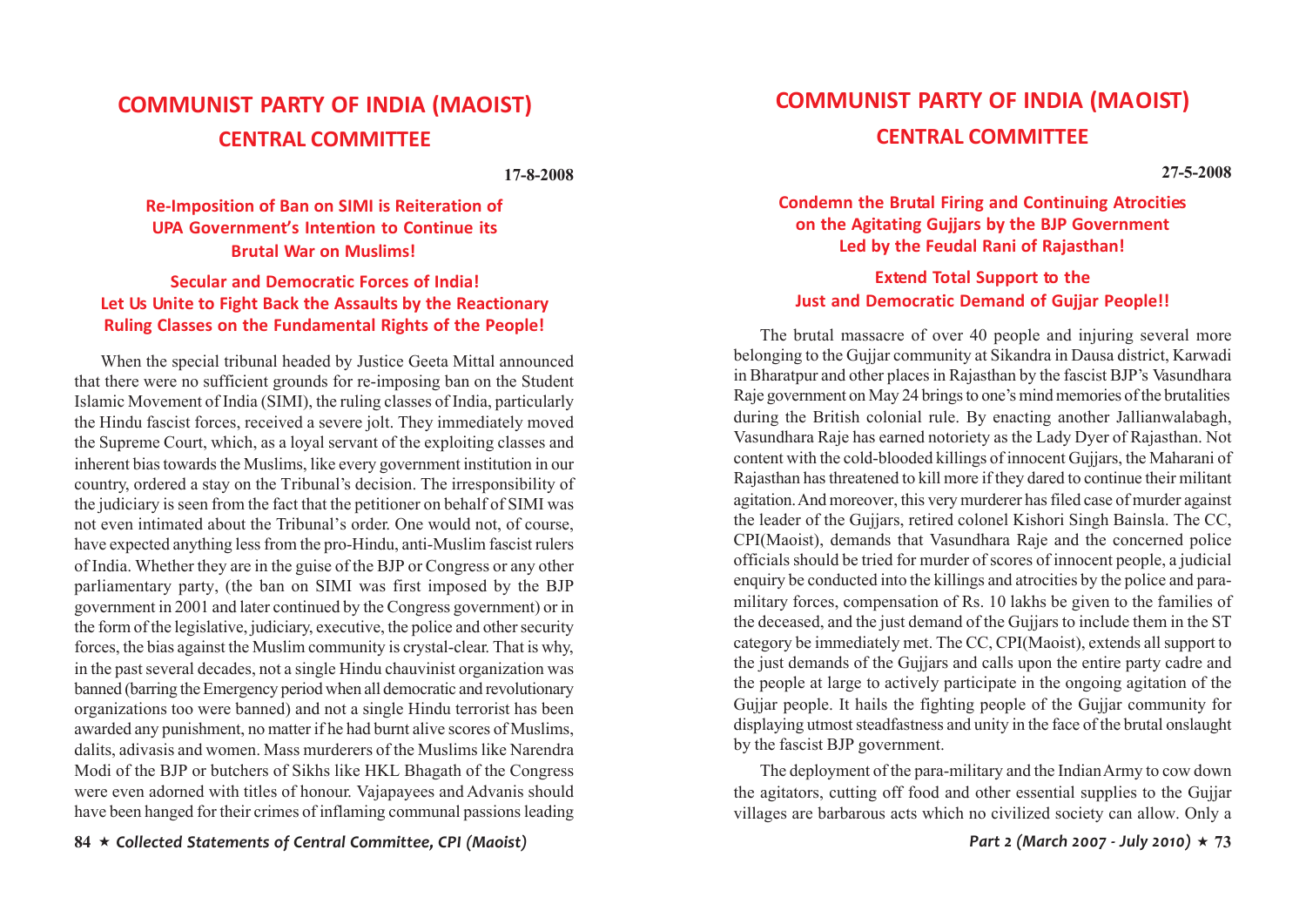# COMMUNIST PARTY OF INDIA (MAOIST)

## CENTRAL COMMITTEE

**17-8-2008**

### Re-Imposition of Ban on SIMI is Reiteration of UPA Government's Intention to Continue its Brutal War on Muslims!

### Secular and Democratic Forces of India! Let Us Unite to Fight Back the Assaults by the Reactionary Ruling Classes on the Fundamental Rights of the People!

When the special tribunal headed by Justice Geeta Mittal announced that there were no sufficient grounds for re-imposing ban on the Student Islamic Movement of India (SIMI), the ruling classes of India, particularly the Hindu fascist forces, received a severe jolt. They immediately moved the Supreme Court, which, as a loyal servant of the exploiting classes and inherent bias towards the Muslims, like every government institution in our country, ordered a stay on the Tribunal's decision. The irresponsibility of the judiciary is seen from the fact that the petitioner on behalf of SIMI was not even intimated about the Tribunal's order. One would not, of course, have expected anything less from the pro-Hindu, anti-Muslim fascist rulers of India. Whether they are in the guise of the BJP or Congress or any other parliamentary party, (the ban on SIMI was first imposed by the BJP government in 2001 and later continued by the Congress government) or in the form of the legislative, judiciary, executive, the police and other security forces, the bias against the Muslim community is crystal-clear. That is why, in the past several decades, not a single Hindu chauvinist organization was banned (barring the Emergency period when all democratic and revolutionary organizations too were banned) and not a single Hindu terrorist has been awarded any punishment, no matter if he had burnt alive scores of Muslims, dalits, adivasis and women. Mass murderers of the Muslims like Narendra Modi of the BJP or butchers of Sikhs like HKL Bhagath of the Congress were even adorned with titles of honour. Vajapayees and Advanis should have been hanged for their crimes of inflaming communal passions leading

# COMMUNIST PARTY OF INDIA (MAOIST)

## CENTRAL COMMITTEE

**27-5-2008**

### Condemn the Brutal Firing and Continuing Atrocities on the Agitating Gujjars by the BJP Government Led by the Feudal Rani of Rajasthan!

### Extend Total Support to the Just and Democratic Demand of Gujjar People!!

The brutal massacre of over 40 people and injuring several more belonging to the Gujjar community at Sikandra in Dausa district, Karwadi in Bharatpur and other places in Rajasthan by the fascist BJP's Vasundhara Raje government on May 24 brings to one's mind memories of the brutalities during the British colonial rule. By enacting another Jallianwalabagh, Vasundhara Raje has earned notoriety as the Lady Dyer of Rajasthan. Not content with the cold-blooded killings of innocent Gujjars, the Maharani of Rajasthan has threatened to kill more if they dared to continue their militant agitation. And moreover, this very murderer has filed case of murder against the leader of the Gujjars, retired colonel Kishori Singh Bainsla. The CC, CPI(Maoist), demands that Vasundhara Raje and the concerned police officials should be tried for murder of scores of innocent people, a judicial enquiry be conducted into the killings and atrocities by the police and para-military forces, compensation of Rs. 10 lakhs be given to the families of the deceased, and the just demand of the Gujjars to include them in the ST category be immediately met. The CC, CPI(Maoist), extends all support to the just demands of the Gujjars and calls upon the entire party cadre and the people at large to actively participate in the ongoing agitation of the Gujjar people. It hails the fighting people of the Gujjar community for displaying utmost steadfastness and unity in the face of the brutal onslaught by the fascist BJP government.

The deployment of the para-military and the Indian Army to cow down the agitators, cutting off food and other essential supplies to the Gujjar villages are barbarous acts which no civilized society can allow. Only a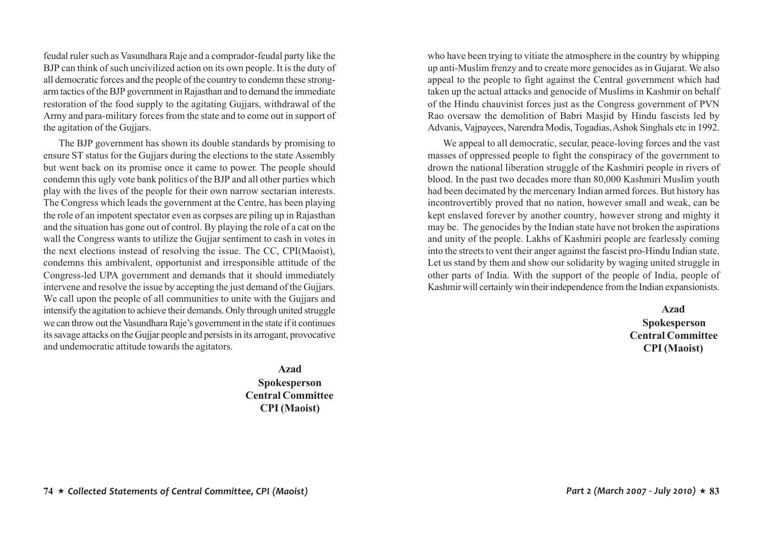feudal ruler such as Vasundhara Raje and a comprador-feudal party like the BJP can think of such uncivilized action on its own people. It is the duty of all democratic forces and the people of the country to condemn these strong-arm tactics of the BJP government in Rajasthan and to demand the immediate restoration of the food supply to the agitating Gujjars, withdrawal of the Army and para-military forces from the state and to come out in support of the agitation of the Gujjars.

The BJP government has shown its double standards by promising to ensure ST status for the Gujjars during the elections to the state Assembly but went back on its promise once it came to power. The people should condemn this ugly vote bank politics of the BJP and all other parties which play with the lives of the people for their own narrow sectarian interests. The Congress which leads the government at the Centre, has been playing the role of an impotent spectator even as corpses are piling up in Rajasthan and the situation has gone out of control. By playing the role of a cat on the wall the Congress wants to utilize the Gujjar sentiment to cash in votes in the next elections instead of resolving the issue. The CC, CPI(Maoist), condemns this ambivalent, opportunist and irresponsible attitude of the Congress-led UPA government and demands that it should immediately intervene and resolve the issue by accepting the just demand of the Gujjars. We call upon the people of all communities to unite with the Gujjars and intensify the agitation to achieve their demands. Only through united struggle we can throw out the Vasundhara Raje's government in the state if it continues its savage attacks on the Gujjar people and persists in its arrogant, provocative and undemocratic attitude towards the agitators.

**Azad**
**Spokesperson**
**Central Committee**
**CPI (Maoist)**

who have been trying to vitiate the atmosphere in the country by whipping up anti-Muslim frenzy and to create more genocides as in Gujarat. We also appeal to the people to fight against the Central government which had taken up the actual attacks and genocide of Muslims in Kashmir on behalf of the Hindu chauvinist forces just as the Congress government of PVN Rao oversaw the demolition of Babri Masjid by Hindu fascists led by Advanis, Vajpayees, Narendra Modis, Togadias, Ashok Singhals etc in 1992.

We appeal to all democratic, secular, peace-loving forces and the vast masses of oppressed people to fight the conspiracy of the government to drown the national liberation struggle of the Kashmiri people in rivers of blood. In the past two decades more than 80,000 Kashmiri Muslim youth had been decimated by the mercenary Indian armed forces. But history has incontrovertibly proved that no nation, however small and weak, can be kept enslaved forever by another country, however strong and mighty it may be. The genocides by the Indian state have not broken the aspirations and unity of the people. Lakhs of Kashmiri people are fearlessly coming into the streets to vent their anger against the fascist pro-Hindu Indian state. Let us stand by them and show our solidarity by waging united struggle in other parts of India. With the support of the people of India, people of Kashmir will certainly win their independence from the Indian expansionists.

**Azad**
**Spokesperson**
**Central Committee**
**CPI (Maoist)**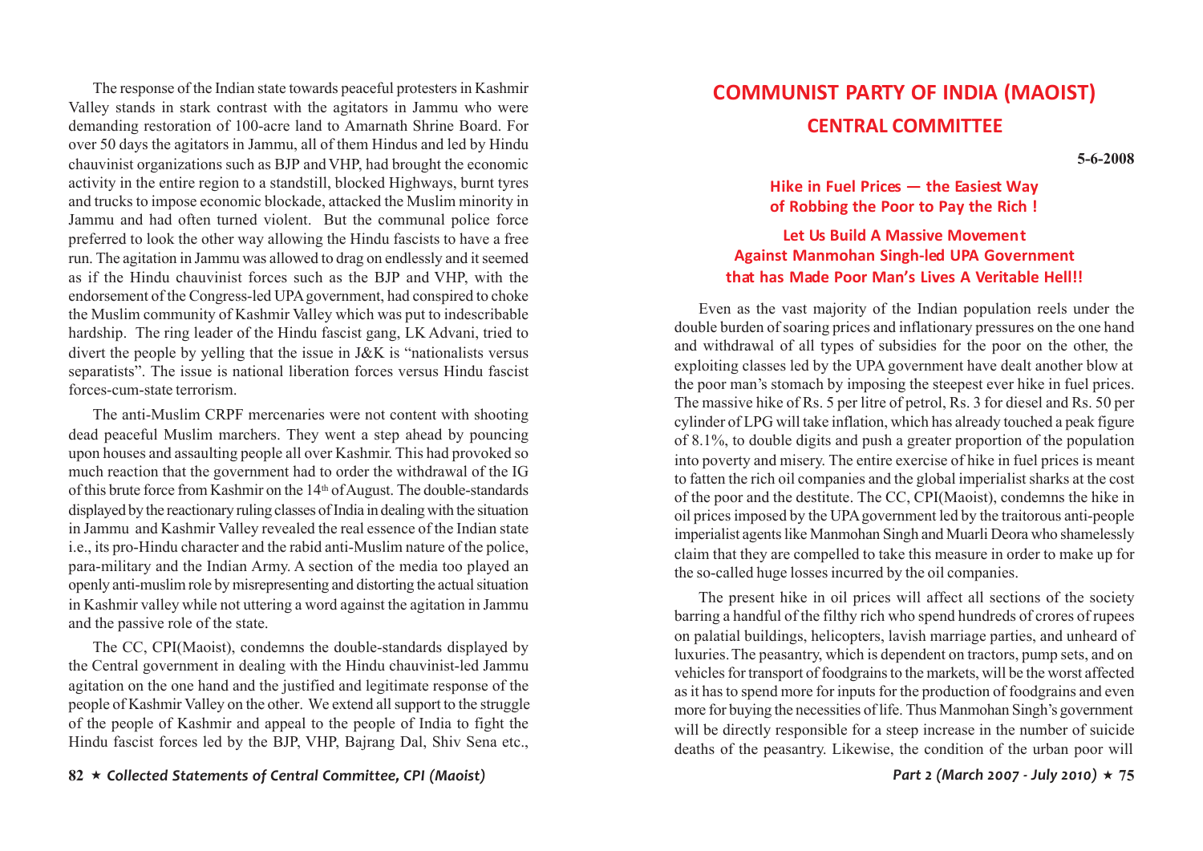The response of the Indian state towards peaceful protesters in Kashmir Valley stands in stark contrast with the agitators in Jammu who were demanding restoration of 100-acre land to Amarnath Shrine Board. For over 50 days the agitators in Jammu, all of them Hindus and led by Hindu chauvinist organizations such as BJP and VHP, had brought the economic activity in the entire region to a standstill, blocked Highways, burnt tyres and trucks to impose economic blockade, attacked the Muslim minority in Jammu and had often turned violent. But the communal police force preferred to look the other way allowing the Hindu fascists to have a free run. The agitation in Jammu was allowed to drag on endlessly and it seemed as if the Hindu chauvinist forces such as the BJP and VHP, with the endorsement of the Congress-led UPA government, had conspired to choke the Muslim community of Kashmir Valley which was put to indescribable hardship. The ring leader of the Hindu fascist gang, LK Advani, tried to divert the people by yelling that the issue in J&K is "nationalists versus separatists". The issue is national liberation forces versus Hindu fascist forces-cum-state terrorism.

The anti-Muslim CRPF mercenaries were not content with shooting dead peaceful Muslim marchers. They went a step ahead by pouncing upon houses and assaulting people all over Kashmir. This had provoked so much reaction that the government had to order the withdrawal of the IG of this brute force from Kashmir on the 14th of August. The double-standards displayed by the reactionary ruling classes of India in dealing with the situation in Jammu and Kashmir Valley revealed the real essence of the Indian state i.e., its pro-Hindu character and the rabid anti-Muslim nature of the police, para-military and the Indian Army. A section of the media too played an openly anti-muslim role by misrepresenting and distorting the actual situation in Kashmir valley while not uttering a word against the agitation in Jammu and the passive role of the state.

The CC, CPI(Maoist), condemns the double-standards displayed by the Central government in dealing with the Hindu chauvinist-led Jammu agitation on the one hand and the justified and legitimate response of the people of Kashmir Valley on the other. We extend all support to the struggle of the people of Kashmir and appeal to the people of India to fight the Hindu fascist forces led by the BJP, VHP, Bajrang Dal, Shiv Sena etc.,

# COMMUNIST PARTY OF INDIA (MAOIST)
## CENTRAL COMMITTEE

**5-6-2008**

### Hike in Fuel Prices — the Easiest Way of Robbing the Poor to Pay the Rich !

### Let Us Build A Massive Movement Against Manmohan Singh-led UPA Government that has Made Poor Man's Lives A Veritable Hell!!

Even as the vast majority of the Indian population reels under the double burden of soaring prices and inflationary pressures on the one hand and withdrawal of all types of subsidies for the poor on the other, the exploiting classes led by the UPA government have dealt another blow at the poor man's stomach by imposing the steepest ever hike in fuel prices. The massive hike of Rs. 5 per litre of petrol, Rs. 3 for diesel and Rs. 50 per cylinder of LPG will take inflation, which has already touched a peak figure of 8.1%, to double digits and push a greater proportion of the population into poverty and misery. The entire exercise of hike in fuel prices is meant to fatten the rich oil companies and the global imperialist sharks at the cost of the poor and the destitute. The CC, CPI(Maoist), condemns the hike in oil prices imposed by the UPA government led by the traitorous anti-people imperialist agents like Manmohan Singh and Muarli Deora who shamelessly claim that they are compelled to take this measure in order to make up for the so-called huge losses incurred by the oil companies.

The present hike in oil prices will affect all sections of the society barring a handful of the filthy rich who spend hundreds of crores of rupees on palatial buildings, helicopters, lavish marriage parties, and unheard of luxuries. The peasantry, which is dependent on tractors, pump sets, and on vehicles for transport of foodgrains to the markets, will be the worst affected as it has to spend more for inputs for the production of foodgrains and even more for buying the necessities of life. Thus Manmohan Singh's government will be directly responsible for a steep increase in the number of suicide deaths of the peasantry. Likewise, the condition of the urban poor will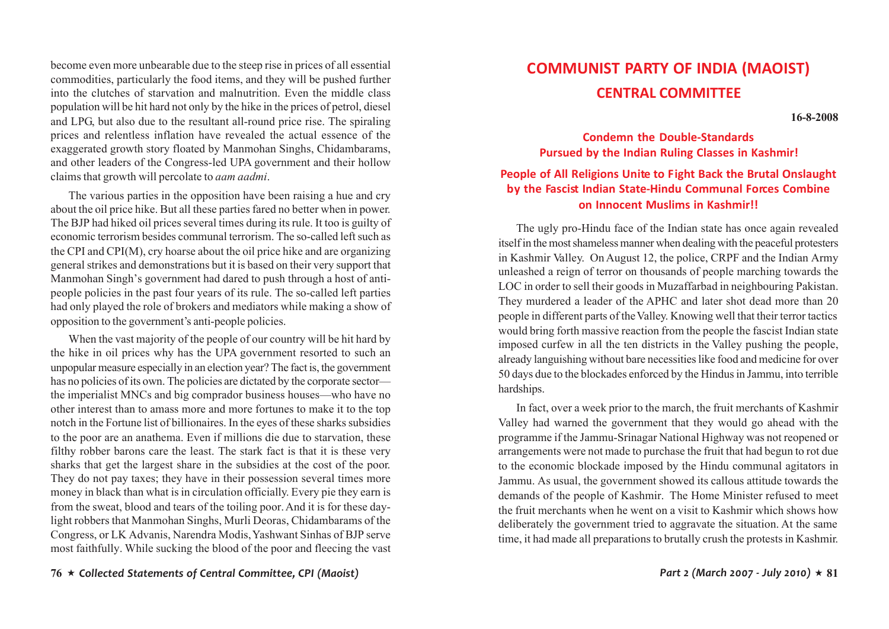become even more unbearable due to the steep rise in prices of all essential commodities, particularly the food items, and they will be pushed further into the clutches of starvation and malnutrition. Even the middle class population will be hit hard not only by the hike in the prices of petrol, diesel and LPG, but also due to the resultant all-round price rise. The spiraling prices and relentless inflation have revealed the actual essence of the exaggerated growth story floated by Manmohan Singhs, Chidambarams, and other leaders of the Congress-led UPA government and their hollow claims that growth will percolate to *aam aadmi*.

The various parties in the opposition have been raising a hue and cry about the oil price hike. But all these parties fared no better when in power. The BJP had hiked oil prices several times during its rule. It too is guilty of economic terrorism besides communal terrorism. The so-called left such as the CPI and CPI(M), cry hoarse about the oil price hike and are organizing general strikes and demonstrations but it is based on their very support that Manmohan Singh's government had dared to push through a host of anti-people policies in the past four years of its rule. The so-called left parties had only played the role of brokers and mediators while making a show of opposition to the government's anti-people policies.

When the vast majority of the people of our country will be hit hard by the hike in oil prices why has the UPA government resorted to such an unpopular measure especially in an election year? The fact is, the government has no policies of its own. The policies are dictated by the corporate sector—the imperialist MNCs and big comprador business houses—who have no other interest than to amass more and more fortunes to make it to the top notch in the Fortune list of billionaires. In the eyes of these sharks subsidies to the poor are an anathema. Even if millions die due to starvation, these filthy robber barons care the least. The stark fact is that it is these very sharks that get the largest share in the subsidies at the cost of the poor. They do not pay taxes; they have in their possession several times more money in black than what is in circulation officially. Every pie they earn is from the sweat, blood and tears of the toiling poor. And it is for these day-light robbers that Manmohan Singhs, Murli Deoras, Chidambarams of the Congress, or LK Advanis, Narendra Modis, Yashwant Sinhas of BJP serve most faithfully. While sucking the blood of the poor and fleecing the vast

# COMMUNIST PARTY OF INDIA (MAOIST)
## CENTRAL COMMITTEE

**16-8-2008**

### Condemn the Double-Standards Pursued by the Indian Ruling Classes in Kashmir!

### People of All Religions Unite to Fight Back the Brutal Onslaught by the Fascist Indian State-Hindu Communal Forces Combine on Innocent Muslims in Kashmir!!

The ugly pro-Hindu face of the Indian state has once again revealed itself in the most shameless manner when dealing with the peaceful protesters in Kashmir Valley. On August 12, the police, CRPF and the Indian Army unleashed a reign of terror on thousands of people marching towards the LOC in order to sell their goods in Muzaffarbad in neighbouring Pakistan. They murdered a leader of the APHC and later shot dead more than 20 people in different parts of the Valley. Knowing well that their terror tactics would bring forth massive reaction from the people the fascist Indian state imposed curfew in all the ten districts in the Valley pushing the people, already languishing without bare necessities like food and medicine for over 50 days due to the blockades enforced by the Hindus in Jammu, into terrible hardships.

In fact, over a week prior to the march, the fruit merchants of Kashmir Valley had warned the government that they would go ahead with the programme if the Jammu-Srinagar National Highway was not reopened or arrangements were not made to purchase the fruit that had begun to rot due to the economic blockade imposed by the Hindu communal agitators in Jammu. As usual, the government showed its callous attitude towards the demands of the people of Kashmir. The Home Minister refused to meet the fruit merchants when he went on a visit to Kashmir which shows how deliberately the government tried to aggravate the situation. At the same time, it had made all preparations to brutally crush the protests in Kashmir.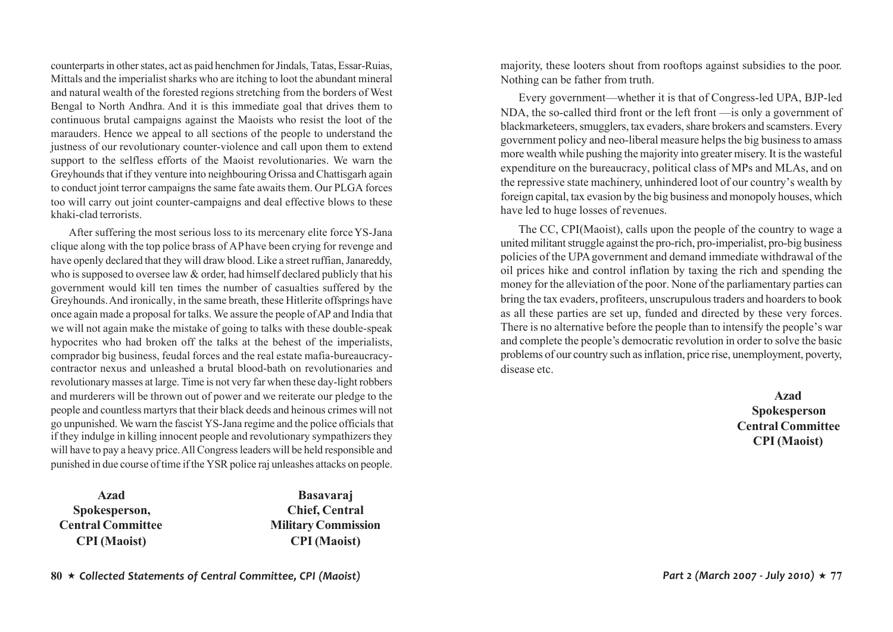counterparts in other states, act as paid henchmen for Jindals, Tatas, Essar-Ruias, Mittals and the imperialist sharks who are itching to loot the abundant mineral and natural wealth of the forested regions stretching from the borders of West Bengal to North Andhra. And it is this immediate goal that drives them to continuous brutal campaigns against the Maoists who resist the loot of the marauders. Hence we appeal to all sections of the people to understand the justness of our revolutionary counter-violence and call upon them to extend support to the selfless efforts of the Maoist revolutionaries. We warn the Greyhounds that if they venture into neighbouring Orissa and Chattisgarh again to conduct joint terror campaigns the same fate awaits them. Our PLGA forces too will carry out joint counter-campaigns and deal effective blows to these khaki-clad terrorists.

After suffering the most serious loss to its mercenary elite force YS-Jana clique along with the top police brass of AP have been crying for revenge and have openly declared that they will draw blood. Like a street ruffian, Janareddy, who is supposed to oversee law & order, had himself declared publicly that his government would kill ten times the number of casualties suffered by the Greyhounds. And ironically, in the same breath, these Hitlerite offsprings have once again made a proposal for talks. We assure the people of AP and India that we will not again make the mistake of going to talks with these double-speak hypocrites who had broken off the talks at the behest of the imperialists, comprador big business, feudal forces and the real estate mafia-bureaucracy-contractor nexus and unleashed a brutal blood-bath on revolutionaries and revolutionary masses at large. Time is not very far when these day-light robbers and murderers will be thrown out of power and we reiterate our pledge to the people and countless martyrs that their black deeds and heinous crimes will not go unpunished. We warn the fascist YS-Jana regime and the police officials that if they indulge in killing innocent people and revolutionary sympathizers they will have to pay a heavy price. All Congress leaders will be held responsible and punished in due course of time if the YSR police raj unleashes attacks on people.

**Azad**
**Spokesperson,**
**Central Committee**
**CPI (Maoist)**

**Basavaraj**
**Chief, Central**
**Military Commission**
**CPI (Maoist)**

majority, these looters shout from rooftops against subsidies to the poor. Nothing can be father from truth.

Every government—whether it is that of Congress-led UPA, BJP-led NDA, the so-called third front or the left front —is only a government of blackmarketeers, smugglers, tax evaders, share brokers and scamsters. Every government policy and neo-liberal measure helps the big business to amass more wealth while pushing the majority into greater misery. It is the wasteful expenditure on the bureaucracy, political class of MPs and MLAs, and on the repressive state machinery, unhindered loot of our country's wealth by foreign capital, tax evasion by the big business and monopoly houses, which have led to huge losses of revenues.

The CC, CPI(Maoist), calls upon the people of the country to wage a united militant struggle against the pro-rich, pro-imperialist, pro-big business policies of the UPA government and demand immediate withdrawal of the oil prices hike and control inflation by taxing the rich and spending the money for the alleviation of the poor. None of the parliamentary parties can bring the tax evaders, profiteers, unscrupulous traders and hoarders to book as all these parties are set up, funded and directed by these very forces. There is no alternative before the people than to intensify the people's war and complete the people's democratic revolution in order to solve the basic problems of our country such as inflation, price rise, unemployment, poverty, disease etc.

**Azad**
**Spokesperson**
**Central Committee**
**CPI (Maoist)**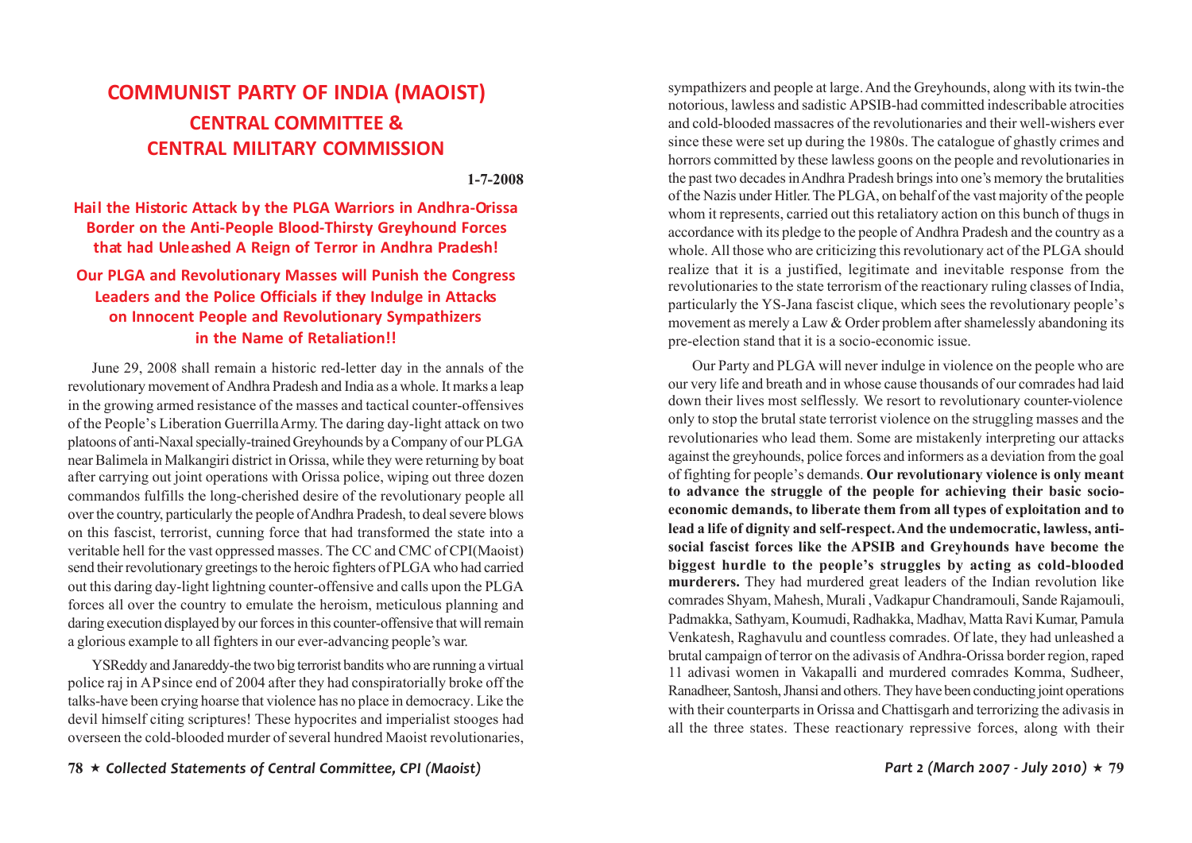# COMMUNIST PARTY OF INDIA (MAOIST)
## CENTRAL COMMITTEE & CENTRAL MILITARY COMMISSION

**1-7-2008**

### Hail the Historic Attack by the PLGA Warriors in Andhra-Orissa Border on the Anti-People Blood-Thirsty Greyhound Forces that had Unleashed A Reign of Terror in Andhra Pradesh!

### Our PLGA and Revolutionary Masses will Punish the Congress Leaders and the Police Officials if they Indulge in Attacks on Innocent People and Revolutionary Sympathizers in the Name of Retaliation!!

June 29, 2008 shall remain a historic red-letter day in the annals of the revolutionary movement of Andhra Pradesh and India as a whole. It marks a leap in the growing armed resistance of the masses and tactical counter-offensives of the People's Liberation Guerrilla Army. The daring day-light attack on two platoons of anti-Naxal specially-trained Greyhounds by a Company of our PLGA near Balimela in Malkangiri district in Orissa, while they were returning by boat after carrying out joint operations with Orissa police, wiping out three dozen commandos fulfills the long-cherished desire of the revolutionary people all over the country, particularly the people of Andhra Pradesh, to deal severe blows on this fascist, terrorist, cunning force that had transformed the state into a veritable hell for the vast oppressed masses. The CC and CMC of CPI(Maoist) send their revolutionary greetings to the heroic fighters of PLGA who had carried out this daring day-light lightning counter-offensive and calls upon the PLGA forces all over the country to emulate the heroism, meticulous planning and daring execution displayed by our forces in this counter-offensive that will remain a glorious example to all fighters in our ever-advancing people's war.

YSReddy and Janareddy-the two big terrorist bandits who are running a virtual police raj in AP since end of 2004 after they had conspiratorially broke off the talks-have been crying hoarse that violence has no place in democracy. Like the devil himself citing scriptures! These hypocrites and imperialist stooges had overseen the cold-blooded murder of several hundred Maoist revolutionaries, sympathizers and people at large. And the Greyhounds, along with its twin-the notorious, lawless and sadistic APSIB-had committed indescribable atrocities and cold-blooded massacres of the revolutionaries and their well-wishers ever since these were set up during the 1980s. The catalogue of ghastly crimes and horrors committed by these lawless goons on the people and revolutionaries in the past two decades in Andhra Pradesh brings into one's memory the brutalities of the Nazis under Hitler. The PLGA, on behalf of the vast majority of the people whom it represents, carried out this retaliatory action on this bunch of thugs in accordance with its pledge to the people of Andhra Pradesh and the country as a whole. All those who are criticizing this revolutionary act of the PLGA should realize that it is a justified, legitimate and inevitable response from the revolutionaries to the state terrorism of the reactionary ruling classes of India, particularly the YS-Jana fascist clique, which sees the revolutionary people's movement as merely a Law & Order problem after shamelessly abandoning its pre-election stand that it is a socio-economic issue.

Our Party and PLGA will never indulge in violence on the people who are our very life and breath and in whose cause thousands of our comrades had laid down their lives most selflessly. We resort to revolutionary counter-violence only to stop the brutal state terrorist violence on the struggling masses and the revolutionaries who lead them. Some are mistakenly interpreting our attacks against the greyhounds, police forces and informers as a deviation from the goal of fighting for people's demands. **Our revolutionary violence is only meant to advance the struggle of the people for achieving their basic socio-economic demands, to liberate them from all types of exploitation and to lead a life of dignity and self-respect. And the undemocratic, lawless, anti-social fascist forces like the APSIB and Greyhounds have become the biggest hurdle to the people's struggles by acting as cold-blooded murderers.** They had murdered great leaders of the Indian revolution like comrades Shyam, Mahesh, Murali , Vadkapur Chandramouli, Sande Rajamouli, Padmakka, Sathyam, Koumudi, Radhakka, Madhav, Matta Ravi Kumar, Pamula Venkatesh, Raghavulu and countless comrades. Of late, they had unleashed a brutal campaign of terror on the adivasis of Andhra-Orissa border region, raped 11 adivasi women in Vakapalli and murdered comrades Komma, Sudheer, Ranadheer, Santosh, Jhansi and others. They have been conducting joint operations with their counterparts in Orissa and Chattisgarh and terrorizing the adivasis in all the three states. These reactionary repressive forces, along with their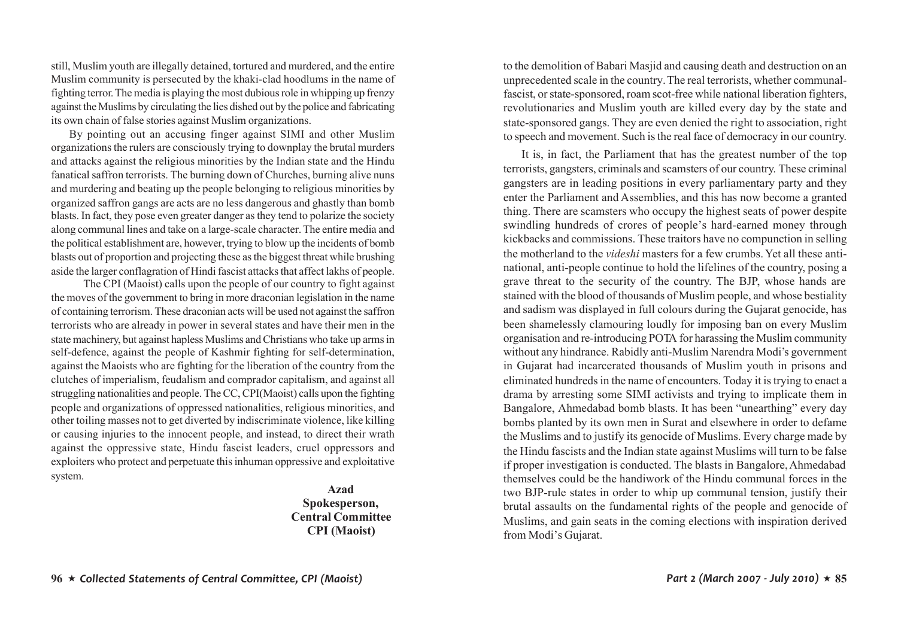still, Muslim youth are illegally detained, tortured and murdered, and the entire Muslim community is persecuted by the khaki-clad hoodlums in the name of fighting terror. The media is playing the most dubious role in whipping up frenzy against the Muslims by circulating the lies dished out by the police and fabricating its own chain of false stories against Muslim organizations.

By pointing out an accusing finger against SIMI and other Muslim organizations the rulers are consciously trying to downplay the brutal murders and attacks against the religious minorities by the Indian state and the Hindu fanatical saffron terrorists. The burning down of Churches, burning alive nuns and murdering and beating up the people belonging to religious minorities by organized saffron gangs are acts are no less dangerous and ghastly than bomb blasts. In fact, they pose even greater danger as they tend to polarize the society along communal lines and take on a large-scale character. The entire media and the political establishment are, however, trying to blow up the incidents of bomb blasts out of proportion and projecting these as the biggest threat while brushing aside the larger conflagration of Hindi fascist attacks that affect lakhs of people.

The CPI (Maoist) calls upon the people of our country to fight against the moves of the government to bring in more draconian legislation in the name of containing terrorism. These draconian acts will be used not against the saffron terrorists who are already in power in several states and have their men in the state machinery, but against hapless Muslims and Christians who take up arms in self-defence, against the people of Kashmir fighting for self-determination, against the Maoists who are fighting for the liberation of the country from the clutches of imperialism, feudalism and comprador capitalism, and against all struggling nationalities and people. The CC, CPI(Maoist) calls upon the fighting people and organizations of oppressed nationalities, religious minorities, and other toiling masses not to get diverted by indiscriminate violence, like killing or causing injuries to the innocent people, and instead, to direct their wrath against the oppressive state, Hindu fascist leaders, cruel oppressors and exploiters who protect and perpetuate this inhuman oppressive and exploitative system.

**Azad**
**Spokesperson,**
**Central Committee**
**CPI (Maoist)**

to the demolition of Babari Masjid and causing death and destruction on an unprecedented scale in the country. The real terrorists, whether communal-fascist, or state-sponsored, roam scot-free while national liberation fighters, revolutionaries and Muslim youth are killed every day by the state and state-sponsored gangs. They are even denied the right to association, right to speech and movement. Such is the real face of democracy in our country.

It is, in fact, the Parliament that has the greatest number of the top terrorists, gangsters, criminals and scamsters of our country. These criminal gangsters are in leading positions in every parliamentary party and they enter the Parliament and Assemblies, and this has now become a granted thing. There are scamsters who occupy the highest seats of power despite swindling hundreds of crores of people's hard-earned money through kickbacks and commissions. These traitors have no compunction in selling the motherland to the *videshi* masters for a few crumbs. Yet all these anti-national, anti-people continue to hold the lifelines of the country, posing a grave threat to the security of the country. The BJP, whose hands are stained with the blood of thousands of Muslim people, and whose bestiality and sadism was displayed in full colours during the Gujarat genocide, has been shamelessly clamouring loudly for imposing ban on every Muslim organisation and re-introducing POTA for harassing the Muslim community without any hindrance. Rabidly anti-Muslim Narendra Modi's government in Gujarat had incarcerated thousands of Muslim youth in prisons and eliminated hundreds in the name of encounters. Today it is trying to enact a drama by arresting some SIMI activists and trying to implicate them in Bangalore, Ahmedabad bomb blasts. It has been "unearthing" every day bombs planted by its own men in Surat and elsewhere in order to defame the Muslims and to justify its genocide of Muslims. Every charge made by the Hindu fascists and the Indian state against Muslims will turn to be false if proper investigation is conducted. The blasts in Bangalore, Ahmedabad themselves could be the handiwork of the Hindu communal forces in the two BJP-rule states in order to whip up communal tension, justify their brutal assaults on the fundamental rights of the people and genocide of Muslims, and gain seats in the coming elections with inspiration derived from Modi's Gujarat.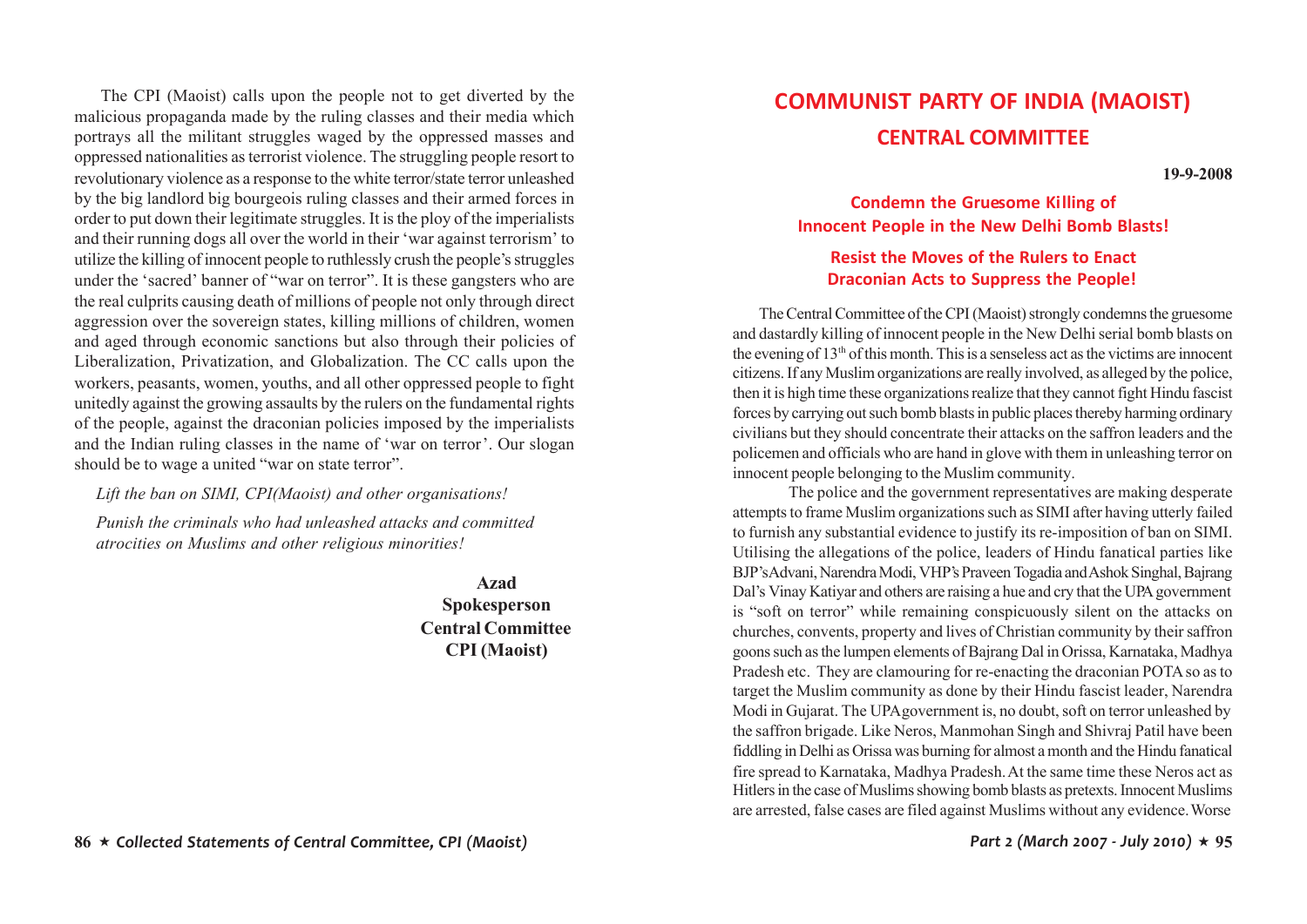The CPI (Maoist) calls upon the people not to get diverted by the malicious propaganda made by the ruling classes and their media which portrays all the militant struggles waged by the oppressed masses and oppressed nationalities as terrorist violence. The struggling people resort to revolutionary violence as a response to the white terror/state terror unleashed by the big landlord big bourgeois ruling classes and their armed forces in order to put down their legitimate struggles. It is the ploy of the imperialists and their running dogs all over the world in their 'war against terrorism' to utilize the killing of innocent people to ruthlessly crush the people's struggles under the 'sacred' banner of "war on terror". It is these gangsters who are the real culprits causing death of millions of people not only through direct aggression over the sovereign states, killing millions of children, women and aged through economic sanctions but also through their policies of Liberalization, Privatization, and Globalization. The CC calls upon the workers, peasants, women, youths, and all other oppressed people to fight unitedly against the growing assaults by the rulers on the fundamental rights of the people, against the draconian policies imposed by the imperialists and the Indian ruling classes in the name of 'war on terror'. Our slogan should be to wage a united "war on state terror".

*Lift the ban on SIMI, CPI(Maoist) and other organisations!*

*Punish the criminals who had unleashed attacks and committed atrocities on Muslims and other religious minorities!*

**Azad**
**Spokesperson**
**Central Committee**
**CPI (Maoist)**

# COMMUNIST PARTY OF INDIA (MAOIST)
## CENTRAL COMMITTEE

**19-9-2008**

### Condemn the Gruesome Killing of Innocent People in the New Delhi Bomb Blasts!

### Resist the Moves of the Rulers to Enact Draconian Acts to Suppress the People!

The Central Committee of the CPI (Maoist) strongly condemns the gruesome and dastardly killing of innocent people in the New Delhi serial bomb blasts on the evening of 13th of this month. This is a senseless act as the victims are innocent citizens. If any Muslim organizations are really involved, as alleged by the police, then it is high time these organizations realize that they cannot fight Hindu fascist forces by carrying out such bomb blasts in public places thereby harming ordinary civilians but they should concentrate their attacks on the saffron leaders and the policemen and officials who are hand in glove with them in unleashing terror on innocent people belonging to the Muslim community.

The police and the government representatives are making desperate attempts to frame Muslim organizations such as SIMI after having utterly failed to furnish any substantial evidence to justify its re-imposition of ban on SIMI. Utilising the allegations of the police, leaders of Hindu fanatical parties like BJP's Advani, Narendra Modi, VHP's Praveen Togadia and Ashok Singhal, Bajrang Dal's Vinay Katiyar and others are raising a hue and cry that the UPA government is "soft on terror" while remaining conspicuously silent on the attacks on churches, convents, property and lives of Christian community by their saffron goons such as the lumpen elements of Bajrang Dal in Orissa, Karnataka, Madhya Pradesh etc. They are clamouring for re-enacting the draconian POTA so as to target the Muslim community as done by their Hindu fascist leader, Narendra Modi in Gujarat. The UPA government is, no doubt, soft on terror unleashed by the saffron brigade. Like Neros, Manmohan Singh and Shivraj Patil have been fiddling in Delhi as Orissa was burning for almost a month and the Hindu fanatical fire spread to Karnataka, Madhya Pradesh. At the same time these Neros act as Hitlers in the case of Muslims showing bomb blasts as pretexts. Innocent Muslims are arrested, false cases are filed against Muslims without any evidence. Worse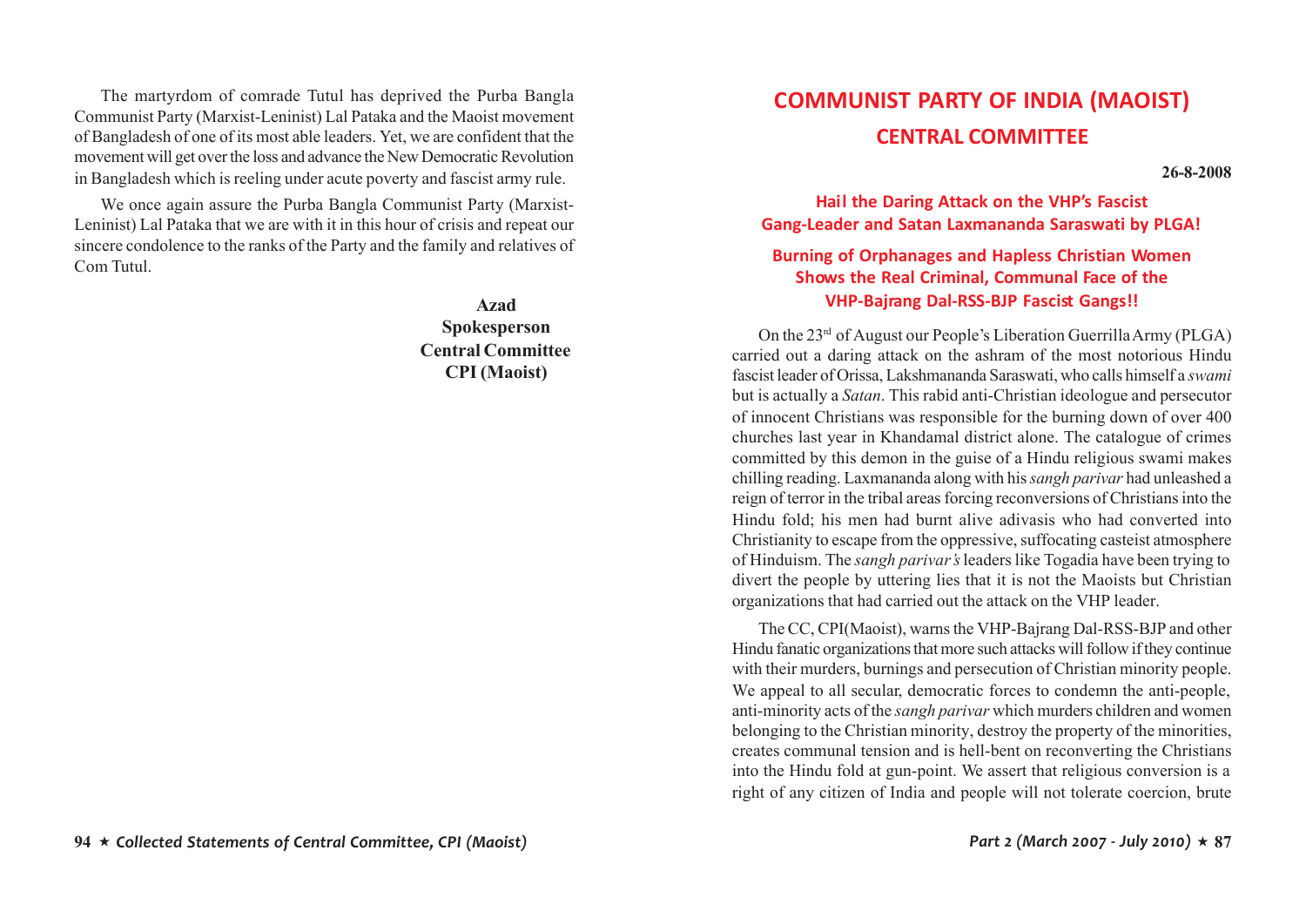The martyrdom of comrade Tutul has deprived the Purba Bangla Communist Party (Marxist-Leninist) Lal Pataka and the Maoist movement of Bangladesh of one of its most able leaders. Yet, we are confident that the movement will get over the loss and advance the New Democratic Revolution in Bangladesh which is reeling under acute poverty and fascist army rule.

We once again assure the Purba Bangla Communist Party (Marxist-Leninist) Lal Pataka that we are with it in this hour of crisis and repeat our sincere condolence to the ranks of the Party and the family and relatives of Com Tutul.

**Azad**
**Spokesperson**
**Central Committee**
**CPI (Maoist)**

# COMMUNIST PARTY OF INDIA (MAOIST)
## CENTRAL COMMITTEE

**26-8-2008**

### Hail the Daring Attack on the VHP's Fascist Gang-Leader and Satan Laxmananda Saraswati by PLGA!

### Burning of Orphanages and Hapless Christian Women Shows the Real Criminal, Communal Face of the VHP-Bajrang Dal-RSS-BJP Fascist Gangs!!

On the 23rd of August our People's Liberation Guerrilla Army (PLGA) carried out a daring attack on the ashram of the most notorious Hindu fascist leader of Orissa, Lakshmananda Saraswati, who calls himself a *swami* but is actually a *Satan*. This rabid anti-Christian ideologue and persecutor of innocent Christians was responsible for the burning down of over 400 churches last year in Khandamal district alone. The catalogue of crimes committed by this demon in the guise of a Hindu religious swami makes chilling reading. Laxmananda along with his *sangh parivar* had unleashed a reign of terror in the tribal areas forcing reconversions of Christians into the Hindu fold; his men had burnt alive adivasis who had converted into Christianity to escape from the oppressive, suffocating casteist atmosphere of Hinduism. The *sangh parivar's* leaders like Togadia have been trying to divert the people by uttering lies that it is not the Maoists but Christian organizations that had carried out the attack on the VHP leader.

The CC, CPI(Maoist), warns the VHP-Bajrang Dal-RSS-BJP and other Hindu fanatic organizations that more such attacks will follow if they continue with their murders, burnings and persecution of Christian minority people. We appeal to all secular, democratic forces to condemn the anti-people, anti-minority acts of the *sangh parivar* which murders children and women belonging to the Christian minority, destroy the property of the minorities, creates communal tension and is hell-bent on reconverting the Christians into the Hindu fold at gun-point. We assert that religious conversion is a right of any citizen of India and people will not tolerate coercion, brute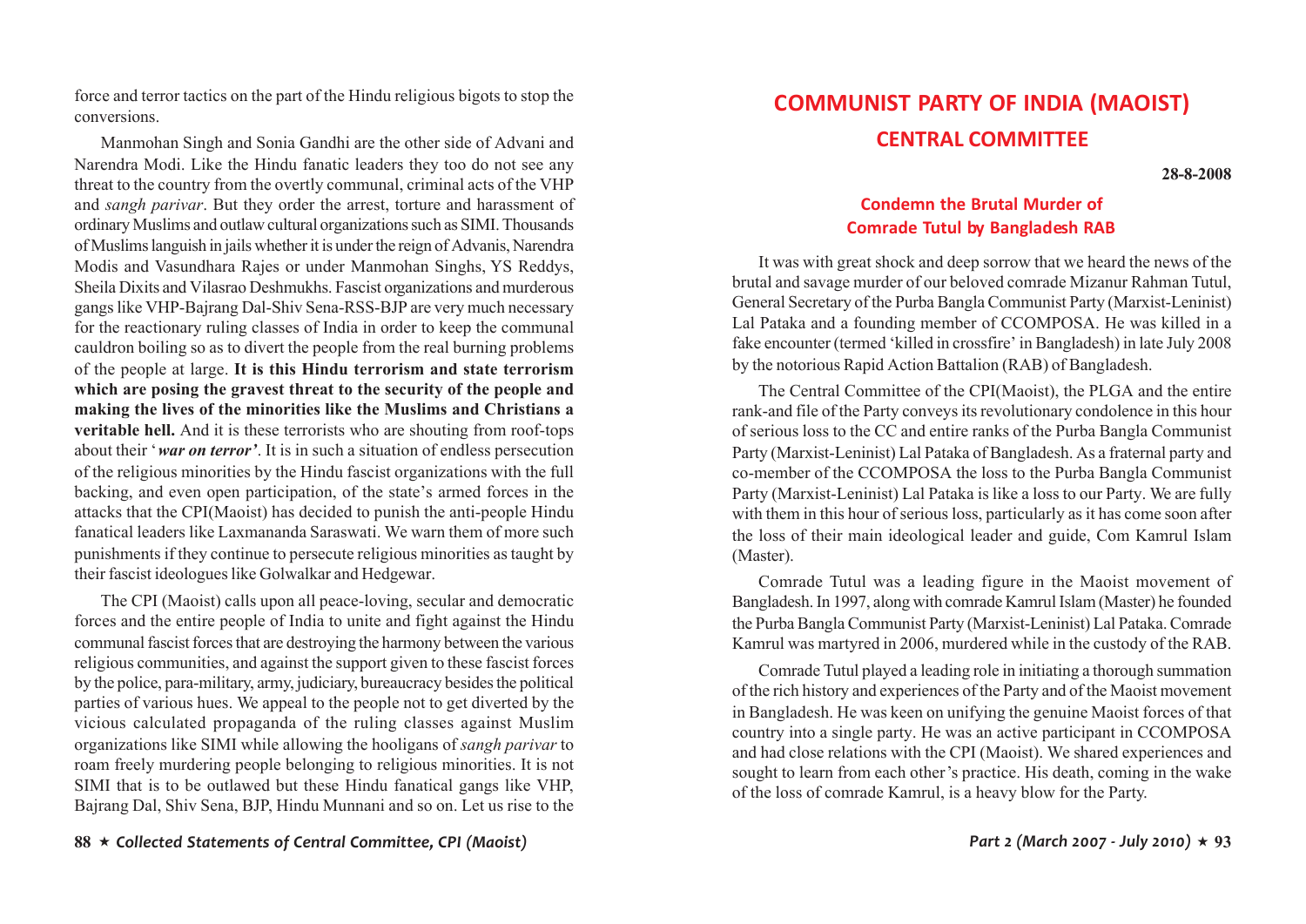force and terror tactics on the part of the Hindu religious bigots to stop the conversions.

Manmohan Singh and Sonia Gandhi are the other side of Advani and Narendra Modi. Like the Hindu fanatic leaders they too do not see any threat to the country from the overtly communal, criminal acts of the VHP and *sangh parivar*. But they order the arrest, torture and harassment of ordinary Muslims and outlaw cultural organizations such as SIMI. Thousands of Muslims languish in jails whether it is under the reign of Advanis, Narendra Modis and Vasundhara Rajes or under Manmohan Singhs, YS Reddys, Sheila Dixits and Vilasrao Deshmukhs. Fascist organizations and murderous gangs like VHP-Bajrang Dal-Shiv Sena-RSS-BJP are very much necessary for the reactionary ruling classes of India in order to keep the communal cauldron boiling so as to divert the people from the real burning problems of the people at large. **It is this Hindu terrorism and state terrorism which are posing the gravest threat to the security of the people and making the lives of the minorities like the Muslims and Christians a veritable hell.** And it is these terrorists who are shouting from roof-tops about their '***war on terror'***. It is in such a situation of endless persecution of the religious minorities by the Hindu fascist organizations with the full backing, and even open participation, of the state's armed forces in the attacks that the CPI(Maoist) has decided to punish the anti-people Hindu fanatical leaders like Laxmananda Saraswati. We warn them of more such punishments if they continue to persecute religious minorities as taught by their fascist ideologues like Golwalkar and Hedgewar.

The CPI (Maoist) calls upon all peace-loving, secular and democratic forces and the entire people of India to unite and fight against the Hindu communal fascist forces that are destroying the harmony between the various religious communities, and against the support given to these fascist forces by the police, para-military, army, judiciary, bureaucracy besides the political parties of various hues. We appeal to the people not to get diverted by the vicious calculated propaganda of the ruling classes against Muslim organizations like SIMI while allowing the hooligans of *sangh parivar* to roam freely murdering people belonging to religious minorities. It is not SIMI that is to be outlawed but these Hindu fanatical gangs like VHP, Bajrang Dal, Shiv Sena, BJP, Hindu Munnani and so on. Let us rise to the

# COMMUNIST PARTY OF INDIA (MAOIST)
## CENTRAL COMMITTEE

**28-8-2008**

### Condemn the Brutal Murder of Comrade Tutul by Bangladesh RAB

It was with great shock and deep sorrow that we heard the news of the brutal and savage murder of our beloved comrade Mizanur Rahman Tutul, General Secretary of the Purba Bangla Communist Party (Marxist-Leninist) Lal Pataka and a founding member of CCOMPOSA. He was killed in a fake encounter (termed 'killed in crossfire' in Bangladesh) in late July 2008 by the notorious Rapid Action Battalion (RAB) of Bangladesh.

The Central Committee of the CPI(Maoist), the PLGA and the entire rank-and-file of the Party conveys its revolutionary condolence in this hour of serious loss to the CC and entire ranks of the Purba Bangla Communist Party (Marxist-Leninist) Lal Pataka of Bangladesh. As a fraternal party and co-member of the CCOMPOSA the loss to the Purba Bangla Communist Party (Marxist-Leninist) Lal Pataka is like a loss to our Party. We are fully with them in this hour of serious loss, particularly as it has come soon after the loss of their main ideological leader and guide, Com Kamrul Islam (Master).

Comrade Tutul was a leading figure in the Maoist movement of Bangladesh. In 1997, along with comrade Kamrul Islam (Master) he founded the Purba Bangla Communist Party (Marxist-Leninist) Lal Pataka. Comrade Kamrul was martyred in 2006, murdered while in the custody of the RAB.

Comrade Tutul played a leading role in initiating a thorough summation of the rich history and experiences of the Party and of the Maoist movement in Bangladesh. He was keen on unifying the genuine Maoist forces of that country into a single party. He was an active participant in CCOMPOSA and had close relations with the CPI (Maoist). We shared experiences and sought to learn from each other's practice. His death, coming in the wake of the loss of comrade Kamrul, is a heavy blow for the Party.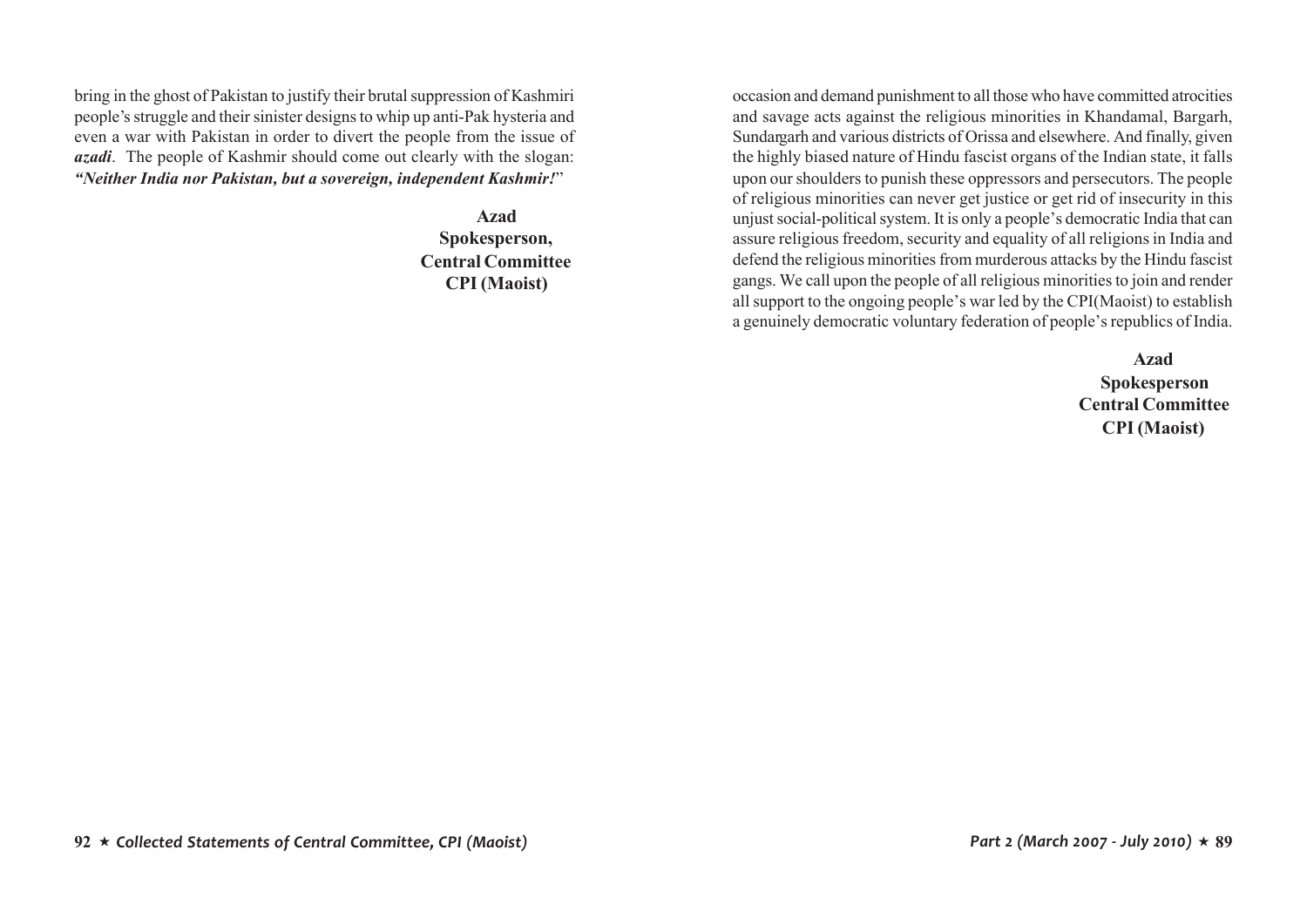bring in the ghost of Pakistan to justify their brutal suppression of Kashmiri people's struggle and their sinister designs to whip up anti-Pak hysteria and even a war with Pakistan in order to divert the people from the issue of ***azadi***. The people of Kashmir should come out clearly with the slogan: ***"Neither India nor Pakistan, but a sovereign, independent Kashmir!"***

**Azad**
**Spokesperson,**
**Central Committee**
**CPI (Maoist)**

occasion and demand punishment to all those who have committed atrocities and savage acts against the religious minorities in Khandamal, Bargarh, Sundargarh and various districts of Orissa and elsewhere. And finally, given the highly biased nature of Hindu fascist organs of the Indian state, it falls upon our shoulders to punish these oppressors and persecutors. The people of religious minorities can never get justice or get rid of insecurity in this unjust social-political system. It is only a people's democratic India that can assure religious freedom, security and equality of all religions in India and defend the religious minorities from murderous attacks by the Hindu fascist gangs. We call upon the people of all religious minorities to join and render all support to the ongoing people's war led by the CPI(Maoist) to establish a genuinely democratic voluntary federation of people's republics of India.

**Azad**
**Spokesperson**
**Central Committee**
**CPI (Maoist)**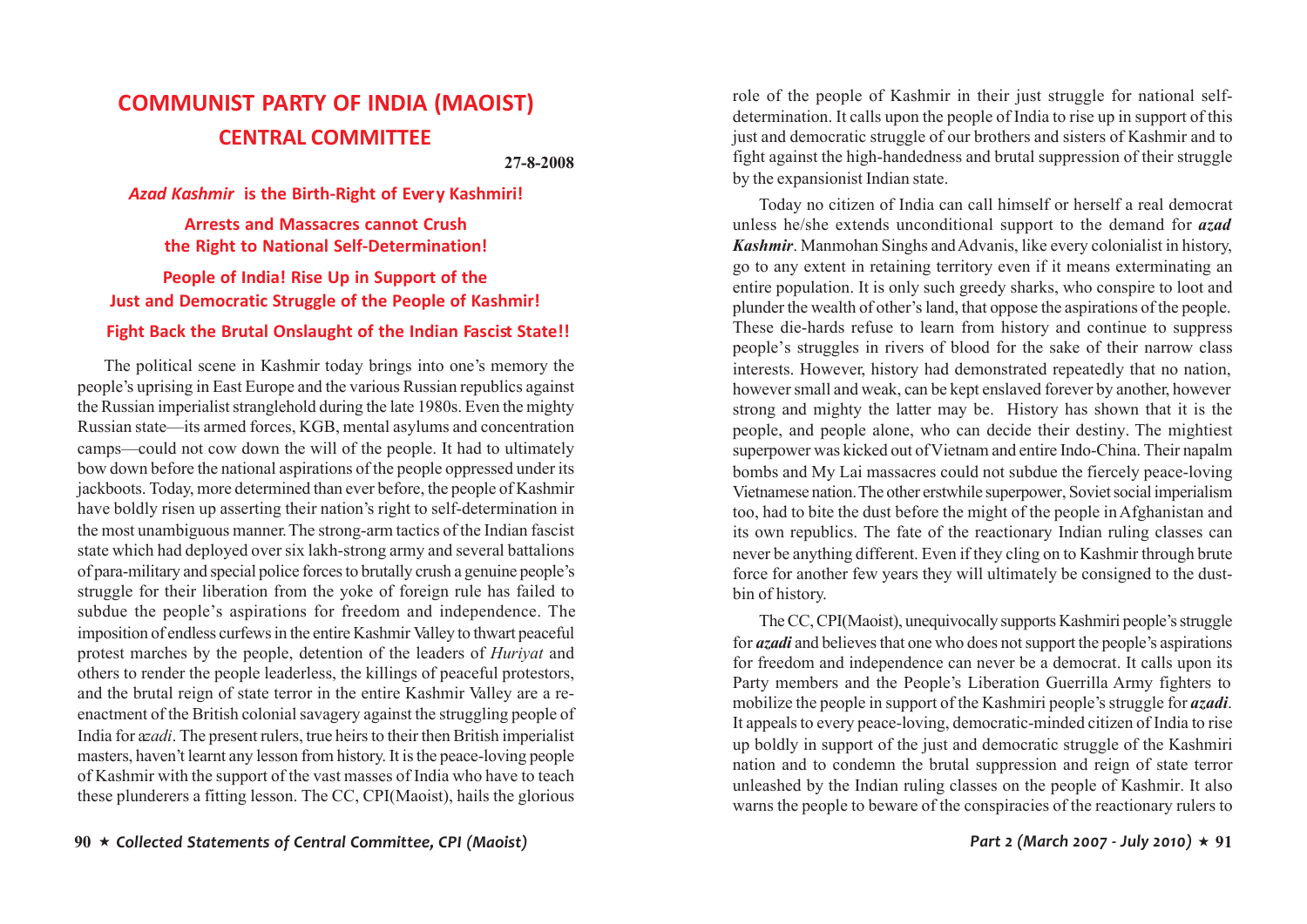# COMMUNIST PARTY OF INDIA (MAOIST)
## CENTRAL COMMITTEE

**27-8-2008**

### *Azad Kashmir* is the Birth-Right of Every Kashmiri!

### Arrests and Massacres cannot Crush the Right to National Self-Determination!

### People of India! Rise Up in Support of the Just and Democratic Struggle of the People of Kashmir!

### Fight Back the Brutal Onslaught of the Indian Fascist State!!

The political scene in Kashmir today brings into one's memory the people's uprising in East Europe and the various Russian republics against the Russian imperialist stranglehold during the late 1980s. Even the mighty Russian state—its armed forces, KGB, mental asylums and concentration camps—could not cow down the will of the people. It had to ultimately bow down before the national aspirations of the people oppressed under its jackboots. Today, more determined than ever before, the people of Kashmir have boldly risen up asserting their nation's right to self-determination in the most unambiguous manner. The strong-arm tactics of the Indian fascist state which had deployed over six lakh-strong army and several battalions of para-military and special police forces to brutally crush a genuine people's struggle for their liberation from the yoke of foreign rule has failed to subdue the people's aspirations for freedom and independence. The imposition of endless curfews in the entire Kashmir Valley to thwart peaceful protest marches by the people, detention of the leaders of *Huriyat* and others to render the people leaderless, the killings of peaceful protestors, and the brutal reign of state terror in the entire Kashmir Valley are a re-enactment of the British colonial savagery against the struggling people of India for *azadi*. The present rulers, true heirs to their then British imperialist masters, haven't learnt any lesson from history. It is the peace-loving people of Kashmir with the support of the vast masses of India who have to teach these plunderers a fitting lesson. The CC, CPI(Maoist), hails the glorious role of the people of Kashmir in their just struggle for national self-determination. It calls upon the people of India to rise up in support of this just and democratic struggle of our brothers and sisters of Kashmir and to fight against the high-handedness and brutal suppression of their struggle by the expansionist Indian state.

Today no citizen of India can call himself or herself a real democrat unless he/she extends unconditional support to the demand for ***azad Kashmir***. Manmohan Singhs and Advanis, like every colonialist in history, go to any extent in retaining territory even if it means exterminating an entire population. It is only such greedy sharks, who conspire to loot and plunder the wealth of other's land, that oppose the aspirations of the people. These die-hards refuse to learn from history and continue to suppress people's struggles in rivers of blood for the sake of their narrow class interests. However, history had demonstrated repeatedly that no nation, however small and weak, can be kept enslaved forever by another, however strong and mighty the latter may be. History has shown that it is the people, and people alone, who can decide their destiny. The mightiest superpower was kicked out of Vietnam and entire Indo-China. Their napalm bombs and My Lai massacres could not subdue the fiercely peace-loving Vietnamese nation. The other erstwhile superpower, Soviet social imperialism too, had to bite the dust before the might of the people in Afghanistan and its own republics. The fate of the reactionary Indian ruling classes can never be anything different. Even if they cling on to Kashmir through brute force for another few years they will ultimately be consigned to the dust-bin of history.

The CC, CPI(Maoist), unequivocally supports Kashmiri people's struggle for ***azadi*** and believes that one who does not support the people's aspirations for freedom and independence can never be a democrat. It calls upon its Party members and the People's Liberation Guerrilla Army fighters to mobilize the people in support of the Kashmiri people's struggle for ***azadi***. It appeals to every peace-loving, democratic-minded citizen of India to rise up boldly in support of the just and democratic struggle of the Kashmiri nation and to condemn the brutal suppression and reign of state terror unleashed by the Indian ruling classes on the people of Kashmir. It also warns the people to beware of the conspiracies of the reactionary rulers to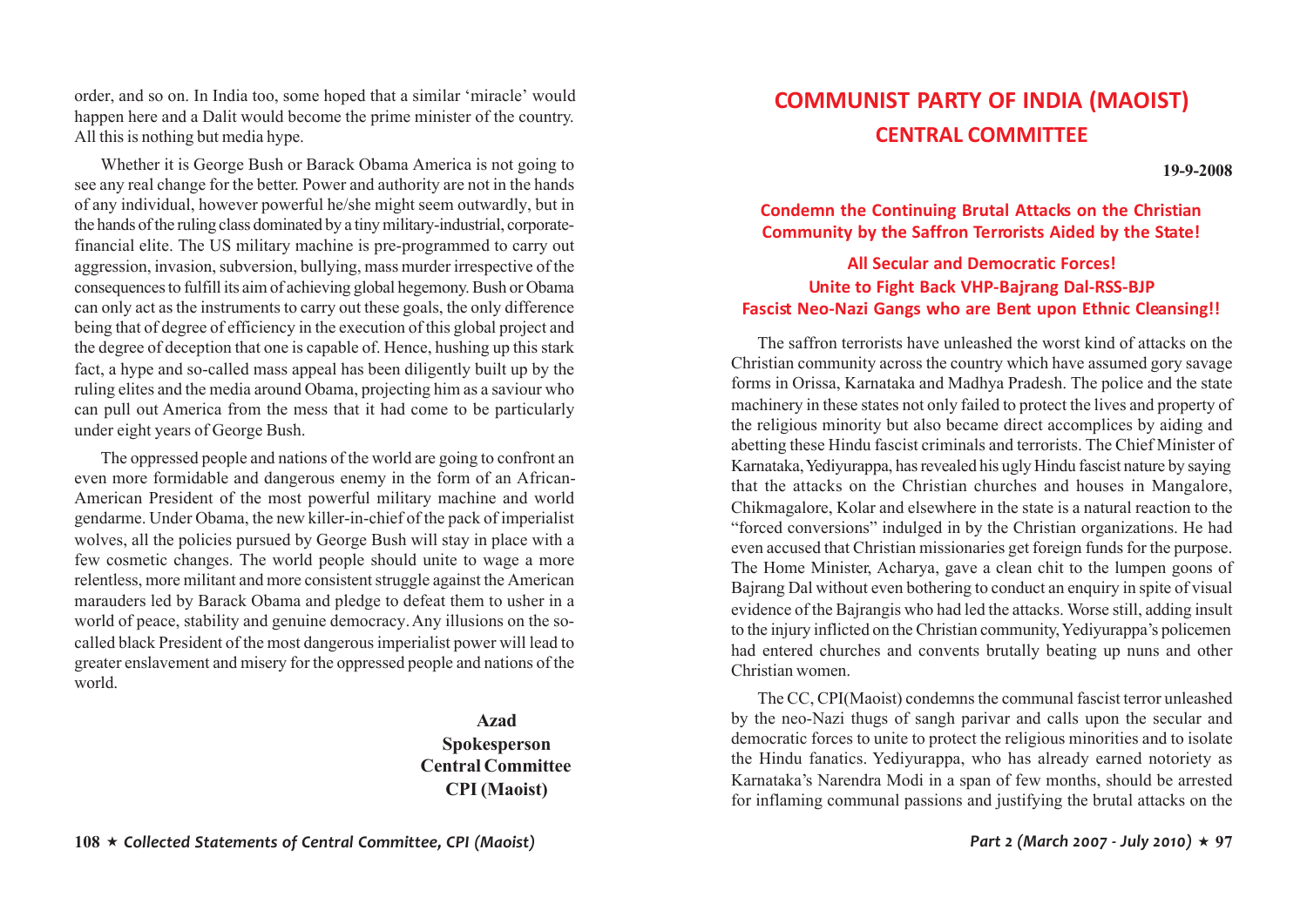order, and so on. In India too, some hoped that a similar 'miracle' would happen here and a Dalit would become the prime minister of the country. All this is nothing but media hype.

Whether it is George Bush or Barack Obama America is not going to see any real change for the better. Power and authority are not in the hands of any individual, however powerful he/she might seem outwardly, but in the hands of the ruling class dominated by a tiny military-industrial, corporate-financial elite. The US military machine is pre-programmed to carry out aggression, invasion, subversion, bullying, mass murder irrespective of the consequences to fulfill its aim of achieving global hegemony. Bush or Obama can only act as the instruments to carry out these goals, the only difference being that of degree of efficiency in the execution of this global project and the degree of deception that one is capable of. Hence, hushing up this stark fact, a hype and so-called mass appeal has been diligently built up by the ruling elites and the media around Obama, projecting him as a saviour who can pull out America from the mess that it had come to be particularly under eight years of George Bush.

The oppressed people and nations of the world are going to confront an even more formidable and dangerous enemy in the form of an African-American President of the most powerful military machine and world gendarme. Under Obama, the new killer-in-chief of the pack of imperialist wolves, all the policies pursued by George Bush will stay in place with a few cosmetic changes. The world people should unite to wage a more relentless, more militant and more consistent struggle against the American marauders led by Barack Obama and pledge to defeat them to usher in a world of peace, stability and genuine democracy. Any illusions on the so-called black President of the most dangerous imperialist power will lead to greater enslavement and misery for the oppressed people and nations of the world.

**Azad**
**Spokesperson**
**Central Committee**
**CPI (Maoist)**

# COMMUNIST PARTY OF INDIA (MAOIST)
## CENTRAL COMMITTEE

**19-9-2008**

### Condemn the Continuing Brutal Attacks on the Christian Community by the Saffron Terrorists Aided by the State!

### All Secular and Democratic Forces! Unite to Fight Back VHP-Bajrang Dal-RSS-BJP Fascist Neo-Nazi Gangs who are Bent upon Ethnic Cleansing!!

The saffron terrorists have unleashed the worst kind of attacks on the Christian community across the country which have assumed gory savage forms in Orissa, Karnataka and Madhya Pradesh. The police and the state machinery in these states not only failed to protect the lives and property of the religious minority but also became direct accomplices by aiding and abetting these Hindu fascist criminals and terrorists. The Chief Minister of Karnataka, Yediyurappa, has revealed his ugly Hindu fascist nature by saying that the attacks on the Christian churches and houses in Mangalore, Chikmagalore, Kolar and elsewhere in the state is a natural reaction to the "forced conversions" indulged in by the Christian organizations. He had even accused that Christian missionaries get foreign funds for the purpose. The Home Minister, Acharya, gave a clean chit to the lumpen goons of Bajrang Dal without even bothering to conduct an enquiry in spite of visual evidence of the Bajrangis who had led the attacks. Worse still, adding insult to the injury inflicted on the Christian community, Yediyurappa's policemen had entered churches and convents brutally beating up nuns and other Christian women.

The CC, CPI(Maoist) condemns the communal fascist terror unleashed by the neo-Nazi thugs of sangh parivar and calls upon the secular and democratic forces to unite to protect the religious minorities and to isolate the Hindu fanatics. Yediyurappa, who has already earned notoriety as Karnataka's Narendra Modi in a span of few months, should be arrested for inflaming communal passions and justifying the brutal attacks on the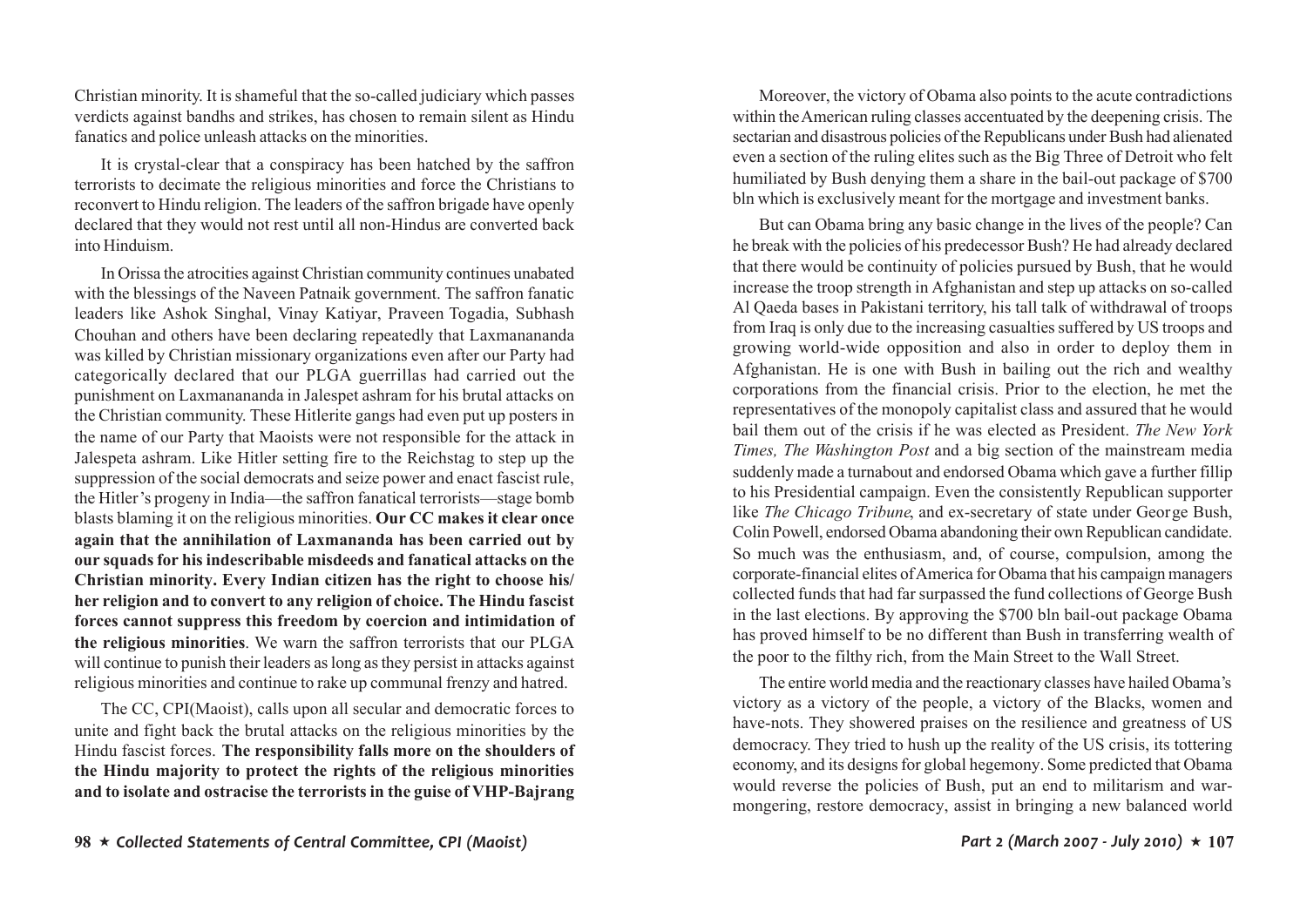Christian minority. It is shameful that the so-called judiciary which passes verdicts against bandhs and strikes, has chosen to remain silent as Hindu fanatics and police unleash attacks on the minorities.

It is crystal-clear that a conspiracy has been hatched by the saffron terrorists to decimate the religious minorities and force the Christians to reconvert to Hindu religion. The leaders of the saffron brigade have openly declared that they would not rest until all non-Hindus are converted back into Hinduism.

In Orissa the atrocities against Christian community continues unabated with the blessings of the Naveen Patnaik government. The saffron fanatic leaders like Ashok Singhal, Vinay Katiyar, Praveen Togadia, Subhash Chouhan and others have been declaring repeatedly that Laxmanananda was killed by Christian missionary organizations even after our Party had categorically declared that our PLGA guerrillas had carried out the punishment on Laxmanananda in Jalespet ashram for his brutal attacks on the Christian community. These Hitlerite gangs had even put up posters in the name of our Party that Maoists were not responsible for the attack in Jalespeta ashram. Like Hitler setting fire to the Reichstag to step up the suppression of the social democrats and seize power and enact fascist rule, the Hitler's progeny in India—the saffron fanatical terrorists—stage bomb blasts blaming it on the religious minorities. **Our CC makes it clear once again that the annihilation of Laxmananda has been carried out by our squads for his indescribable misdeeds and fanatical attacks on the Christian minority. Every Indian citizen has the right to choose his/her religion and to convert to any religion of choice. The Hindu fascist forces cannot suppress this freedom by coercion and intimidation of the religious minorities**. We warn the saffron terrorists that our PLGA will continue to punish their leaders as long as they persist in attacks against religious minorities and continue to rake up communal frenzy and hatred.

The CC, CPI(Maoist), calls upon all secular and democratic forces to unite and fight back the brutal attacks on the religious minorities by the Hindu fascist forces. **The responsibility falls more on the shoulders of the Hindu majority to protect the rights of the religious minorities and to isolate and ostracise the terrorists in the guise of VHP-Bajrang**

Moreover, the victory of Obama also points to the acute contradictions within the American ruling classes accentuated by the deepening crisis. The sectarian and disastrous policies of the Republicans under Bush had alienated even a section of the ruling elites such as the Big Three of Detroit who felt humiliated by Bush denying them a share in the bail-out package of $700 bln which is exclusively meant for the mortgage and investment banks.

But can Obama bring any basic change in the lives of the people? Can he break with the policies of his predecessor Bush? He had already declared that there would be continuity of policies pursued by Bush, that he would increase the troop strength in Afghanistan and step up attacks on so-called Al Qaeda bases in Pakistani territory, his tall talk of withdrawal of troops from Iraq is only due to the increasing casualties suffered by US troops and growing world-wide opposition and also in order to deploy them in Afghanistan. He is one with Bush in bailing out the rich and wealthy corporations from the financial crisis. Prior to the election, he met the representatives of the monopoly capitalist class and assured that he would bail them out of the crisis if he was elected as President. *The New York Times, The Washington Post* and a big section of the mainstream media suddenly made a turnabout and endorsed Obama which gave a further fillip to his Presidential campaign. Even the consistently Republican supporter like *The Chicago Tribune*, and ex-secretary of state under George Bush, Colin Powell, endorsed Obama abandoning their own Republican candidate. So much was the enthusiasm, and, of course, compulsion, among the corporate-financial elites of America for Obama that his campaign managers collected funds that had far surpassed the fund collections of George Bush in the last elections. By approving the $700 bln bail-out package Obama has proved himself to be no different than Bush in transferring wealth of the poor to the filthy rich, from the Main Street to the Wall Street.

The entire world media and the reactionary classes have hailed Obama's victory as a victory of the people, a victory of the Blacks, women and have-nots. They showered praises on the resilience and greatness of US democracy. They tried to hush up the reality of the US crisis, its tottering economy, and its designs for global hegemony. Some predicted that Obama would reverse the policies of Bush, put an end to militarism and war-mongering, restore democracy, assist in bringing a new balanced world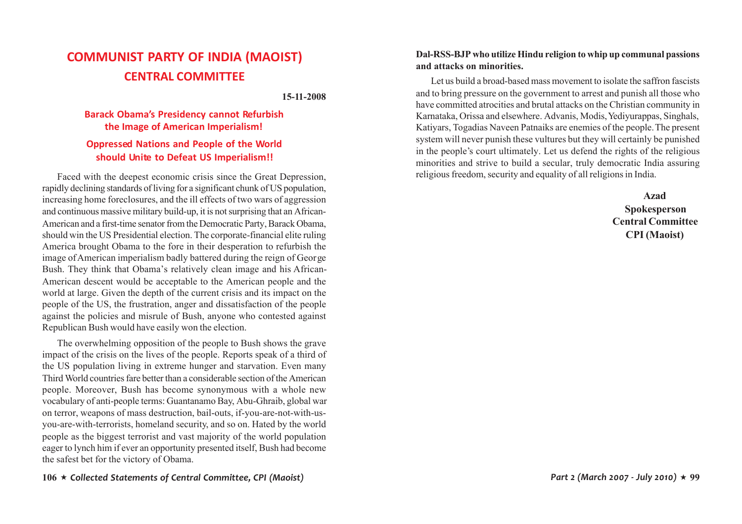# COMMUNIST PARTY OF INDIA (MAOIST)
## CENTRAL COMMITTEE

**15-11-2008**

### Barack Obama's Presidency cannot Refurbish the Image of American Imperialism!

### Oppressed Nations and People of the World should Unite to Defeat US Imperialism!!

Faced with the deepest economic crisis since the Great Depression, rapidly declining standards of living for a significant chunk of US population, increasing home foreclosures, and the ill effects of two wars of aggression and continuous massive military build-up, it is not surprising that an African-American and a first-time senator from the Democratic Party, Barack Obama, should win the US Presidential election. The corporate-financial elite ruling America brought Obama to the fore in their desperation to refurbish the image of American imperialism badly battered during the reign of George Bush. They think that Obama's relatively clean image and his African-American descent would be acceptable to the American people and the world at large. Given the depth of the current crisis and its impact on the people of the US, the frustration, anger and dissatisfaction of the people against the policies and misrule of Bush, anyone who contested against Republican Bush would have easily won the election.

The overwhelming opposition of the people to Bush shows the grave impact of the crisis on the lives of the people. Reports speak of a third of the US population living in extreme hunger and starvation. Even many Third World countries fare better than a considerable section of the American people. Moreover, Bush has become synonymous with a whole new vocabulary of anti-people terms: Guantanamo Bay, Abu-Ghraib, global war on terror, weapons of mass destruction, bail-outs, if-you-are-not-with-us-you-are-with-terrorists, homeland security, and so on. Hated by the world people as the biggest terrorist and vast majority of the world population eager to lynch him if ever an opportunity presented itself, Bush had become the safest bet for the victory of Obama.

**Dal-RSS-BJP who utilize Hindu religion to whip up communal passions and attacks on minorities.**

Let us build a broad-based mass movement to isolate the saffron fascists and to bring pressure on the government to arrest and punish all those who have committed atrocities and brutal attacks on the Christian community in Karnataka, Orissa and elsewhere. Advanis, Modis, Yediyurappas, Singhals, Katiyars, Togadias Naveen Patnaiks are enemies of the people. The present system will never punish these vultures but they will certainly be punished in the people's court ultimately. Let us defend the rights of the religious minorities and strive to build a secular, truly democratic India assuring religious freedom, security and equality of all religions in India.

**Azad**  
**Spokesperson**  
**Central Committee**  
**CPI (Maoist)**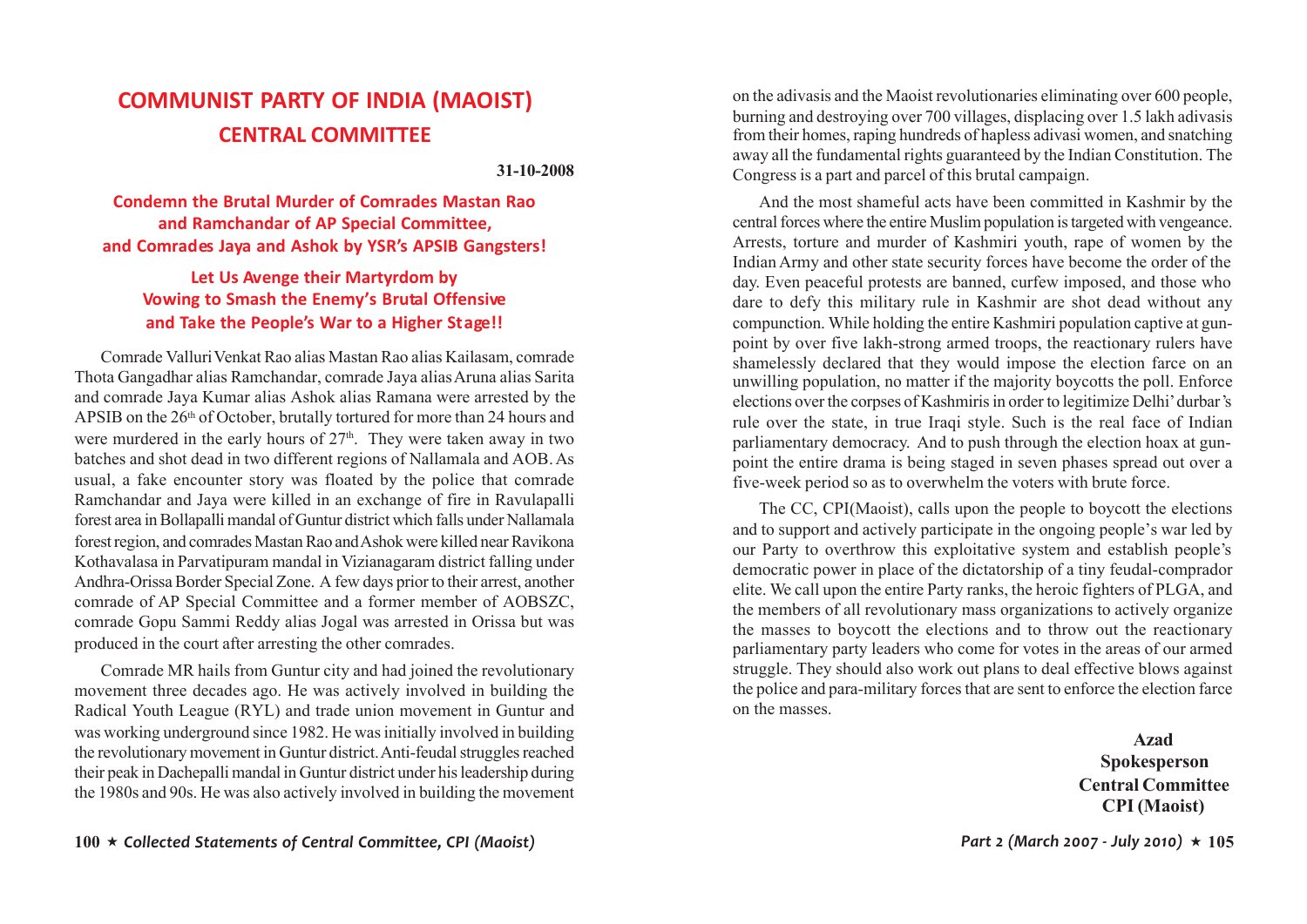# COMMUNIST PARTY OF INDIA (MAOIST)
## CENTRAL COMMITTEE

**31-10-2008**

### Condemn the Brutal Murder of Comrades Mastan Rao and Ramchandar of AP Special Committee, and Comrades Jaya and Ashok by YSR's APSIB Gangsters!

### Let Us Avenge their Martyrdom by Vowing to Smash the Enemy's Brutal Offensive and Take the People's War to a Higher Stage!!

Comrade Valluri Venkat Rao alias Mastan Rao alias Kailasam, comrade Thota Gangadhar alias Ramchandar, comrade Jaya alias Aruna alias Sarita and comrade Jaya Kumar alias Ashok alias Ramana were arrested by the APSIB on the 26th of October, brutally tortured for more than 24 hours and were murdered in the early hours of 27th. They were taken away in two batches and shot dead in two different regions of Nallamala and AOB. As usual, a fake encounter story was floated by the police that comrade Ramchandar and Jaya were killed in an exchange of fire in Ravulapalli forest area in Bollapalli mandal of Guntur district which falls under Nallamala forest region, and comrades Mastan Rao and Ashok were killed near Ravikona Kothavalasa in Parvatipuram mandal in Vizianagaram district falling under Andhra-Orissa Border Special Zone. A few days prior to their arrest, another comrade of AP Special Committee and a former member of AOBSZC, comrade Gopu Sammi Reddy alias Jogal was arrested in Orissa but was produced in the court after arresting the other comrades.

Comrade MR hails from Guntur city and had joined the revolutionary movement three decades ago. He was actively involved in building the Radical Youth League (RYL) and trade union movement in Guntur and was working underground since 1982. He was initially involved in building the revolutionary movement in Guntur district. Anti-feudal struggles reached their peak in Dachepalli mandal in Guntur district under his leadership during the 1980s and 90s. He was also actively involved in building the movement

on the adivasis and the Maoist revolutionaries eliminating over 600 people, burning and destroying over 700 villages, displacing over 1.5 lakh adivasis from their homes, raping hundreds of hapless adivasi women, and snatching away all the fundamental rights guaranteed by the Indian Constitution. The Congress is a part and parcel of this brutal campaign.

And the most shameful acts have been committed in Kashmir by the central forces where the entire Muslim population is targeted with vengeance. Arrests, torture and murder of Kashmiri youth, rape of women by the Indian Army and other state security forces have become the order of the day. Even peaceful protests are banned, curfew imposed, and those who dare to defy this military rule in Kashmir are shot dead without any compunction. While holding the entire Kashmiri population captive at gun-point by over five lakh-strong armed troops, the reactionary rulers have shamelessly declared that they would impose the election farce on an unwilling population, no matter if the majority boycotts the poll. Enforce elections over the corpses of Kashmiris in order to legitimize Delhi' durbar's rule over the state, in true Iraqi style. Such is the real face of Indian parliamentary democracy. And to push through the election hoax at gun-point the entire drama is being staged in seven phases spread out over a five-week period so as to overwhelm the voters with brute force.

The CC, CPI(Maoist), calls upon the people to boycott the elections and to support and actively participate in the ongoing people's war led by our Party to overthrow this exploitative system and establish people's democratic power in place of the dictatorship of a tiny feudal-comprador elite. We call upon the entire Party ranks, the heroic fighters of PLGA, and the members of all revolutionary mass organizations to actively organize the masses to boycott the elections and to throw out the reactionary parliamentary party leaders who come for votes in the areas of our armed struggle. They should also work out plans to deal effective blows against the police and para-military forces that are sent to enforce the election farce on the masses.

**Azad**
**Spokesperson**
**Central Committee**
**CPI (Maoist)**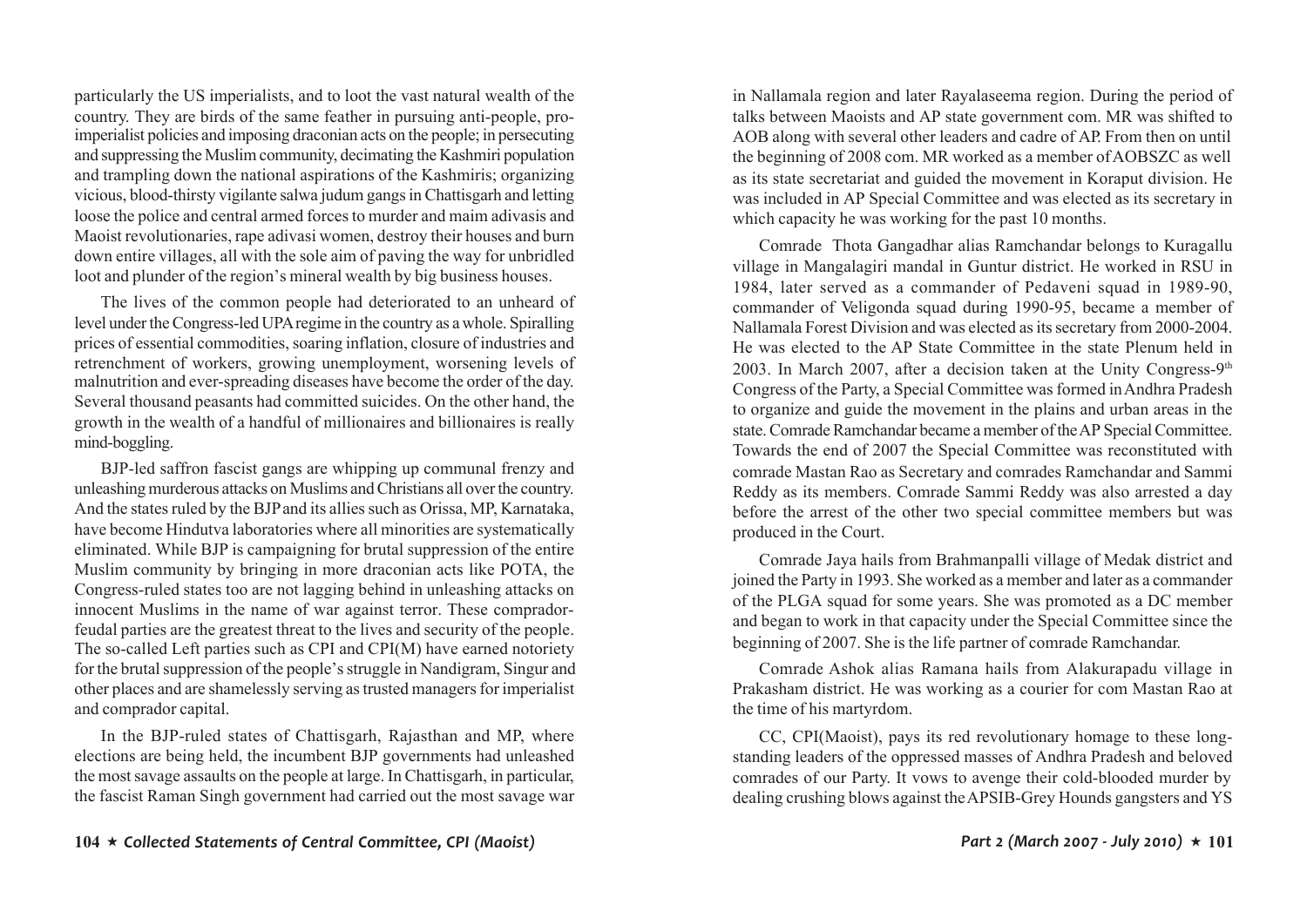particularly the US imperialists, and to loot the vast natural wealth of the country. They are birds of the same feather in pursuing anti-people, pro-imperialist policies and imposing draconian acts on the people; in persecuting and suppressing the Muslim community, decimating the Kashmiri population and trampling down the national aspirations of the Kashmiris; organizing vicious, blood-thirsty vigilante salwa judum gangs in Chattisgarh and letting loose the police and central armed forces to murder and maim adivasis and Maoist revolutionaries, rape adivasi women, destroy their houses and burn down entire villages, all with the sole aim of paving the way for unbridled loot and plunder of the region's mineral wealth by big business houses.

The lives of the common people had deteriorated to an unheard of level under the Congress-led UPA regime in the country as a whole. Spiralling prices of essential commodities, soaring inflation, closure of industries and retrenchment of workers, growing unemployment, worsening levels of malnutrition and ever-spreading diseases have become the order of the day. Several thousand peasants had committed suicides. On the other hand, the growth in the wealth of a handful of millionaires and billionaires is really mind-boggling.

BJP-led saffron fascist gangs are whipping up communal frenzy and unleashing murderous attacks on Muslims and Christians all over the country. And the states ruled by the BJP and its allies such as Orissa, MP, Karnataka, have become Hindutva laboratories where all minorities are systematically eliminated. While BJP is campaigning for brutal suppression of the entire Muslim community by bringing in more draconian acts like POTA, the Congress-ruled states too are not lagging behind in unleashing attacks on innocent Muslims in the name of war against terror. These comprador-feudal parties are the greatest threat to the lives and security of the people. The so-called Left parties such as CPI and CPI(M) have earned notoriety for the brutal suppression of the people's struggle in Nandigram, Singur and other places and are shamelessly serving as trusted managers for imperialist and comprador capital.

In the BJP-ruled states of Chattisgarh, Rajasthan and MP, where elections are being held, the incumbent BJP governments had unleashed the most savage assaults on the people at large. In Chattisgarh, in particular, the fascist Raman Singh government had carried out the most savage war

in Nallamala region and later Rayalaseema region. During the period of talks between Maoists and AP state government com. MR was shifted to AOB along with several other leaders and cadre of AP. From then on until the beginning of 2008 com. MR worked as a member of AOBSZC as well as its state secretariat and guided the movement in Koraput division. He was included in AP Special Committee and was elected as its secretary in which capacity he was working for the past 10 months.

Comrade Thota Gangadhar alias Ramchandar belongs to Kuragallu village in Mangalagiri mandal in Guntur district. He worked in RSU in 1984, later served as a commander of Pedaveni squad in 1989-90, commander of Veligonda squad during 1990-95, became a member of Nallamala Forest Division and was elected as its secretary from 2000-2004. He was elected to the AP State Committee in the state Plenum held in 2003. In March 2007, after a decision taken at the Unity Congress-9th Congress of the Party, a Special Committee was formed in Andhra Pradesh to organize and guide the movement in the plains and urban areas in the state. Comrade Ramchandar became a member of the AP Special Committee. Towards the end of 2007 the Special Committee was reconstituted with comrade Mastan Rao as Secretary and comrades Ramchandar and Sammi Reddy as its members. Comrade Sammi Reddy was also arrested a day before the arrest of the other two special committee members but was produced in the Court.

Comrade Jaya hails from Brahmanpalli village of Medak district and joined the Party in 1993. She worked as a member and later as a commander of the PLGA squad for some years. She was promoted as a DC member and began to work in that capacity under the Special Committee since the beginning of 2007. She is the life partner of comrade Ramchandar.

Comrade Ashok alias Ramana hails from Alakurapadu village in Prakasham district. He was working as a courier for com Mastan Rao at the time of his martyrdom.

CC, CPI(Maoist), pays its red revolutionary homage to these long-standing leaders of the oppressed masses of Andhra Pradesh and beloved comrades of our Party. It vows to avenge their cold-blooded murder by dealing crushing blows against the APSIB-Grey Hounds gangsters and YS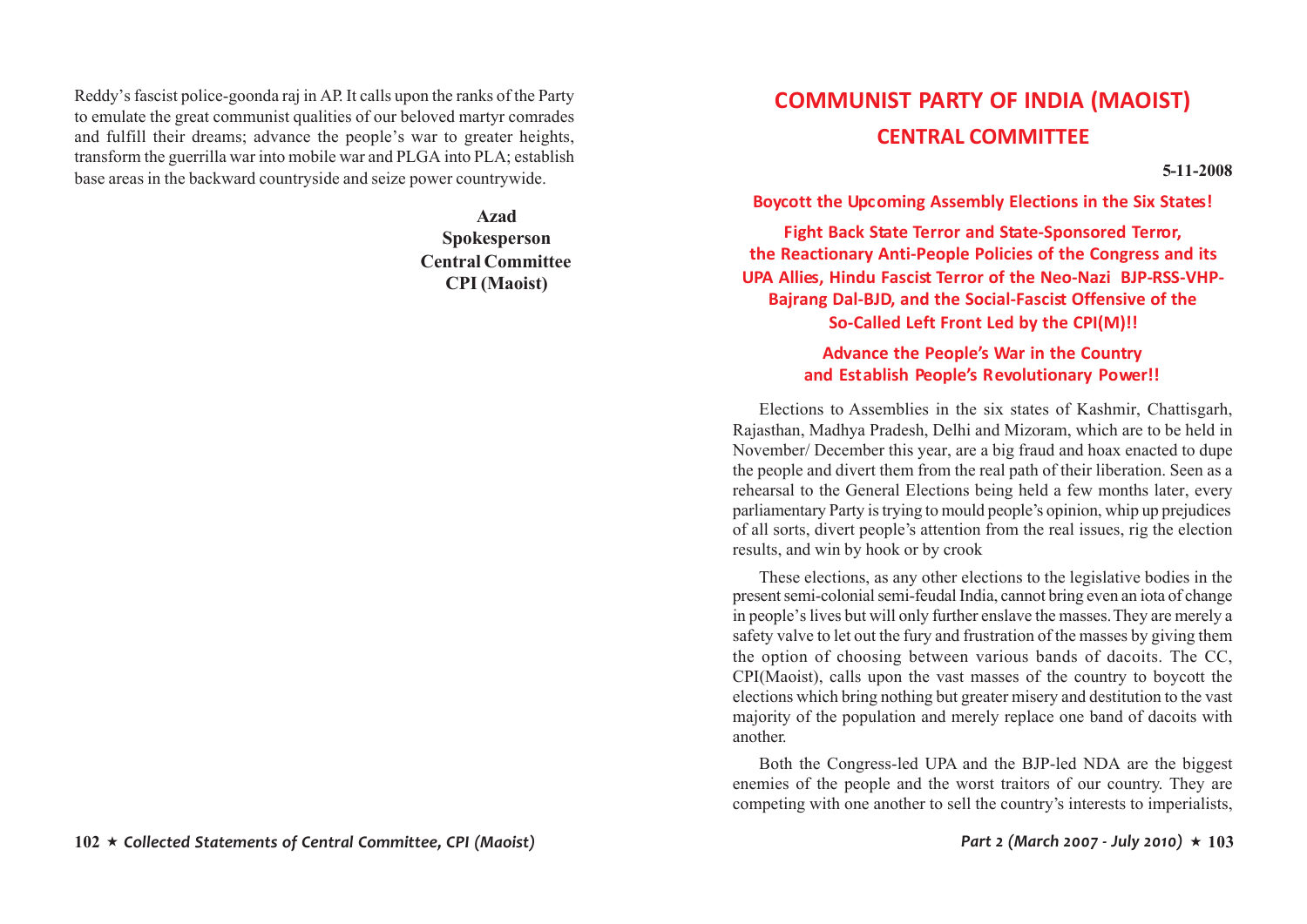Reddy's fascist police-goonda raj in AP. It calls upon the ranks of the Party to emulate the great communist qualities of our beloved martyr comrades and fulfill their dreams; advance the people's war to greater heights, transform the guerrilla war into mobile war and PLGA into PLA; establish base areas in the backward countryside and seize power countrywide.

**Azad**
**Spokesperson**
**Central Committee**
**CPI (Maoist)**

# COMMUNIST PARTY OF INDIA (MAOIST)
## CENTRAL COMMITTEE

**5-11-2008**

### Boycott the Upcoming Assembly Elections in the Six States!

### Fight Back State Terror and State-Sponsored Terror, the Reactionary Anti-People Policies of the Congress and its UPA Allies, Hindu Fascist Terror of the Neo-Nazi BJP-RSS-VHP-Bajrang Dal-BJD, and the Social-Fascist Offensive of the So-Called Left Front Led by the CPI(M)!!

### Advance the People's War in the Country and Establish People's Revolutionary Power!!

Elections to Assemblies in the six states of Kashmir, Chattisgarh, Rajasthan, Madhya Pradesh, Delhi and Mizoram, which are to be held in November/ December this year, are a big fraud and hoax enacted to dupe the people and divert them from the real path of their liberation. Seen as a rehearsal to the General Elections being held a few months later, every parliamentary Party is trying to mould people's opinion, whip up prejudices of all sorts, divert people's attention from the real issues, rig the election results, and win by hook or by crook

These elections, as any other elections to the legislative bodies in the present semi-colonial semi-feudal India, cannot bring even an iota of change in people's lives but will only further enslave the masses. They are merely a safety valve to let out the fury and frustration of the masses by giving them the option of choosing between various bands of dacoits. The CC, CPI(Maoist), calls upon the vast masses of the country to boycott the elections which bring nothing but greater misery and destitution to the vast majority of the population and merely replace one band of dacoits with another.

Both the Congress-led UPA and the BJP-led NDA are the biggest enemies of the people and the worst traitors of our country. They are competing with one another to sell the country's interests to imperialists,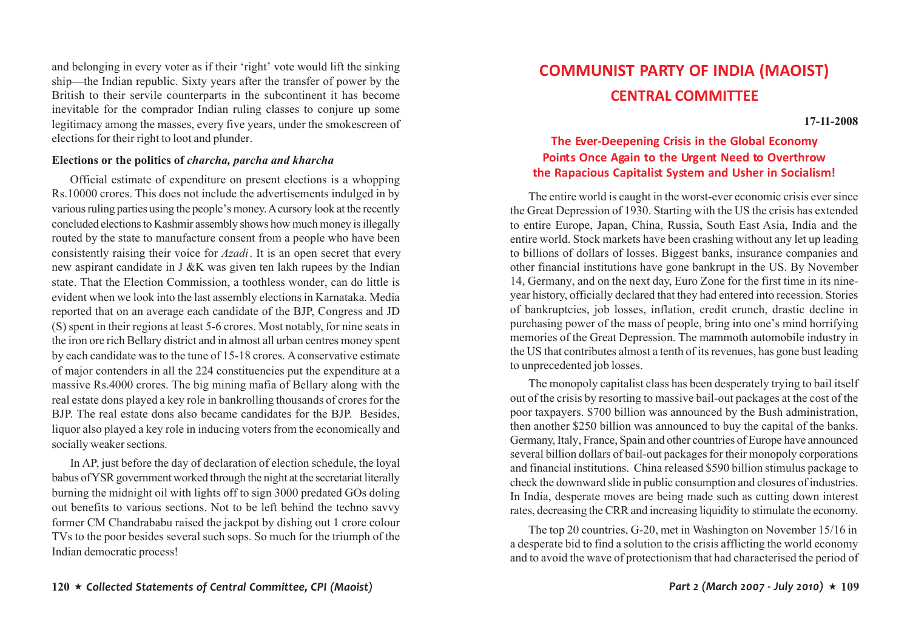and belonging in every voter as if their 'right' vote would lift the sinking ship—the Indian republic. Sixty years after the transfer of power by the British to their servile counterparts in the subcontinent it has become inevitable for the comprador Indian ruling classes to conjure up some legitimacy among the masses, every five years, under the smokescreen of elections for their right to loot and plunder.

**Elections or the politics of *charcha, parcha and kharcha***

Official estimate of expenditure on present elections is a whopping Rs.10000 crores. This does not include the advertisements indulged in by various ruling parties using the people's money. A cursory look at the recently concluded elections to Kashmir assembly shows how much money is illegally routed by the state to manufacture consent from a people who have been consistently raising their voice for *Azadi*. It is an open secret that every new aspirant candidate in J &K was given ten lakh rupees by the Indian state. That the Election Commission, a toothless wonder, can do little is evident when we look into the last assembly elections in Karnataka. Media reported that on an average each candidate of the BJP, Congress and JD (S) spent in their regions at least 5-6 crores. Most notably, for nine seats in the iron ore rich Bellary district and in almost all urban centres money spent by each candidate was to the tune of 15-18 crores. A conservative estimate of major contenders in all the 224 constituencies put the expenditure at a massive Rs.4000 crores. The big mining mafia of Bellary along with the real estate dons played a key role in bankrolling thousands of crores for the BJP. The real estate dons also became candidates for the BJP. Besides, liquor also played a key role in inducing voters from the economically and socially weaker sections.

In AP, just before the day of declaration of election schedule, the loyal babus of YSR government worked through the night at the secretariat literally burning the midnight oil with lights off to sign 3000 predated GOs doling out benefits to various sections. Not to be left behind the techno savvy former CM Chandrababu raised the jackpot by dishing out 1 crore colour TVs to the poor besides several such sops. So much for the triumph of the Indian democratic process!

# COMMUNIST PARTY OF INDIA (MAOIST)
## CENTRAL COMMITTEE

**17-11-2008**

### The Ever-Deepening Crisis in the Global Economy Points Once Again to the Urgent Need to Overthrow the Rapacious Capitalist System and Usher in Socialism!

The entire world is caught in the worst-ever economic crisis ever since the Great Depression of 1930. Starting with the US the crisis has extended to entire Europe, Japan, China, Russia, South East Asia, India and the entire world. Stock markets have been crashing without any let up leading to billions of dollars of losses. Biggest banks, insurance companies and other financial institutions have gone bankrupt in the US. By November 14, Germany, and on the next day, Euro Zone for the first time in its nine-year history, officially declared that they had entered into recession. Stories of bankruptcies, job losses, inflation, credit crunch, drastic decline in purchasing power of the mass of people, bring into one's mind horrifying memories of the Great Depression. The mammoth automobile industry in the US that contributes almost a tenth of its revenues, has gone bust leading to unprecedented job losses.

The monopoly capitalist class has been desperately trying to bail itself out of the crisis by resorting to massive bail-out packages at the cost of the poor taxpayers. $700 billion was announced by the Bush administration, then another $250 billion was announced to buy the capital of the banks. Germany, Italy, France, Spain and other countries of Europe have announced several billion dollars of bail-out packages for their monopoly corporations and financial institutions. China released $590 billion stimulus package to check the downward slide in public consumption and closures of industries. In India, desperate moves are being made such as cutting down interest rates, decreasing the CRR and increasing liquidity to stimulate the economy.

The top 20 countries, G-20, met in Washington on November 15/16 in a desperate bid to find a solution to the crisis afflicting the world economy and to avoid the wave of protectionism that had characterised the period of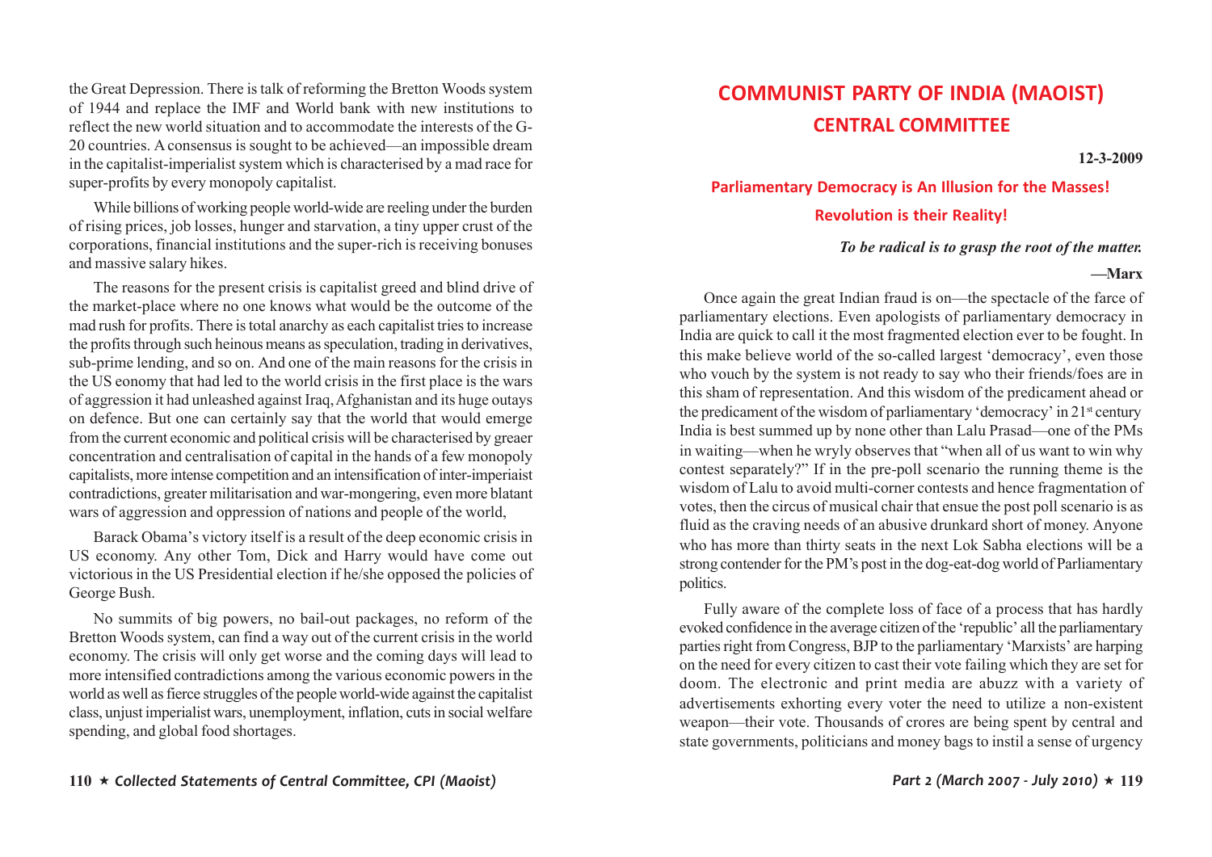the Great Depression. There is talk of reforming the Bretton Woods system of 1944 and replace the IMF and World bank with new institutions to reflect the new world situation and to accommodate the interests of the G-20 countries. A consensus is sought to be achieved—an impossible dream in the capitalist-imperialist system which is characterised by a mad race for super-profits by every monopoly capitalist.

While billions of working people world-wide are reeling under the burden of rising prices, job losses, hunger and starvation, a tiny upper crust of the corporations, financial institutions and the super-rich is receiving bonuses and massive salary hikes.

The reasons for the present crisis is capitalist greed and blind drive of the market-place where no one knows what would be the outcome of the mad rush for profits. There is total anarchy as each capitalist tries to increase the profits through such heinous means as speculation, trading in derivatives, sub-prime lending, and so on. And one of the main reasons for the crisis in the US eonomy that had led to the world crisis in the first place is the wars of aggression it had unleashed against Iraq, Afghanistan and its huge outays on defence. But one can certainly say that the world that would emerge from the current economic and political crisis will be characterised by greaer concentration and centralisation of capital in the hands of a few monopoly capitalists, more intense competition and an intensification of inter-imperiaist contradictions, greater militarisation and war-mongering, even more blatant wars of aggression and oppression of nations and people of the world,

Barack Obama's victory itself is a result of the deep economic crisis in US economy. Any other Tom, Dick and Harry would have come out victorious in the US Presidential election if he/she opposed the policies of George Bush.

No summits of big powers, no bail-out packages, no reform of the Bretton Woods system, can find a way out of the current crisis in the world economy. The crisis will only get worse and the coming days will lead to more intensified contradictions among the various economic powers in the world as well as fierce struggles of the people world-wide against the capitalist class, unjust imperialist wars, unemployment, inflation, cuts in social welfare spending, and global food shortages.

# COMMUNIST PARTY OF INDIA (MAOIST)
# CENTRAL COMMITTEE

**12-3-2009**

## Parliamentary Democracy is An Illusion for the Masses!
## Revolution is their Reality!

***To be radical is to grasp the root of the matter.***

**—Marx**

Once again the great Indian fraud is on—the spectacle of the farce of parliamentary elections. Even apologists of parliamentary democracy in India are quick to call it the most fragmented election ever to be fought. In this make believe world of the so-called largest 'democracy', even those who vouch by the system is not ready to say who their friends/foes are in this sham of representation. And this wisdom of the predicament ahead or the predicament of the wisdom of parliamentary 'democracy' in 21st century India is best summed up by none other than Lalu Prasad—one of the PMs in waiting—when he wryly observes that "when all of us want to win why contest separately?" If in the pre-poll scenario the running theme is the wisdom of Lalu to avoid multi-corner contests and hence fragmentation of votes, then the circus of musical chair that ensue the post poll scenario is as fluid as the craving needs of an abusive drunkard short of money. Anyone who has more than thirty seats in the next Lok Sabha elections will be a strong contender for the PM's post in the dog-eat-dog world of Parliamentary politics.

Fully aware of the complete loss of face of a process that has hardly evoked confidence in the average citizen of the 'republic' all the parliamentary parties right from Congress, BJP to the parliamentary 'Marxists' are harping on the need for every citizen to cast their vote failing which they are set for doom. The electronic and print media are abuzz with a variety of advertisements exhorting every voter the need to utilize a non-existent weapon—their vote. Thousands of crores are being spent by central and state governments, politicians and money bags to instil a sense of urgency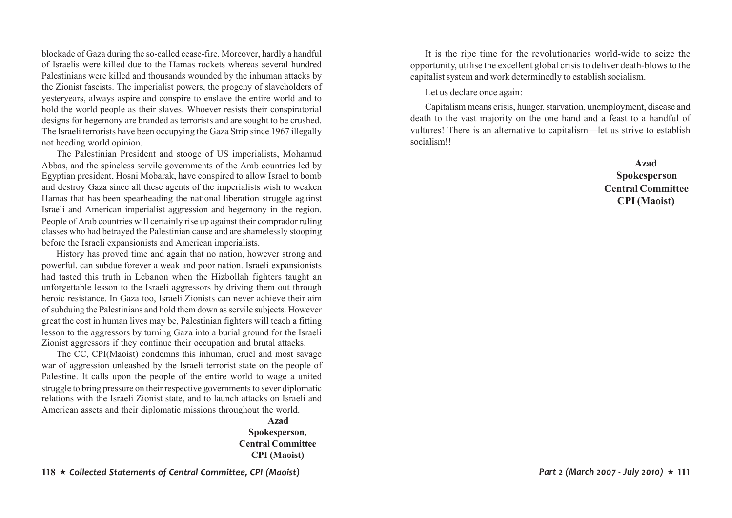blockade of Gaza during the so-called cease-fire. Moreover, hardly a handful of Israelis were killed due to the Hamas rockets whereas several hundred Palestinians were killed and thousands wounded by the inhuman attacks by the Zionist fascists. The imperialist powers, the progeny of slaveholders of yesteryears, always aspire and conspire to enslave the entire world and to hold the world people as their slaves. Whoever resists their conspiratorial designs for hegemony are branded as terrorists and are sought to be crushed. The Israeli terrorists have been occupying the Gaza Strip since 1967 illegally not heeding world opinion.

The Palestinian President and stooge of US imperialists, Mohamud Abbas, and the spineless servile governments of the Arab countries led by Egyptian president, Hosni Mobarak, have conspired to allow Israel to bomb and destroy Gaza since all these agents of the imperialists wish to weaken Hamas that has been spearheading the national liberation struggle against Israeli and American imperialist aggression and hegemony in the region. People of Arab countries will certainly rise up against their comprador ruling classes who had betrayed the Palestinian cause and are shamelessly stooping before the Israeli expansionists and American imperialists.

History has proved time and again that no nation, however strong and powerful, can subdue forever a weak and poor nation. Israeli expansionists had tasted this truth in Lebanon when the Hizbollah fighters taught an unforgettable lesson to the Israeli aggressors by driving them out through heroic resistance. In Gaza too, Israeli Zionists can never achieve their aim of subduing the Palestinians and hold them down as servile subjects. However great the cost in human lives may be, Palestinian fighters will teach a fitting lesson to the aggressors by turning Gaza into a burial ground for the Israeli Zionist aggressors if they continue their occupation and brutal attacks.

The CC, CPI(Maoist) condemns this inhuman, cruel and most savage war of aggression unleashed by the Israeli terrorist state on the people of Palestine. It calls upon the people of the entire world to wage a united struggle to bring pressure on their respective governments to sever diplomatic relations with the Israeli Zionist state, and to launch attacks on Israeli and American assets and their diplomatic missions throughout the world.

**Azad**
**Spokesperson,**
**Central Committee**
**CPI (Maoist)**

It is the ripe time for the revolutionaries world-wide to seize the opportunity, utilise the excellent global crisis to deliver death-blows to the capitalist system and work determinedly to establish socialism.

Let us declare once again:

Capitalism means crisis, hunger, starvation, unemployment, disease and death to the vast majority on the one hand and a feast to a handful of vultures! There is an alternative to capitalism—let us strive to establish socialism!!

**Azad**
**Spokesperson**
**Central Committee**
**CPI (Maoist)**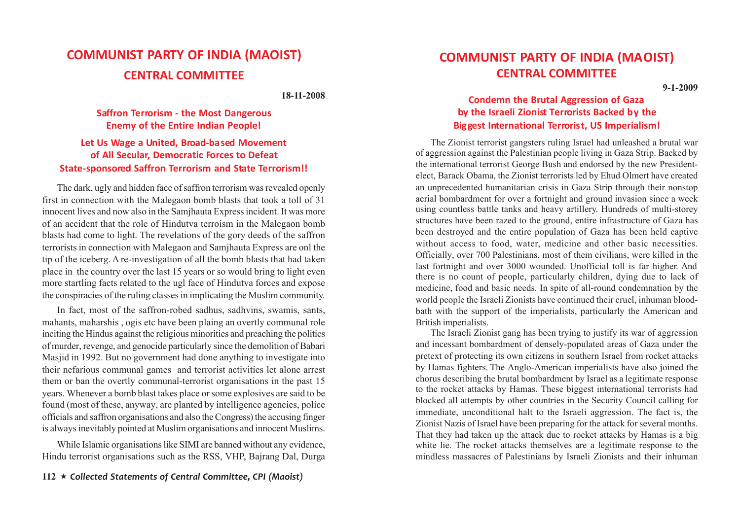# COMMUNIST PARTY OF INDIA (MAOIST)
## CENTRAL COMMITTEE

**18-11-2008**

### Saffron Terrorism - the Most Dangerous Enemy of the Entire Indian People!

### Let Us Wage a United, Broad-based Movement of All Secular, Democratic Forces to Defeat State-sponsored Saffron Terrorism and State Terrorism!!

The dark, ugly and hidden face of saffron terrorism was revealed openly first in connection with the Malegaon bomb blasts that took a toll of 31 innocent lives and now also in the Samjhauta Express incident. It was more of an accident that the role of Hindutva terroism in the Malegaon bomb blasts had come to light. The revelations of the gory deeds of the saffron terrorists in connection with Malegaon and Samjhauta Express are onl the tip of the iceberg. A re-investigation of all the bomb blasts that had taken place in the country over the last 15 years or so would bring to light even more startling facts related to the ugl face of Hindutva forces and expose the conspiracies of the ruling classes in implicating the Muslim community.

In fact, most of the saffron-robed sadhus, sadhvins, swamis, sants, mahants, maharshis , ogis etc have been plaing an overtly communal role inciting the Hindus against the religious minorities and preaching the politics of murder, revenge, and genocide particularly since the demolition of Babari Masjid in 1992. But no government had done anything to investigate into their nefarious communal games and terrorist activities let alone arrest them or ban the overtly communal-terrorist organisations in the past 15 years. Whenever a bomb blast takes place or some explosives are said to be found (most of these, anyway, are planted by intelligence agencies, police officials and saffron organisations and also the Congress) the accusing finger is always inevitably pointed at Muslim organisations and innocent Muslims.

While Islamic organisations like SIMI are banned without any evidence, Hindu terrorist organisations such as the RSS, VHP, Bajrang Dal, Durga

# COMMUNIST PARTY OF INDIA (MAOIST)
## CENTRAL COMMITTEE

**9-1-2009**

### Condemn the Brutal Aggression of Gaza by the Israeli Zionist Terrorists Backed by the Biggest International Terrorist, US Imperialism!

The Zionist terrorist gangsters ruling Israel had unleashed a brutal war of aggression against the Palestinian people living in Gaza Strip. Backed by the international terrorist George Bush and endorsed by the new President-elect, Barack Obama, the Zionist terrorists led by Ehud Olmert have created an unprecedented humanitarian crisis in Gaza Strip through their nonstop aerial bombardment for over a fortnight and ground invasion since a week using countless battle tanks and heavy artillery. Hundreds of multi-storey structures have been razed to the ground, entire infrastructure of Gaza has been destroyed and the entire population of Gaza has been held captive without access to food, water, medicine and other basic necessities. Officially, over 700 Palestinians, most of them civilians, were killed in the last fortnight and over 3000 wounded. Unofficial toll is far higher. And there is no count of people, particularly children, dying due to lack of medicine, food and basic needs. In spite of all-round condemnation by the world people the Israeli Zionists have continued their cruel, inhuman blood-bath with the support of the imperialists, particularly the American and British imperialists.

The Israeli Zionist gang has been trying to justify its war of aggression and incessant bombardment of densely-populated areas of Gaza under the pretext of protecting its own citizens in southern Israel from rocket attacks by Hamas fighters. The Anglo-American imperialists have also joined the chorus describing the brutal bombardment by Israel as a legitimate response to the rocket attacks by Hamas. These biggest international terrorists had blocked all attempts by other countries in the Security Council calling for immediate, unconditional halt to the Israeli aggression. The fact is, the Zionist Nazis of Israel have been preparing for the attack for several months. That they had taken up the attack due to rocket attacks by Hamas is a big white lie. The rocket attacks themselves are a legitimate response to the mindless massacres of Palestinians by Israeli Zionists and their inhuman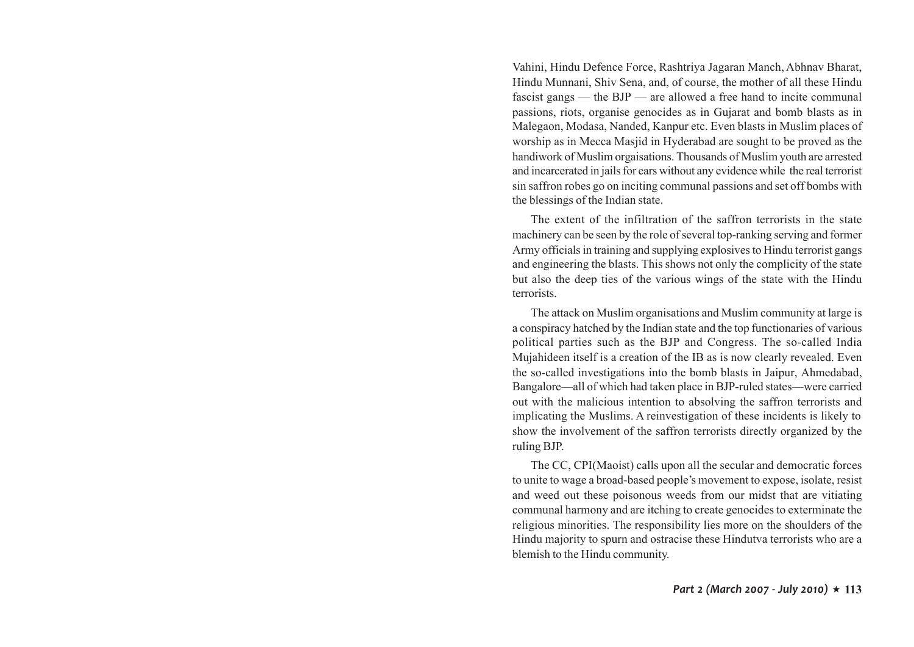Vahini, Hindu Defence Force, Rashtriya Jagaran Manch, Abhnav Bharat, Hindu Munnani, Shiv Sena, and, of course, the mother of all these Hindu fascist gangs — the BJP — are allowed a free hand to incite communal passions, riots, organise genocides as in Gujarat and bomb blasts as in Malegaon, Modasa, Nanded, Kanpur etc. Even blasts in Muslim places of worship as in Mecca Masjid in Hyderabad are sought to be proved as the handiwork of Muslim orgaisations. Thousands of Muslim youth are arrested and incarcerated in jails for ears without any evidence while the real terrorist sin saffron robes go on inciting communal passions and set off bombs with the blessings of the Indian state.

The extent of the infiltration of the saffron terrorists in the state machinery can be seen by the role of several top-ranking serving and former Army officials in training and supplying explosives to Hindu terrorist gangs and engineering the blasts. This shows not only the complicity of the state but also the deep ties of the various wings of the state with the Hindu terrorists.

The attack on Muslim organisations and Muslim community at large is a conspiracy hatched by the Indian state and the top functionaries of various political parties such as the BJP and Congress. The so-called India Mujahideen itself is a creation of the IB as is now clearly revealed. Even the so-called investigations into the bomb blasts in Jaipur, Ahmedabad, Bangalore—all of which had taken place in BJP-ruled states—were carried out with the malicious intention to absolving the saffron terrorists and implicating the Muslims. A reinvestigation of these incidents is likely to show the involvement of the saffron terrorists directly organized by the ruling BJP.

The CC, CPI(Maoist) calls upon all the secular and democratic forces to unite to wage a broad-based people's movement to expose, isolate, resist and weed out these poisonous weeds from our midst that are vitiating communal harmony and are itching to create genocides to exterminate the religious minorities. The responsibility lies more on the shoulders of the Hindu majority to spurn and ostracise these Hindutva terrorists who are a blemish to the Hindu community.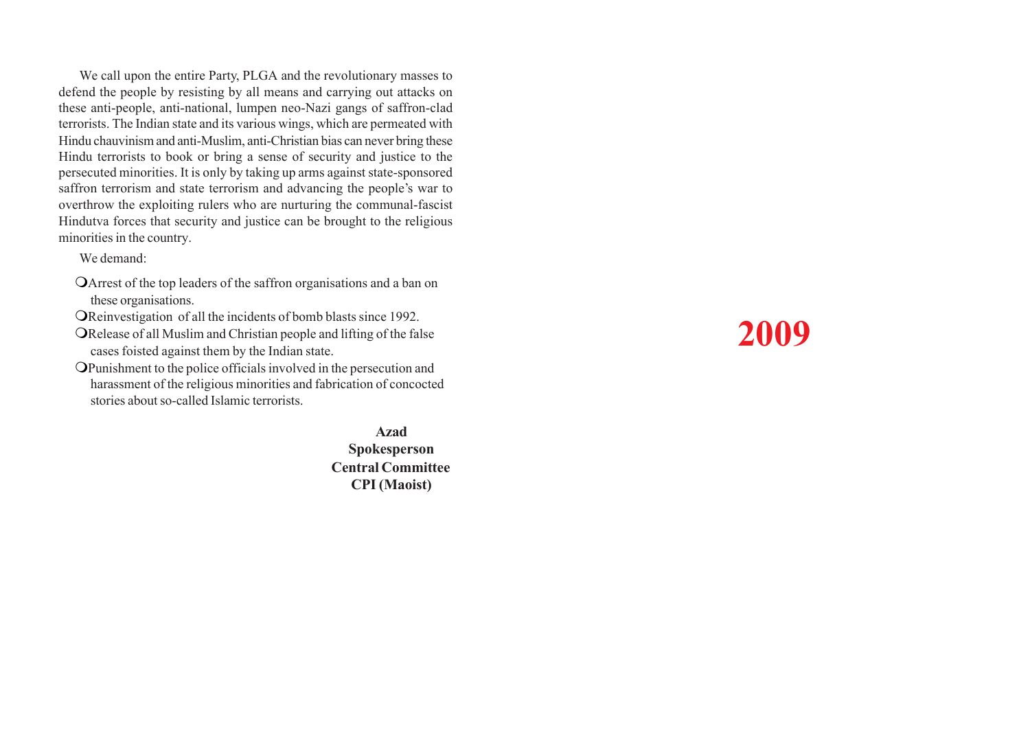We call upon the entire Party, PLGA and the revolutionary masses to defend the people by resisting by all means and carrying out attacks on these anti-people, anti-national, lumpen neo-Nazi gangs of saffron-clad terrorists. The Indian state and its various wings, which are permeated with Hindu chauvinism and anti-Muslim, anti-Christian bias can never bring these Hindu terrorists to book or bring a sense of security and justice to the persecuted minorities. It is only by taking up arms against state-sponsored saffron terrorism and state terrorism and advancing the people's war to overthrow the exploiting rulers who are nurturing the communal-fascist Hindutva forces that security and justice can be brought to the religious minorities in the country.

We demand:

- Arrest of the top leaders of the saffron organisations and a ban on these organisations.
- Reinvestigation of all the incidents of bomb blasts since 1992.
- Release of all Muslim and Christian people and lifting of the false cases foisted against them by the Indian state.
- Punishment to the police officials involved in the persecution and harassment of the religious minorities and fabrication of concocted stories about so-called Islamic terrorists.

**Azad**
**Spokesperson**
**Central Committee**
**CPI (Maoist)**

# 2009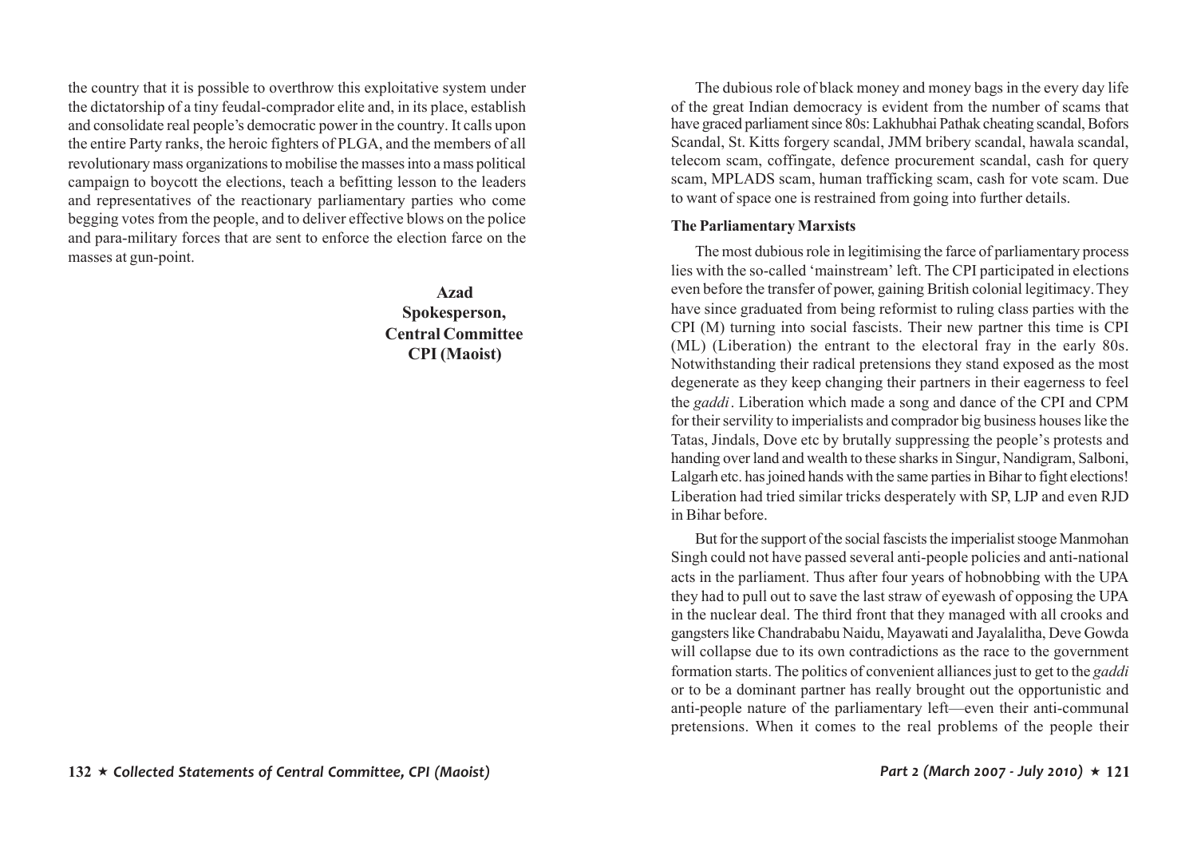the country that it is possible to overthrow this exploitative system under the dictatorship of a tiny feudal-comprador elite and, in its place, establish and consolidate real people's democratic power in the country. It calls upon the entire Party ranks, the heroic fighters of PLGA, and the members of all revolutionary mass organizations to mobilise the masses into a mass political campaign to boycott the elections, teach a befitting lesson to the leaders and representatives of the reactionary parliamentary parties who come begging votes from the people, and to deliver effective blows on the police and para-military forces that are sent to enforce the election farce on the masses at gun-point.

**Azad**
**Spokesperson,**
**Central Committee**
**CPI (Maoist)**

The dubious role of black money and money bags in the every day life of the great Indian democracy is evident from the number of scams that have graced parliament since 80s: Lakhubhai Pathak cheating scandal, Bofors Scandal, St. Kitts forgery scandal, JMM bribery scandal, hawala scandal, telecom scam, coffingate, defence procurement scandal, cash for query scam, MPLADS scam, human trafficking scam, cash for vote scam. Due to want of space one is restrained from going into further details.

**The Parliamentary Marxists**

The most dubious role in legitimising the farce of parliamentary process lies with the so-called 'mainstream' left. The CPI participated in elections even before the transfer of power, gaining British colonial legitimacy. They have since graduated from being reformist to ruling class parties with the CPI (M) turning into social fascists. Their new partner this time is CPI (ML) (Liberation) the entrant to the electoral fray in the early 80s. Notwithstanding their radical pretensions they stand exposed as the most degenerate as they keep changing their partners in their eagerness to feel the *gaddi*. Liberation which made a song and dance of the CPI and CPM for their servility to imperialists and comprador big business houses like the Tatas, Jindals, Dove etc by brutally suppressing the people's protests and handing over land and wealth to these sharks in Singur, Nandigram, Salboni, Lalgarh etc. has joined hands with the same parties in Bihar to fight elections! Liberation had tried similar tricks desperately with SP, LJP and even RJD in Bihar before.

But for the support of the social fascists the imperialist stooge Manmohan Singh could not have passed several anti-people policies and anti-national acts in the parliament. Thus after four years of hobnobbing with the UPA they had to pull out to save the last straw of eyewash of opposing the UPA in the nuclear deal. The third front that they managed with all crooks and gangsters like Chandrababu Naidu, Mayawati and Jayalalitha, Deve Gowda will collapse due to its own contradictions as the race to the government formation starts. The politics of convenient alliances just to get to the *gaddi* or to be a dominant partner has really brought out the opportunistic and anti-people nature of the parliamentary left—even their anti-communal pretensions. When it comes to the real problems of the people their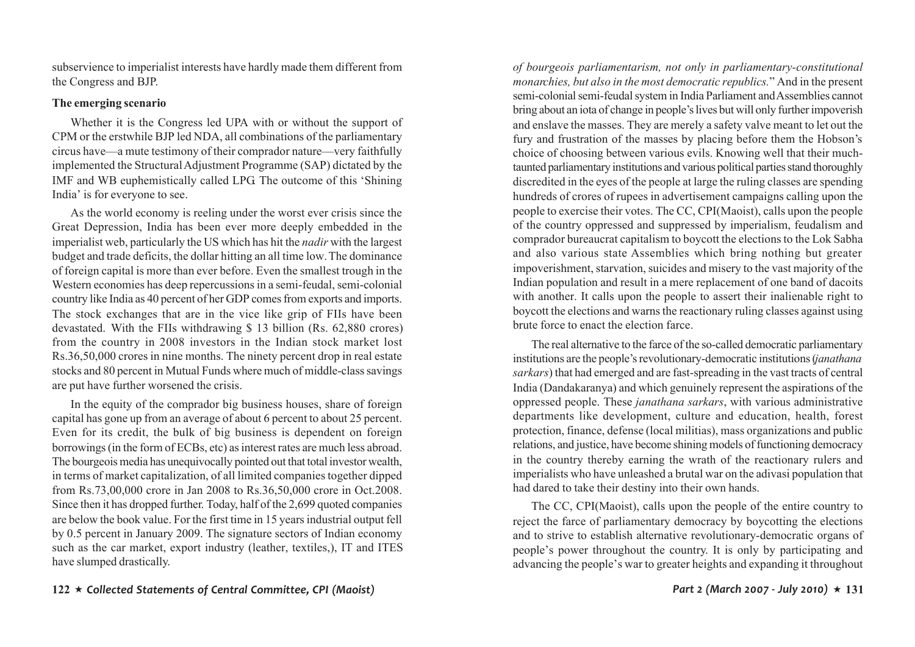subservience to imperialist interests have hardly made them different from the Congress and BJP.

**The emerging scenario**

Whether it is the Congress led UPA with or without the support of CPM or the erstwhile BJP led NDA, all combinations of the parliamentary circus have—a mute testimony of their comprador nature—very faithfully implemented the Structural Adjustment Programme (SAP) dictated by the IMF and WB euphemistically called LPG. The outcome of this 'Shining India' is for everyone to see.

As the world economy is reeling under the worst ever crisis since the Great Depression, India has been ever more deeply embedded in the imperialist web, particularly the US which has hit the *nadir* with the largest budget and trade deficits, the dollar hitting an all time low. The dominance of foreign capital is more than ever before. Even the smallest trough in the Western economies has deep repercussions in a semi-feudal, semi-colonial country like India as 40 percent of her GDP comes from exports and imports. The stock exchanges that are in the vice like grip of FIIs have been devastated. With the FIIs withdrawing $ 13 billion (Rs. 62,880 crores) from the country in 2008 investors in the Indian stock market lost Rs.36,50,000 crores in nine months. The ninety percent drop in real estate stocks and 80 percent in Mutual Funds where much of middle-class savings are put have further worsened the crisis.

In the equity of the comprador big business houses, share of foreign capital has gone up from an average of about 6 percent to about 25 percent. Even for its credit, the bulk of big business is dependent on foreign borrowings (in the form of ECBs, etc) as interest rates are much less abroad. The bourgeois media has unequivocally pointed out that total investor wealth, in terms of market capitalization, of all limited companies together dipped from Rs.73,00,000 crore in Jan 2008 to Rs.36,50,000 crore in Oct.2008. Since then it has dropped further. Today, half of the 2,699 quoted companies are below the book value. For the first time in 15 years industrial output fell by 0.5 percent in January 2009. The signature sectors of Indian economy such as the car market, export industry (leather, textiles,), IT and ITES have slumped drastically.

*of bourgeois parliamentarism, not only in parliamentary-constitutional monarchies, but also in the most democratic republics.*" And in the present semi-colonial semi-feudal system in India Parliament and Assemblies cannot bring about an iota of change in people's lives but will only further impoverish and enslave the masses. They are merely a safety valve meant to let out the fury and frustration of the masses by placing before them the Hobson's choice of choosing between various evils. Knowing well that their much-taunted parliamentary institutions and various political parties stand thoroughly discredited in the eyes of the people at large the ruling classes are spending hundreds of crores of rupees in advertisement campaigns calling upon the people to exercise their votes. The CC, CPI(Maoist), calls upon the people of the country oppressed and suppressed by imperialism, feudalism and comprador bureaucrat capitalism to boycott the elections to the Lok Sabha and also various state Assemblies which bring nothing but greater impoverishment, starvation, suicides and misery to the vast majority of the Indian population and result in a mere replacement of one band of dacoits with another. It calls upon the people to assert their inalienable right to boycott the elections and warns the reactionary ruling classes against using brute force to enact the election farce.

The real alternative to the farce of the so-called democratic parliamentary institutions are the people's revolutionary-democratic institutions (*janathana sarkars*) that had emerged and are fast-spreading in the vast tracts of central India (Dandakaranya) and which genuinely represent the aspirations of the oppressed people. These *janathana sarkars*, with various administrative departments like development, culture and education, health, forest protection, finance, defense (local militias), mass organizations and public relations, and justice, have become shining models of functioning democracy in the country thereby earning the wrath of the reactionary rulers and imperialists who have unleashed a brutal war on the adivasi population that had dared to take their destiny into their own hands.

The CC, CPI(Maoist), calls upon the people of the entire country to reject the farce of parliamentary democracy by boycotting the elections and to strive to establish alternative revolutionary-democratic organs of people's power throughout the country. It is only by participating and advancing the people's war to greater heights and expanding it throughout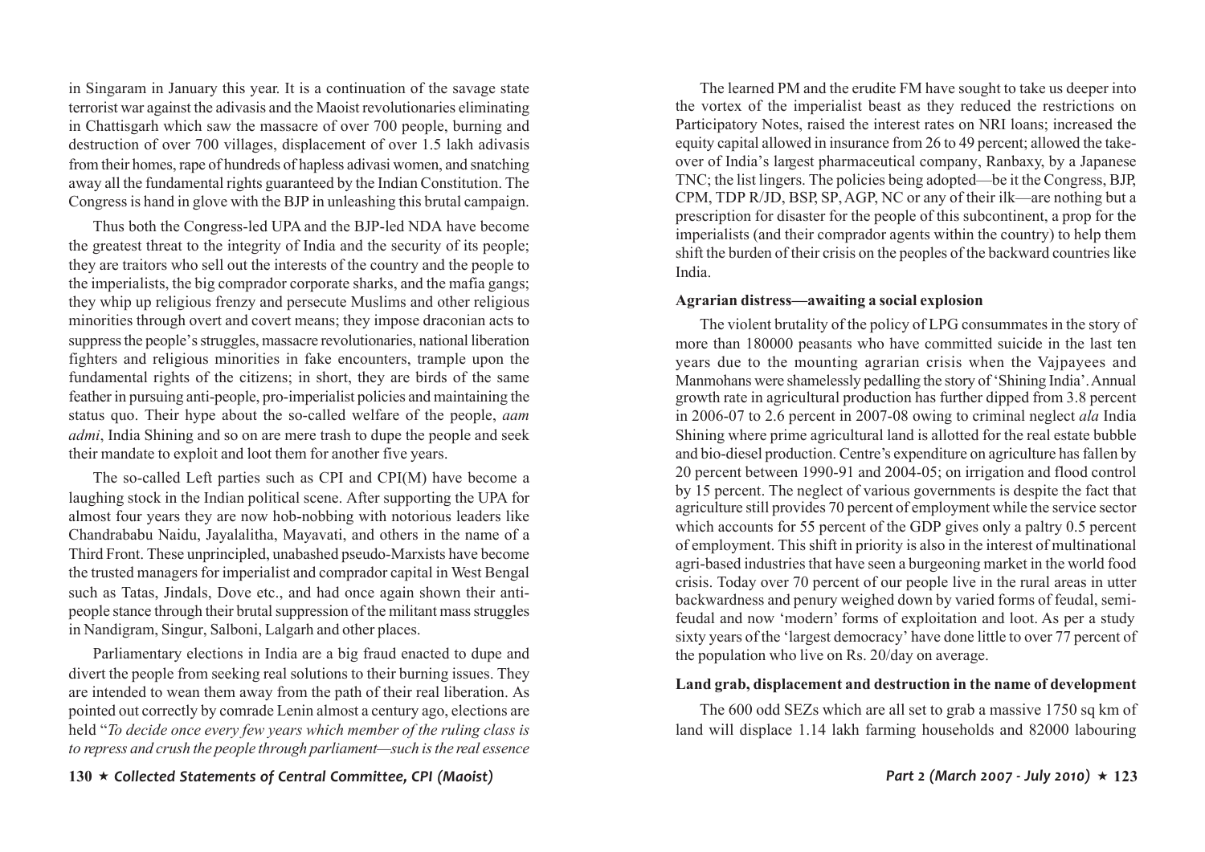in Singaram in January this year. It is a continuation of the savage state terrorist war against the adivasis and the Maoist revolutionaries eliminating in Chattisgarh which saw the massacre of over 700 people, burning and destruction of over 700 villages, displacement of over 1.5 lakh adivasis from their homes, rape of hundreds of hapless adivasi women, and snatching away all the fundamental rights guaranteed by the Indian Constitution. The Congress is hand in glove with the BJP in unleashing this brutal campaign.

Thus both the Congress-led UPA and the BJP-led NDA have become the greatest threat to the integrity of India and the security of its people; they are traitors who sell out the interests of the country and the people to the imperialists, the big comprador corporate sharks, and the mafia gangs; they whip up religious frenzy and persecute Muslims and other religious minorities through overt and covert means; they impose draconian acts to suppress the people's struggles, massacre revolutionaries, national liberation fighters and religious minorities in fake encounters, trample upon the fundamental rights of the citizens; in short, they are birds of the same feather in pursuing anti-people, pro-imperialist policies and maintaining the status quo. Their hype about the so-called welfare of the people, *aam admi*, India Shining and so on are mere trash to dupe the people and seek their mandate to exploit and loot them for another five years.

The so-called Left parties such as CPI and CPI(M) have become a laughing stock in the Indian political scene. After supporting the UPA for almost four years they are now hob-nobbing with notorious leaders like Chandrababu Naidu, Jayalalitha, Mayavati, and others in the name of a Third Front. These unprincipled, unabashed pseudo-Marxists have become the trusted managers for imperialist and comprador capital in West Bengal such as Tatas, Jindals, Dove etc., and had once again shown their anti-people stance through their brutal suppression of the militant mass struggles in Nandigram, Singur, Salboni, Lalgarh and other places.

Parliamentary elections in India are a big fraud enacted to dupe and divert the people from seeking real solutions to their burning issues. They are intended to wean them away from the path of their real liberation. As pointed out correctly by comrade Lenin almost a century ago, elections are held "*To decide once every few years which member of the ruling class is to repress and crush the people through parliament—such is the real essence*

The learned PM and the erudite FM have sought to take us deeper into the vortex of the imperialist beast as they reduced the restrictions on Participatory Notes, raised the interest rates on NRI loans; increased the equity capital allowed in insurance from 26 to 49 percent; allowed the take-over of India's largest pharmaceutical company, Ranbaxy, by a Japanese TNC; the list lingers. The policies being adopted—be it the Congress, BJP, CPM, TDP R/JD, BSP, SP, AGP, NC or any of their ilk—are nothing but a prescription for disaster for the people of this subcontinent, a prop for the imperialists (and their comprador agents within the country) to help them shift the burden of their crisis on the peoples of the backward countries like India.

**Agrarian distress—awaiting a social explosion**

The violent brutality of the policy of LPG consummates in the story of more than 180000 peasants who have committed suicide in the last ten years due to the mounting agrarian crisis when the Vajpayees and Manmohans were shamelessly pedalling the story of 'Shining India'. Annual growth rate in agricultural production has further dipped from 3.8 percent in 2006-07 to 2.6 percent in 2007-08 owing to criminal neglect *ala* India Shining where prime agricultural land is allotted for the real estate bubble and bio-diesel production. Centre's expenditure on agriculture has fallen by 20 percent between 1990-91 and 2004-05; on irrigation and flood control by 15 percent. The neglect of various governments is despite the fact that agriculture still provides 70 percent of employment while the service sector which accounts for 55 percent of the GDP gives only a paltry 0.5 percent of employment. This shift in priority is also in the interest of multinational agri-based industries that have seen a burgeoning market in the world food crisis. Today over 70 percent of our people live in the rural areas in utter backwardness and penury weighed down by varied forms of feudal, semi-feudal and now 'modern' forms of exploitation and loot. As per a study sixty years of the 'largest democracy' have done little to over 77 percent of the population who live on Rs. 20/day on average.

**Land grab, displacement and destruction in the name of development**

The 600 odd SEZs which are all set to grab a massive 1750 sq km of land will displace 1.14 lakh farming households and 82000 labouring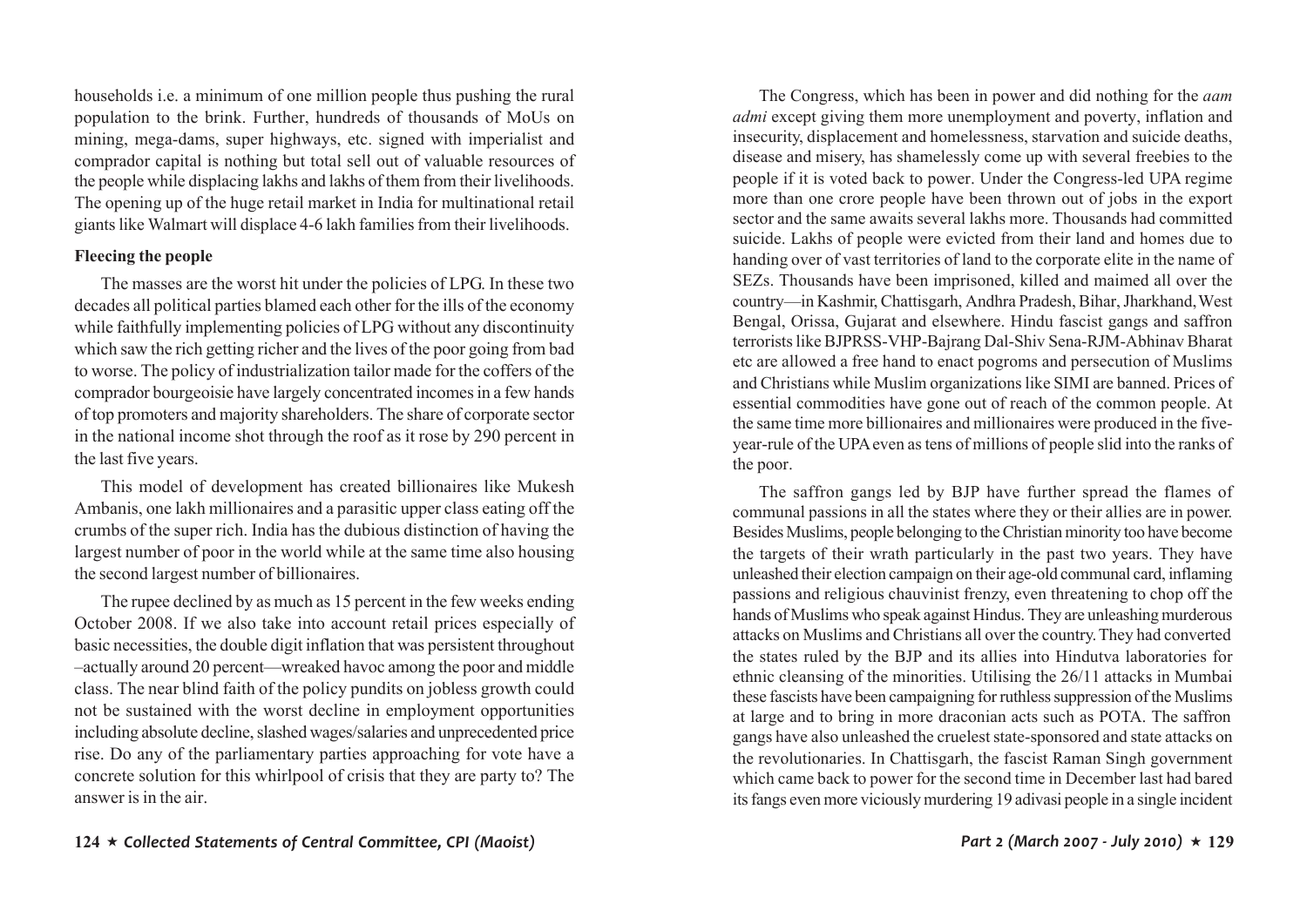households i.e. a minimum of one million people thus pushing the rural population to the brink. Further, hundreds of thousands of MoUs on mining, mega-dams, super highways, etc. signed with imperialist and comprador capital is nothing but total sell out of valuable resources of the people while displacing lakhs and lakhs of them from their livelihoods. The opening up of the huge retail market in India for multinational retail giants like Walmart will displace 4-6 lakh families from their livelihoods.

**Fleecing the people**

The masses are the worst hit under the policies of LPG. In these two decades all political parties blamed each other for the ills of the economy while faithfully implementing policies of LPG without any discontinuity which saw the rich getting richer and the lives of the poor going from bad to worse. The policy of industrialization tailor made for the coffers of the comprador bourgeoisie have largely concentrated incomes in a few hands of top promoters and majority shareholders. The share of corporate sector in the national income shot through the roof as it rose by 290 percent in the last five years.

This model of development has created billionaires like Mukesh Ambanis, one lakh millionaires and a parasitic upper class eating off the crumbs of the super rich. India has the dubious distinction of having the largest number of poor in the world while at the same time also housing the second largest number of billionaires.

The rupee declined by as much as 15 percent in the few weeks ending October 2008. If we also take into account retail prices especially of basic necessities, the double digit inflation that was persistent throughout –actually around 20 percent—wreaked havoc among the poor and middle class. The near blind faith of the policy pundits on jobless growth could not be sustained with the worst decline in employment opportunities including absolute decline, slashed wages/salaries and unprecedented price rise. Do any of the parliamentary parties approaching for vote have a concrete solution for this whirlpool of crisis that they are party to? The answer is in the air.

The Congress, which has been in power and did nothing for the *aam admi* except giving them more unemployment and poverty, inflation and insecurity, displacement and homelessness, starvation and suicide deaths, disease and misery, has shamelessly come up with several freebies to the people if it is voted back to power. Under the Congress-led UPA regime more than one crore people have been thrown out of jobs in the export sector and the same awaits several lakhs more. Thousands had committed suicide. Lakhs of people were evicted from their land and homes due to handing over of vast territories of land to the corporate elite in the name of SEZs. Thousands have been imprisoned, killed and maimed all over the country—in Kashmir, Chattisgarh, Andhra Pradesh, Bihar, Jharkhand, West Bengal, Orissa, Gujarat and elsewhere. Hindu fascist gangs and saffron terrorists like BJPRSS-VHP-Bajrang Dal-Shiv Sena-RJM-Abhinav Bharat etc are allowed a free hand to enact pogroms and persecution of Muslims and Christians while Muslim organizations like SIMI are banned. Prices of essential commodities have gone out of reach of the common people. At the same time more billionaires and millionaires were produced in the five-year-rule of the UPA even as tens of millions of people slid into the ranks of the poor.

The saffron gangs led by BJP have further spread the flames of communal passions in all the states where they or their allies are in power. Besides Muslims, people belonging to the Christian minority too have become the targets of their wrath particularly in the past two years. They have unleashed their election campaign on their age-old communal card, inflaming passions and religious chauvinist frenzy, even threatening to chop off the hands of Muslims who speak against Hindus. They are unleashing murderous attacks on Muslims and Christians all over the country. They had converted the states ruled by the BJP and its allies into Hindutva laboratories for ethnic cleansing of the minorities. Utilising the 26/11 attacks in Mumbai these fascists have been campaigning for ruthless suppression of the Muslims at large and to bring in more draconian acts such as POTA. The saffron gangs have also unleashed the cruelest state-sponsored and state attacks on the revolutionaries. In Chattisgarh, the fascist Raman Singh government which came back to power for the second time in December last had bared its fangs even more viciously murdering 19 adivasi people in a single incident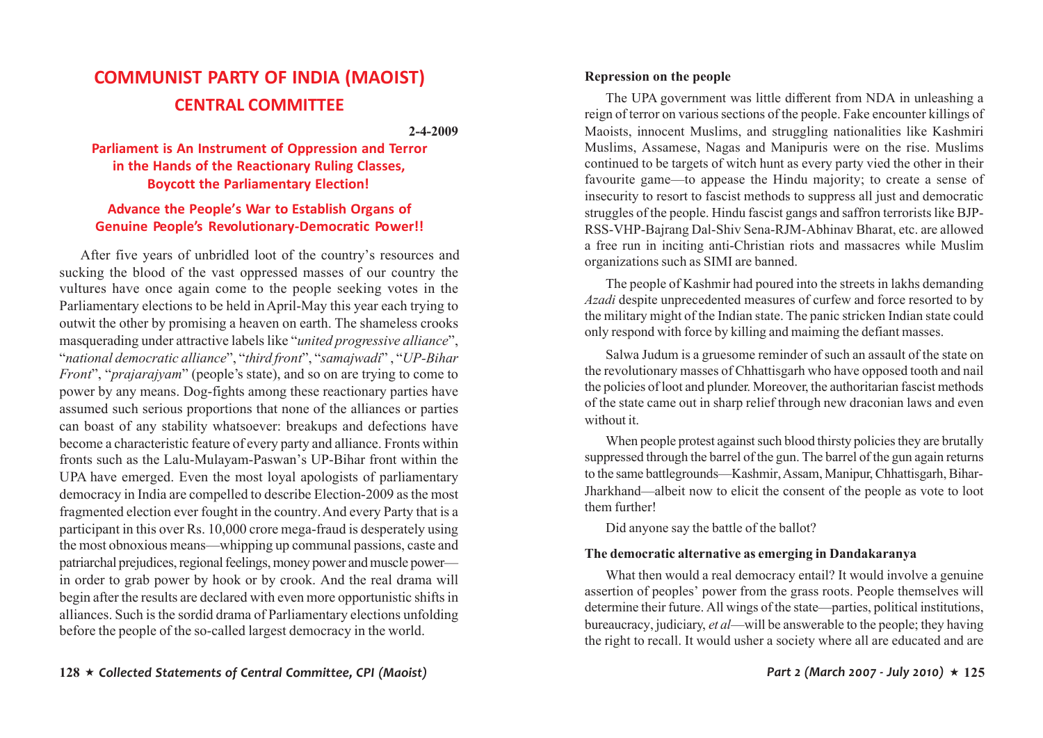# COMMUNIST PARTY OF INDIA (MAOIST)
## CENTRAL COMMITTEE

**2-4-2009**

### Parliament is An Instrument of Oppression and Terror in the Hands of the Reactionary Ruling Classes, Boycott the Parliamentary Election!

### Advance the People's War to Establish Organs of Genuine People's Revolutionary-Democratic Power!!

After five years of unbridled loot of the country's resources and sucking the blood of the vast oppressed masses of our country the vultures have once again come to the people seeking votes in the Parliamentary elections to be held in April-May this year each trying to outwit the other by promising a heaven on earth. The shameless crooks masquerading under attractive labels like "*united progressive alliance*", "*national democratic alliance*", "*third front*", "*samajwadi*", "*UP-Bihar Front*", "*prajarajyam*" (people's state), and so on are trying to come to power by any means. Dog-fights among these reactionary parties have assumed such serious proportions that none of the alliances or parties can boast of any stability whatsoever: breakups and defections have become a characteristic feature of every party and alliance. Fronts within fronts such as the Lalu-Mulayam-Paswan's UP-Bihar front within the UPA have emerged. Even the most loyal apologists of parliamentary democracy in India are compelled to describe Election-2009 as the most fragmented election ever fought in the country. And every Party that is a participant in this over Rs. 10,000 crore mega-fraud is desperately using the most obnoxious means—whipping up communal passions, caste and patriarchal prejudices, regional feelings, money power and muscle power—in order to grab power by hook or by crook. And the real drama will begin after the results are declared with even more opportunistic shifts in alliances. Such is the sordid drama of Parliamentary elections unfolding before the people of the so-called largest democracy in the world.

**Repression on the people**

The UPA government was little different from NDA in unleashing a reign of terror on various sections of the people. Fake encounter killings of Maoists, innocent Muslims, and struggling nationalities like Kashmiri Muslims, Assamese, Nagas and Manipuris were on the rise. Muslims continued to be targets of witch hunt as every party vied the other in their favourite game—to appease the Hindu majority; to create a sense of insecurity to resort to fascist methods to suppress all just and democratic struggles of the people. Hindu fascist gangs and saffron terrorists like BJP-RSS-VHP-Bajrang Dal-Shiv Sena-RJM-Abhinav Bharat, etc. are allowed a free run in inciting anti-Christian riots and massacres while Muslim organizations such as SIMI are banned.

The people of Kashmir had poured into the streets in lakhs demanding *Azadi* despite unprecedented measures of curfew and force resorted to by the military might of the Indian state. The panic stricken Indian state could only respond with force by killing and maiming the defiant masses.

Salwa Judum is a gruesome reminder of such an assault of the state on the revolutionary masses of Chhattisgarh who have opposed tooth and nail the policies of loot and plunder. Moreover, the authoritarian fascist methods of the state came out in sharp relief through new draconian laws and even without it.

When people protest against such blood thirsty policies they are brutally suppressed through the barrel of the gun. The barrel of the gun again returns to the same battlegrounds—Kashmir, Assam, Manipur, Chhattisgarh, Bihar-Jharkhand—albeit now to elicit the consent of the people as vote to loot them further!

Did anyone say the battle of the ballot?

**The democratic alternative as emerging in Dandakaranya**

What then would a real democracy entail? It would involve a genuine assertion of peoples' power from the grass roots. People themselves will determine their future. All wings of the state—parties, political institutions, bureaucracy, judiciary, *et al*—will be answerable to the people; they having the right to recall. It would usher a society where all are educated and are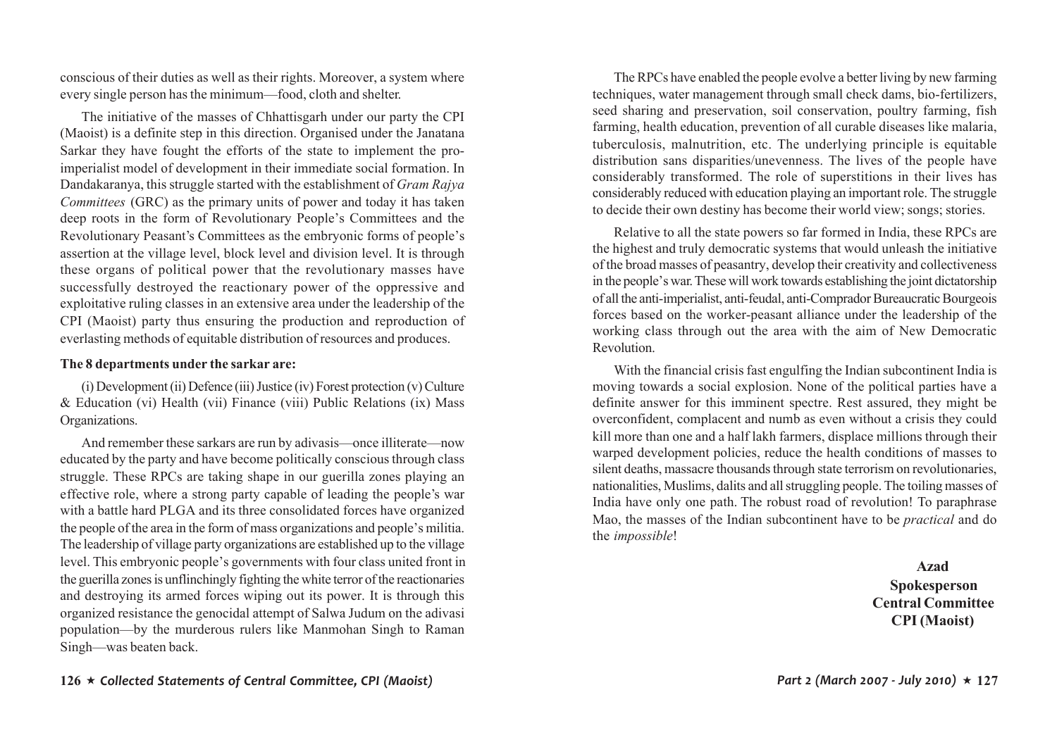conscious of their duties as well as their rights. Moreover, a system where every single person has the minimum—food, cloth and shelter.

The initiative of the masses of Chhattisgarh under our party the CPI (Maoist) is a definite step in this direction. Organised under the Janatana Sarkar they have fought the efforts of the state to implement the pro-imperialist model of development in their immediate social formation. In Dandakaranya, this struggle started with the establishment of *Gram Rajya Committees* (GRC) as the primary units of power and today it has taken deep roots in the form of Revolutionary People's Committees and the Revolutionary Peasant's Committees as the embryonic forms of people's assertion at the village level, block level and division level. It is through these organs of political power that the revolutionary masses have successfully destroyed the reactionary power of the oppressive and exploitative ruling classes in an extensive area under the leadership of the CPI (Maoist) party thus ensuring the production and reproduction of everlasting methods of equitable distribution of resources and produces.

**The 8 departments under the sarkar are:**

(i) Development (ii) Defence (iii) Justice (iv) Forest protection (v) Culture & Education (vi) Health (vii) Finance (viii) Public Relations (ix) Mass Organizations.

And remember these sarkars are run by adivasis—once illiterate—now educated by the party and have become politically conscious through class struggle. These RPCs are taking shape in our guerilla zones playing an effective role, where a strong party capable of leading the people's war with a battle hard PLGA and its three consolidated forces have organized the people of the area in the form of mass organizations and people's militia. The leadership of village party organizations are established up to the village level. This embryonic people's governments with four class united front in the guerilla zones is unflinchingly fighting the white terror of the reactionaries and destroying its armed forces wiping out its power. It is through this organized resistance the genocidal attempt of Salwa Judum on the adivasi population—by the murderous rulers like Manmohan Singh to Raman Singh—was beaten back.

The RPCs have enabled the people evolve a better living by new farming techniques, water management through small check dams, bio-fertilizers, seed sharing and preservation, soil conservation, poultry farming, fish farming, health education, prevention of all curable diseases like malaria, tuberculosis, malnutrition, etc. The underlying principle is equitable distribution sans disparities/unevenness. The lives of the people have considerably transformed. The role of superstitions in their lives has considerably reduced with education playing an important role. The struggle to decide their own destiny has become their world view; songs; stories.

Relative to all the state powers so far formed in India, these RPCs are the highest and truly democratic systems that would unleash the initiative of the broad masses of peasantry, develop their creativity and collectiveness in the people's war. These will work towards establishing the joint dictatorship of all the anti-imperialist, anti-feudal, anti-Comprador Bureaucratic Bourgeois forces based on the worker-peasant alliance under the leadership of the working class through out the area with the aim of New Democratic Revolution.

With the financial crisis fast engulfing the Indian subcontinent India is moving towards a social explosion. None of the political parties have a definite answer for this imminent spectre. Rest assured, they might be overconfident, complacent and numb as even without a crisis they could kill more than one and a half lakh farmers, displace millions through their warped development policies, reduce the health conditions of masses to silent deaths, massacre thousands through state terrorism on revolutionaries, nationalities, Muslims, dalits and all struggling people. The toiling masses of India have only one path. The robust road of revolution! To paraphrase Mao, the masses of the Indian subcontinent have to be *practical* and do the *impossible*!

**Azad**
**Spokesperson**
**Central Committee**
**CPI (Maoist)**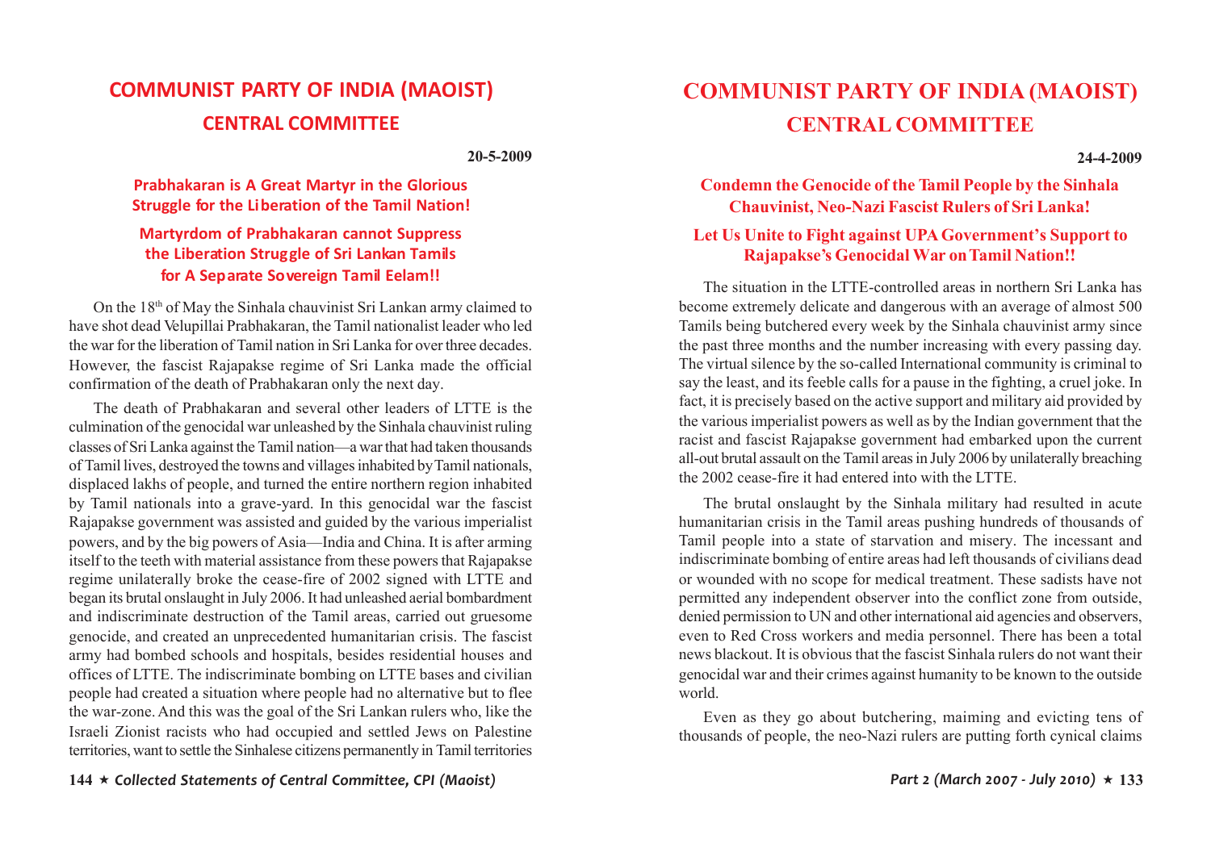# COMMUNIST PARTY OF INDIA (MAOIST)
## CENTRAL COMMITTEE

**20-5-2009**

### Prabhakaran is A Great Martyr in the Glorious Struggle for the Liberation of the Tamil Nation!

### Martyrdom of Prabhakaran cannot Suppress the Liberation Struggle of Sri Lankan Tamils for A Separate Sovereign Tamil Eelam!!

On the 18th of May the Sinhala chauvinist Sri Lankan army claimed to have shot dead Velupillai Prabhakaran, the Tamil nationalist leader who led the war for the liberation of Tamil nation in Sri Lanka for over three decades. However, the fascist Rajapakse regime of Sri Lanka made the official confirmation of the death of Prabhakaran only the next day.

The death of Prabhakaran and several other leaders of LTTE is the culmination of the genocidal war unleashed by the Sinhala chauvinist ruling classes of Sri Lanka against the Tamil nation—a war that had taken thousands of Tamil lives, destroyed the towns and villages inhabited by Tamil nationals, displaced lakhs of people, and turned the entire northern region inhabited by Tamil nationals into a grave-yard. In this genocidal war the fascist Rajapakse government was assisted and guided by the various imperialist powers, and by the big powers of Asia—India and China. It is after arming itself to the teeth with material assistance from these powers that Rajapakse regime unilaterally broke the cease-fire of 2002 signed with LTTE and began its brutal onslaught in July 2006. It had unleashed aerial bombardment and indiscriminate destruction of the Tamil areas, carried out gruesome genocide, and created an unprecedented humanitarian crisis. The fascist army had bombed schools and hospitals, besides residential houses and offices of LTTE. The indiscriminate bombing on LTTE bases and civilian people had created a situation where people had no alternative but to flee the war-zone. And this was the goal of the Sri Lankan rulers who, like the Israeli Zionist racists who had occupied and settled Jews on Palestine territories, want to settle the Sinhalese citizens permanently in Tamil territories

# COMMUNIST PARTY OF INDIA (MAOIST)
## CENTRAL COMMITTEE

**24-4-2009**

### Condemn the Genocide of the Tamil People by the Sinhala Chauvinist, Neo-Nazi Fascist Rulers of Sri Lanka!

### Let Us Unite to Fight against UPA Government's Support to Rajapakse's Genocidal War on Tamil Nation!!

The situation in the LTTE-controlled areas in northern Sri Lanka has become extremely delicate and dangerous with an average of almost 500 Tamils being butchered every week by the Sinhala chauvinist army since the past three months and the number increasing with every passing day. The virtual silence by the so-called International community is criminal to say the least, and its feeble calls for a pause in the fighting, a cruel joke. In fact, it is precisely based on the active support and military aid provided by the various imperialist powers as well as by the Indian government that the racist and fascist Rajapakse government had embarked upon the current all-out brutal assault on the Tamil areas in July 2006 by unilaterally breaching the 2002 cease-fire it had entered into with the LTTE.

The brutal onslaught by the Sinhala military had resulted in acute humanitarian crisis in the Tamil areas pushing hundreds of thousands of Tamil people into a state of starvation and misery. The incessant and indiscriminate bombing of entire areas had left thousands of civilians dead or wounded with no scope for medical treatment. These sadists have not permitted any independent observer into the conflict zone from outside, denied permission to UN and other international aid agencies and observers, even to Red Cross workers and media personnel. There has been a total news blackout. It is obvious that the fascist Sinhala rulers do not want their genocidal war and their crimes against humanity to be known to the outside world.

Even as they go about butchering, maiming and evicting tens of thousands of people, the neo-Nazi rulers are putting forth cynical claims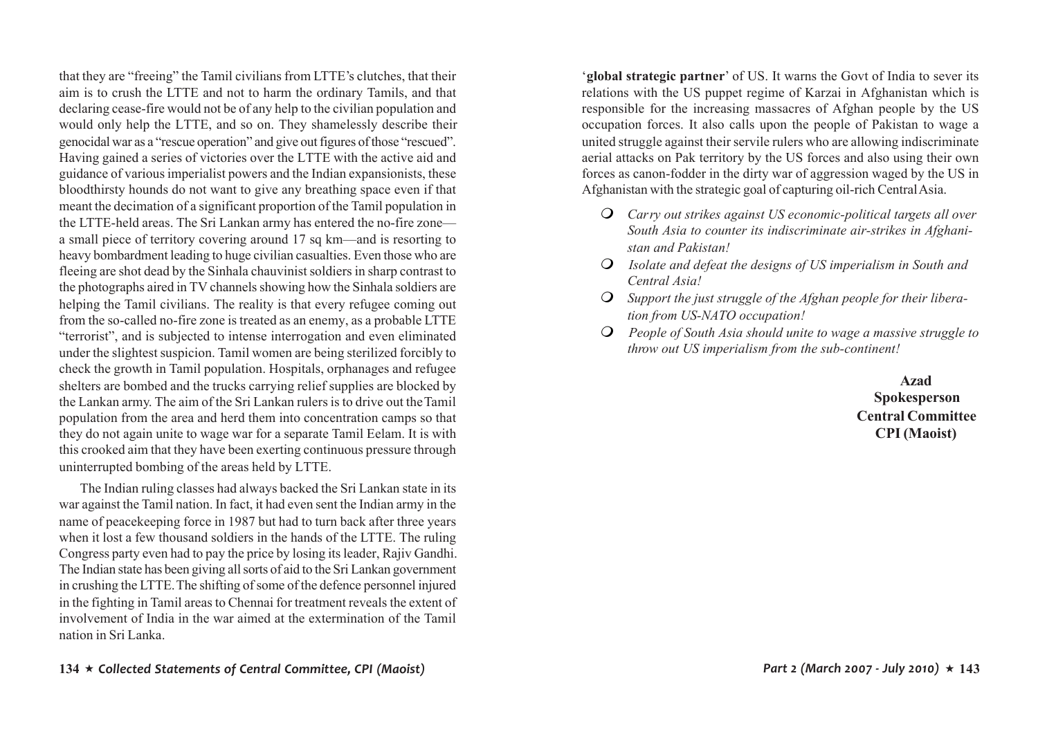that they are "freeing" the Tamil civilians from LTTE's clutches, that their aim is to crush the LTTE and not to harm the ordinary Tamils, and that declaring cease-fire would not be of any help to the civilian population and would only help the LTTE, and so on. They shamelessly describe their genocidal war as a "rescue operation" and give out figures of those "rescued". Having gained a series of victories over the LTTE with the active aid and guidance of various imperialist powers and the Indian expansionists, these bloodthirsty hounds do not want to give any breathing space even if that meant the decimation of a significant proportion of the Tamil population in the LTTE-held areas. The Sri Lankan army has entered the no-fire zone—a small piece of territory covering around 17 sq km—and is resorting to heavy bombardment leading to huge civilian casualties. Even those who are fleeing are shot dead by the Sinhala chauvinist soldiers in sharp contrast to the photographs aired in TV channels showing how the Sinhala soldiers are helping the Tamil civilians. The reality is that every refugee coming out from the so-called no-fire zone is treated as an enemy, as a probable LTTE "terrorist", and is subjected to intense interrogation and even eliminated under the slightest suspicion. Tamil women are being sterilized forcibly to check the growth in Tamil population. Hospitals, orphanages and refugee shelters are bombed and the trucks carrying relief supplies are blocked by the Lankan army. The aim of the Sri Lankan rulers is to drive out the Tamil population from the area and herd them into concentration camps so that they do not again unite to wage war for a separate Tamil Eelam. It is with this crooked aim that they have been exerting continuous pressure through uninterrupted bombing of the areas held by LTTE.

The Indian ruling classes had always backed the Sri Lankan state in its war against the Tamil nation. In fact, it had even sent the Indian army in the name of peacekeeping force in 1987 but had to turn back after three years when it lost a few thousand soldiers in the hands of the LTTE. The ruling Congress party even had to pay the price by losing its leader, Rajiv Gandhi. The Indian state has been giving all sorts of aid to the Sri Lankan government in crushing the LTTE. The shifting of some of the defence personnel injured in the fighting in Tamil areas to Chennai for treatment reveals the extent of involvement of India in the war aimed at the extermination of the Tamil nation in Sri Lanka.

'**global strategic partner**' of US. It warns the Govt of India to sever its relations with the US puppet regime of Karzai in Afghanistan which is responsible for the increasing massacres of Afghan people by the US occupation forces. It also calls upon the people of Pakistan to wage a united struggle against their servile rulers who are allowing indiscriminate aerial attacks on Pak territory by the US forces and also using their own forces as canon-fodder in the dirty war of aggression waged by the US in Afghanistan with the strategic goal of capturing oil-rich Central Asia.

- *Carry out strikes against US economic-political targets all over South Asia to counter its indiscriminate air-strikes in Afghanistan and Pakistan!*
- *Isolate and defeat the designs of US imperialism in South and Central Asia!*
- *Support the just struggle of the Afghan people for their liberation from US-NATO occupation!*
- *People of South Asia should unite to wage a massive struggle to throw out US imperialism from the sub-continent!*

**Azad**
**Spokesperson**
**Central Committee**
**CPI (Maoist)**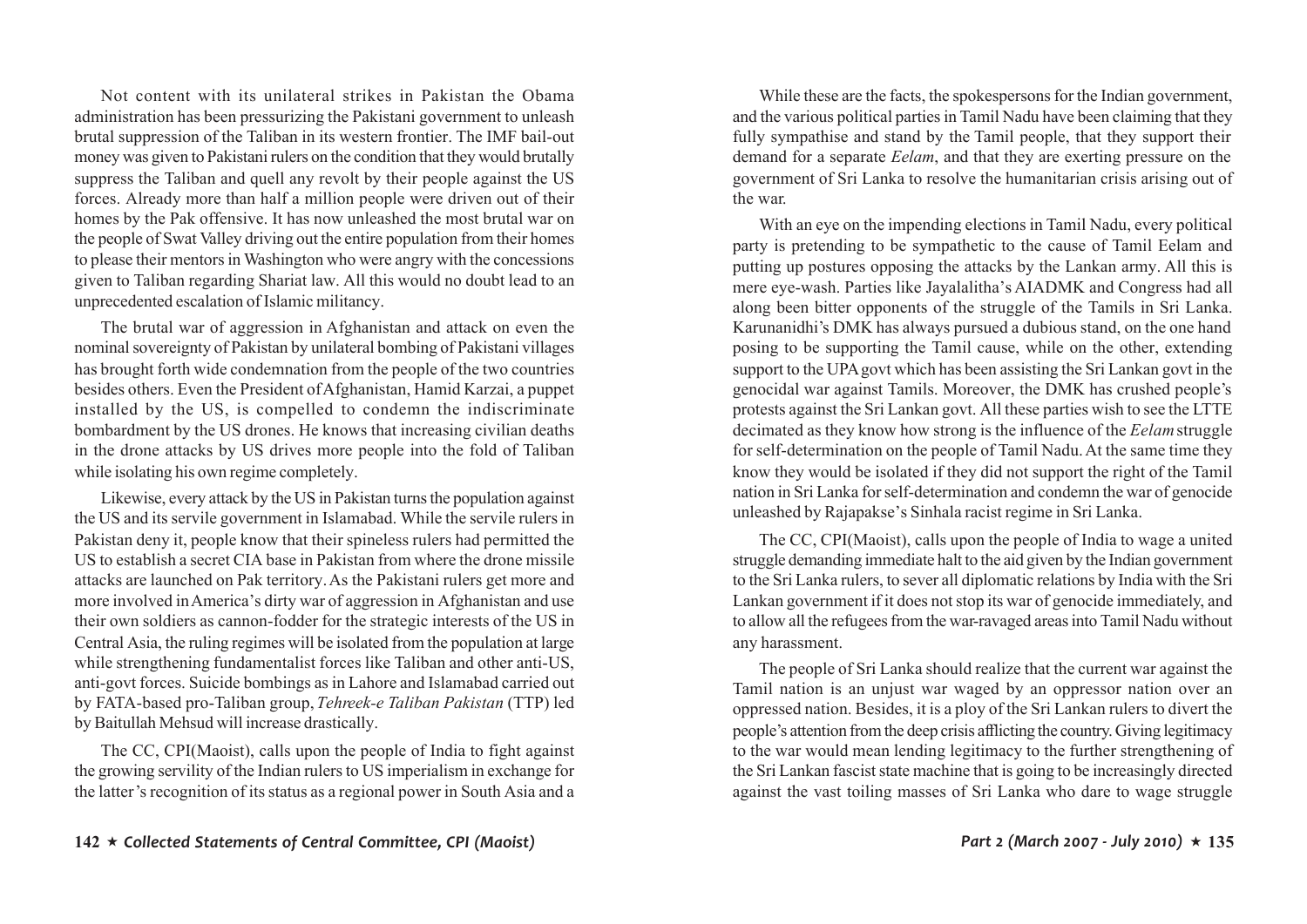Not content with its unilateral strikes in Pakistan the Obama administration has been pressurizing the Pakistani government to unleash brutal suppression of the Taliban in its western frontier. The IMF bail-out money was given to Pakistani rulers on the condition that they would brutally suppress the Taliban and quell any revolt by their people against the US forces. Already more than half a million people were driven out of their homes by the Pak offensive. It has now unleashed the most brutal war on the people of Swat Valley driving out the entire population from their homes to please their mentors in Washington who were angry with the concessions given to Taliban regarding Shariat law. All this would no doubt lead to an unprecedented escalation of Islamic militancy.

The brutal war of aggression in Afghanistan and attack on even the nominal sovereignty of Pakistan by unilateral bombing of Pakistani villages has brought forth wide condemnation from the people of the two countries besides others. Even the President of Afghanistan, Hamid Karzai, a puppet installed by the US, is compelled to condemn the indiscriminate bombardment by the US drones. He knows that increasing civilian deaths in the drone attacks by US drives more people into the fold of Taliban while isolating his own regime completely.

Likewise, every attack by the US in Pakistan turns the population against the US and its servile government in Islamabad. While the servile rulers in Pakistan deny it, people know that their spineless rulers had permitted the US to establish a secret CIA base in Pakistan from where the drone missile attacks are launched on Pak territory. As the Pakistani rulers get more and more involved in America's dirty war of aggression in Afghanistan and use their own soldiers as cannon-fodder for the strategic interests of the US in Central Asia, the ruling regimes will be isolated from the population at large while strengthening fundamentalist forces like Taliban and other anti-US, anti-govt forces. Suicide bombings as in Lahore and Islamabad carried out by FATA-based pro-Taliban group, *Tehreek-e Taliban Pakistan* (TTP) led by Baitullah Mehsud will increase drastically.

The CC, CPI(Maoist), calls upon the people of India to fight against the growing servility of the Indian rulers to US imperialism in exchange for the latter's recognition of its status as a regional power in South Asia and a

While these are the facts, the spokespersons for the Indian government, and the various political parties in Tamil Nadu have been claiming that they fully sympathise and stand by the Tamil people, that they support their demand for a separate *Eelam*, and that they are exerting pressure on the government of Sri Lanka to resolve the humanitarian crisis arising out of the war.

With an eye on the impending elections in Tamil Nadu, every political party is pretending to be sympathetic to the cause of Tamil Eelam and putting up postures opposing the attacks by the Lankan army. All this is mere eye-wash. Parties like Jayalalitha's AIADMK and Congress had all along been bitter opponents of the struggle of the Tamils in Sri Lanka. Karunanidhi's DMK has always pursued a dubious stand, on the one hand posing to be supporting the Tamil cause, while on the other, extending support to the UPA govt which has been assisting the Sri Lankan govt in the genocidal war against Tamils. Moreover, the DMK has crushed people's protests against the Sri Lankan govt. All these parties wish to see the LTTE decimated as they know how strong is the influence of the *Eelam* struggle for self-determination on the people of Tamil Nadu. At the same time they know they would be isolated if they did not support the right of the Tamil nation in Sri Lanka for self-determination and condemn the war of genocide unleashed by Rajapakse's Sinhala racist regime in Sri Lanka.

The CC, CPI(Maoist), calls upon the people of India to wage a united struggle demanding immediate halt to the aid given by the Indian government to the Sri Lanka rulers, to sever all diplomatic relations by India with the Sri Lankan government if it does not stop its war of genocide immediately, and to allow all the refugees from the war-ravaged areas into Tamil Nadu without any harassment.

The people of Sri Lanka should realize that the current war against the Tamil nation is an unjust war waged by an oppressor nation over an oppressed nation. Besides, it is a ploy of the Sri Lankan rulers to divert the people's attention from the deep crisis afflicting the country. Giving legitimacy to the war would mean lending legitimacy to the further strengthening of the Sri Lankan fascist state machine that is going to be increasingly directed against the vast toiling masses of Sri Lanka who dare to wage struggle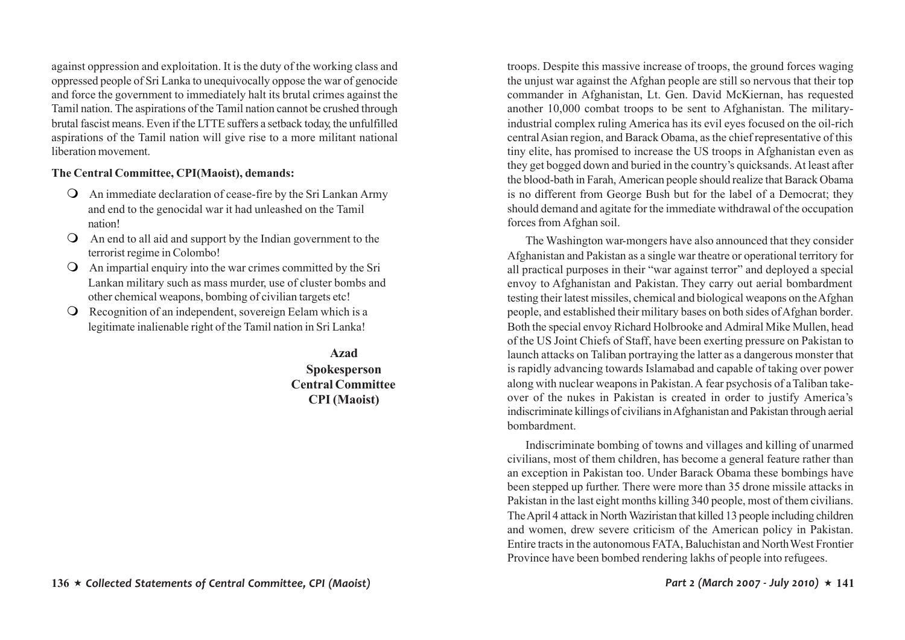against oppression and exploitation. It is the duty of the working class and oppressed people of Sri Lanka to unequivocally oppose the war of genocide and force the government to immediately halt its brutal crimes against the Tamil nation. The aspirations of the Tamil nation cannot be crushed through brutal fascist means. Even if the LTTE suffers a setback today, the unfulfilled aspirations of the Tamil nation will give rise to a more militant national liberation movement.

**The Central Committee, CPI(Maoist), demands:**

- An immediate declaration of cease-fire by the Sri Lankan Army and end to the genocidal war it had unleashed on the Tamil nation!
- An end to all aid and support by the Indian government to the terrorist regime in Colombo!
- An impartial enquiry into the war crimes committed by the Sri Lankan military such as mass murder, use of cluster bombs and other chemical weapons, bombing of civilian targets etc!
- Recognition of an independent, sovereign Eelam which is a legitimate inalienable right of the Tamil nation in Sri Lanka!

**Azad**
**Spokesperson**
**Central Committee**
**CPI (Maoist)**

troops. Despite this massive increase of troops, the ground forces waging the unjust war against the Afghan people are still so nervous that their top commander in Afghanistan, Lt. Gen. David McKiernan, has requested another 10,000 combat troops to be sent to Afghanistan. The military-industrial complex ruling America has its evil eyes focused on the oil-rich central Asian region, and Barack Obama, as the chief representative of this tiny elite, has promised to increase the US troops in Afghanistan even as they get bogged down and buried in the country's quicksands. At least after the blood-bath in Farah, American people should realize that Barack Obama is no different from George Bush but for the label of a Democrat; they should demand and agitate for the immediate withdrawal of the occupation forces from Afghan soil.

The Washington war-mongers have also announced that they consider Afghanistan and Pakistan as a single war theatre or operational territory for all practical purposes in their "war against terror" and deployed a special envoy to Afghanistan and Pakistan. They carry out aerial bombardment testing their latest missiles, chemical and biological weapons on the Afghan people, and established their military bases on both sides of Afghan border. Both the special envoy Richard Holbrooke and Admiral Mike Mullen, head of the US Joint Chiefs of Staff, have been exerting pressure on Pakistan to launch attacks on Taliban portraying the latter as a dangerous monster that is rapidly advancing towards Islamabad and capable of taking over power along with nuclear weapons in Pakistan. A fear psychosis of a Taliban take-over of the nukes in Pakistan is created in order to justify America's indiscriminate killings of civilians in Afghanistan and Pakistan through aerial bombardment.

Indiscriminate bombing of towns and villages and killing of unarmed civilians, most of them children, has become a general feature rather than an exception in Pakistan too. Under Barack Obama these bombings have been stepped up further. There were more than 35 drone missile attacks in Pakistan in the last eight months killing 340 people, most of them civilians. The April 4 attack in North Waziristan that killed 13 people including children and women, drew severe criticism of the American policy in Pakistan. Entire tracts in the autonomous FATA, Baluchistan and North West Frontier Province have been bombed rendering lakhs of people into refugees.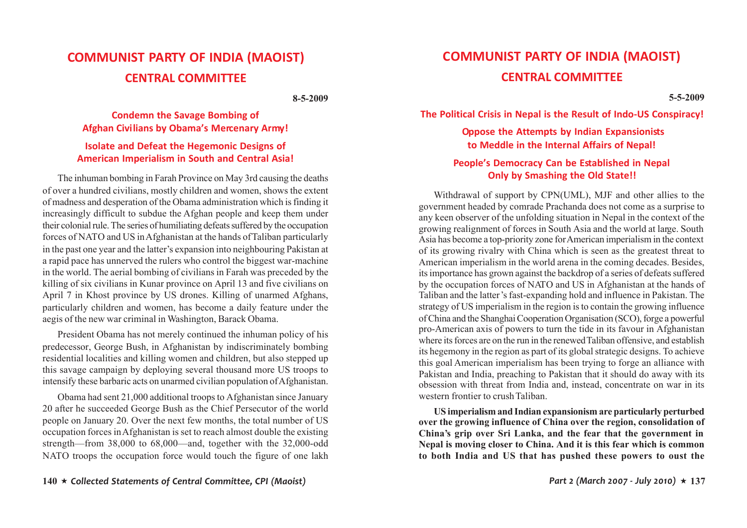# COMMUNIST PARTY OF INDIA (MAOIST)

## CENTRAL COMMITTEE

**8-5-2009**

### Condemn the Savage Bombing of Afghan Civilians by Obama's Mercenary Army!

### Isolate and Defeat the Hegemonic Designs of American Imperialism in South and Central Asia!

The inhuman bombing in Farah Province on May 3rd causing the deaths of over a hundred civilians, mostly children and women, shows the extent of madness and desperation of the Obama administration which is finding it increasingly difficult to subdue the Afghan people and keep them under their colonial rule. The series of humiliating defeats suffered by the occupation forces of NATO and US in Afghanistan at the hands of Taliban particularly in the past one year and the latter's expansion into neighbouring Pakistan at a rapid pace has unnerved the rulers who control the biggest war-machine in the world. The aerial bombing of civilians in Farah was preceded by the killing of six civilians in Kunar province on April 13 and five civilians on April 7 in Khost province by US drones. Killing of unarmed Afghans, particularly children and women, has become a daily feature under the aegis of the new war criminal in Washington, Barack Obama.

President Obama has not merely continued the inhuman policy of his predecessor, George Bush, in Afghanistan by indiscriminately bombing residential localities and killing women and children, but also stepped up this savage campaign by deploying several thousand more US troops to intensify these barbaric acts on unarmed civilian population of Afghanistan.

Obama had sent 21,000 additional troops to Afghanistan since January 20 after he succeeded George Bush as the Chief Persecutor of the world people on January 20. Over the next few months, the total number of US occupation forces in Afghanistan is set to reach almost double the existing strength—from 38,000 to 68,000—and, together with the 32,000-odd NATO troops the occupation force would touch the figure of one lakh

# COMMUNIST PARTY OF INDIA (MAOIST)

## CENTRAL COMMITTEE

**5-5-2009**

### The Political Crisis in Nepal is the Result of Indo-US Conspiracy!

### Oppose the Attempts by Indian Expansionists to Meddle in the Internal Affairs of Nepal!

### People's Democracy Can be Established in Nepal Only by Smashing the Old State!!

Withdrawal of support by CPN(UML), MJF and other allies to the government headed by comrade Prachanda does not come as a surprise to any keen observer of the unfolding situation in Nepal in the context of the growing realignment of forces in South Asia and the world at large. South Asia has become a top-priority zone for American imperialism in the context of its growing rivalry with China which is seen as the greatest threat to American imperialism in the world arena in the coming decades. Besides, its importance has grown against the backdrop of a series of defeats suffered by the occupation forces of NATO and US in Afghanistan at the hands of Taliban and the latter's fast-expanding hold and influence in Pakistan. The strategy of US imperialism in the region is to contain the growing influence of China and the Shanghai Cooperation Organisation (SCO), forge a powerful pro-American axis of powers to turn the tide in its favour in Afghanistan where its forces are on the run in the renewed Taliban offensive, and establish its hegemony in the region as part of its global strategic designs. To achieve this goal American imperialism has been trying to forge an alliance with Pakistan and India, preaching to Pakistan that it should do away with its obsession with threat from India and, instead, concentrate on war in its western frontier to crush Taliban.

**US imperialism and Indian expansionism are particularly perturbed over the growing influence of China over the region, consolidation of China's grip over Sri Lanka, and the fear that the government in Nepal is moving closer to China. And it is this fear which is common to both India and US that has pushed these powers to oust the**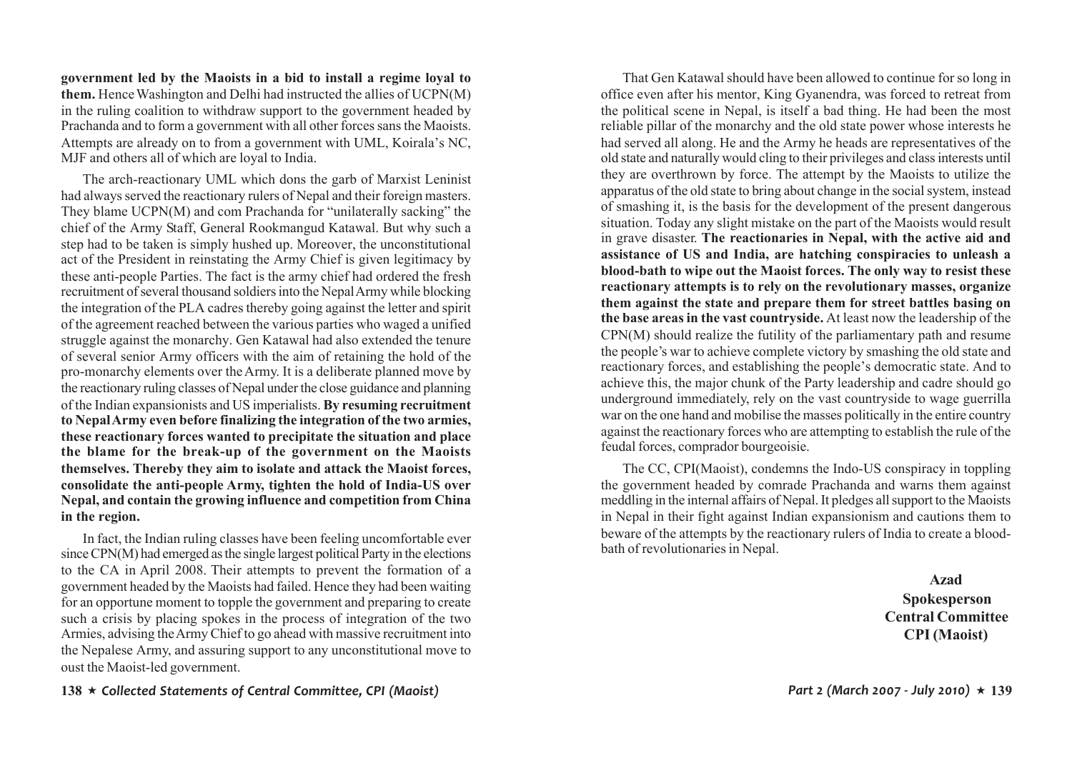**government led by the Maoists in a bid to install a regime loyal to them.** Hence Washington and Delhi had instructed the allies of UCPN(M) in the ruling coalition to withdraw support to the government headed by Prachanda and to form a government with all other forces sans the Maoists. Attempts are already on to from a government with UML, Koirala's NC, MJF and others all of which are loyal to India.

The arch-reactionary UML which dons the garb of Marxist Leninist had always served the reactionary rulers of Nepal and their foreign masters. They blame UCPN(M) and com Prachanda for "unilaterally sacking" the chief of the Army Staff, General Rookmangud Katawal. But why such a step had to be taken is simply hushed up. Moreover, the unconstitutional act of the President in reinstating the Army Chief is given legitimacy by these anti-people Parties. The fact is the army chief had ordered the fresh recruitment of several thousand soldiers into the Nepal Army while blocking the integration of the PLA cadres thereby going against the letter and spirit of the agreement reached between the various parties who waged a unified struggle against the monarchy. Gen Katawal had also extended the tenure of several senior Army officers with the aim of retaining the hold of the pro-monarchy elements over the Army. It is a deliberate planned move by the reactionary ruling classes of Nepal under the close guidance and planning of the Indian expansionists and US imperialists. **By resuming recruitment to Nepal Army even before finalizing the integration of the two armies, these reactionary forces wanted to precipitate the situation and place the blame for the break-up of the government on the Maoists themselves. Thereby they aim to isolate and attack the Maoist forces, consolidate the anti-people Army, tighten the hold of India-US over Nepal, and contain the growing influence and competition from China in the region.**

In fact, the Indian ruling classes have been feeling uncomfortable ever since CPN(M) had emerged as the single largest political Party in the elections to the CA in April 2008. Their attempts to prevent the formation of a government headed by the Maoists had failed. Hence they had been waiting for an opportune moment to topple the government and preparing to create such a crisis by placing spokes in the process of integration of the two Armies, advising the Army Chief to go ahead with massive recruitment into the Nepalese Army, and assuring support to any unconstitutional move to oust the Maoist-led government.

That Gen Katawal should have been allowed to continue for so long in office even after his mentor, King Gyanendra, was forced to retreat from the political scene in Nepal, is itself a bad thing. He had been the most reliable pillar of the monarchy and the old state power whose interests he had served all along. He and the Army he heads are representatives of the old state and naturally would cling to their privileges and class interests until they are overthrown by force. The attempt by the Maoists to utilize the apparatus of the old state to bring about change in the social system, instead of smashing it, is the basis for the development of the present dangerous situation. Today any slight mistake on the part of the Maoists would result in grave disaster. **The reactionaries in Nepal, with the active aid and assistance of US and India, are hatching conspiracies to unleash a blood-bath to wipe out the Maoist forces. The only way to resist these reactionary attempts is to rely on the revolutionary masses, organize them against the state and prepare them for street battles basing on the base areas in the vast countryside.** At least now the leadership of the CPN(M) should realize the futility of the parliamentary path and resume the people's war to achieve complete victory by smashing the old state and reactionary forces, and establishing the people's democratic state. And to achieve this, the major chunk of the Party leadership and cadre should go underground immediately, rely on the vast countryside to wage guerrilla war on the one hand and mobilise the masses politically in the entire country against the reactionary forces who are attempting to establish the rule of the feudal forces, comprador bourgeoisie.

The CC, CPI(Maoist), condemns the Indo-US conspiracy in toppling the government headed by comrade Prachanda and warns them against meddling in the internal affairs of Nepal. It pledges all support to the Maoists in Nepal in their fight against Indian expansionism and cautions them to beware of the attempts by the reactionary rulers of India to create a blood-bath of revolutionaries in Nepal.

**Azad**
**Spokesperson**
**Central Committee**
**CPI (Maoist)**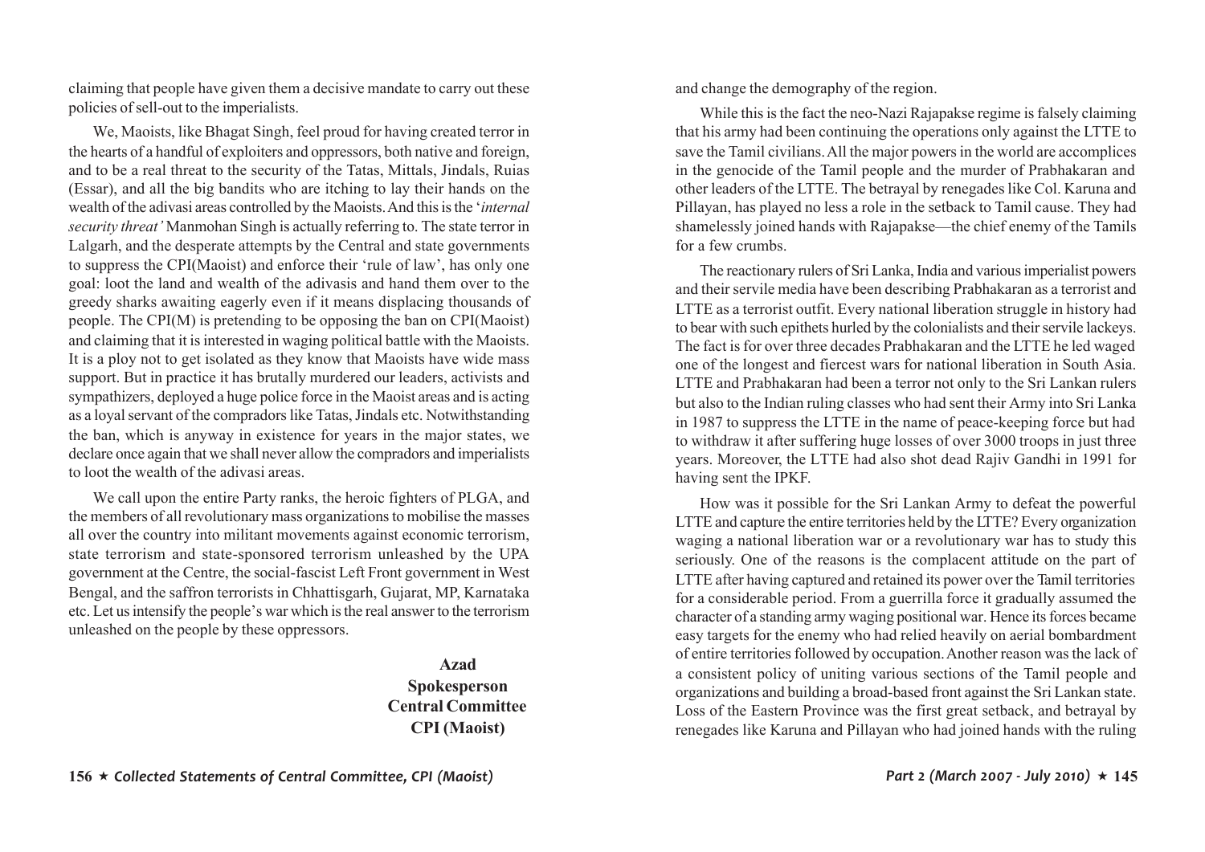claiming that people have given them a decisive mandate to carry out these policies of sell-out to the imperialists.

We, Maoists, like Bhagat Singh, feel proud for having created terror in the hearts of a handful of exploiters and oppressors, both native and foreign, and to be a real threat to the security of the Tatas, Mittals, Jindals, Ruias (Essar), and all the big bandits who are itching to lay their hands on the wealth of the adivasi areas controlled by the Maoists. And this is the '*internal security threat'* Manmohan Singh is actually referring to. The state terror in Lalgarh, and the desperate attempts by the Central and state governments to suppress the CPI(Maoist) and enforce their 'rule of law', has only one goal: loot the land and wealth of the adivasis and hand them over to the greedy sharks awaiting eagerly even if it means displacing thousands of people. The CPI(M) is pretending to be opposing the ban on CPI(Maoist) and claiming that it is interested in waging political battle with the Maoists. It is a ploy not to get isolated as they know that Maoists have wide mass support. But in practice it has brutally murdered our leaders, activists and sympathizers, deployed a huge police force in the Maoist areas and is acting as a loyal servant of the compradors like Tatas, Jindals etc. Notwithstanding the ban, which is anyway in existence for years in the major states, we declare once again that we shall never allow the compradors and imperialists to loot the wealth of the adivasi areas.

We call upon the entire Party ranks, the heroic fighters of PLGA, and the members of all revolutionary mass organizations to mobilise the masses all over the country into militant movements against economic terrorism, state terrorism and state-sponsored terrorism unleashed by the UPA government at the Centre, the social-fascist Left Front government in West Bengal, and the saffron terrorists in Chhattisgarh, Gujarat, MP, Karnataka etc. Let us intensify the people's war which is the real answer to the terrorism unleashed on the people by these oppressors.

**Azad**
**Spokesperson**
**Central Committee**
**CPI (Maoist)**

and change the demography of the region.

While this is the fact the neo-Nazi Rajapakse regime is falsely claiming that his army had been continuing the operations only against the LTTE to save the Tamil civilians. All the major powers in the world are accomplices in the genocide of the Tamil people and the murder of Prabhakaran and other leaders of the LTTE. The betrayal by renegades like Col. Karuna and Pillayan, has played no less a role in the setback to Tamil cause. They had shamelessly joined hands with Rajapakse—the chief enemy of the Tamils for a few crumbs.

The reactionary rulers of Sri Lanka, India and various imperialist powers and their servile media have been describing Prabhakaran as a terrorist and LTTE as a terrorist outfit. Every national liberation struggle in history had to bear with such epithets hurled by the colonialists and their servile lackeys. The fact is for over three decades Prabhakaran and the LTTE he led waged one of the longest and fiercest wars for national liberation in South Asia. LTTE and Prabhakaran had been a terror not only to the Sri Lankan rulers but also to the Indian ruling classes who had sent their Army into Sri Lanka in 1987 to suppress the LTTE in the name of peace-keeping force but had to withdraw it after suffering huge losses of over 3000 troops in just three years. Moreover, the LTTE had also shot dead Rajiv Gandhi in 1991 for having sent the IPKF.

How was it possible for the Sri Lankan Army to defeat the powerful LTTE and capture the entire territories held by the LTTE? Every organization waging a national liberation war or a revolutionary war has to study this seriously. One of the reasons is the complacent attitude on the part of LTTE after having captured and retained its power over the Tamil territories for a considerable period. From a guerrilla force it gradually assumed the character of a standing army waging positional war. Hence its forces became easy targets for the enemy who had relied heavily on aerial bombardment of entire territories followed by occupation. Another reason was the lack of a consistent policy of uniting various sections of the Tamil people and organizations and building a broad-based front against the Sri Lankan state. Loss of the Eastern Province was the first great setback, and betrayal by renegades like Karuna and Pillayan who had joined hands with the ruling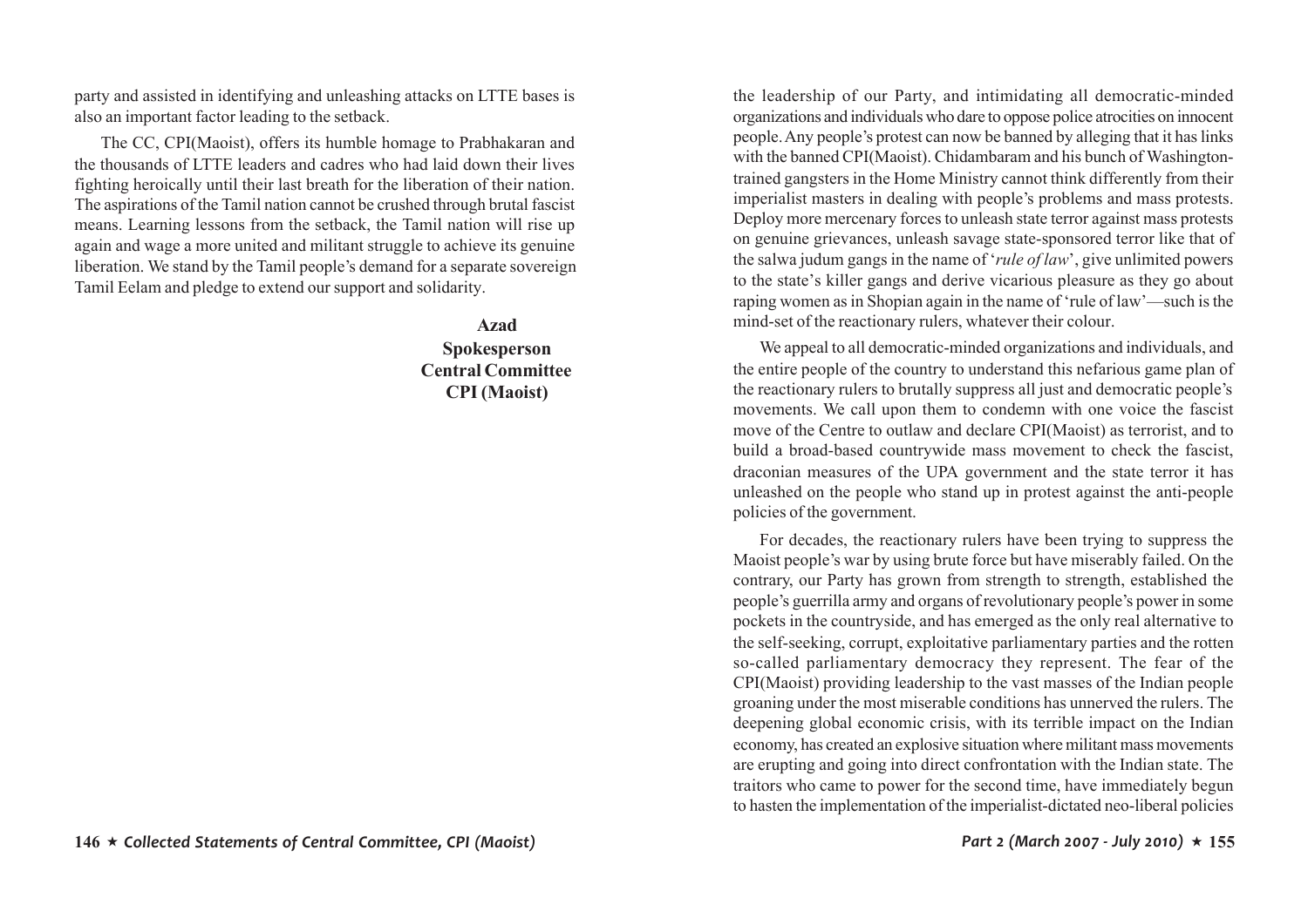party and assisted in identifying and unleashing attacks on LTTE bases is also an important factor leading to the setback.

The CC, CPI(Maoist), offers its humble homage to Prabhakaran and the thousands of LTTE leaders and cadres who had laid down their lives fighting heroically until their last breath for the liberation of their nation. The aspirations of the Tamil nation cannot be crushed through brutal fascist means. Learning lessons from the setback, the Tamil nation will rise up again and wage a more united and militant struggle to achieve its genuine liberation. We stand by the Tamil people's demand for a separate sovereign Tamil Eelam and pledge to extend our support and solidarity.

**Azad**
**Spokesperson**
**Central Committee**
**CPI (Maoist)**

the leadership of our Party, and intimidating all democratic-minded organizations and individuals who dare to oppose police atrocities on innocent people. Any people's protest can now be banned by alleging that it has links with the banned CPI(Maoist). Chidambaram and his bunch of Washington-trained gangsters in the Home Ministry cannot think differently from their imperialist masters in dealing with people's problems and mass protests. Deploy more mercenary forces to unleash state terror against mass protests on genuine grievances, unleash savage state-sponsored terror like that of the salwa judum gangs in the name of '*rule of law*', give unlimited powers to the state's killer gangs and derive vicarious pleasure as they go about raping women as in Shopian again in the name of 'rule of law'—such is the mind-set of the reactionary rulers, whatever their colour.

We appeal to all democratic-minded organizations and individuals, and the entire people of the country to understand this nefarious game plan of the reactionary rulers to brutally suppress all just and democratic people's movements. We call upon them to condemn with one voice the fascist move of the Centre to outlaw and declare CPI(Maoist) as terrorist, and to build a broad-based countrywide mass movement to check the fascist, draconian measures of the UPA government and the state terror it has unleashed on the people who stand up in protest against the anti-people policies of the government.

For decades, the reactionary rulers have been trying to suppress the Maoist people's war by using brute force but have miserably failed. On the contrary, our Party has grown from strength to strength, established the people's guerrilla army and organs of revolutionary people's power in some pockets in the countryside, and has emerged as the only real alternative to the self-seeking, corrupt, exploitative parliamentary parties and the rotten so-called parliamentary democracy they represent. The fear of the CPI(Maoist) providing leadership to the vast masses of the Indian people groaning under the most miserable conditions has unnerved the rulers. The deepening global economic crisis, with its terrible impact on the Indian economy, has created an explosive situation where militant mass movements are erupting and going into direct confrontation with the Indian state. The traitors who came to power for the second time, have immediately begun to hasten the implementation of the imperialist-dictated neo-liberal policies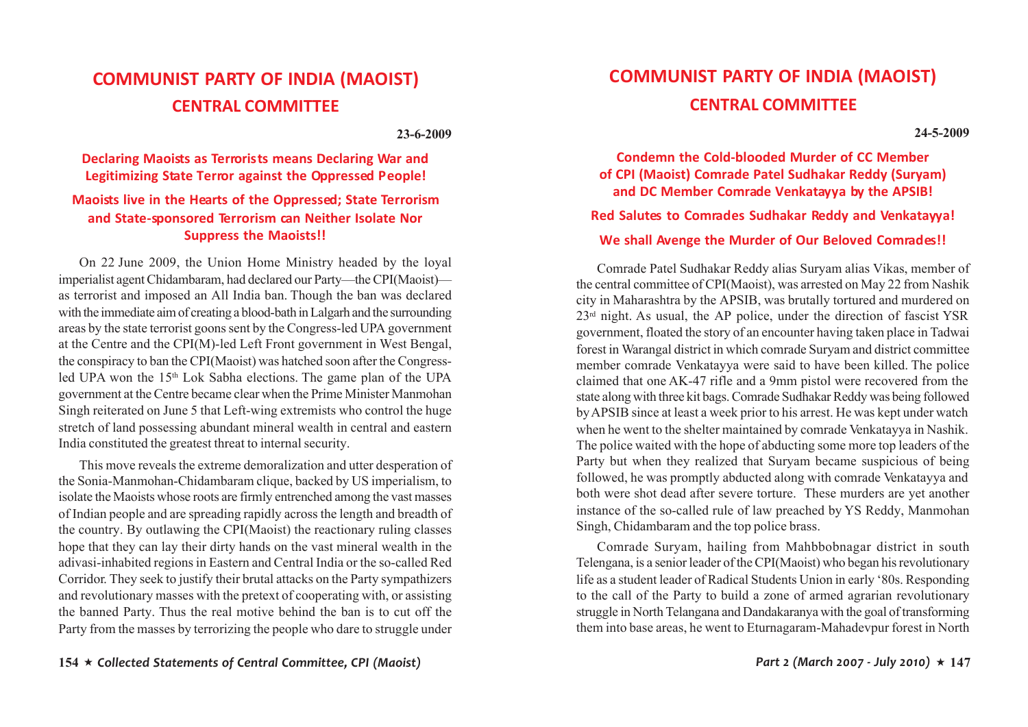# COMMUNIST PARTY OF INDIA (MAOIST)
## CENTRAL COMMITTEE

**23-6-2009**

### Declaring Maoists as Terrorists means Declaring War and Legitimizing State Terror against the Oppressed People!

### Maoists live in the Hearts of the Oppressed; State Terrorism and State-sponsored Terrorism can Neither Isolate Nor Suppress the Maoists!!

On 22 June 2009, the Union Home Ministry headed by the loyal imperialist agent Chidambaram, had declared our Party—the CPI(Maoist)—as terrorist and imposed an All India ban. Though the ban was declared with the immediate aim of creating a blood-bath in Lalgarh and the surrounding areas by the state terrorist goons sent by the Congress-led UPA government at the Centre and the CPI(M)-led Left Front government in West Bengal, the conspiracy to ban the CPI(Maoist) was hatched soon after the Congress-led UPA won the 15th Lok Sabha elections. The game plan of the UPA government at the Centre became clear when the Prime Minister Manmohan Singh reiterated on June 5 that Left-wing extremists who control the huge stretch of land possessing abundant mineral wealth in central and eastern India constituted the greatest threat to internal security.

This move reveals the extreme demoralization and utter desperation of the Sonia-Manmohan-Chidambaram clique, backed by US imperialism, to isolate the Maoists whose roots are firmly entrenched among the vast masses of Indian people and are spreading rapidly across the length and breadth of the country. By outlawing the CPI(Maoist) the reactionary ruling classes hope that they can lay their dirty hands on the vast mineral wealth in the adivasi-inhabited regions in Eastern and Central India or the so-called Red Corridor. They seek to justify their brutal attacks on the Party sympathizers and revolutionary masses with the pretext of cooperating with, or assisting the banned Party. Thus the real motive behind the ban is to cut off the Party from the masses by terrorizing the people who dare to struggle under

# COMMUNIST PARTY OF INDIA (MAOIST)
## CENTRAL COMMITTEE

**24-5-2009**

### Condemn the Cold-blooded Murder of CC Member of CPI (Maoist) Comrade Patel Sudhakar Reddy (Suryam) and DC Member Comrade Venkatayya by the APSIB!

### Red Salutes to Comrades Sudhakar Reddy and Venkatayya!

### We shall Avenge the Murder of Our Beloved Comrades!!

Comrade Patel Sudhakar Reddy alias Suryam alias Vikas, member of the central committee of CPI(Maoist), was arrested on May 22 from Nashik city in Maharashtra by the APSIB, was brutally tortured and murdered on 23rd night. As usual, the AP police, under the direction of fascist YSR government, floated the story of an encounter having taken place in Tadwai forest in Warangal district in which comrade Suryam and district committee member comrade Venkatayya were said to have been killed. The police claimed that one AK-47 rifle and a 9mm pistol were recovered from the state along with three kit bags. Comrade Sudhakar Reddy was being followed by APSIB since at least a week prior to his arrest. He was kept under watch when he went to the shelter maintained by comrade Venkatayya in Nashik. The police waited with the hope of abducting some more top leaders of the Party but when they realized that Suryam became suspicious of being followed, he was promptly abducted along with comrade Venkatayya and both were shot dead after severe torture. These murders are yet another instance of the so-called rule of law preached by YS Reddy, Manmohan Singh, Chidambaram and the top police brass.

Comrade Suryam, hailing from Mahbbobnagar district in south Telengana, is a senior leader of the CPI(Maoist) who began his revolutionary life as a student leader of Radical Students Union in early '80s. Responding to the call of the Party to build a zone of armed agrarian revolutionary struggle in North Telangana and Dandakaranya with the goal of transforming them into base areas, he went to Eturnagaram-Mahadevpur forest in North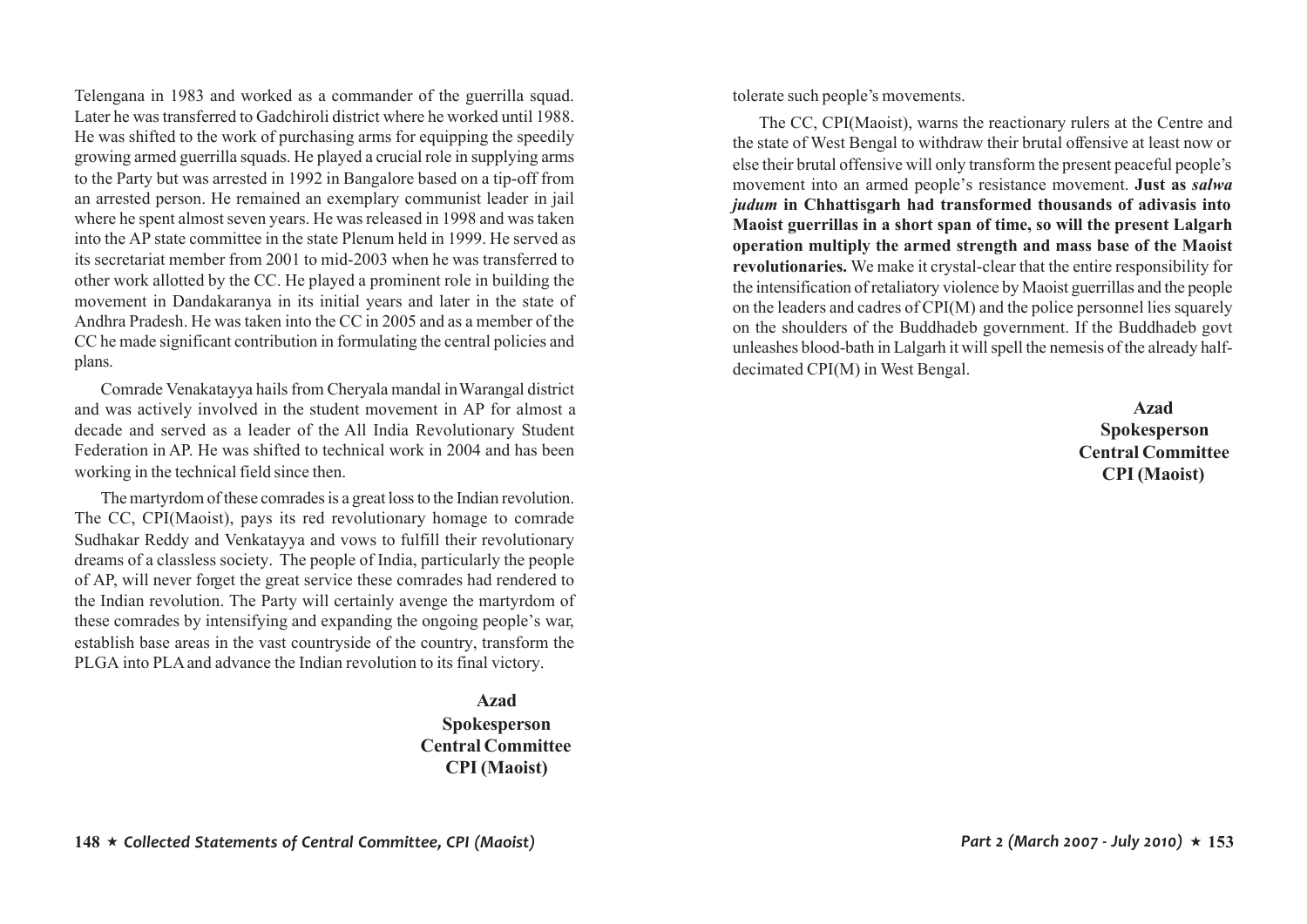Telengana in 1983 and worked as a commander of the guerrilla squad. Later he was transferred to Gadchiroli district where he worked until 1988. He was shifted to the work of purchasing arms for equipping the speedily growing armed guerrilla squads. He played a crucial role in supplying arms to the Party but was arrested in 1992 in Bangalore based on a tip-off from an arrested person. He remained an exemplary communist leader in jail where he spent almost seven years. He was released in 1998 and was taken into the AP state committee in the state Plenum held in 1999. He served as its secretariat member from 2001 to mid-2003 when he was transferred to other work allotted by the CC. He played a prominent role in building the movement in Dandakaranya in its initial years and later in the state of Andhra Pradesh. He was taken into the CC in 2005 and as a member of the CC he made significant contribution in formulating the central policies and plans.

Comrade Venakatayya hails from Cheryala mandal in Warangal district and was actively involved in the student movement in AP for almost a decade and served as a leader of the All India Revolutionary Student Federation in AP. He was shifted to technical work in 2004 and has been working in the technical field since then.

The martyrdom of these comrades is a great loss to the Indian revolution. The CC, CPI(Maoist), pays its red revolutionary homage to comrade Sudhakar Reddy and Venkatayya and vows to fulfill their revolutionary dreams of a classless society. The people of India, particularly the people of AP, will never forget the great service these comrades had rendered to the Indian revolution. The Party will certainly avenge the martyrdom of these comrades by intensifying and expanding the ongoing people's war, establish base areas in the vast countryside of the country, transform the PLGA into PLA and advance the Indian revolution to its final victory.

**Azad**
**Spokesperson**
**Central Committee**
**CPI (Maoist)**

tolerate such people's movements.

The CC, CPI(Maoist), warns the reactionary rulers at the Centre and the state of West Bengal to withdraw their brutal offensive at least now or else their brutal offensive will only transform the present peaceful people's movement into an armed people's resistance movement. **Just as *salwa judum* in Chhattisgarh had transformed thousands of adivasis into Maoist guerrillas in a short span of time, so will the present Lalgarh operation multiply the armed strength and mass base of the Maoist revolutionaries.** We make it crystal-clear that the entire responsibility for the intensification of retaliatory violence by Maoist guerrillas and the people on the leaders and cadres of CPI(M) and the police personnel lies squarely on the shoulders of the Buddhadeb government. If the Buddhadeb govt unleashes blood-bath in Lalgarh it will spell the nemesis of the already half-decimated CPI(M) in West Bengal.

**Azad**
**Spokesperson**
**Central Committee**
**CPI (Maoist)**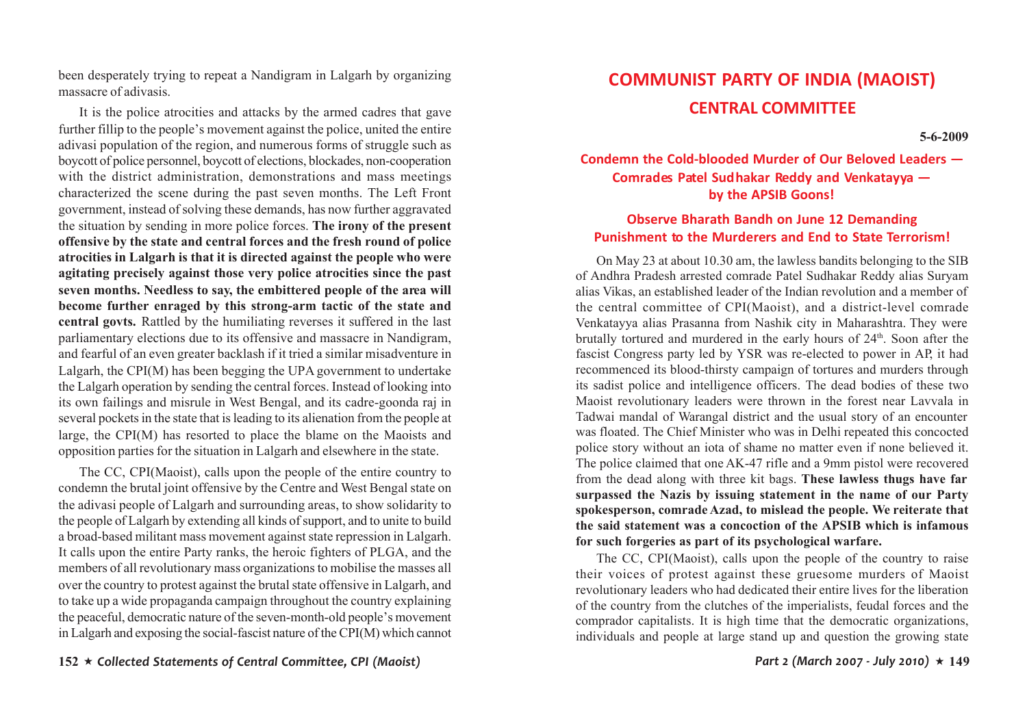been desperately trying to repeat a Nandigram in Lalgarh by organizing massacre of adivasis.

It is the police atrocities and attacks by the armed cadres that gave further fillip to the people's movement against the police, united the entire adivasi population of the region, and numerous forms of struggle such as boycott of police personnel, boycott of elections, blockades, non-cooperation with the district administration, demonstrations and mass meetings characterized the scene during the past seven months. The Left Front government, instead of solving these demands, has now further aggravated the situation by sending in more police forces. **The irony of the present offensive by the state and central forces and the fresh round of police atrocities in Lalgarh is that it is directed against the people who were agitating precisely against those very police atrocities since the past seven months. Needless to say, the embittered people of the area will become further enraged by this strong-arm tactic of the state and central govts.** Rattled by the humiliating reverses it suffered in the last parliamentary elections due to its offensive and massacre in Nandigram, and fearful of an even greater backlash if it tried a similar misadventure in Lalgarh, the CPI(M) has been begging the UPA government to undertake the Lalgarh operation by sending the central forces. Instead of looking into its own failings and misrule in West Bengal, and its cadre-goonda raj in several pockets in the state that is leading to its alienation from the people at large, the CPI(M) has resorted to place the blame on the Maoists and opposition parties for the situation in Lalgarh and elsewhere in the state.

The CC, CPI(Maoist), calls upon the people of the entire country to condemn the brutal joint offensive by the Centre and West Bengal state on the adivasi people of Lalgarh and surrounding areas, to show solidarity to the people of Lalgarh by extending all kinds of support, and to unite to build a broad-based militant mass movement against state repression in Lalgarh. It calls upon the entire Party ranks, the heroic fighters of PLGA, and the members of all revolutionary mass organizations to mobilise the masses all over the country to protest against the brutal state offensive in Lalgarh, and to take up a wide propaganda campaign throughout the country explaining the peaceful, democratic nature of the seven-month-old people's movement in Lalgarh and exposing the social-fascist nature of the CPI(M) which cannot

# COMMUNIST PARTY OF INDIA (MAOIST)

## CENTRAL COMMITTEE

**5-6-2009**

### Condemn the Cold-blooded Murder of Our Beloved Leaders — Comrades Patel Sudhakar Reddy and Venkatayya — by the APSIB Goons!

### Observe Bharath Bandh on June 12 Demanding Punishment to the Murderers and End to State Terrorism!

On May 23 at about 10.30 am, the lawless bandits belonging to the SIB of Andhra Pradesh arrested comrade Patel Sudhakar Reddy alias Suryam alias Vikas, an established leader of the Indian revolution and a member of the central committee of CPI(Maoist), and a district-level comrade Venkatayya alias Prasanna from Nashik city in Maharashtra. They were brutally tortured and murdered in the early hours of 24th. Soon after the fascist Congress party led by YSR was re-elected to power in AP, it had recommenced its blood-thirsty campaign of tortures and murders through its sadist police and intelligence officers. The dead bodies of these two Maoist revolutionary leaders were thrown in the forest near Lavvala in Tadwai mandal of Warangal district and the usual story of an encounter was floated. The Chief Minister who was in Delhi repeated this concocted police story without an iota of shame no matter even if none believed it. The police claimed that one AK-47 rifle and a 9mm pistol were recovered from the dead along with three kit bags. **These lawless thugs have far surpassed the Nazis by issuing statement in the name of our Party spokesperson, comrade Azad, to mislead the people. We reiterate that the said statement was a concoction of the APSIB which is infamous for such forgeries as part of its psychological warfare.**

The CC, CPI(Maoist), calls upon the people of the country to raise their voices of protest against these gruesome murders of Maoist revolutionary leaders who had dedicated their entire lives for the liberation of the country from the clutches of the imperialists, feudal forces and the comprador capitalists. It is high time that the democratic organizations, individuals and people at large stand up and question the growing state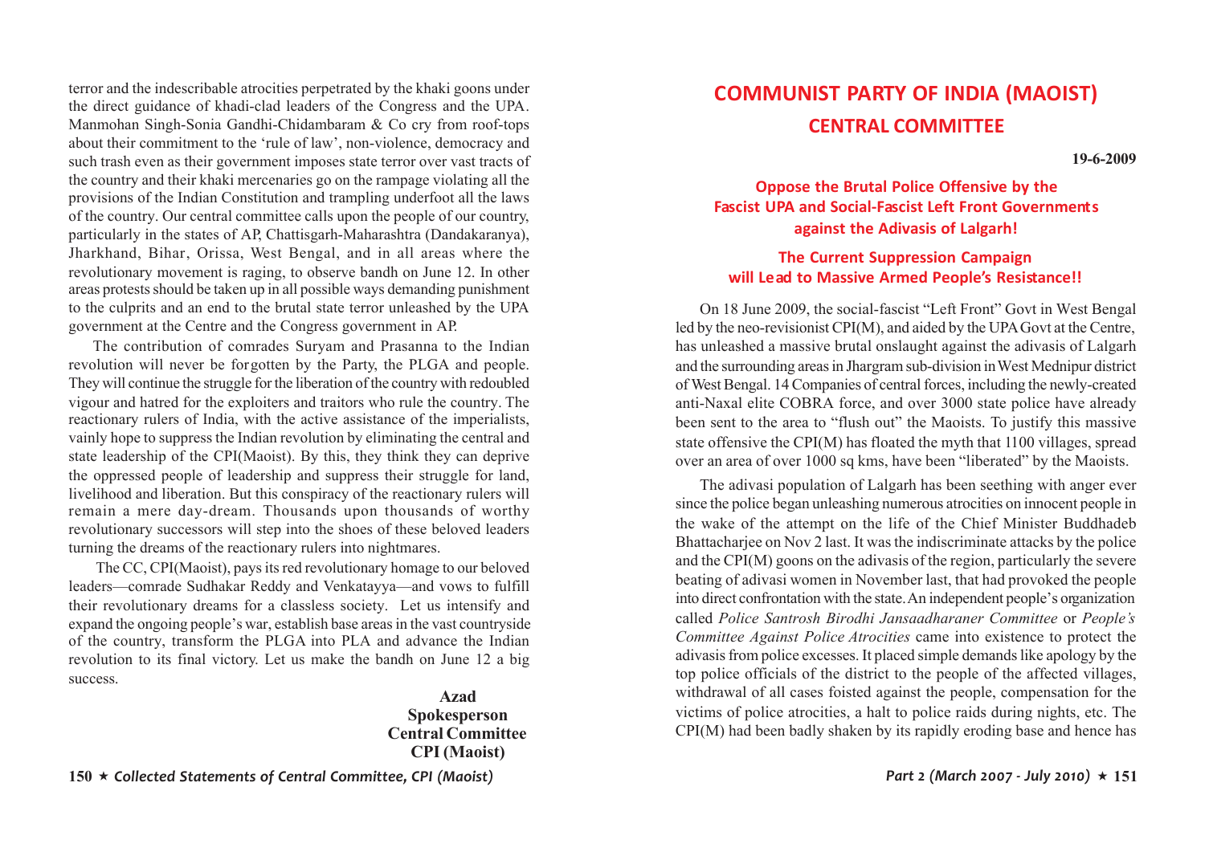terror and the indescribable atrocities perpetrated by the khaki goons under the direct guidance of khadi-clad leaders of the Congress and the UPA. Manmohan Singh-Sonia Gandhi-Chidambaram & Co cry from roof-tops about their commitment to the 'rule of law', non-violence, democracy and such trash even as their government imposes state terror over vast tracts of the country and their khaki mercenaries go on the rampage violating all the provisions of the Indian Constitution and trampling underfoot all the laws of the country. Our central committee calls upon the people of our country, particularly in the states of AP, Chattisgarh-Maharashtra (Dandakaranya), Jharkhand, Bihar, Orissa, West Bengal, and in all areas where the revolutionary movement is raging, to observe bandh on June 12. In other areas protests should be taken up in all possible ways demanding punishment to the culprits and an end to the brutal state terror unleashed by the UPA government at the Centre and the Congress government in AP.

The contribution of comrades Suryam and Prasanna to the Indian revolution will never be forgotten by the Party, the PLGA and people. They will continue the struggle for the liberation of the country with redoubled vigour and hatred for the exploiters and traitors who rule the country. The reactionary rulers of India, with the active assistance of the imperialists, vainly hope to suppress the Indian revolution by eliminating the central and state leadership of the CPI(Maoist). By this, they think they can deprive the oppressed people of leadership and suppress their struggle for land, livelihood and liberation. But this conspiracy of the reactionary rulers will remain a mere day-dream. Thousands upon thousands of worthy revolutionary successors will step into the shoes of these beloved leaders turning the dreams of the reactionary rulers into nightmares.

The CC, CPI(Maoist), pays its red revolutionary homage to our beloved leaders—comrade Sudhakar Reddy and Venkatayya—and vows to fulfill their revolutionary dreams for a classless society. Let us intensify and expand the ongoing people's war, establish base areas in the vast countryside of the country, transform the PLGA into PLA and advance the Indian revolution to its final victory. Let us make the bandh on June 12 a big success.

**Azad**
**Spokesperson**
**Central Committee**
**CPI (Maoist)**

# COMMUNIST PARTY OF INDIA (MAOIST)
## CENTRAL COMMITTEE

**19-6-2009**

### Oppose the Brutal Police Offensive by the Fascist UPA and Social-Fascist Left Front Governments against the Adivasis of Lalgarh!

### The Current Suppression Campaign will Lead to Massive Armed People's Resistance!!

On 18 June 2009, the social-fascist "Left Front" Govt in West Bengal led by the neo-revisionist CPI(M), and aided by the UPA Govt at the Centre, has unleashed a massive brutal onslaught against the adivasis of Lalgarh and the surrounding areas in Jhargram sub-division in West Mednipur district of West Bengal. 14 Companies of central forces, including the newly-created anti-Naxal elite COBRA force, and over 3000 state police have already been sent to the area to "flush out" the Maoists. To justify this massive state offensive the CPI(M) has floated the myth that 1100 villages, spread over an area of over 1000 sq kms, have been "liberated" by the Maoists.

The adivasi population of Lalgarh has been seething with anger ever since the police began unleashing numerous atrocities on innocent people in the wake of the attempt on the life of the Chief Minister Buddhadeb Bhattacharjee on Nov 2 last. It was the indiscriminate attacks by the police and the CPI(M) goons on the adivasis of the region, particularly the severe beating of adivasi women in November last, that had provoked the people into direct confrontation with the state. An independent people's organization called *Police Santrosh Birodhi Jansaadharaner Committee* or *People's Committee Against Police Atrocities* came into existence to protect the adivasis from police excesses. It placed simple demands like apology by the top police officials of the district to the people of the affected villages, withdrawal of all cases foisted against the people, compensation for the victims of police atrocities, a halt to police raids during nights, etc. The CPI(M) had been badly shaken by its rapidly eroding base and hence has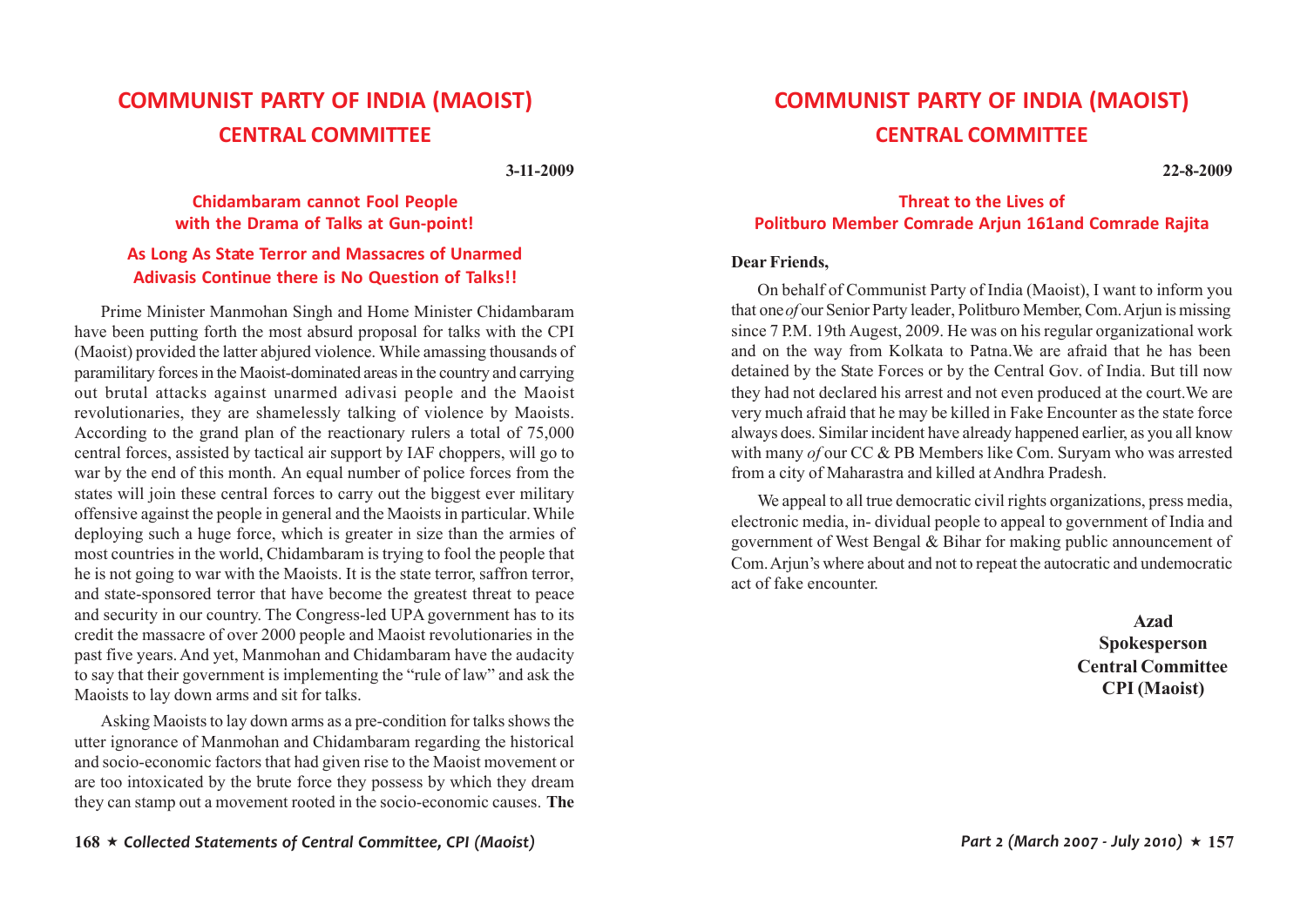# COMMUNIST PARTY OF INDIA (MAOIST)
## CENTRAL COMMITTEE

**3-11-2009**

### Chidambaram cannot Fool People with the Drama of Talks at Gun-point!

### As Long As State Terror and Massacres of Unarmed Adivasis Continue there is No Question of Talks!!

Prime Minister Manmohan Singh and Home Minister Chidambaram have been putting forth the most absurd proposal for talks with the CPI (Maoist) provided the latter abjured violence. While amassing thousands of paramilitary forces in the Maoist-dominated areas in the country and carrying out brutal attacks against unarmed adivasi people and the Maoist revolutionaries, they are shamelessly talking of violence by Maoists. According to the grand plan of the reactionary rulers a total of 75,000 central forces, assisted by tactical air support by IAF choppers, will go to war by the end of this month. An equal number of police forces from the states will join these central forces to carry out the biggest ever military offensive against the people in general and the Maoists in particular. While deploying such a huge force, which is greater in size than the armies of most countries in the world, Chidambaram is trying to fool the people that he is not going to war with the Maoists. It is the state terror, saffron terror, and state-sponsored terror that have become the greatest threat to peace and security in our country. The Congress-led UPA government has to its credit the massacre of over 2000 people and Maoist revolutionaries in the past five years. And yet, Manmohan and Chidambaram have the audacity to say that their government is implementing the "rule of law" and ask the Maoists to lay down arms and sit for talks.

Asking Maoists to lay down arms as a pre-condition for talks shows the utter ignorance of Manmohan and Chidambaram regarding the historical and socio-economic factors that had given rise to the Maoist movement or are too intoxicated by the brute force they possess by which they dream they can stamp out a movement rooted in the socio-economic causes. **The**

# COMMUNIST PARTY OF INDIA (MAOIST)
## CENTRAL COMMITTEE

**22-8-2009**

### Threat to the Lives of Politburo Member Comrade Arjun 161and Comrade Rajita

**Dear Friends,**

On behalf of Communist Party of India (Maoist), I want to inform you that one *of* our Senior Party leader, Politburo Member, Com. Arjun is missing since 7 P.M. 19th Augest, 2009. He was on his regular organizational work and on the way from Kolkata to Patna.We are afraid that he has been detained by the State Forces or by the Central Gov. of India. But till now they had not declared his arrest and not even produced at the court.We are very much afraid that he may be killed in Fake Encounter as the state force always does. Similar incident have already happened earlier, as you all know with many *of* our CC & PB Members like Com. Suryam who was arrested from a city of Maharastra and killed at Andhra Pradesh.

We appeal to all true democratic civil rights organizations, press media, electronic media, in- dividual people to appeal to government of India and government of West Bengal & Bihar for making public announcement of Com. Arjun's where about and not to repeat the autocratic and undemocratic act of fake encounter.

**Azad**
**Spokesperson**
**Central Committee**
**CPI (Maoist)**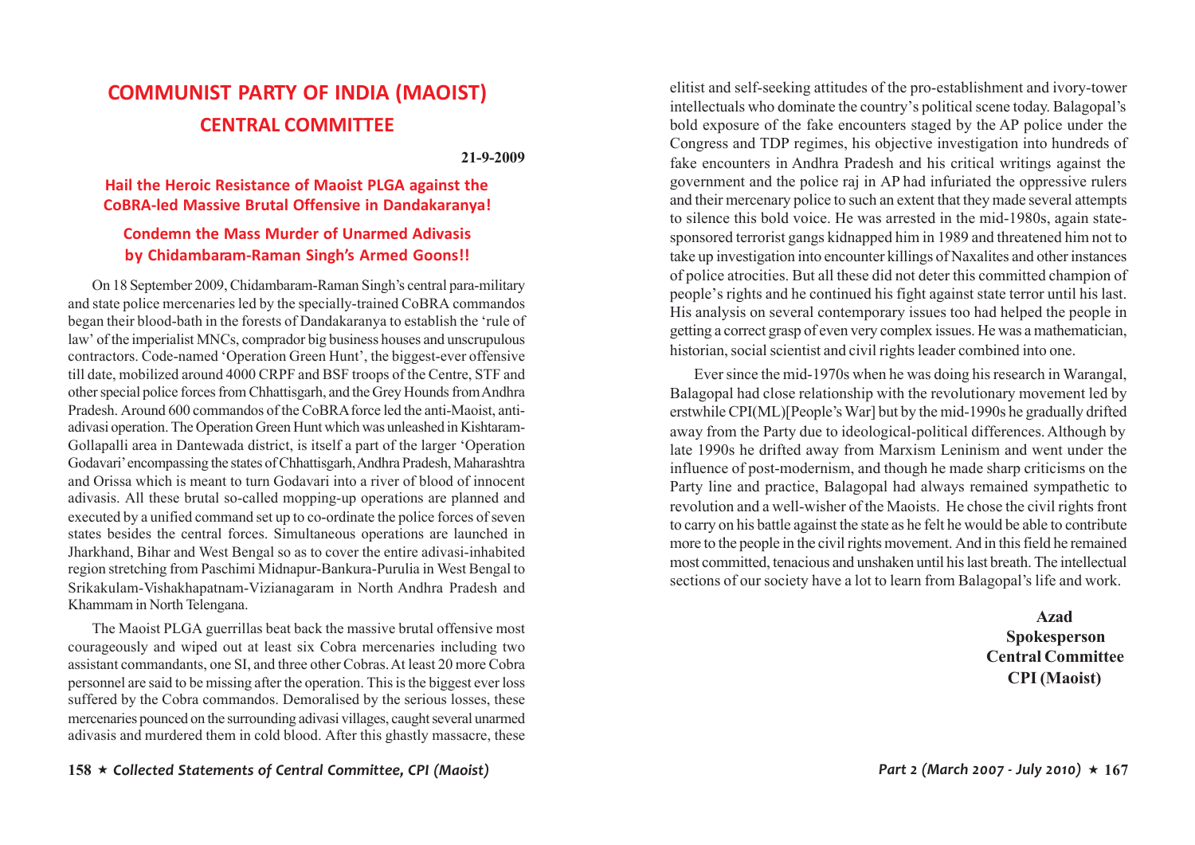# COMMUNIST PARTY OF INDIA (MAOIST)
## CENTRAL COMMITTEE

**21-9-2009**

### Hail the Heroic Resistance of Maoist PLGA against the CoBRA-led Massive Brutal Offensive in Dandakaranya!

### Condemn the Mass Murder of Unarmed Adivasis by Chidambaram-Raman Singh's Armed Goons!!

On 18 September 2009, Chidambaram-Raman Singh's central para-military and state police mercenaries led by the specially-trained CoBRA commandos began their blood-bath in the forests of Dandakaranya to establish the 'rule of law' of the imperialist MNCs, comprador big business houses and unscrupulous contractors. Code-named 'Operation Green Hunt', the biggest-ever offensive till date, mobilized around 4000 CRPF and BSF troops of the Centre, STF and other special police forces from Chhattisgarh, and the Grey Hounds from Andhra Pradesh. Around 600 commandos of the CoBRA force led the anti-Maoist, anti-adivasi operation. The Operation Green Hunt which was unleashed in Kishtaram-Gollapalli area in Dantewada district, is itself a part of the larger 'Operation Godavari' encompassing the states of Chhattisgarh, Andhra Pradesh, Maharashtra and Orissa which is meant to turn Godavari into a river of blood of innocent adivasis. All these brutal so-called mopping-up operations are planned and executed by a unified command set up to co-ordinate the police forces of seven states besides the central forces. Simultaneous operations are launched in Jharkhand, Bihar and West Bengal so as to cover the entire adivasi-inhabited region stretching from Paschimi Midnapur-Bankura-Purulia in West Bengal to Srikakulam-Vishakhapatnam-Vizianagaram in North Andhra Pradesh and Khammam in North Telengana.

The Maoist PLGA guerrillas beat back the massive brutal offensive most courageously and wiped out at least six Cobra mercenaries including two assistant commandants, one SI, and three other Cobras. At least 20 more Cobra personnel are said to be missing after the operation. This is the biggest ever loss suffered by the Cobra commandos. Demoralised by the serious losses, these mercenaries pounced on the surrounding adivasi villages, caught several unarmed adivasis and murdered them in cold blood. After this ghastly massacre, these

elitist and self-seeking attitudes of the pro-establishment and ivory-tower intellectuals who dominate the country's political scene today. Balagopal's bold exposure of the fake encounters staged by the AP police under the Congress and TDP regimes, his objective investigation into hundreds of fake encounters in Andhra Pradesh and his critical writings against the government and the police raj in AP had infuriated the oppressive rulers and their mercenary police to such an extent that they made several attempts to silence this bold voice. He was arrested in the mid-1980s, again state-sponsored terrorist gangs kidnapped him in 1989 and threatened him not to take up investigation into encounter killings of Naxalites and other instances of police atrocities. But all these did not deter this committed champion of people's rights and he continued his fight against state terror until his last. His analysis on several contemporary issues too had helped the people in getting a correct grasp of even very complex issues. He was a mathematician, historian, social scientist and civil rights leader combined into one.

Ever since the mid-1970s when he was doing his research in Warangal, Balagopal had close relationship with the revolutionary movement led by erstwhile CPI(ML)[People's War] but by the mid-1990s he gradually drifted away from the Party due to ideological-political differences. Although by late 1990s he drifted away from Marxism Leninism and went under the influence of post-modernism, and though he made sharp criticisms on the Party line and practice, Balagopal had always remained sympathetic to revolution and a well-wisher of the Maoists. He chose the civil rights front to carry on his battle against the state as he felt he would be able to contribute more to the people in the civil rights movement. And in this field he remained most committed, tenacious and unshaken until his last breath. The intellectual sections of our society have a lot to learn from Balagopal's life and work.

**Azad**
**Spokesperson**
**Central Committee**
**CPI (Maoist)**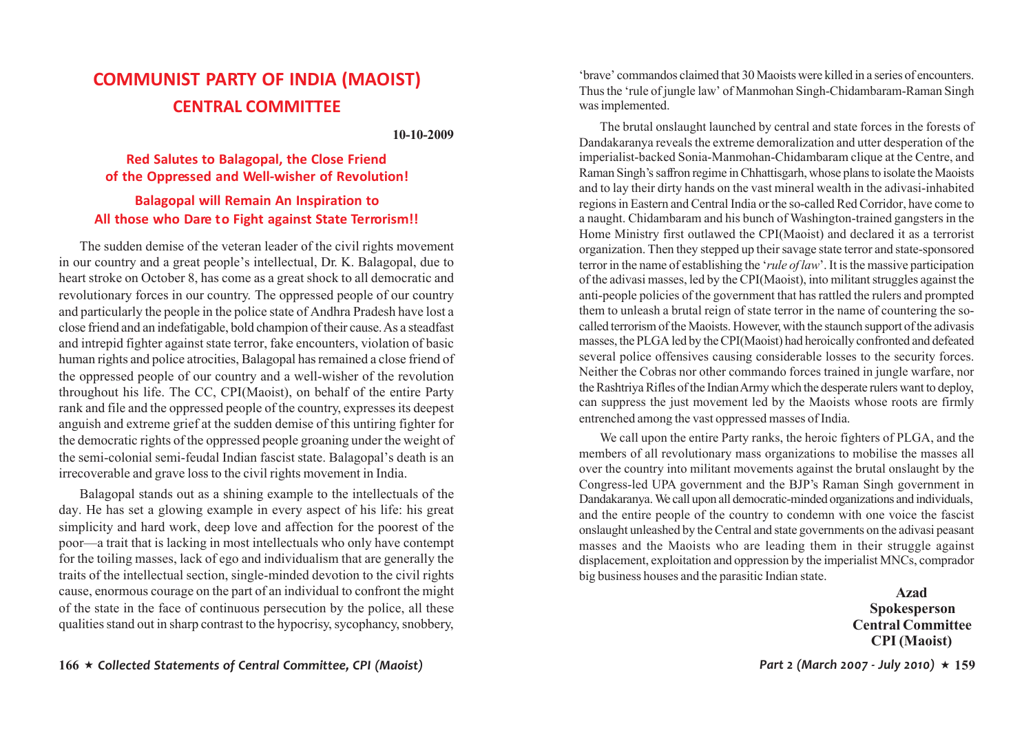# COMMUNIST PARTY OF INDIA (MAOIST)
## CENTRAL COMMITTEE

**10-10-2009**

### Red Salutes to Balagopal, the Close Friend of the Oppressed and Well-wisher of Revolution!

### Balagopal will Remain An Inspiration to All those who Dare to Fight against State Terrorism!!

The sudden demise of the veteran leader of the civil rights movement in our country and a great people's intellectual, Dr. K. Balagopal, due to heart stroke on October 8, has come as a great shock to all democratic and revolutionary forces in our country. The oppressed people of our country and particularly the people in the police state of Andhra Pradesh have lost a close friend and an indefatigable, bold champion of their cause. As a steadfast and intrepid fighter against state terror, fake encounters, violation of basic human rights and police atrocities, Balagopal has remained a close friend of the oppressed people of our country and a well-wisher of the revolution throughout his life. The CC, CPI(Maoist), on behalf of the entire Party rank and file and the oppressed people of the country, expresses its deepest anguish and extreme grief at the sudden demise of this untiring fighter for the democratic rights of the oppressed people groaning under the weight of the semi-colonial semi-feudal Indian fascist state. Balagopal's death is an irrecoverable and grave loss to the civil rights movement in India.

Balagopal stands out as a shining example to the intellectuals of the day. He has set a glowing example in every aspect of his life: his great simplicity and hard work, deep love and affection for the poorest of the poor—a trait that is lacking in most intellectuals who only have contempt for the toiling masses, lack of ego and individualism that are generally the traits of the intellectual section, single-minded devotion to the civil rights cause, enormous courage on the part of an individual to confront the might of the state in the face of continuous persecution by the police, all these qualities stand out in sharp contrast to the hypocrisy, sycophancy, snobbery,

'brave' commandos claimed that 30 Maoists were killed in a series of encounters. Thus the 'rule of jungle law' of Manmohan Singh-Chidambaram-Raman Singh was implemented.

The brutal onslaught launched by central and state forces in the forests of Dandakaranya reveals the extreme demoralization and utter desperation of the imperialist-backed Sonia-Manmohan-Chidambaram clique at the Centre, and Raman Singh's saffron regime in Chhattisgarh, whose plans to isolate the Maoists and to lay their dirty hands on the vast mineral wealth in the adivasi-inhabited regions in Eastern and Central India or the so-called Red Corridor, have come to a naught. Chidambaram and his bunch of Washington-trained gangsters in the Home Ministry first outlawed the CPI(Maoist) and declared it as a terrorist organization. Then they stepped up their savage state terror and state-sponsored terror in the name of establishing the '*rule of law*'. It is the massive participation of the adivasi masses, led by the CPI(Maoist), into militant struggles against the anti-people policies of the government that has rattled the rulers and prompted them to unleash a brutal reign of state terror in the name of countering the so-called terrorism of the Maoists. However, with the staunch support of the adivasis masses, the PLGA led by the CPI(Maoist) had heroically confronted and defeated several police offensives causing considerable losses to the security forces. Neither the Cobras nor other commando forces trained in jungle warfare, nor the Rashtriya Rifles of the Indian Army which the desperate rulers want to deploy, can suppress the just movement led by the Maoists whose roots are firmly entrenched among the vast oppressed masses of India.

We call upon the entire Party ranks, the heroic fighters of PLGA, and the members of all revolutionary mass organizations to mobilise the masses all over the country into militant movements against the brutal onslaught by the Congress-led UPA government and the BJP's Raman Singh government in Dandakaranya. We call upon all democratic-minded organizations and individuals, and the entire people of the country to condemn with one voice the fascist onslaught unleashed by the Central and state governments on the adivasi peasant masses and the Maoists who are leading them in their struggle against displacement, exploitation and oppression by the imperialist MNCs, comprador big business houses and the parasitic Indian state.

**Azad**
**Spokesperson**
**Central Committee**
**CPI (Maoist)**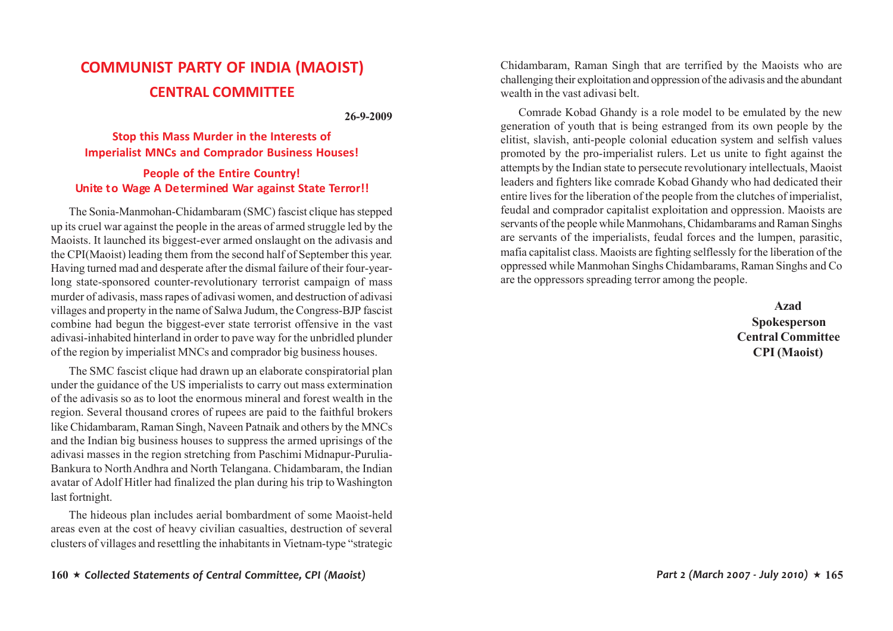# COMMUNIST PARTY OF INDIA (MAOIST)

## CENTRAL COMMITTEE

**26-9-2009**

### Stop this Mass Murder in the Interests of Imperialist MNCs and Comprador Business Houses!

### People of the Entire Country! Unite to Wage A Determined War against State Terror!!

The Sonia-Manmohan-Chidambaram (SMC) fascist clique has stepped up its cruel war against the people in the areas of armed struggle led by the Maoists. It launched its biggest-ever armed onslaught on the adivasis and the CPI(Maoist) leading them from the second half of September this year. Having turned mad and desperate after the dismal failure of their four-year-long state-sponsored counter-revolutionary terrorist campaign of mass murder of adivasis, mass rapes of adivasi women, and destruction of adivasi villages and property in the name of Salwa Judum, the Congress-BJP fascist combine had begun the biggest-ever state terrorist offensive in the vast adivasi-inhabited hinterland in order to pave way for the unbridled plunder of the region by imperialist MNCs and comprador big business houses.

The SMC fascist clique had drawn up an elaborate conspiratorial plan under the guidance of the US imperialists to carry out mass extermination of the adivasis so as to loot the enormous mineral and forest wealth in the region. Several thousand crores of rupees are paid to the faithful brokers like Chidambaram, Raman Singh, Naveen Patnaik and others by the MNCs and the Indian big business houses to suppress the armed uprisings of the adivasi masses in the region stretching from Paschimi Midnapur-Purulia-Bankura to North Andhra and North Telangana. Chidambaram, the Indian avatar of Adolf Hitler had finalized the plan during his trip to Washington last fortnight.

The hideous plan includes aerial bombardment of some Maoist-held areas even at the cost of heavy civilian casualties, destruction of several clusters of villages and resettling the inhabitants in Vietnam-type "strategic

Chidambaram, Raman Singh that are terrified by the Maoists who are challenging their exploitation and oppression of the adivasis and the abundant wealth in the vast adivasi belt.

Comrade Kobad Ghandy is a role model to be emulated by the new generation of youth that is being estranged from its own people by the elitist, slavish, anti-people colonial education system and selfish values promoted by the pro-imperialist rulers. Let us unite to fight against the attempts by the Indian state to persecute revolutionary intellectuals, Maoist leaders and fighters like comrade Kobad Ghandy who had dedicated their entire lives for the liberation of the people from the clutches of imperialist, feudal and comprador capitalist exploitation and oppression. Maoists are servants of the people while Manmohans, Chidambarams and Raman Singhs are servants of the imperialists, feudal forces and the lumpen, parasitic, mafia capitalist class. Maoists are fighting selflessly for the liberation of the oppressed while Manmohan Singhs Chidambarams, Raman Singhs and Co are the oppressors spreading terror among the people.

**Azad**
**Spokesperson**
**Central Committee**
**CPI (Maoist)**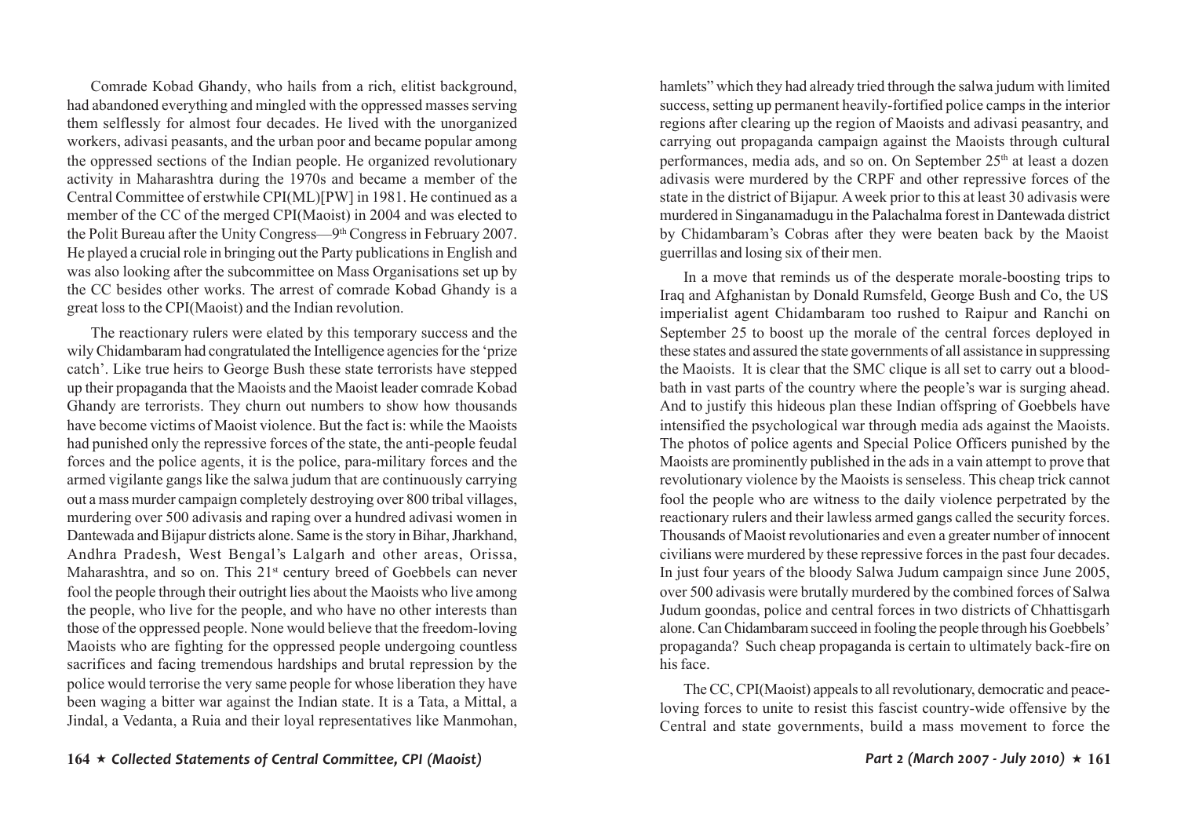Comrade Kobad Ghandy, who hails from a rich, elitist background, had abandoned everything and mingled with the oppressed masses serving them selflessly for almost four decades. He lived with the unorganized workers, adivasi peasants, and the urban poor and became popular among the oppressed sections of the Indian people. He organized revolutionary activity in Maharashtra during the 1970s and became a member of the Central Committee of erstwhile CPI(ML)[PW] in 1981. He continued as a member of the CC of the merged CPI(Maoist) in 2004 and was elected to the Polit Bureau after the Unity Congress—9th Congress in February 2007. He played a crucial role in bringing out the Party publications in English and was also looking after the subcommittee on Mass Organisations set up by the CC besides other works. The arrest of comrade Kobad Ghandy is a great loss to the CPI(Maoist) and the Indian revolution.

The reactionary rulers were elated by this temporary success and the wily Chidambaram had congratulated the Intelligence agencies for the 'prize catch'. Like true heirs to George Bush these state terrorists have stepped up their propaganda that the Maoists and the Maoist leader comrade Kobad Ghandy are terrorists. They churn out numbers to show how thousands have become victims of Maoist violence. But the fact is: while the Maoists had punished only the repressive forces of the state, the anti-people feudal forces and the police agents, it is the police, para-military forces and the armed vigilante gangs like the salwa judum that are continuously carrying out a mass murder campaign completely destroying over 800 tribal villages, murdering over 500 adivasis and raping over a hundred adivasi women in Dantewada and Bijapur districts alone. Same is the story in Bihar, Jharkhand, Andhra Pradesh, West Bengal's Lalgarh and other areas, Orissa, Maharashtra, and so on. This 21st century breed of Goebbels can never fool the people through their outright lies about the Maoists who live among the people, who live for the people, and who have no other interests than those of the oppressed people. None would believe that the freedom-loving Maoists who are fighting for the oppressed people undergoing countless sacrifices and facing tremendous hardships and brutal repression by the police would terrorise the very same people for whose liberation they have been waging a bitter war against the Indian state. It is a Tata, a Mittal, a Jindal, a Vedanta, a Ruia and their loyal representatives like Manmohan,

hamlets" which they had already tried through the salwa judum with limited success, setting up permanent heavily-fortified police camps in the interior regions after clearing up the region of Maoists and adivasi peasantry, and carrying out propaganda campaign against the Maoists through cultural performances, media ads, and so on. On September 25th at least a dozen adivasis were murdered by the CRPF and other repressive forces of the state in the district of Bijapur. A week prior to this at least 30 adivasis were murdered in Singanamadugu in the Palachalma forest in Dantewada district by Chidambaram's Cobras after they were beaten back by the Maoist guerrillas and losing six of their men.

In a move that reminds us of the desperate morale-boosting trips to Iraq and Afghanistan by Donald Rumsfeld, George Bush and Co, the US imperialist agent Chidambaram too rushed to Raipur and Ranchi on September 25 to boost up the morale of the central forces deployed in these states and assured the state governments of all assistance in suppressing the Maoists. It is clear that the SMC clique is all set to carry out a blood-bath in vast parts of the country where the people's war is surging ahead. And to justify this hideous plan these Indian offspring of Goebbels have intensified the psychological war through media ads against the Maoists. The photos of police agents and Special Police Officers punished by the Maoists are prominently published in the ads in a vain attempt to prove that revolutionary violence by the Maoists is senseless. This cheap trick cannot fool the people who are witness to the daily violence perpetrated by the reactionary rulers and their lawless armed gangs called the security forces. Thousands of Maoist revolutionaries and even a greater number of innocent civilians were murdered by these repressive forces in the past four decades. In just four years of the bloody Salwa Judum campaign since June 2005, over 500 adivasis were brutally murdered by the combined forces of Salwa Judum goondas, police and central forces in two districts of Chhattisgarh alone. Can Chidambaram succeed in fooling the people through his Goebbels' propaganda? Such cheap propaganda is certain to ultimately back-fire on his face.

The CC, CPI(Maoist) appeals to all revolutionary, democratic and peace-loving forces to unite to resist this fascist country-wide offensive by the Central and state governments, build a mass movement to force the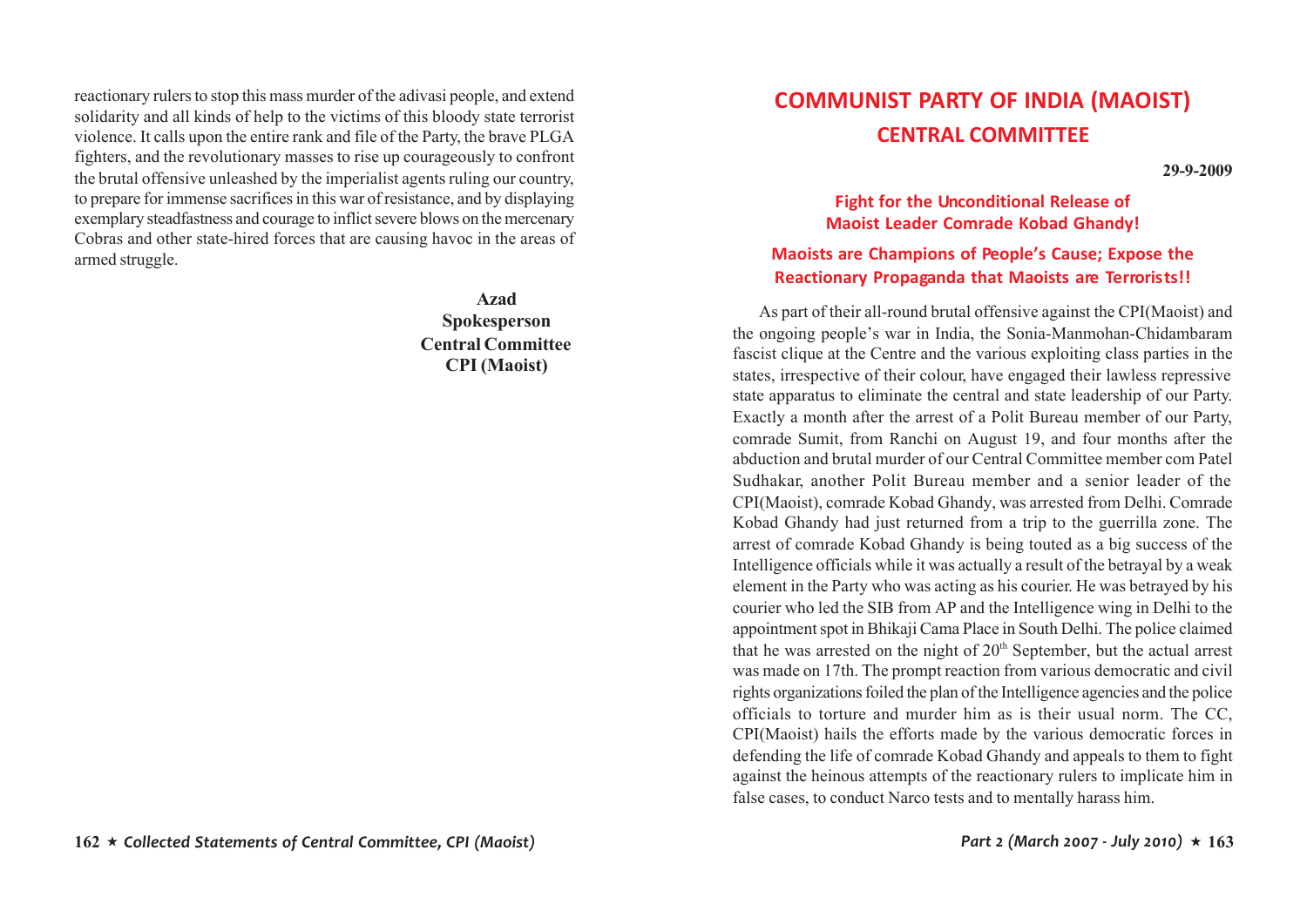reactionary rulers to stop this mass murder of the adivasi people, and extend solidarity and all kinds of help to the victims of this bloody state terrorist violence. It calls upon the entire rank and file of the Party, the brave PLGA fighters, and the revolutionary masses to rise up courageously to confront the brutal offensive unleashed by the imperialist agents ruling our country, to prepare for immense sacrifices in this war of resistance, and by displaying exemplary steadfastness and courage to inflict severe blows on the mercenary Cobras and other state-hired forces that are causing havoc in the areas of armed struggle.

**Azad**
**Spokesperson**
**Central Committee**
**CPI (Maoist)**

# COMMUNIST PARTY OF INDIA (MAOIST)
## CENTRAL COMMITTEE

**29-9-2009**

### Fight for the Unconditional Release of Maoist Leader Comrade Kobad Ghandy!

### Maoists are Champions of People's Cause; Expose the Reactionary Propaganda that Maoists are Terrorists!!

As part of their all-round brutal offensive against the CPI(Maoist) and the ongoing people's war in India, the Sonia-Manmohan-Chidambaram fascist clique at the Centre and the various exploiting class parties in the states, irrespective of their colour, have engaged their lawless repressive state apparatus to eliminate the central and state leadership of our Party. Exactly a month after the arrest of a Polit Bureau member of our Party, comrade Sumit, from Ranchi on August 19, and four months after the abduction and brutal murder of our Central Committee member com Patel Sudhakar, another Polit Bureau member and a senior leader of the CPI(Maoist), comrade Kobad Ghandy, was arrested from Delhi. Comrade Kobad Ghandy had just returned from a trip to the guerrilla zone. The arrest of comrade Kobad Ghandy is being touted as a big success of the Intelligence officials while it was actually a result of the betrayal by a weak element in the Party who was acting as his courier. He was betrayed by his courier who led the SIB from AP and the Intelligence wing in Delhi to the appointment spot in Bhikaji Cama Place in South Delhi. The police claimed that he was arrested on the night of 20th September, but the actual arrest was made on 17th. The prompt reaction from various democratic and civil rights organizations foiled the plan of the Intelligence agencies and the police officials to torture and murder him as is their usual norm. The CC, CPI(Maoist) hails the efforts made by the various democratic forces in defending the life of comrade Kobad Ghandy and appeals to them to fight against the heinous attempts of the reactionary rulers to implicate him in false cases, to conduct Narco tests and to mentally harass him.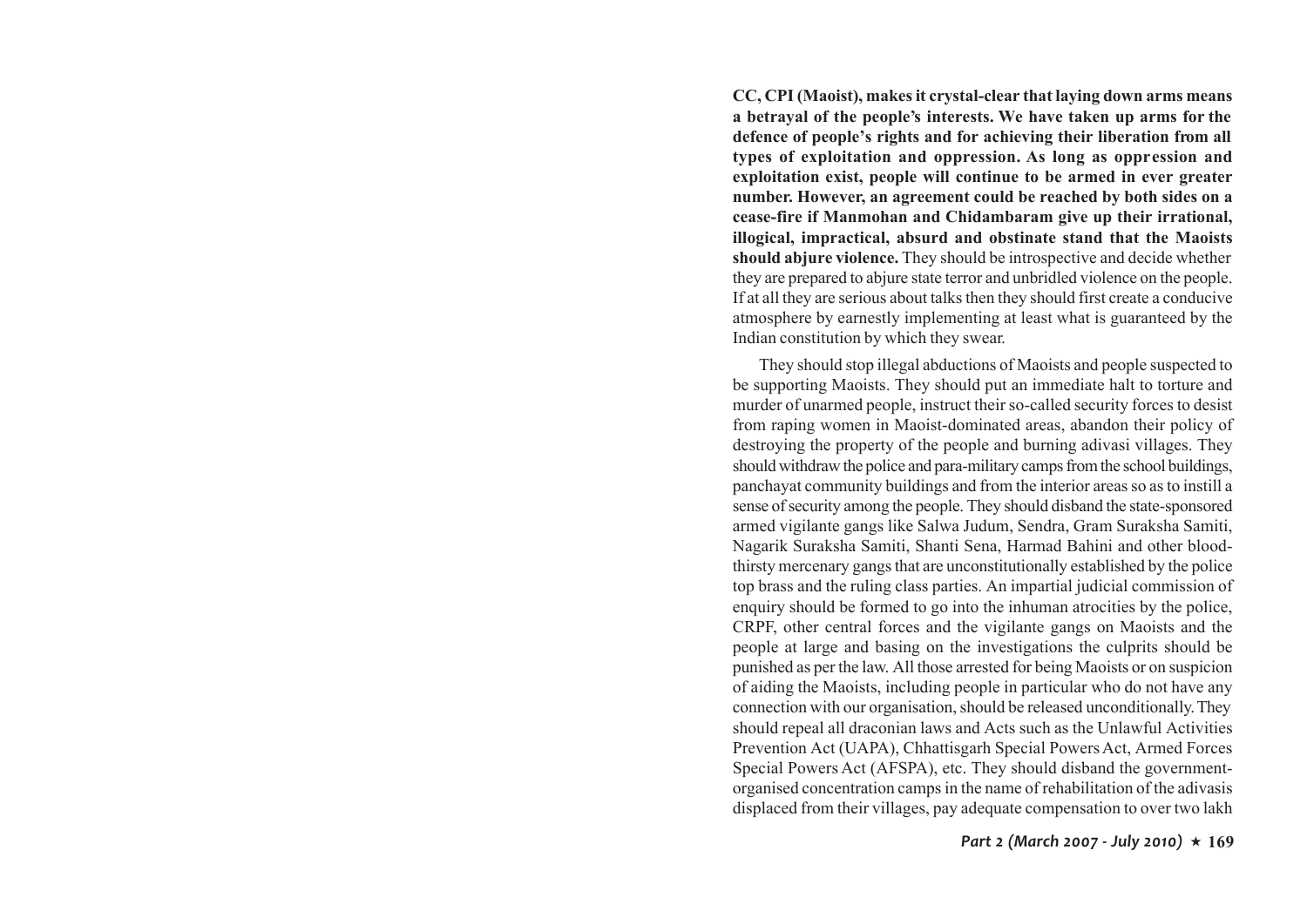**CC, CPI (Maoist), makes it crystal-clear that laying down arms means a betrayal of the people's interests. We have taken up arms for the defence of people's rights and for achieving their liberation from all types of exploitation and oppression. As long as oppression and exploitation exist, people will continue to be armed in ever greater number. However, an agreement could be reached by both sides on a cease-fire if Manmohan and Chidambaram give up their irrational, illogical, impractical, absurd and obstinate stand that the Maoists should abjure violence.** They should be introspective and decide whether they are prepared to abjure state terror and unbridled violence on the people. If at all they are serious about talks then they should first create a conducive atmosphere by earnestly implementing at least what is guaranteed by the Indian constitution by which they swear.

They should stop illegal abductions of Maoists and people suspected to be supporting Maoists. They should put an immediate halt to torture and murder of unarmed people, instruct their so-called security forces to desist from raping women in Maoist-dominated areas, abandon their policy of destroying the property of the people and burning adivasi villages. They should withdraw the police and para-military camps from the school buildings, panchayat community buildings and from the interior areas so as to instill a sense of security among the people. They should disband the state-sponsored armed vigilante gangs like Salwa Judum, Sendra, Gram Suraksha Samiti, Nagarik Suraksha Samiti, Shanti Sena, Harmad Bahini and other blood-thirsty mercenary gangs that are unconstitutionally established by the police top brass and the ruling class parties. An impartial judicial commission of enquiry should be formed to go into the inhuman atrocities by the police, CRPF, other central forces and the vigilante gangs on Maoists and the people at large and basing on the investigations the culprits should be punished as per the law. All those arrested for being Maoists or on suspicion of aiding the Maoists, including people in particular who do not have any connection with our organisation, should be released unconditionally. They should repeal all draconian laws and Acts such as the Unlawful Activities Prevention Act (UAPA), Chhattisgarh Special Powers Act, Armed Forces Special Powers Act (AFSPA), etc. They should disband the government-organised concentration camps in the name of rehabilitation of the adivasis displaced from their villages, pay adequate compensation to over two lakh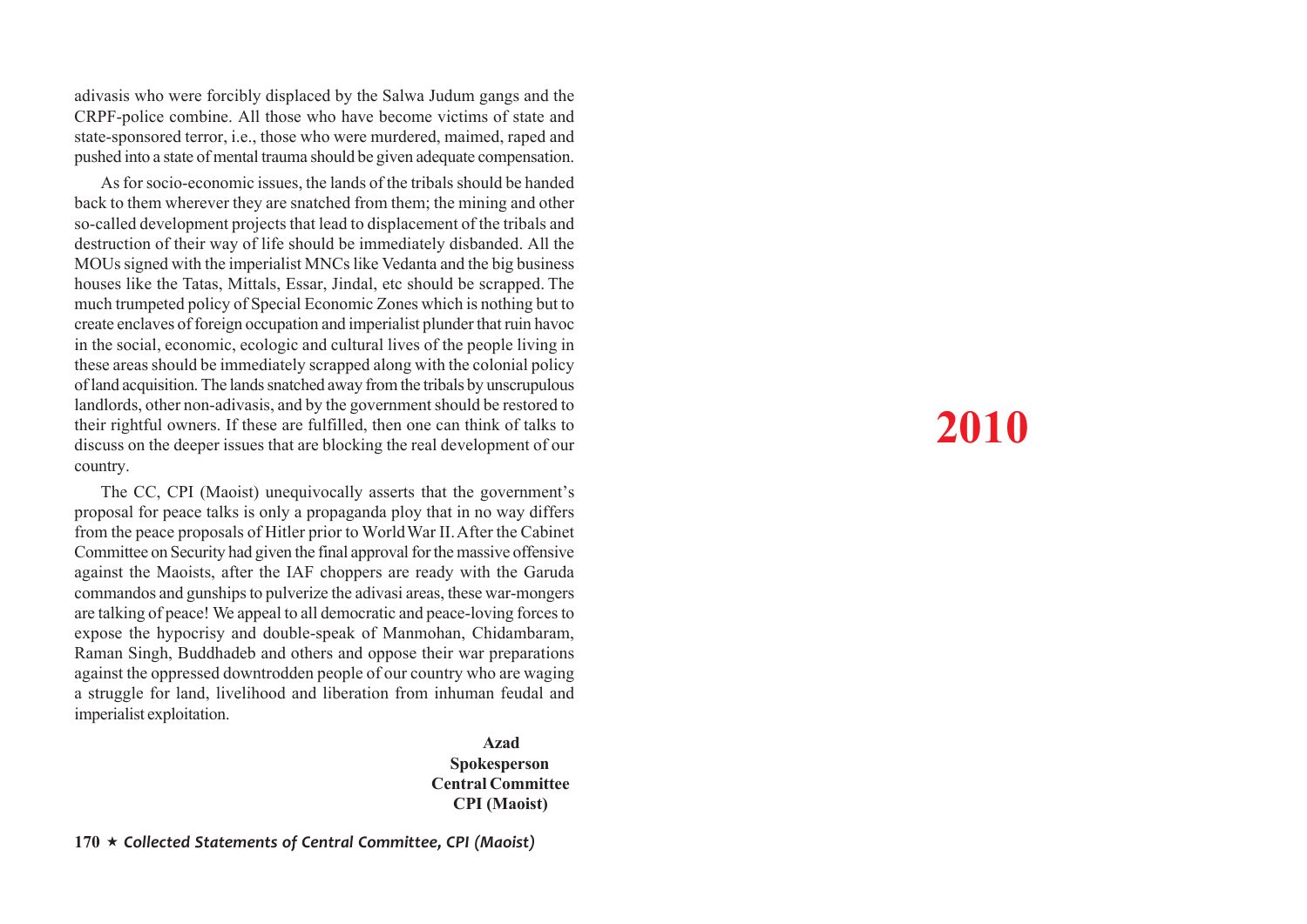adivasis who were forcibly displaced by the Salwa Judum gangs and the CRPF-police combine. All those who have become victims of state and state-sponsored terror, i.e., those who were murdered, maimed, raped and pushed into a state of mental trauma should be given adequate compensation.

As for socio-economic issues, the lands of the tribals should be handed back to them wherever they are snatched from them; the mining and other so-called development projects that lead to displacement of the tribals and destruction of their way of life should be immediately disbanded. All the MOUs signed with the imperialist MNCs like Vedanta and the big business houses like the Tatas, Mittals, Essar, Jindal, etc should be scrapped. The much trumpeted policy of Special Economic Zones which is nothing but to create enclaves of foreign occupation and imperialist plunder that ruin havoc in the social, economic, ecologic and cultural lives of the people living in these areas should be immediately scrapped along with the colonial policy of land acquisition. The lands snatched away from the tribals by unscrupulous landlords, other non-adivasis, and by the government should be restored to their rightful owners. If these are fulfilled, then one can think of talks to discuss on the deeper issues that are blocking the real development of our country.

The CC, CPI (Maoist) unequivocally asserts that the government's proposal for peace talks is only a propaganda ploy that in no way differs from the peace proposals of Hitler prior to World War II. After the Cabinet Committee on Security had given the final approval for the massive offensive against the Maoists, after the IAF choppers are ready with the Garuda commandos and gunships to pulverize the adivasi areas, these war-mongers are talking of peace! We appeal to all democratic and peace-loving forces to expose the hypocrisy and double-speak of Manmohan, Chidambaram, Raman Singh, Buddhadeb and others and oppose their war preparations against the oppressed downtrodden people of our country who are waging a struggle for land, livelihood and liberation from inhuman feudal and imperialist exploitation.

**Azad**
**Spokesperson**
**Central Committee**
**CPI (Maoist)**

# 2010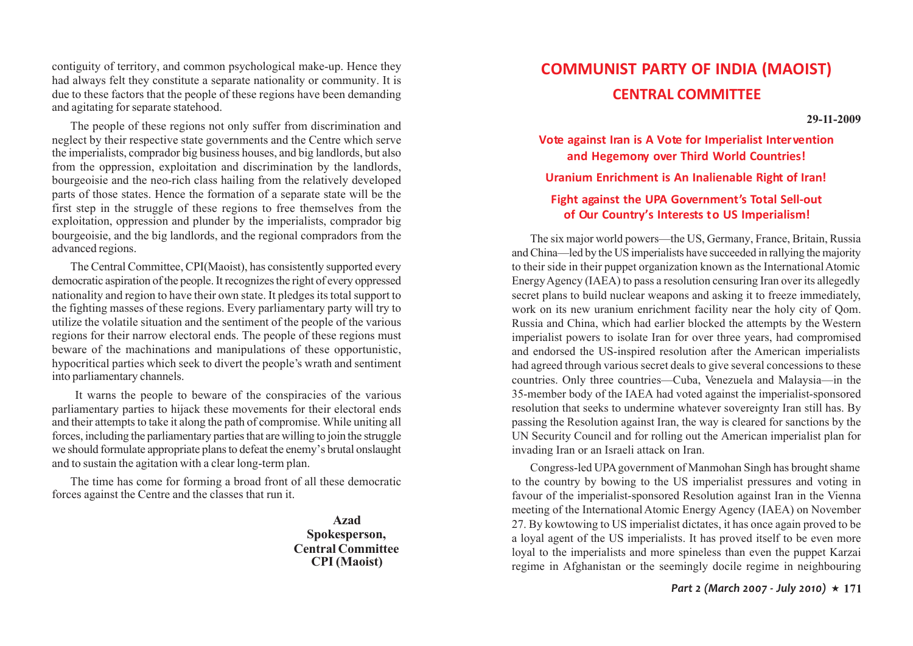contiguity of territory, and common psychological make-up. Hence they had always felt they constitute a separate nationality or community. It is due to these factors that the people of these regions have been demanding and agitating for separate statehood.

The people of these regions not only suffer from discrimination and neglect by their respective state governments and the Centre which serve the imperialists, comprador big business houses, and big landlords, but also from the oppression, exploitation and discrimination by the landlords, bourgeoisie and the neo-rich class hailing from the relatively developed parts of those states. Hence the formation of a separate state will be the first step in the struggle of these regions to free themselves from the exploitation, oppression and plunder by the imperialists, comprador big bourgeoisie, and the big landlords, and the regional compradors from the advanced regions.

The Central Committee, CPI(Maoist), has consistently supported every democratic aspiration of the people. It recognizes the right of every oppressed nationality and region to have their own state. It pledges its total support to the fighting masses of these regions. Every parliamentary party will try to utilize the volatile situation and the sentiment of the people of the various regions for their narrow electoral ends. The people of these regions must beware of the machinations and manipulations of these opportunistic, hypocritical parties which seek to divert the people's wrath and sentiment into parliamentary channels.

It warns the people to beware of the conspiracies of the various parliamentary parties to hijack these movements for their electoral ends and their attempts to take it along the path of compromise. While uniting all forces, including the parliamentary parties that are willing to join the struggle we should formulate appropriate plans to defeat the enemy's brutal onslaught and to sustain the agitation with a clear long-term plan.

The time has come for forming a broad front of all these democratic forces against the Centre and the classes that run it.

**Azad**
**Spokesperson,**
**Central Committee**
**CPI (Maoist)**

# COMMUNIST PARTY OF INDIA (MAOIST)
## CENTRAL COMMITTEE

**29-11-2009**

### Vote against Iran is A Vote for Imperialist Intervention and Hegemony over Third World Countries!

### Uranium Enrichment is An Inalienable Right of Iran!

### Fight against the UPA Government's Total Sell-out of Our Country's Interests to US Imperialism!

The six major world powers—the US, Germany, France, Britain, Russia and China—led by the US imperialists have succeeded in rallying the majority to their side in their puppet organization known as the International Atomic Energy Agency (IAEA) to pass a resolution censuring Iran over its allegedly secret plans to build nuclear weapons and asking it to freeze immediately, work on its new uranium enrichment facility near the holy city of Qom. Russia and China, which had earlier blocked the attempts by the Western imperialist powers to isolate Iran for over three years, had compromised and endorsed the US-inspired resolution after the American imperialists had agreed through various secret deals to give several concessions to these countries. Only three countries—Cuba, Venezuela and Malaysia—in the 35-member body of the IAEA had voted against the imperialist-sponsored resolution that seeks to undermine whatever sovereignty Iran still has. By passing the Resolution against Iran, the way is cleared for sanctions by the UN Security Council and for rolling out the American imperialist plan for invading Iran or an Israeli attack on Iran.

Congress-led UPA government of Manmohan Singh has brought shame to the country by bowing to the US imperialist pressures and voting in favour of the imperialist-sponsored Resolution against Iran in the Vienna meeting of the International Atomic Energy Agency (IAEA) on November 27. By kowtowing to US imperialist dictates, it has once again proved to be a loyal agent of the US imperialists. It has proved itself to be even more loyal to the imperialists and more spineless than even the puppet Karzai regime in Afghanistan or the seemingly docile regime in neighbouring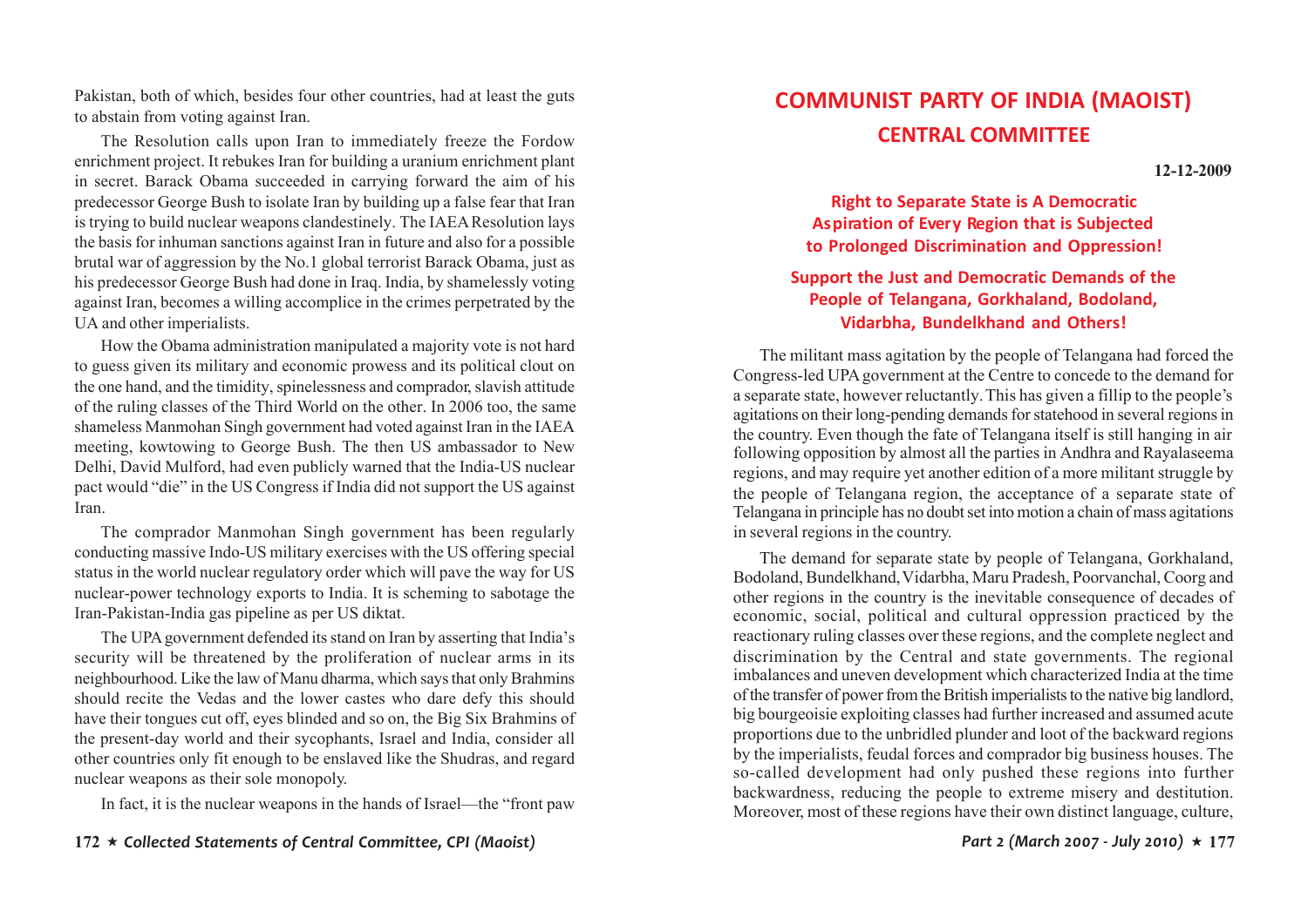Pakistan, both of which, besides four other countries, had at least the guts to abstain from voting against Iran.

The Resolution calls upon Iran to immediately freeze the Fordow enrichment project. It rebukes Iran for building a uranium enrichment plant in secret. Barack Obama succeeded in carrying forward the aim of his predecessor George Bush to isolate Iran by building up a false fear that Iran is trying to build nuclear weapons clandestinely. The IAEA Resolution lays the basis for inhuman sanctions against Iran in future and also for a possible brutal war of aggression by the No.1 global terrorist Barack Obama, just as his predecessor George Bush had done in Iraq. India, by shamelessly voting against Iran, becomes a willing accomplice in the crimes perpetrated by the UA and other imperialists.

How the Obama administration manipulated a majority vote is not hard to guess given its military and economic prowess and its political clout on the one hand, and the timidity, spinelessness and comprador, slavish attitude of the ruling classes of the Third World on the other. In 2006 too, the same shameless Manmohan Singh government had voted against Iran in the IAEA meeting, kowtowing to George Bush. The then US ambassador to New Delhi, David Mulford, had even publicly warned that the India-US nuclear pact would "die" in the US Congress if India did not support the US against Iran.

The comprador Manmohan Singh government has been regularly conducting massive Indo-US military exercises with the US offering special status in the world nuclear regulatory order which will pave the way for US nuclear-power technology exports to India. It is scheming to sabotage the Iran-Pakistan-India gas pipeline as per US diktat.

The UPA government defended its stand on Iran by asserting that India's security will be threatened by the proliferation of nuclear arms in its neighbourhood. Like the law of Manu dharma, which says that only Brahmins should recite the Vedas and the lower castes who dare defy this should have their tongues cut off, eyes blinded and so on, the Big Six Brahmins of the present-day world and their sycophants, Israel and India, consider all other countries only fit enough to be enslaved like the Shudras, and regard nuclear weapons as their sole monopoly.

In fact, it is the nuclear weapons in the hands of Israel—the "front paw

# COMMUNIST PARTY OF INDIA (MAOIST)
## CENTRAL COMMITTEE

**12-12-2009**

### Right to Separate State is A Democratic Aspiration of Every Region that is Subjected to Prolonged Discrimination and Oppression!

### Support the Just and Democratic Demands of the People of Telangana, Gorkhaland, Bodoland, Vidarbha, Bundelkhand and Others!

The militant mass agitation by the people of Telangana had forced the Congress-led UPA government at the Centre to concede to the demand for a separate state, however reluctantly. This has given a fillip to the people's agitations on their long-pending demands for statehood in several regions in the country. Even though the fate of Telangana itself is still hanging in air following opposition by almost all the parties in Andhra and Rayalaseema regions, and may require yet another edition of a more militant struggle by the people of Telangana region, the acceptance of a separate state of Telangana in principle has no doubt set into motion a chain of mass agitations in several regions in the country.

The demand for separate state by people of Telangana, Gorkhaland, Bodoland, Bundelkhand, Vidarbha, Maru Pradesh, Poorvanchal, Coorg and other regions in the country is the inevitable consequence of decades of economic, social, political and cultural oppression practiced by the reactionary ruling classes over these regions, and the complete neglect and discrimination by the Central and state governments. The regional imbalances and uneven development which characterized India at the time of the transfer of power from the British imperialists to the native big landlord, big bourgeoisie exploiting classes had further increased and assumed acute proportions due to the unbridled plunder and loot of the backward regions by the imperialists, feudal forces and comprador big business houses. The so-called development had only pushed these regions into further backwardness, reducing the people to extreme misery and destitution. Moreover, most of these regions have their own distinct language, culture,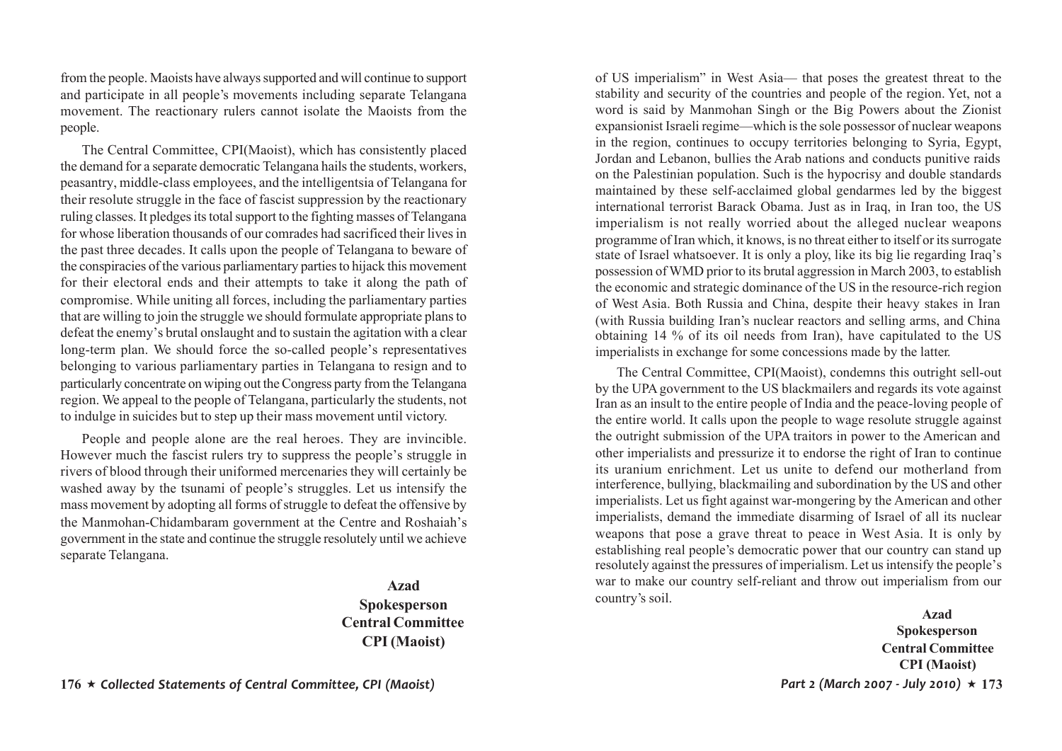from the people. Maoists have always supported and will continue to support and participate in all people's movements including separate Telangana movement. The reactionary rulers cannot isolate the Maoists from the people.

The Central Committee, CPI(Maoist), which has consistently placed the demand for a separate democratic Telangana hails the students, workers, peasantry, middle-class employees, and the intelligentsia of Telangana for their resolute struggle in the face of fascist suppression by the reactionary ruling classes. It pledges its total support to the fighting masses of Telangana for whose liberation thousands of our comrades had sacrificed their lives in the past three decades. It calls upon the people of Telangana to beware of the conspiracies of the various parliamentary parties to hijack this movement for their electoral ends and their attempts to take it along the path of compromise. While uniting all forces, including the parliamentary parties that are willing to join the struggle we should formulate appropriate plans to defeat the enemy's brutal onslaught and to sustain the agitation with a clear long-term plan. We should force the so-called people's representatives belonging to various parliamentary parties in Telangana to resign and to particularly concentrate on wiping out the Congress party from the Telangana region. We appeal to the people of Telangana, particularly the students, not to indulge in suicides but to step up their mass movement until victory.

People and people alone are the real heroes. They are invincible. However much the fascist rulers try to suppress the people's struggle in rivers of blood through their uniformed mercenaries they will certainly be washed away by the tsunami of people's struggles. Let us intensify the mass movement by adopting all forms of struggle to defeat the offensive by the Manmohan-Chidambaram government at the Centre and Roshaiah's government in the state and continue the struggle resolutely until we achieve separate Telangana.

**Azad**
**Spokesperson**
**Central Committee**
**CPI (Maoist)**

of US imperialism" in West Asia— that poses the greatest threat to the stability and security of the countries and people of the region. Yet, not a word is said by Manmohan Singh or the Big Powers about the Zionist expansionist Israeli regime—which is the sole possessor of nuclear weapons in the region, continues to occupy territories belonging to Syria, Egypt, Jordan and Lebanon, bullies the Arab nations and conducts punitive raids on the Palestinian population. Such is the hypocrisy and double standards maintained by these self-acclaimed global gendarmes led by the biggest international terrorist Barack Obama. Just as in Iraq, in Iran too, the US imperialism is not really worried about the alleged nuclear weapons programme of Iran which, it knows, is no threat either to itself or its surrogate state of Israel whatsoever. It is only a ploy, like its big lie regarding Iraq's possession of WMD prior to its brutal aggression in March 2003, to establish the economic and strategic dominance of the US in the resource-rich region of West Asia. Both Russia and China, despite their heavy stakes in Iran (with Russia building Iran's nuclear reactors and selling arms, and China obtaining 14 % of its oil needs from Iran), have capitulated to the US imperialists in exchange for some concessions made by the latter.

The Central Committee, CPI(Maoist), condemns this outright sell-out by the UPA government to the US blackmailers and regards its vote against Iran as an insult to the entire people of India and the peace-loving people of the entire world. It calls upon the people to wage resolute struggle against the outright submission of the UPA traitors in power to the American and other imperialists and pressurize it to endorse the right of Iran to continue its uranium enrichment. Let us unite to defend our motherland from interference, bullying, blackmailing and subordination by the US and other imperialists. Let us fight against war-mongering by the American and other imperialists, demand the immediate disarming of Israel of all its nuclear weapons that pose a grave threat to peace in West Asia. It is only by establishing real people's democratic power that our country can stand up resolutely against the pressures of imperialism. Let us intensify the people's war to make our country self-reliant and throw out imperialism from our country's soil.

**Azad**
**Spokesperson**
**Central Committee**
**CPI (Maoist)**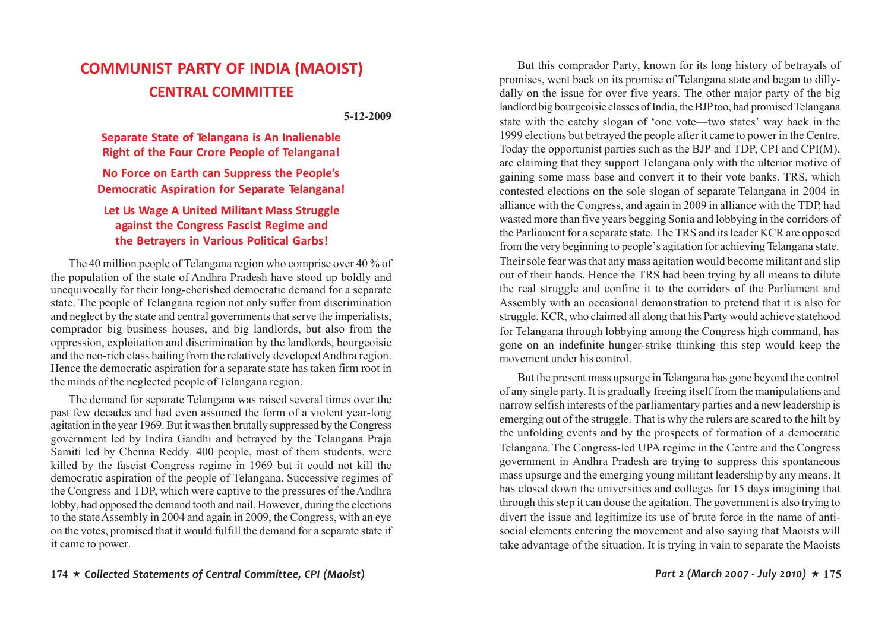# COMMUNIST PARTY OF INDIA (MAOIST)
## CENTRAL COMMITTEE

**5-12-2009**

### Separate State of Telangana is An Inalienable Right of the Four Crore People of Telangana!

### No Force on Earth can Suppress the People's Democratic Aspiration for Separate Telangana!

### Let Us Wage A United Militant Mass Struggle against the Congress Fascist Regime and the Betrayers in Various Political Garbs!

The 40 million people of Telangana region who comprise over 40 % of the population of the state of Andhra Pradesh have stood up boldly and unequivocally for their long-cherished democratic demand for a separate state. The people of Telangana region not only suffer from discrimination and neglect by the state and central governments that serve the imperialists, comprador big business houses, and big landlords, but also from the oppression, exploitation and discrimination by the landlords, bourgeoisie and the neo-rich class hailing from the relatively developed Andhra region. Hence the democratic aspiration for a separate state has taken firm root in the minds of the neglected people of Telangana region.

The demand for separate Telangana was raised several times over the past few decades and had even assumed the form of a violent year-long agitation in the year 1969. But it was then brutally suppressed by the Congress government led by Indira Gandhi and betrayed by the Telangana Praja Samiti led by Chenna Reddy. 400 people, most of them students, were killed by the fascist Congress regime in 1969 but it could not kill the democratic aspiration of the people of Telangana. Successive regimes of the Congress and TDP, which were captive to the pressures of the Andhra lobby, had opposed the demand tooth and nail. However, during the elections to the state Assembly in 2004 and again in 2009, the Congress, with an eye on the votes, promised that it would fulfill the demand for a separate state if it came to power.

But this comprador Party, known for its long history of betrayals of promises, went back on its promise of Telangana state and began to dilly-dally on the issue for over five years. The other major party of the big landlord big bourgeoisie classes of India, the BJP too, had promised Telangana state with the catchy slogan of 'one vote—two states' way back in the 1999 elections but betrayed the people after it came to power in the Centre. Today the opportunist parties such as the BJP and TDP, CPI and CPI(M), are claiming that they support Telangana only with the ulterior motive of gaining some mass base and convert it to their vote banks. TRS, which contested elections on the sole slogan of separate Telangana in 2004 in alliance with the Congress, and again in 2009 in alliance with the TDP, had wasted more than five years begging Sonia and lobbying in the corridors of the Parliament for a separate state. The TRS and its leader KCR are opposed from the very beginning to people's agitation for achieving Telangana state. Their sole fear was that any mass agitation would become militant and slip out of their hands. Hence the TRS had been trying by all means to dilute the real struggle and confine it to the corridors of the Parliament and Assembly with an occasional demonstration to pretend that it is also for struggle. KCR, who claimed all along that his Party would achieve statehood for Telangana through lobbying among the Congress high command, has gone on an indefinite hunger-strike thinking this step would keep the movement under his control.

But the present mass upsurge in Telangana has gone beyond the control of any single party. It is gradually freeing itself from the manipulations and narrow selfish interests of the parliamentary parties and a new leadership is emerging out of the struggle. That is why the rulers are scared to the hilt by the unfolding events and by the prospects of formation of a democratic Telangana. The Congress-led UPA regime in the Centre and the Congress government in Andhra Pradesh are trying to suppress this spontaneous mass upsurge and the emerging young militant leadership by any means. It has closed down the universities and colleges for 15 days imagining that through this step it can douse the agitation. The government is also trying to divert the issue and legitimize its use of brute force in the name of anti-social elements entering the movement and also saying that Maoists will take advantage of the situation. It is trying in vain to separate the Maoists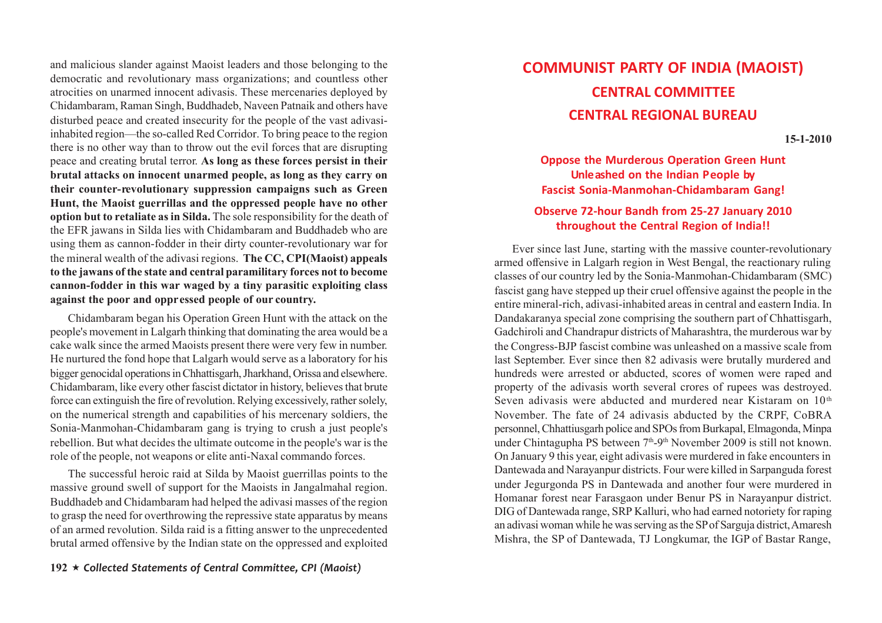and malicious slander against Maoist leaders and those belonging to the democratic and revolutionary mass organizations; and countless other atrocities on unarmed innocent adivasis. These mercenaries deployed by Chidambaram, Raman Singh, Buddhadeb, Naveen Patnaik and others have disturbed peace and created insecurity for the people of the vast adivasi-inhabited region—the so-called Red Corridor. To bring peace to the region there is no other way than to throw out the evil forces that are disrupting peace and creating brutal terror. **As long as these forces persist in their brutal attacks on innocent unarmed people, as long as they carry on their counter-revolutionary suppression campaigns such as Green Hunt, the Maoist guerrillas and the oppressed people have no other option but to retaliate as in Silda.** The sole responsibility for the death of the EFR jawans in Silda lies with Chidambaram and Buddhadeb who are using them as cannon-fodder in their dirty counter-revolutionary war for the mineral wealth of the adivasi regions. **The CC, CPI(Maoist) appeals to the jawans of the state and central paramilitary forces not to become cannon-fodder in this war waged by a tiny parasitic exploiting class against the poor and oppressed people of our country.**

Chidambaram began his Operation Green Hunt with the attack on the people's movement in Lalgarh thinking that dominating the area would be a cake walk since the armed Maoists present there were very few in number. He nurtured the fond hope that Lalgarh would serve as a laboratory for his bigger genocidal operations in Chhattisgarh, Jharkhand, Orissa and elsewhere. Chidambaram, like every other fascist dictator in history, believes that brute force can extinguish the fire of revolution. Relying excessively, rather solely, on the numerical strength and capabilities of his mercenary soldiers, the Sonia-Manmohan-Chidambaram gang is trying to crush a just people's rebellion. But what decides the ultimate outcome in the people's war is the role of the people, not weapons or elite anti-Naxal commando forces.

The successful heroic raid at Silda by Maoist guerrillas points to the massive ground swell of support for the Maoists in Jangalmahal region. Buddhadeb and Chidambaram had helped the adivasi masses of the region to grasp the need for overthrowing the repressive state apparatus by means of an armed revolution. Silda raid is a fitting answer to the unprecedented brutal armed offensive by the Indian state on the oppressed and exploited

# COMMUNIST PARTY OF INDIA (MAOIST)
## CENTRAL COMMITTEE
## CENTRAL REGIONAL BUREAU

**15-1-2010**

### Oppose the Murderous Operation Green Hunt Unleashed on the Indian People by Fascist Sonia-Manmohan-Chidambaram Gang!

### Observe 72-hour Bandh from 25-27 January 2010 throughout the Central Region of India!!

Ever since last June, starting with the massive counter-revolutionary armed offensive in Lalgarh region in West Bengal, the reactionary ruling classes of our country led by the Sonia-Manmohan-Chidambaram (SMC) fascist gang have stepped up their cruel offensive against the people in the entire mineral-rich, adivasi-inhabited areas in central and eastern India. In Dandakaranya special zone comprising the southern part of Chhattisgarh, Gadchiroli and Chandrapur districts of Maharashtra, the murderous war by the Congress-BJP fascist combine was unleashed on a massive scale from last September. Ever since then 82 adivasis were brutally murdered and hundreds were arrested or abducted, scores of women were raped and property of the adivasis worth several crores of rupees was destroyed. Seven adivasis were abducted and murdered near Kistaram on 10th November. The fate of 24 adivasis abducted by the CRPF, CoBRA personnel, Chhattiusgarh police and SPOs from Burkapal, Elmagonda, Minpa under Chintagupha PS between 7th-9th November 2009 is still not known. On January 9 this year, eight adivasis were murdered in fake encounters in Dantewada and Narayanpur districts. Four were killed in Sarpanguda forest under Jegurgonda PS in Dantewada and another four were murdered in Homanar forest near Farasgaon under Benur PS in Narayanpur district. DIG of Dantewada range, SRP Kalluri, who had earned notoriety for raping an adivasi woman while he was serving as the SP of Sarguja district, Amaresh Mishra, the SP of Dantewada, TJ Longkumar, the IGP of Bastar Range,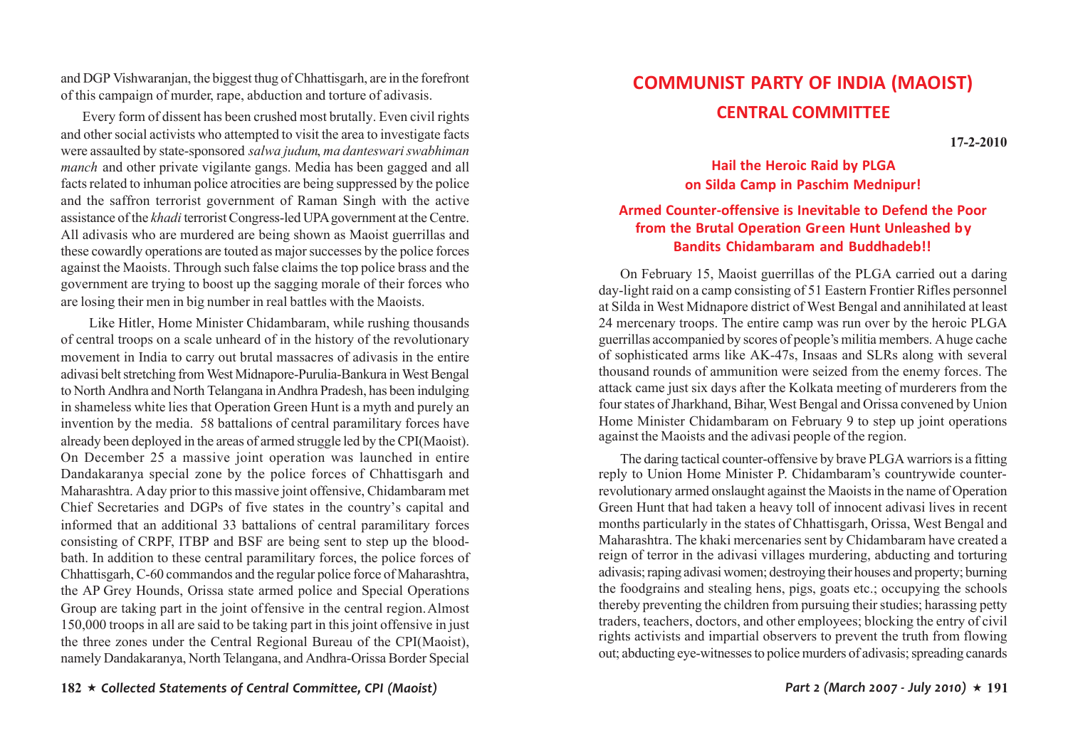and DGP Vishwaranjan, the biggest thug of Chhattisgarh, are in the forefront of this campaign of murder, rape, abduction and torture of adivasis.

Every form of dissent has been crushed most brutally. Even civil rights and other social activists who attempted to visit the area to investigate facts were assaulted by state-sponsored *salwa judum*, *ma danteswari swabhiman manch* and other private vigilante gangs. Media has been gagged and all facts related to inhuman police atrocities are being suppressed by the police and the saffron terrorist government of Raman Singh with the active assistance of the *khadi* terrorist Congress-led UPA government at the Centre. All adivasis who are murdered are being shown as Maoist guerrillas and these cowardly operations are touted as major successes by the police forces against the Maoists. Through such false claims the top police brass and the government are trying to boost up the sagging morale of their forces who are losing their men in big number in real battles with the Maoists.

Like Hitler, Home Minister Chidambaram, while rushing thousands of central troops on a scale unheard of in the history of the revolutionary movement in India to carry out brutal massacres of adivasis in the entire adivasi belt stretching from West Midnapore-Purulia-Bankura in West Bengal to North Andhra and North Telangana in Andhra Pradesh, has been indulging in shameless white lies that Operation Green Hunt is a myth and purely an invention by the media. 58 battalions of central paramilitary forces have already been deployed in the areas of armed struggle led by the CPI(Maoist). On December 25 a massive joint operation was launched in entire Dandakaranya special zone by the police forces of Chhattisgarh and Maharashtra. A day prior to this massive joint offensive, Chidambaram met Chief Secretaries and DGPs of five states in the country's capital and informed that an additional 33 battalions of central paramilitary forces consisting of CRPF, ITBP and BSF are being sent to step up the blood-bath. In addition to these central paramilitary forces, the police forces of Chhattisgarh, C-60 commandos and the regular police force of Maharashtra, the AP Grey Hounds, Orissa state armed police and Special Operations Group are taking part in the joint offensive in the central region. Almost 150,000 troops in all are said to be taking part in this joint offensive in just the three zones under the Central Regional Bureau of the CPI(Maoist), namely Dandakaranya, North Telangana, and Andhra-Orissa Border Special

# COMMUNIST PARTY OF INDIA (MAOIST)

## CENTRAL COMMITTEE

**17-2-2010**

### Hail the Heroic Raid by PLGA on Silda Camp in Paschim Mednipur!

### Armed Counter-offensive is Inevitable to Defend the Poor from the Brutal Operation Green Hunt Unleashed by Bandits Chidambaram and Buddhadeb!!

On February 15, Maoist guerrillas of the PLGA carried out a daring day-light raid on a camp consisting of 51 Eastern Frontier Rifles personnel at Silda in West Midnapore district of West Bengal and annihilated at least 24 mercenary troops. The entire camp was run over by the heroic PLGA guerrillas accompanied by scores of people's militia members. A huge cache of sophisticated arms like AK-47s, Insaas and SLRs along with several thousand rounds of ammunition were seized from the enemy forces. The attack came just six days after the Kolkata meeting of murderers from the four states of Jharkhand, Bihar, West Bengal and Orissa convened by Union Home Minister Chidambaram on February 9 to step up joint operations against the Maoists and the adivasi people of the region.

The daring tactical counter-offensive by brave PLGA warriors is a fitting reply to Union Home Minister P. Chidambaram's countrywide counter-revolutionary armed onslaught against the Maoists in the name of Operation Green Hunt that had taken a heavy toll of innocent adivasi lives in recent months particularly in the states of Chhattisgarh, Orissa, West Bengal and Maharashtra. The khaki mercenaries sent by Chidambaram have created a reign of terror in the adivasi villages murdering, abducting and torturing adivasis; raping adivasi women; destroying their houses and property; burning the foodgrains and stealing hens, pigs, goats etc.; occupying the schools thereby preventing the children from pursuing their studies; harassing petty traders, teachers, doctors, and other employees; blocking the entry of civil rights activists and impartial observers to prevent the truth from flowing out; abducting eye-witnesses to police murders of adivasis; spreading canards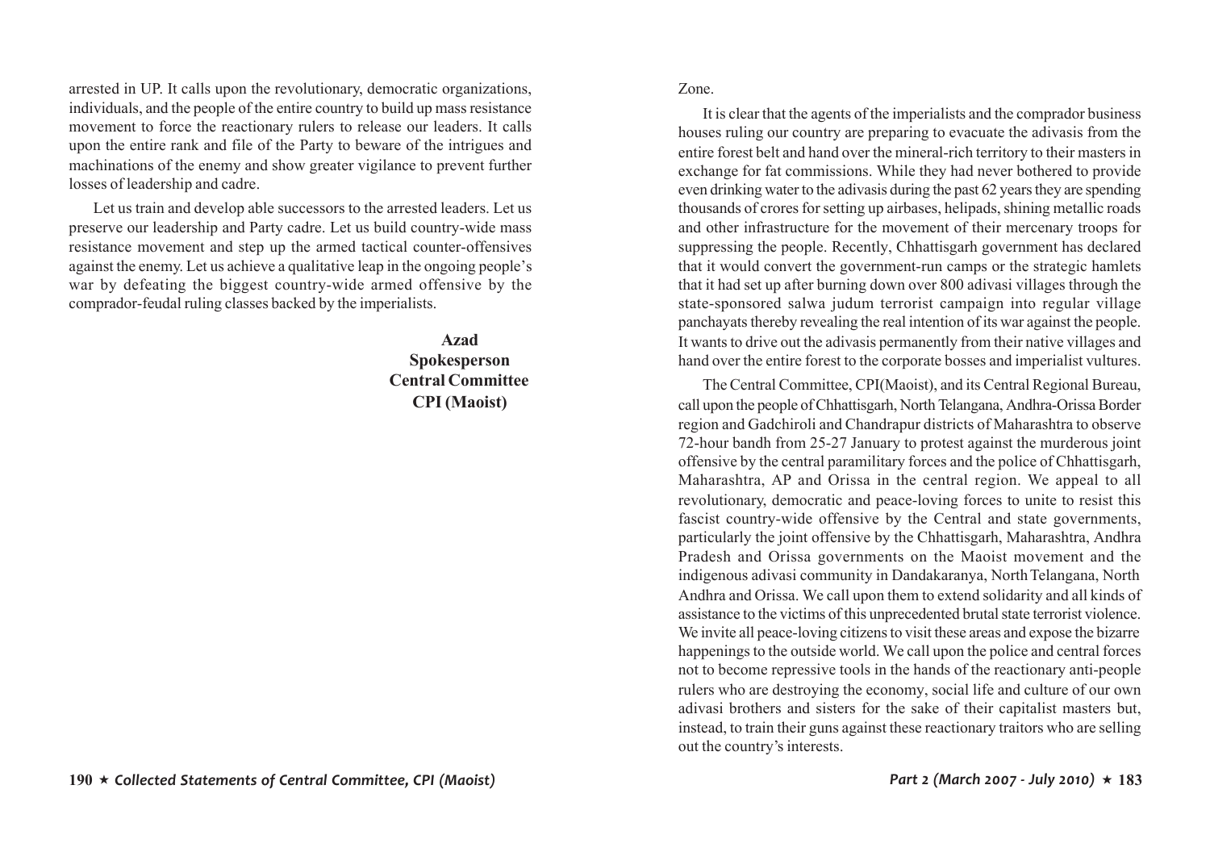arrested in UP. It calls upon the revolutionary, democratic organizations, individuals, and the people of the entire country to build up mass resistance movement to force the reactionary rulers to release our leaders. It calls upon the entire rank and file of the Party to beware of the intrigues and machinations of the enemy and show greater vigilance to prevent further losses of leadership and cadre.

Let us train and develop able successors to the arrested leaders. Let us preserve our leadership and Party cadre. Let us build country-wide mass resistance movement and step up the armed tactical counter-offensives against the enemy. Let us achieve a qualitative leap in the ongoing people's war by defeating the biggest country-wide armed offensive by the comprador-feudal ruling classes backed by the imperialists.

**Azad**
**Spokesperson**
**Central Committee**
**CPI (Maoist)**

Zone.

It is clear that the agents of the imperialists and the comprador business houses ruling our country are preparing to evacuate the adivasis from the entire forest belt and hand over the mineral-rich territory to their masters in exchange for fat commissions. While they had never bothered to provide even drinking water to the adivasis during the past 62 years they are spending thousands of crores for setting up airbases, helipads, shining metallic roads and other infrastructure for the movement of their mercenary troops for suppressing the people. Recently, Chhattisgarh government has declared that it would convert the government-run camps or the strategic hamlets that it had set up after burning down over 800 adivasi villages through the state-sponsored salwa judum terrorist campaign into regular village panchayats thereby revealing the real intention of its war against the people. It wants to drive out the adivasis permanently from their native villages and hand over the entire forest to the corporate bosses and imperialist vultures.

The Central Committee, CPI(Maoist), and its Central Regional Bureau, call upon the people of Chhattisgarh, North Telangana, Andhra-Orissa Border region and Gadchiroli and Chandrapur districts of Maharashtra to observe 72-hour bandh from 25-27 January to protest against the murderous joint offensive by the central paramilitary forces and the police of Chhattisgarh, Maharashtra, AP and Orissa in the central region. We appeal to all revolutionary, democratic and peace-loving forces to unite to resist this fascist country-wide offensive by the Central and state governments, particularly the joint offensive by the Chhattisgarh, Maharashtra, Andhra Pradesh and Orissa governments on the Maoist movement and the indigenous adivasi community in Dandakaranya, North Telangana, North Andhra and Orissa. We call upon them to extend solidarity and all kinds of assistance to the victims of this unprecedented brutal state terrorist violence. We invite all peace-loving citizens to visit these areas and expose the bizarre happenings to the outside world. We call upon the police and central forces not to become repressive tools in the hands of the reactionary anti-people rulers who are destroying the economy, social life and culture of our own adivasi brothers and sisters for the sake of their capitalist masters but, instead, to train their guns against these reactionary traitors who are selling out the country's interests.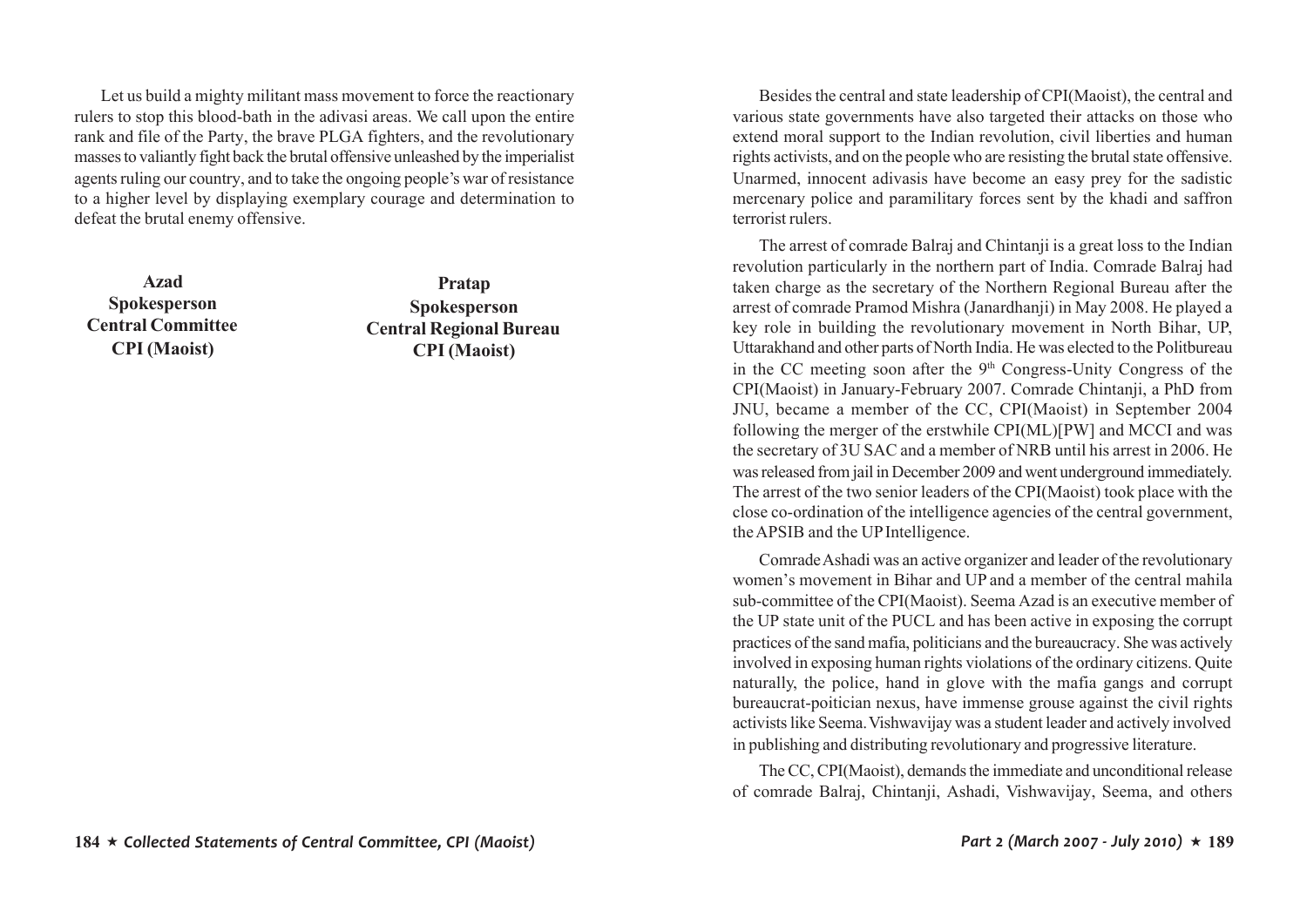Let us build a mighty militant mass movement to force the reactionary rulers to stop this blood-bath in the adivasi areas. We call upon the entire rank and file of the Party, the brave PLGA fighters, and the revolutionary masses to valiantly fight back the brutal offensive unleashed by the imperialist agents ruling our country, and to take the ongoing people's war of resistance to a higher level by displaying exemplary courage and determination to defeat the brutal enemy offensive.

**Azad**
**Spokesperson**
**Central Committee**
**CPI (Maoist)**

**Pratap**
**Spokesperson**
**Central Regional Bureau**
**CPI (Maoist)**

Besides the central and state leadership of CPI(Maoist), the central and various state governments have also targeted their attacks on those who extend moral support to the Indian revolution, civil liberties and human rights activists, and on the people who are resisting the brutal state offensive. Unarmed, innocent adivasis have become an easy prey for the sadistic mercenary police and paramilitary forces sent by the khadi and saffron terrorist rulers.

The arrest of comrade Balraj and Chintanji is a great loss to the Indian revolution particularly in the northern part of India. Comrade Balraj had taken charge as the secretary of the Northern Regional Bureau after the arrest of comrade Pramod Mishra (Janardhanji) in May 2008. He played a key role in building the revolutionary movement in North Bihar, UP, Uttarakhand and other parts of North India. He was elected to the Politbureau in the CC meeting soon after the 9th Congress-Unity Congress of the CPI(Maoist) in January-February 2007. Comrade Chintanji, a PhD from JNU, became a member of the CC, CPI(Maoist) in September 2004 following the merger of the erstwhile CPI(ML)[PW] and MCCI and was the secretary of 3U SAC and a member of NRB until his arrest in 2006. He was released from jail in December 2009 and went underground immediately. The arrest of the two senior leaders of the CPI(Maoist) took place with the close co-ordination of the intelligence agencies of the central government, the APSIB and the UP Intelligence.

Comrade Ashadi was an active organizer and leader of the revolutionary women's movement in Bihar and UP and a member of the central mahila sub-committee of the CPI(Maoist). Seema Azad is an executive member of the UP state unit of the PUCL and has been active in exposing the corrupt practices of the sand mafia, politicians and the bureaucracy. She was actively involved in exposing human rights violations of the ordinary citizens. Quite naturally, the police, hand in glove with the mafia gangs and corrupt bureaucrat-poitician nexus, have immense grouse against the civil rights activists like Seema. Vishwavijay was a student leader and actively involved in publishing and distributing revolutionary and progressive literature.

The CC, CPI(Maoist), demands the immediate and unconditional release of comrade Balraj, Chintanji, Ashadi, Vishwavijay, Seema, and others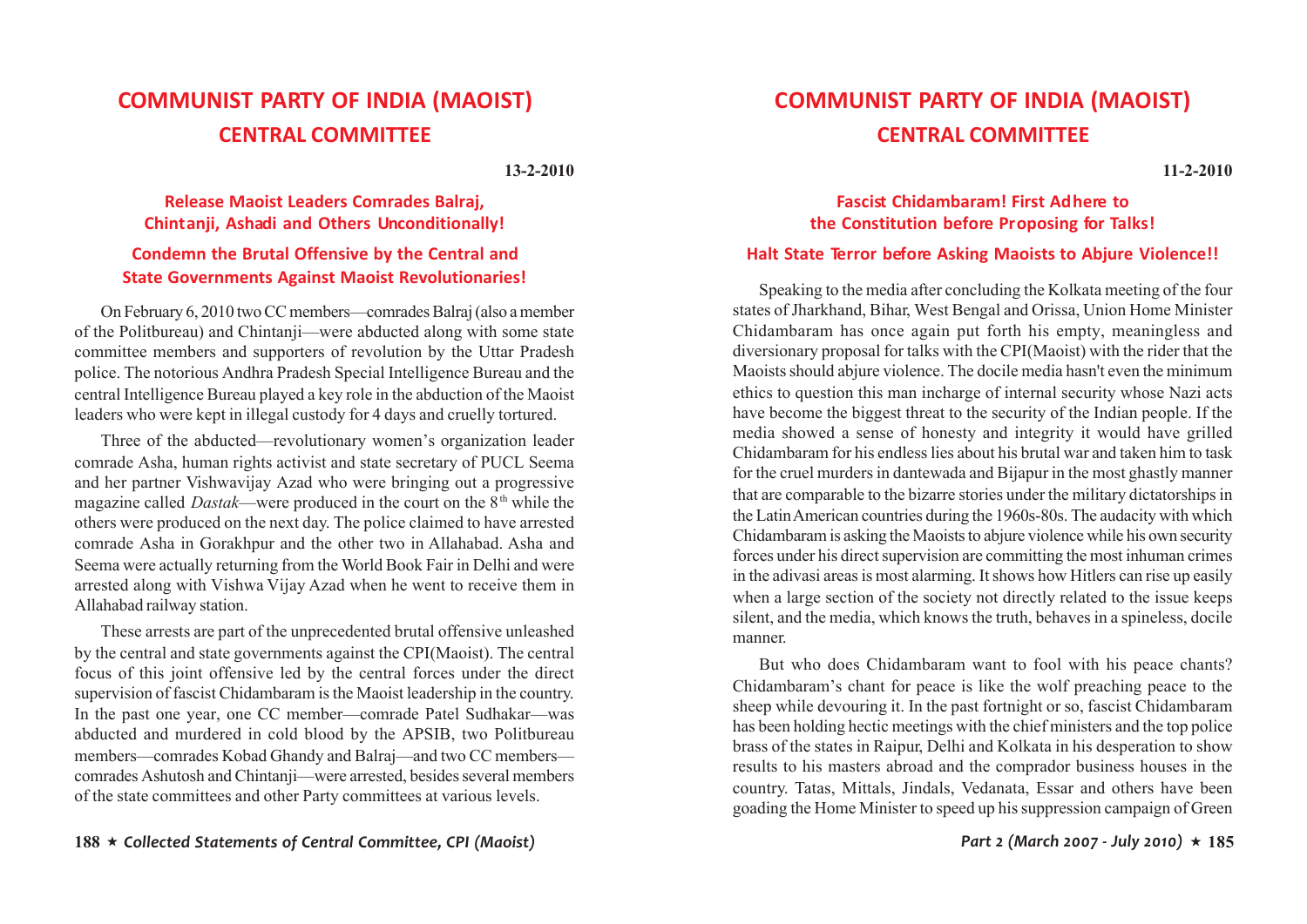# COMMUNIST PARTY OF INDIA (MAOIST)
## CENTRAL COMMITTEE

**13-2-2010**

### Release Maoist Leaders Comrades Balraj, Chintanji, Ashadi and Others Unconditionally!

### Condemn the Brutal Offensive by the Central and State Governments Against Maoist Revolutionaries!

On February 6, 2010 two CC members—comrades Balraj (also a member of the Politbureau) and Chintanji—were abducted along with some state committee members and supporters of revolution by the Uttar Pradesh police. The notorious Andhra Pradesh Special Intelligence Bureau and the central Intelligence Bureau played a key role in the abduction of the Maoist leaders who were kept in illegal custody for 4 days and cruelly tortured.

Three of the abducted—revolutionary women's organization leader comrade Asha, human rights activist and state secretary of PUCL Seema and her partner Vishwavijay Azad who were bringing out a progressive magazine called *Dastak*—were produced in the court on the 8th while the others were produced on the next day. The police claimed to have arrested comrade Asha in Gorakhpur and the other two in Allahabad. Asha and Seema were actually returning from the World Book Fair in Delhi and were arrested along with Vishwa Vijay Azad when he went to receive them in Allahabad railway station.

These arrests are part of the unprecedented brutal offensive unleashed by the central and state governments against the CPI(Maoist). The central focus of this joint offensive led by the central forces under the direct supervision of fascist Chidambaram is the Maoist leadership in the country. In the past one year, one CC member—comrade Patel Sudhakar—was abducted and murdered in cold blood by the APSIB, two Politbureau members—comrades Kobad Ghandy and Balraj—and two CC members—comrades Ashutosh and Chintanji—were arrested, besides several members of the state committees and other Party committees at various levels.

# COMMUNIST PARTY OF INDIA (MAOIST)
## CENTRAL COMMITTEE

**11-2-2010**

### Fascist Chidambaram! First Adhere to the Constitution before Proposing for Talks!

### Halt State Terror before Asking Maoists to Abjure Violence!!

Speaking to the media after concluding the Kolkata meeting of the four states of Jharkhand, Bihar, West Bengal and Orissa, Union Home Minister Chidambaram has once again put forth his empty, meaningless and diversionary proposal for talks with the CPI(Maoist) with the rider that the Maoists should abjure violence. The docile media hasn't even the minimum ethics to question this man incharge of internal security whose Nazi acts have become the biggest threat to the security of the Indian people. If the media showed a sense of honesty and integrity it would have grilled Chidambaram for his endless lies about his brutal war and taken him to task for the cruel murders in dantewada and Bijapur in the most ghastly manner that are comparable to the bizarre stories under the military dictatorships in the Latin American countries during the 1960s-80s. The audacity with which Chidambaram is asking the Maoists to abjure violence while his own security forces under his direct supervision are committing the most inhuman crimes in the adivasi areas is most alarming. It shows how Hitlers can rise up easily when a large section of the society not directly related to the issue keeps silent, and the media, which knows the truth, behaves in a spineless, docile manner.

But who does Chidambaram want to fool with his peace chants? Chidambaram's chant for peace is like the wolf preaching peace to the sheep while devouring it. In the past fortnight or so, fascist Chidambaram has been holding hectic meetings with the chief ministers and the top police brass of the states in Raipur, Delhi and Kolkata in his desperation to show results to his masters abroad and the comprador business houses in the country. Tatas, Mittals, Jindals, Vedanata, Essar and others have been goading the Home Minister to speed up his suppression campaign of Green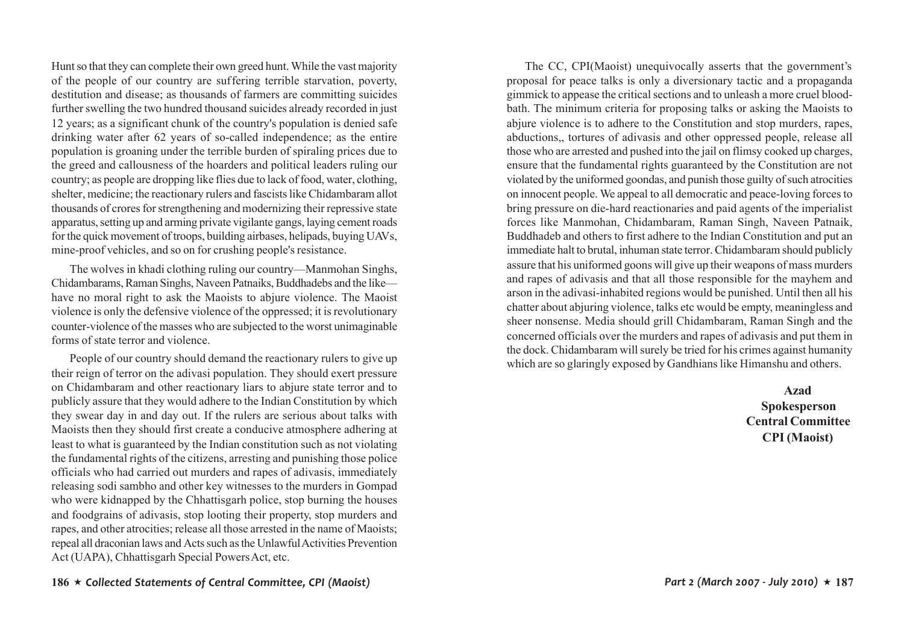Hunt so that they can complete their own greed hunt. While the vast majority of the people of our country are suffering terrible starvation, poverty, destitution and disease; as thousands of farmers are committing suicides further swelling the two hundred thousand suicides already recorded in just 12 years; as a significant chunk of the country's population is denied safe drinking water after 62 years of so-called independence; as the entire population is groaning under the terrible burden of spiraling prices due to the greed and callousness of the hoarders and political leaders ruling our country; as people are dropping like flies due to lack of food, water, clothing, shelter, medicine; the reactionary rulers and fascists like Chidambaram allot thousands of crores for strengthening and modernizing their repressive state apparatus, setting up and arming private vigilante gangs, laying cement roads for the quick movement of troops, building airbases, helipads, buying UAVs, mine-proof vehicles, and so on for crushing people's resistance.

The wolves in khadi clothing ruling our country—Manmohan Singhs, Chidambarams, Raman Singhs, Naveen Patnaiks, Buddhadebs and the like—have no moral right to ask the Maoists to abjure violence. The Maoist violence is only the defensive violence of the oppressed; it is revolutionary counter-violence of the masses who are subjected to the worst unimaginable forms of state terror and violence.

People of our country should demand the reactionary rulers to give up their reign of terror on the adivasi population. They should exert pressure on Chidambaram and other reactionary liars to abjure state terror and to publicly assure that they would adhere to the Indian Constitution by which they swear day in and day out. If the rulers are serious about talks with Maoists then they should first create a conducive atmosphere adhering at least to what is guaranteed by the Indian constitution such as not violating the fundamental rights of the citizens, arresting and punishing those police officials who had carried out murders and rapes of adivasis, immediately releasing sodi sambho and other key witnesses to the murders in Gompad who were kidnapped by the Chhattisgarh police, stop burning the houses and foodgrains of adivasis, stop looting their property, stop murders and rapes, and other atrocities; release all those arrested in the name of Maoists; repeal all draconian laws and Acts such as the Unlawful Activities Prevention Act (UAPA), Chhattisgarh Special Powers Act, etc.

The CC, CPI(Maoist) unequivocally asserts that the government's proposal for peace talks is only a diversionary tactic and a propaganda gimmick to appease the critical sections and to unleash a more cruel blood-bath. The minimum criteria for proposing talks or asking the Maoists to abjure violence is to adhere to the Constitution and stop murders, rapes, abductions,, tortures of adivasis and other oppressed people, release all those who are arrested and pushed into the jail on flimsy cooked up charges, ensure that the fundamental rights guaranteed by the Constitution are not violated by the uniformed goondas, and punish those guilty of such atrocities on innocent people. We appeal to all democratic and peace-loving forces to bring pressure on die-hard reactionaries and paid agents of the imperialist forces like Manmohan, Chidambaram, Raman Singh, Naveen Patnaik, Buddhadeb and others to first adhere to the Indian Constitution and put an immediate halt to brutal, inhuman state terror. Chidambaram should publicly assure that his uniformed goons will give up their weapons of mass murders and rapes of adivasis and that all those responsible for the mayhem and arson in the adivasi-inhabited regions would be punished. Until then all his chatter about abjuring violence, talks etc would be empty, meaningless and sheer nonsense. Media should grill Chidambaram, Raman Singh and the concerned officials over the murders and rapes of adivasis and put them in the dock. Chidambaram will surely be tried for his crimes against humanity which are so glaringly exposed by Gandhians like Himanshu and others.

**Azad**
**Spokesperson**
**Central Committee**
**CPI (Maoist)**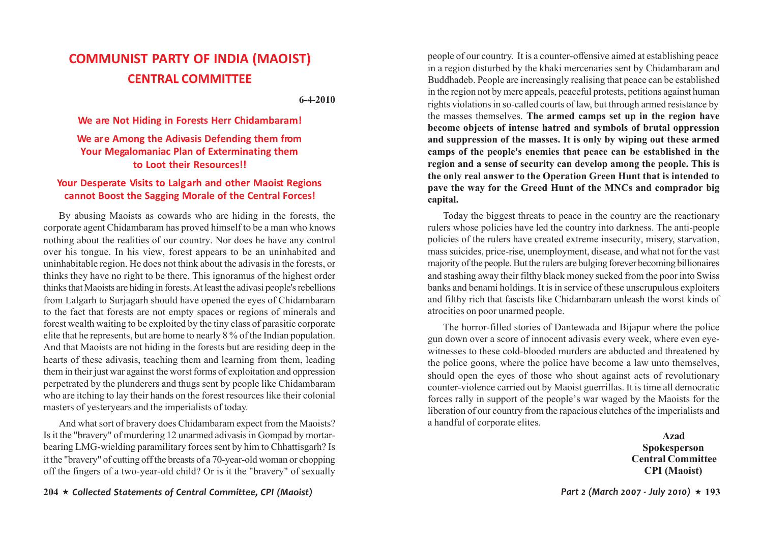# COMMUNIST PARTY OF INDIA (MAOIST)
## CENTRAL COMMITTEE

**6-4-2010**

### We are Not Hiding in Forests Herr Chidambaram!

### We are Among the Adivasis Defending them from Your Megalomaniac Plan of Exterminating them to Loot their Resources!!

### Your Desperate Visits to Lalgarh and other Maoist Regions cannot Boost the Sagging Morale of the Central Forces!

By abusing Maoists as cowards who are hiding in the forests, the corporate agent Chidambaram has proved himself to be a man who knows nothing about the realities of our country. Nor does he have any control over his tongue. In his view, forest appears to be an uninhabited and uninhabitable region. He does not think about the adivasis in the forests, or thinks they have no right to be there. This ignoramus of the highest order thinks that Maoists are hiding in forests. At least the adivasi people's rebellions from Lalgarh to Surjagarh should have opened the eyes of Chidambaram to the fact that forests are not empty spaces or regions of minerals and forest wealth waiting to be exploited by the tiny class of parasitic corporate elite that he represents, but are home to nearly 8 % of the Indian population. And that Maoists are not hiding in the forests but are residing deep in the hearts of these adivasis, teaching them and learning from them, leading them in their just war against the worst forms of exploitation and oppression perpetrated by the plunderers and thugs sent by people like Chidambaram who are itching to lay their hands on the forest resources like their colonial masters of yesteryears and the imperialists of today.

And what sort of bravery does Chidambaram expect from the Maoists? Is it the "bravery" of murdering 12 unarmed adivasis in Gompad by mortar-bearing LMG-wielding paramilitary forces sent by him to Chhattisgarh? Is it the "bravery" of cutting off the breasts of a 70-year-old woman or chopping off the fingers of a two-year-old child? Or is it the "bravery" of sexually

people of our country. It is a counter-offensive aimed at establishing peace in a region disturbed by the khaki mercenaries sent by Chidambaram and Buddhadeb. People are increasingly realising that peace can be established in the region not by mere appeals, peaceful protests, petitions against human rights violations in so-called courts of law, but through armed resistance by the masses themselves. **The armed camps set up in the region have become objects of intense hatred and symbols of brutal oppression and suppression of the masses. It is only by wiping out these armed camps of the people's enemies that peace can be established in the region and a sense of security can develop among the people. This is the only real answer to the Operation Green Hunt that is intended to pave the way for the Greed Hunt of the MNCs and comprador big capital.**

Today the biggest threats to peace in the country are the reactionary rulers whose policies have led the country into darkness. The anti-people policies of the rulers have created extreme insecurity, misery, starvation, mass suicides, price-rise, unemployment, disease, and what not for the vast majority of the people. But the rulers are bulging forever becoming billionaires and stashing away their filthy black money sucked from the poor into Swiss banks and benami holdings. It is in service of these unscrupulous exploiters and filthy rich that fascists like Chidambaram unleash the worst kinds of atrocities on poor unarmed people.

The horror-filled stories of Dantewada and Bijapur where the police gun down over a score of innocent adivasis every week, where even eye-witnesses to these cold-blooded murders are abducted and threatened by the police goons, where the police have become a law unto themselves, should open the eyes of those who shout against acts of revolutionary counter-violence carried out by Maoist guerrillas. It is time all democratic forces rally in support of the people's war waged by the Maoists for the liberation of our country from the rapacious clutches of the imperialists and a handful of corporate elites.

**Azad**
**Spokesperson**
**Central Committee**
**CPI (Maoist)**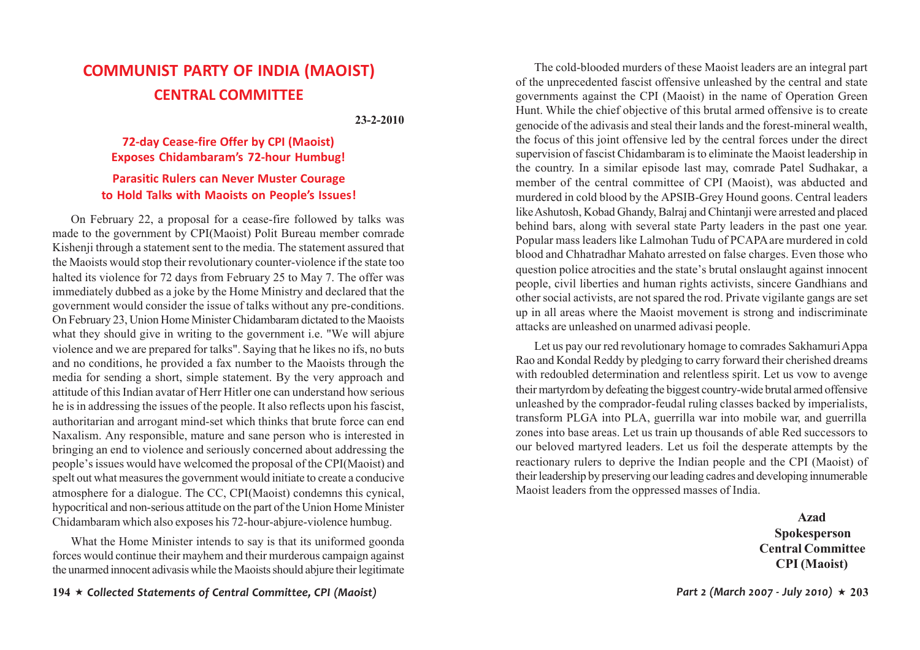# COMMUNIST PARTY OF INDIA (MAOIST)
## CENTRAL COMMITTEE

**23-2-2010**

### 72-day Cease-fire Offer by CPI (Maoist) Exposes Chidambaram's 72-hour Humbug!

### Parasitic Rulers can Never Muster Courage to Hold Talks with Maoists on People's Issues!

On February 22, a proposal for a cease-fire followed by talks was made to the government by CPI(Maoist) Polit Bureau member comrade Kishenji through a statement sent to the media. The statement assured that the Maoists would stop their revolutionary counter-violence if the state too halted its violence for 72 days from February 25 to May 7. The offer was immediately dubbed as a joke by the Home Ministry and declared that the government would consider the issue of talks without any pre-conditions. On February 23, Union Home Minister Chidambaram dictated to the Maoists what they should give in writing to the government i.e. "We will abjure violence and we are prepared for talks". Saying that he likes no ifs, no buts and no conditions, he provided a fax number to the Maoists through the media for sending a short, simple statement. By the very approach and attitude of this Indian avatar of Herr Hitler one can understand how serious he is in addressing the issues of the people. It also reflects upon his fascist, authoritarian and arrogant mind-set which thinks that brute force can end Naxalism. Any responsible, mature and sane person who is interested in bringing an end to violence and seriously concerned about addressing the people's issues would have welcomed the proposal of the CPI(Maoist) and spelt out what measures the government would initiate to create a conducive atmosphere for a dialogue. The CC, CPI(Maoist) condemns this cynical, hypocritical and non-serious attitude on the part of the Union Home Minister Chidambaram which also exposes his 72-hour-abjure-violence humbug.

What the Home Minister intends to say is that its uniformed goonda forces would continue their mayhem and their murderous campaign against the unarmed innocent adivasis while the Maoists should abjure their legitimate

The cold-blooded murders of these Maoist leaders are an integral part of the unprecedented fascist offensive unleashed by the central and state governments against the CPI (Maoist) in the name of Operation Green Hunt. While the chief objective of this brutal armed offensive is to create genocide of the adivasis and steal their lands and the forest-mineral wealth, the focus of this joint offensive led by the central forces under the direct supervision of fascist Chidambaram is to eliminate the Maoist leadership in the country. In a similar episode last may, comrade Patel Sudhakar, a member of the central committee of CPI (Maoist), was abducted and murdered in cold blood by the APSIB-Grey Hound goons. Central leaders like Ashutosh, Kobad Ghandy, Balraj and Chintanji were arrested and placed behind bars, along with several state Party leaders in the past one year. Popular mass leaders like Lalmohan Tudu of PCAPA are murdered in cold blood and Chhatradhar Mahato arrested on false charges. Even those who question police atrocities and the state's brutal onslaught against innocent people, civil liberties and human rights activists, sincere Gandhians and other social activists, are not spared the rod. Private vigilante gangs are set up in all areas where the Maoist movement is strong and indiscriminate attacks are unleashed on unarmed adivasi people.

Let us pay our red revolutionary homage to comrades Sakhamuri Appa Rao and Kondal Reddy by pledging to carry forward their cherished dreams with redoubled determination and relentless spirit. Let us vow to avenge their martyrdom by defeating the biggest country-wide brutal armed offensive unleashed by the comprador-feudal ruling classes backed by imperialists, transform PLGA into PLA, guerrilla war into mobile war, and guerrilla zones into base areas. Let us train up thousands of able Red successors to our beloved martyred leaders. Let us foil the desperate attempts by the reactionary rulers to deprive the Indian people and the CPI (Maoist) of their leadership by preserving our leading cadres and developing innumerable Maoist leaders from the oppressed masses of India.

**Azad**
**Spokesperson**
**Central Committee**
**CPI (Maoist)**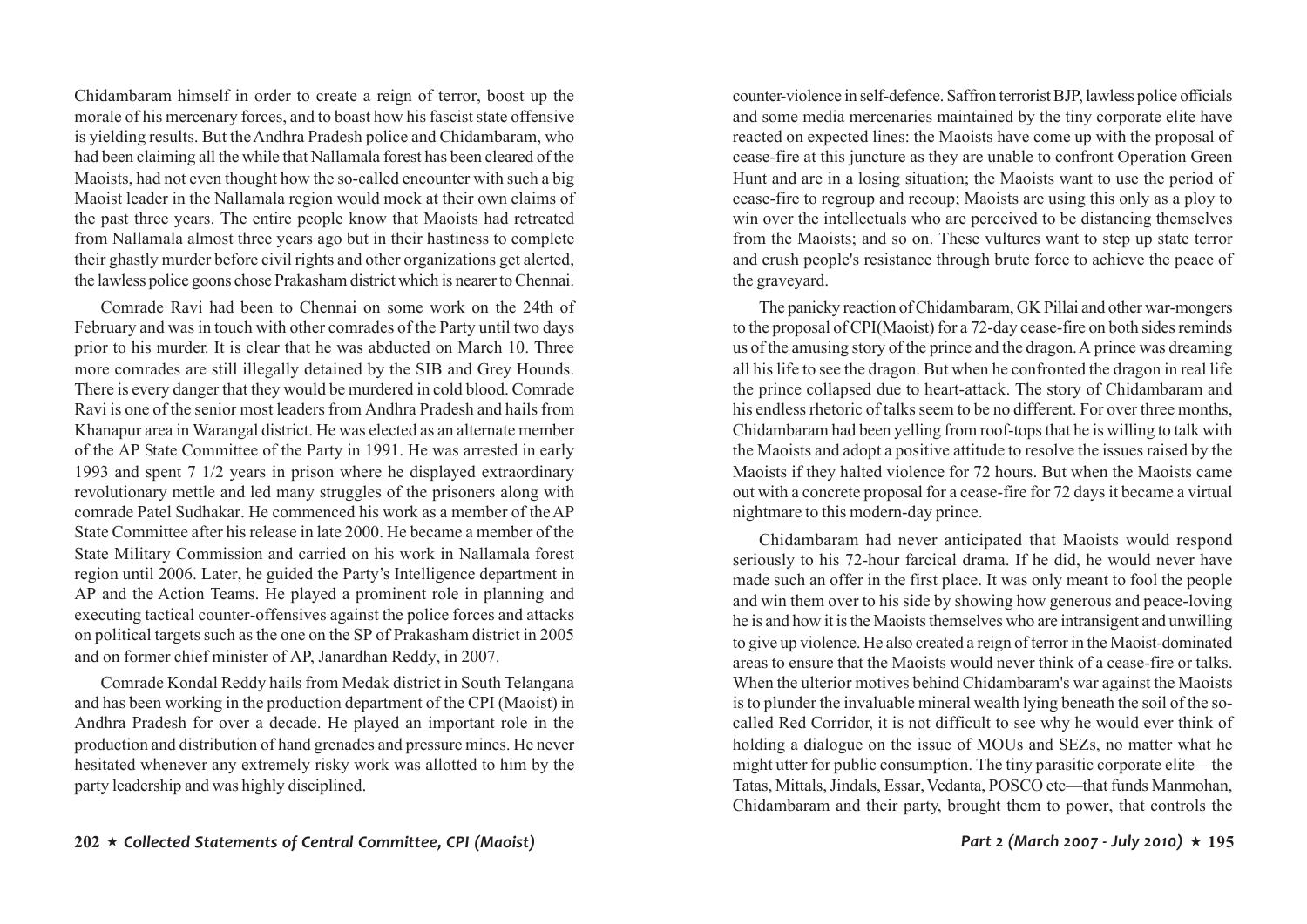Chidambaram himself in order to create a reign of terror, boost up the morale of his mercenary forces, and to boast how his fascist state offensive is yielding results. But the Andhra Pradesh police and Chidambaram, who had been claiming all the while that Nallamala forest has been cleared of the Maoists, had not even thought how the so-called encounter with such a big Maoist leader in the Nallamala region would mock at their own claims of the past three years. The entire people know that Maoists had retreated from Nallamala almost three years ago but in their hastiness to complete their ghastly murder before civil rights and other organizations get alerted, the lawless police goons chose Prakasham district which is nearer to Chennai.

Comrade Ravi had been to Chennai on some work on the 24th of February and was in touch with other comrades of the Party until two days prior to his murder. It is clear that he was abducted on March 10. Three more comrades are still illegally detained by the SIB and Grey Hounds. There is every danger that they would be murdered in cold blood. Comrade Ravi is one of the senior most leaders from Andhra Pradesh and hails from Khanapur area in Warangal district. He was elected as an alternate member of the AP State Committee of the Party in 1991. He was arrested in early 1993 and spent 7 1/2 years in prison where he displayed extraordinary revolutionary mettle and led many struggles of the prisoners along with comrade Patel Sudhakar. He commenced his work as a member of the AP State Committee after his release in late 2000. He became a member of the State Military Commission and carried on his work in Nallamala forest region until 2006. Later, he guided the Party's Intelligence department in AP and the Action Teams. He played a prominent role in planning and executing tactical counter-offensives against the police forces and attacks on political targets such as the one on the SP of Prakasham district in 2005 and on former chief minister of AP, Janardhan Reddy, in 2007.

Comrade Kondal Reddy hails from Medak district in South Telangana and has been working in the production department of the CPI (Maoist) in Andhra Pradesh for over a decade. He played an important role in the production and distribution of hand grenades and pressure mines. He never hesitated whenever any extremely risky work was allotted to him by the party leadership and was highly disciplined.

counter-violence in self-defence. Saffron terrorist BJP, lawless police officials and some media mercenaries maintained by the tiny corporate elite have reacted on expected lines: the Maoists have come up with the proposal of cease-fire at this juncture as they are unable to confront Operation Green Hunt and are in a losing situation; the Maoists want to use the period of cease-fire to regroup and recoup; Maoists are using this only as a ploy to win over the intellectuals who are perceived to be distancing themselves from the Maoists; and so on. These vultures want to step up state terror and crush people's resistance through brute force to achieve the peace of the graveyard.

The panicky reaction of Chidambaram, GK Pillai and other war-mongers to the proposal of CPI(Maoist) for a 72-day cease-fire on both sides reminds us of the amusing story of the prince and the dragon. A prince was dreaming all his life to see the dragon. But when he confronted the dragon in real life the prince collapsed due to heart-attack. The story of Chidambaram and his endless rhetoric of talks seem to be no different. For over three months, Chidambaram had been yelling from roof-tops that he is willing to talk with the Maoists and adopt a positive attitude to resolve the issues raised by the Maoists if they halted violence for 72 hours. But when the Maoists came out with a concrete proposal for a cease-fire for 72 days it became a virtual nightmare to this modern-day prince.

Chidambaram had never anticipated that Maoists would respond seriously to his 72-hour farcical drama. If he did, he would never have made such an offer in the first place. It was only meant to fool the people and win them over to his side by showing how generous and peace-loving he is and how it is the Maoists themselves who are intransigent and unwilling to give up violence. He also created a reign of terror in the Maoist-dominated areas to ensure that the Maoists would never think of a cease-fire or talks. When the ulterior motives behind Chidambaram's war against the Maoists is to plunder the invaluable mineral wealth lying beneath the soil of the so-called Red Corridor, it is not difficult to see why he would ever think of holding a dialogue on the issue of MOUs and SEZs, no matter what he might utter for public consumption. The tiny parasitic corporate elite—the Tatas, Mittals, Jindals, Essar, Vedanta, POSCO etc—that funds Manmohan, Chidambaram and their party, brought them to power, that controls the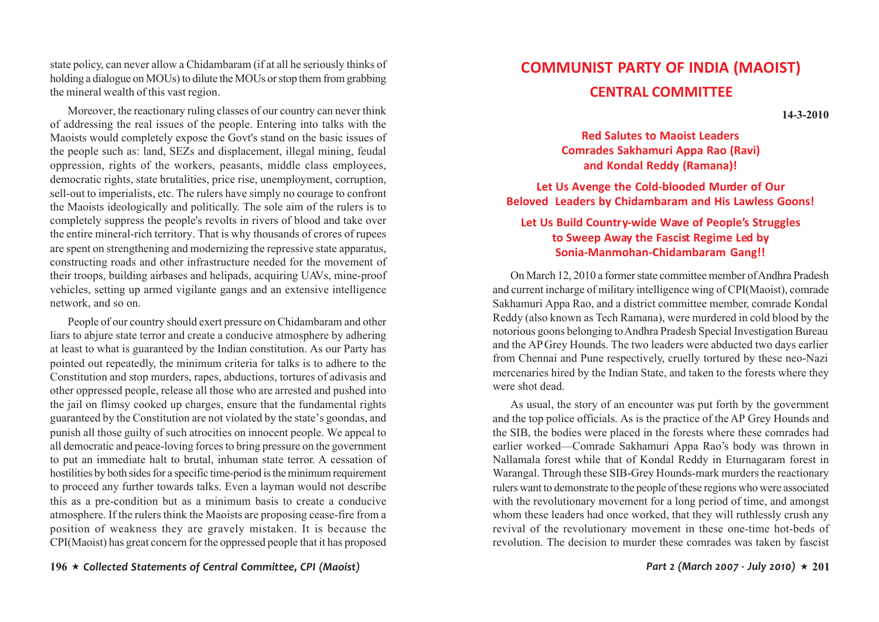state policy, can never allow a Chidambaram (if at all he seriously thinks of holding a dialogue on MOUs) to dilute the MOUs or stop them from grabbing the mineral wealth of this vast region.

Moreover, the reactionary ruling classes of our country can never think of addressing the real issues of the people. Entering into talks with the Maoists would completely expose the Govt's stand on the basic issues of the people such as: land, SEZs and displacement, illegal mining, feudal oppression, rights of the workers, peasants, middle class employees, democratic rights, state brutalities, price rise, unemployment, corruption, sell-out to imperialists, etc. The rulers have simply no courage to confront the Maoists ideologically and politically. The sole aim of the rulers is to completely suppress the people's revolts in rivers of blood and take over the entire mineral-rich territory. That is why thousands of crores of rupees are spent on strengthening and modernizing the repressive state apparatus, constructing roads and other infrastructure needed for the movement of their troops, building airbases and helipads, acquiring UAVs, mine-proof vehicles, setting up armed vigilante gangs and an extensive intelligence network, and so on.

People of our country should exert pressure on Chidambaram and other liars to abjure state terror and create a conducive atmosphere by adhering at least to what is guaranteed by the Indian constitution. As our Party has pointed out repeatedly, the minimum criteria for talks is to adhere to the Constitution and stop murders, rapes, abductions, tortures of adivasis and other oppressed people, release all those who are arrested and pushed into the jail on flimsy cooked up charges, ensure that the fundamental rights guaranteed by the Constitution are not violated by the state's goondas, and punish all those guilty of such atrocities on innocent people. We appeal to all democratic and peace-loving forces to bring pressure on the government to put an immediate halt to brutal, inhuman state terror. A cessation of hostilities by both sides for a specific time-period is the minimum requirement to proceed any further towards talks. Even a layman would not describe this as a pre-condition but as a minimum basis to create a conducive atmosphere. If the rulers think the Maoists are proposing cease-fire from a position of weakness they are gravely mistaken. It is because the CPI(Maoist) has great concern for the oppressed people that it has proposed

# COMMUNIST PARTY OF INDIA (MAOIST)
## CENTRAL COMMITTEE

**14-3-2010**

### Red Salutes to Maoist Leaders Comrades Sakhamuri Appa Rao (Ravi) and Kondal Reddy (Ramana)!

### Let Us Avenge the Cold-blooded Murder of Our Beloved Leaders by Chidambaram and His Lawless Goons!

### Let Us Build Country-wide Wave of People's Struggles to Sweep Away the Fascist Regime Led by Sonia-Manmohan-Chidambaram Gang!!

On March 12, 2010 a former state committee member of Andhra Pradesh and current incharge of military intelligence wing of CPI(Maoist), comrade Sakhamuri Appa Rao, and a district committee member, comrade Kondal Reddy (also known as Tech Ramana), were murdered in cold blood by the notorious goons belonging to Andhra Pradesh Special Investigation Bureau and the AP Grey Hounds. The two leaders were abducted two days earlier from Chennai and Pune respectively, cruelly tortured by these neo-Nazi mercenaries hired by the Indian State, and taken to the forests where they were shot dead.

As usual, the story of an encounter was put forth by the government and the top police officials. As is the practice of the AP Grey Hounds and the SIB, the bodies were placed in the forests where these comrades had earlier worked—Comrade Sakhamuri Appa Rao's body was thrown in Nallamala forest while that of Kondal Reddy in Eturnagaram forest in Warangal. Through these SIB-Grey Hounds-mark murders the reactionary rulers want to demonstrate to the people of these regions who were associated with the revolutionary movement for a long period of time, and amongst whom these leaders had once worked, that they will ruthlessly crush any revival of the revolutionary movement in these one-time hot-beds of revolution. The decision to murder these comrades was taken by fascist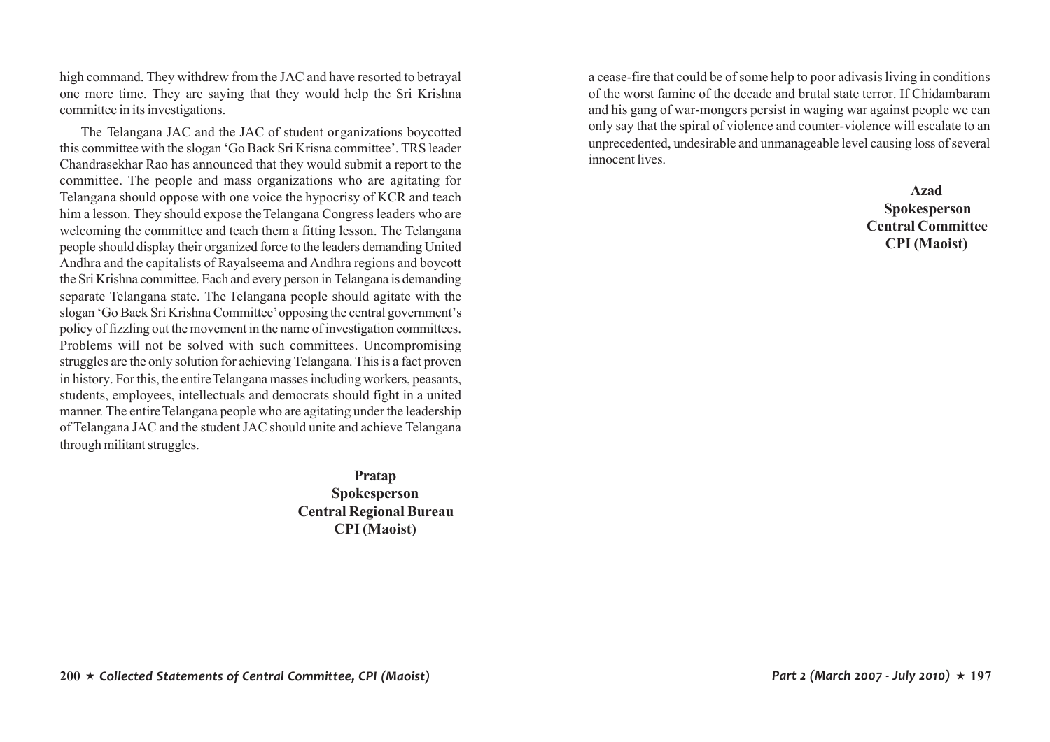high command. They withdrew from the JAC and have resorted to betrayal one more time. They are saying that they would help the Sri Krishna committee in its investigations.

The Telangana JAC and the JAC of student organizations boycotted this committee with the slogan 'Go Back Sri Krisna committee'. TRS leader Chandrasekhar Rao has announced that they would submit a report to the committee. The people and mass organizations who are agitating for Telangana should oppose with one voice the hypocrisy of KCR and teach him a lesson. They should expose the Telangana Congress leaders who are welcoming the committee and teach them a fitting lesson. The Telangana people should display their organized force to the leaders demanding United Andhra and the capitalists of Rayalseema and Andhra regions and boycott the Sri Krishna committee. Each and every person in Telangana is demanding separate Telangana state. The Telangana people should agitate with the slogan 'Go Back Sri Krishna Committee' opposing the central government's policy of fizzling out the movement in the name of investigation committees. Problems will not be solved with such committees. Uncompromising struggles are the only solution for achieving Telangana. This is a fact proven in history. For this, the entire Telangana masses including workers, peasants, students, employees, intellectuals and democrats should fight in a united manner. The entire Telangana people who are agitating under the leadership of Telangana JAC and the student JAC should unite and achieve Telangana through militant struggles.

**Pratap**
**Spokesperson**
**Central Regional Bureau**
**CPI (Maoist)**

a cease-fire that could be of some help to poor adivasis living in conditions of the worst famine of the decade and brutal state terror. If Chidambaram and his gang of war-mongers persist in waging war against people we can only say that the spiral of violence and counter-violence will escalate to an unprecedented, undesirable and unmanageable level causing loss of several innocent lives.

**Azad**
**Spokesperson**
**Central Committee**
**CPI (Maoist)**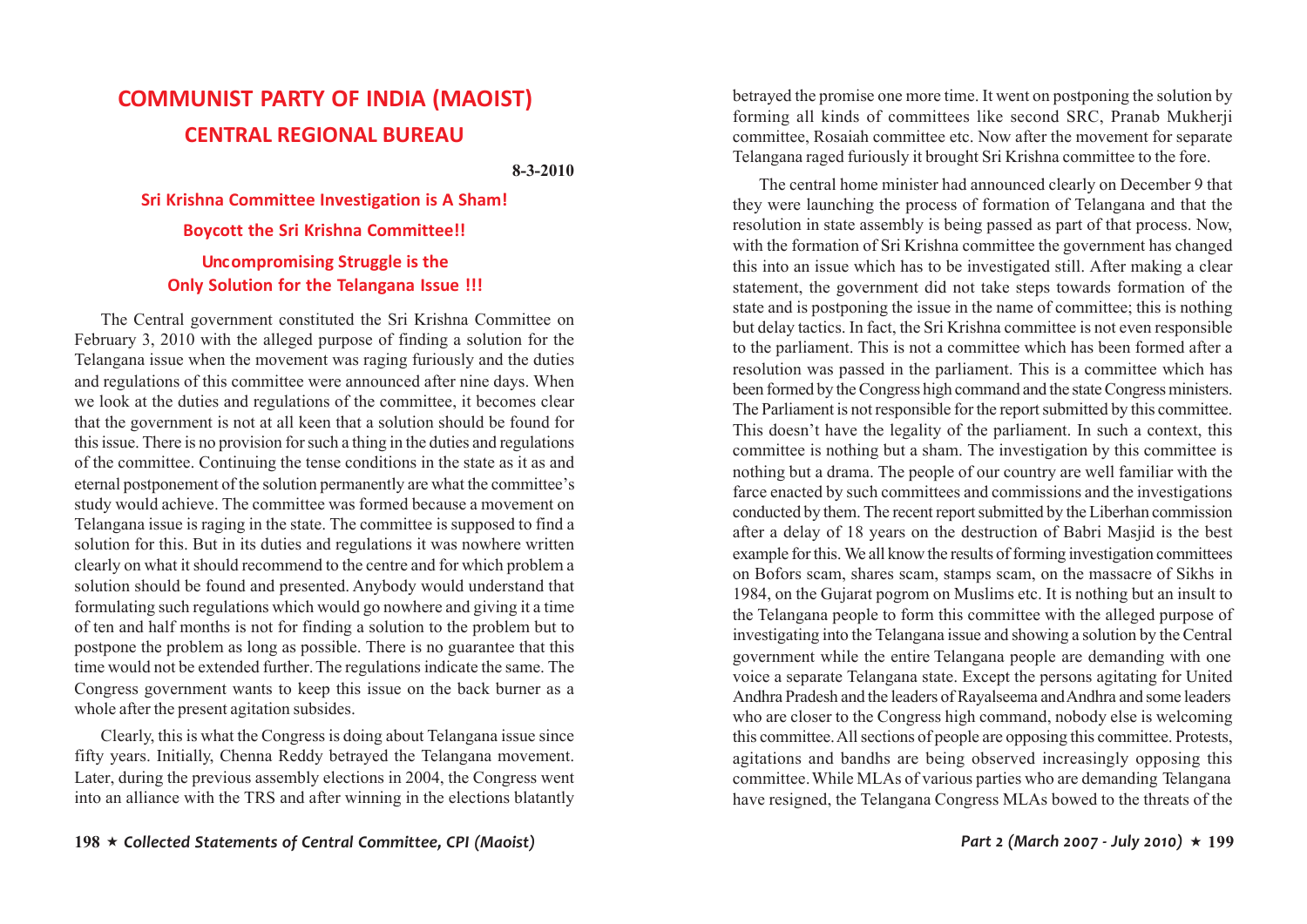# COMMUNIST PARTY OF INDIA (MAOIST)
## CENTRAL REGIONAL BUREAU

**8-3-2010**

### Sri Krishna Committee Investigation is A Sham!

### Boycott the Sri Krishna Committee!!

### Uncompromising Struggle is the Only Solution for the Telangana Issue !!!

The Central government constituted the Sri Krishna Committee on February 3, 2010 with the alleged purpose of finding a solution for the Telangana issue when the movement was raging furiously and the duties and regulations of this committee were announced after nine days. When we look at the duties and regulations of the committee, it becomes clear that the government is not at all keen that a solution should be found for this issue. There is no provision for such a thing in the duties and regulations of the committee. Continuing the tense conditions in the state as it as and eternal postponement of the solution permanently are what the committee's study would achieve. The committee was formed because a movement on Telangana issue is raging in the state. The committee is supposed to find a solution for this. But in its duties and regulations it was nowhere written clearly on what it should recommend to the centre and for which problem a solution should be found and presented. Anybody would understand that formulating such regulations which would go nowhere and giving it a time of ten and half months is not for finding a solution to the problem but to postpone the problem as long as possible. There is no guarantee that this time would not be extended further. The regulations indicate the same. The Congress government wants to keep this issue on the back burner as a whole after the present agitation subsides.

Clearly, this is what the Congress is doing about Telangana issue since fifty years. Initially, Chenna Reddy betrayed the Telangana movement. Later, during the previous assembly elections in 2004, the Congress went into an alliance with the TRS and after winning in the elections blatantly betrayed the promise one more time. It went on postponing the solution by forming all kinds of committees like second SRC, Pranab Mukherji committee, Rosaiah committee etc. Now after the movement for separate Telangana raged furiously it brought Sri Krishna committee to the fore.

The central home minister had announced clearly on December 9 that they were launching the process of formation of Telangana and that the resolution in state assembly is being passed as part of that process. Now, with the formation of Sri Krishna committee the government has changed this into an issue which has to be investigated still. After making a clear statement, the government did not take steps towards formation of the state and is postponing the issue in the name of committee; this is nothing but delay tactics. In fact, the Sri Krishna committee is not even responsible to the parliament. This is not a committee which has been formed after a resolution was passed in the parliament. This is a committee which has been formed by the Congress high command and the state Congress ministers. The Parliament is not responsible for the report submitted by this committee. This doesn't have the legality of the parliament. In such a context, this committee is nothing but a sham. The investigation by this committee is nothing but a drama. The people of our country are well familiar with the farce enacted by such committees and commissions and the investigations conducted by them. The recent report submitted by the Liberhan commission after a delay of 18 years on the destruction of Babri Masjid is the best example for this. We all know the results of forming investigation committees on Bofors scam, shares scam, stamps scam, on the massacre of Sikhs in 1984, on the Gujarat pogrom on Muslims etc. It is nothing but an insult to the Telangana people to form this committee with the alleged purpose of investigating into the Telangana issue and showing a solution by the Central government while the entire Telangana people are demanding with one voice a separate Telangana state. Except the persons agitating for United Andhra Pradesh and the leaders of Rayalseema and Andhra and some leaders who are closer to the Congress high command, nobody else is welcoming this committee. All sections of people are opposing this committee. Protests, agitations and bandhs are being observed increasingly opposing this committee. While MLAs of various parties who are demanding Telangana have resigned, the Telangana Congress MLAs bowed to the threats of the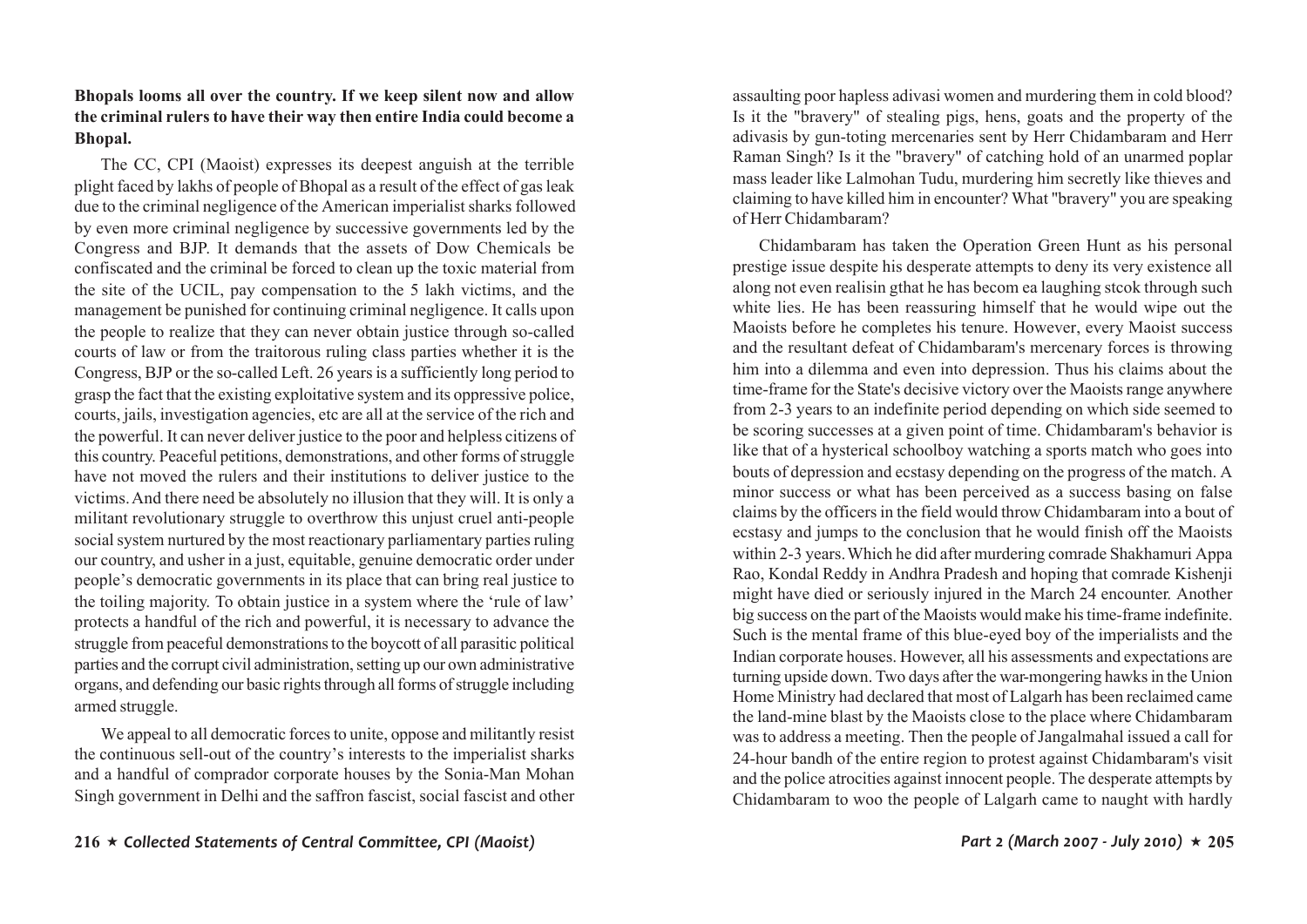**Bhopals looms all over the country. If we keep silent now and allow the criminal rulers to have their way then entire India could become a Bhopal.**

The CC, CPI (Maoist) expresses its deepest anguish at the terrible plight faced by lakhs of people of Bhopal as a result of the effect of gas leak due to the criminal negligence of the American imperialist sharks followed by even more criminal negligence by successive governments led by the Congress and BJP. It demands that the assets of Dow Chemicals be confiscated and the criminal be forced to clean up the toxic material from the site of the UCIL, pay compensation to the 5 lakh victims, and the management be punished for continuing criminal negligence. It calls upon the people to realize that they can never obtain justice through so-called courts of law or from the traitorous ruling class parties whether it is the Congress, BJP or the so-called Left. 26 years is a sufficiently long period to grasp the fact that the existing exploitative system and its oppressive police, courts, jails, investigation agencies, etc are all at the service of the rich and the powerful. It can never deliver justice to the poor and helpless citizens of this country. Peaceful petitions, demonstrations, and other forms of struggle have not moved the rulers and their institutions to deliver justice to the victims. And there need be absolutely no illusion that they will. It is only a militant revolutionary struggle to overthrow this unjust cruel anti-people social system nurtured by the most reactionary parliamentary parties ruling our country, and usher in a just, equitable, genuine democratic order under people's democratic governments in its place that can bring real justice to the toiling majority. To obtain justice in a system where the 'rule of law' protects a handful of the rich and powerful, it is necessary to advance the struggle from peaceful demonstrations to the boycott of all parasitic political parties and the corrupt civil administration, setting up our own administrative organs, and defending our basic rights through all forms of struggle including armed struggle.

We appeal to all democratic forces to unite, oppose and militantly resist the continuous sell-out of the country's interests to the imperialist sharks and a handful of comprador corporate houses by the Sonia-Man Mohan Singh government in Delhi and the saffron fascist, social fascist and other

assaulting poor hapless adivasi women and murdering them in cold blood? Is it the "bravery" of stealing pigs, hens, goats and the property of the adivasis by gun-toting mercenaries sent by Herr Chidambaram and Herr Raman Singh? Is it the "bravery" of catching hold of an unarmed poplar mass leader like Lalmohan Tudu, murdering him secretly like thieves and claiming to have killed him in encounter? What "bravery" you are speaking of Herr Chidambaram?

Chidambaram has taken the Operation Green Hunt as his personal prestige issue despite his desperate attempts to deny its very existence all along not even realisin gthat he has becom ea laughing stcok through such white lies. He has been reassuring himself that he would wipe out the Maoists before he completes his tenure. However, every Maoist success and the resultant defeat of Chidambaram's mercenary forces is throwing him into a dilemma and even into depression. Thus his claims about the time-frame for the State's decisive victory over the Maoists range anywhere from 2-3 years to an indefinite period depending on which side seemed to be scoring successes at a given point of time. Chidambaram's behavior is like that of a hysterical schoolboy watching a sports match who goes into bouts of depression and ecstasy depending on the progress of the match. A minor success or what has been perceived as a success basing on false claims by the officers in the field would throw Chidambaram into a bout of ecstasy and jumps to the conclusion that he would finish off the Maoists within 2-3 years. Which he did after murdering comrade Shakhamuri Appa Rao, Kondal Reddy in Andhra Pradesh and hoping that comrade Kishenji might have died or seriously injured in the March 24 encounter. Another big success on the part of the Maoists would make his time-frame indefinite. Such is the mental frame of this blue-eyed boy of the imperialists and the Indian corporate houses. However, all his assessments and expectations are turning upside down. Two days after the war-mongering hawks in the Union Home Ministry had declared that most of Lalgarh has been reclaimed came the land-mine blast by the Maoists close to the place where Chidambaram was to address a meeting. Then the people of Jangalmahal issued a call for 24-hour bandh of the entire region to protest against Chidambaram's visit and the police atrocities against innocent people. The desperate attempts by Chidambaram to woo the people of Lalgarh came to naught with hardly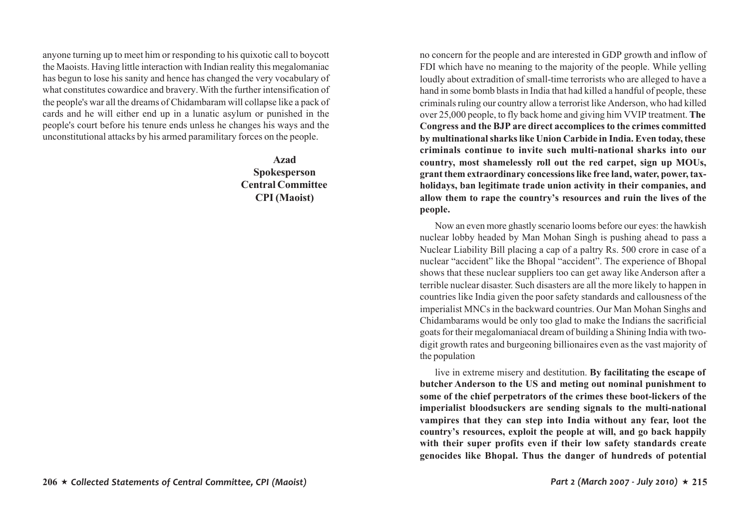anyone turning up to meet him or responding to his quixotic call to boycott the Maoists. Having little interaction with Indian reality this megalomaniac has begun to lose his sanity and hence has changed the very vocabulary of what constitutes cowardice and bravery. With the further intensification of the people's war all the dreams of Chidambaram will collapse like a pack of cards and he will either end up in a lunatic asylum or punished in the people's court before his tenure ends unless he changes his ways and the unconstitutional attacks by his armed paramilitary forces on the people.

**Azad**
**Spokesperson**
**Central Committee**
**CPI (Maoist)**

no concern for the people and are interested in GDP growth and inflow of FDI which have no meaning to the majority of the people. While yelling loudly about extradition of small-time terrorists who are alleged to have a hand in some bomb blasts in India that had killed a handful of people, these criminals ruling our country allow a terrorist like Anderson, who had killed over 25,000 people, to fly back home and giving him VVIP treatment. **The Congress and the BJP are direct accomplices to the crimes committed by multinational sharks like Union Carbide in India. Even today, these criminals continue to invite such multi-national sharks into our country, most shamelessly roll out the red carpet, sign up MOUs, grant them extraordinary concessions like free land, water, power, tax-holidays, ban legitimate trade union activity in their companies, and allow them to rape the country's resources and ruin the lives of the people.**

Now an even more ghastly scenario looms before our eyes: the hawkish nuclear lobby headed by Man Mohan Singh is pushing ahead to pass a Nuclear Liability Bill placing a cap of a paltry Rs. 500 crore in case of a nuclear "accident" like the Bhopal "accident". The experience of Bhopal shows that these nuclear suppliers too can get away like Anderson after a terrible nuclear disaster. Such disasters are all the more likely to happen in countries like India given the poor safety standards and callousness of the imperialist MNCs in the backward countries. Our Man Mohan Singhs and Chidambarams would be only too glad to make the Indians the sacrificial goats for their megalomaniacal dream of building a Shining India with two-digit growth rates and burgeoning billionaires even as the vast majority of the population live in extreme misery and destitution. **By facilitating the escape of butcher Anderson to the US and meting out nominal punishment to some of the chief perpetrators of the crimes these boot-lickers of the imperialist bloodsuckers are sending signals to the multi-national vampires that they can step into India without any fear, loot the country's resources, exploit the people at will, and go back happily with their super profits even if their low safety standards create genocides like Bhopal. Thus the danger of hundreds of potential**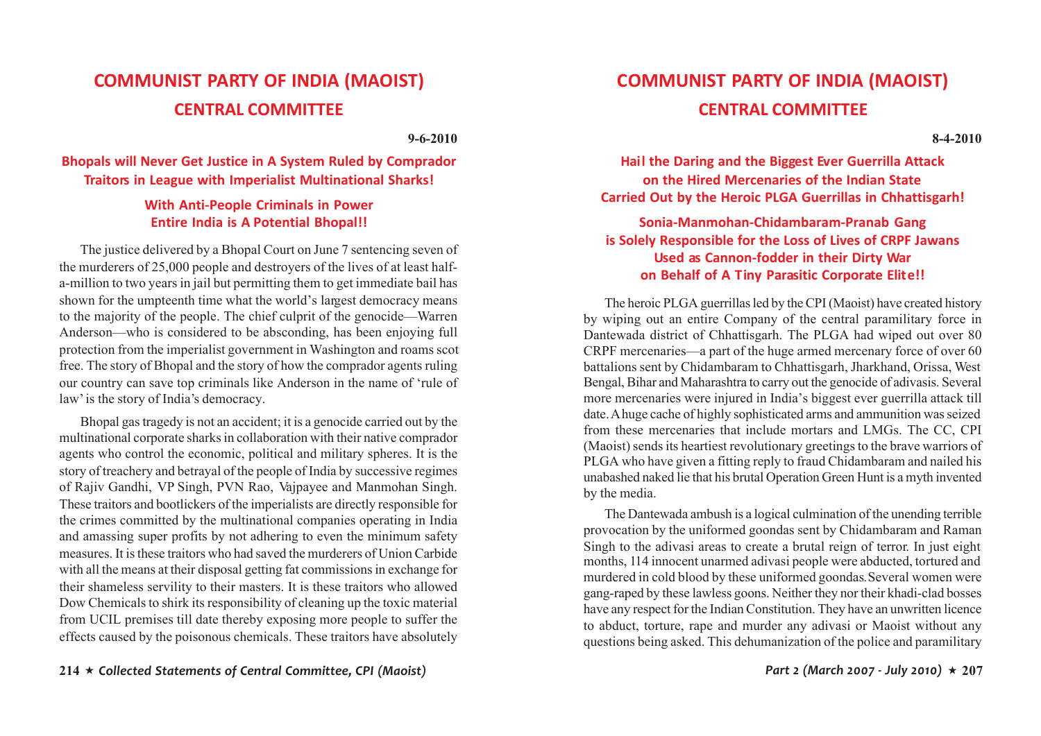# COMMUNIST PARTY OF INDIA (MAOIST)

## CENTRAL COMMITTEE

**9-6-2010**

### Bhopals will Never Get Justice in A System Ruled by Comprador Traitors in League with Imperialist Multinational Sharks!

### With Anti-People Criminals in Power Entire India is A Potential Bhopal!!

The justice delivered by a Bhopal Court on June 7 sentencing seven of the murderers of 25,000 people and destroyers of the lives of at least half-a-million to two years in jail but permitting them to get immediate bail has shown for the umpteenth time what the world's largest democracy means to the majority of the people. The chief culprit of the genocide—Warren Anderson—who is considered to be absconding, has been enjoying full protection from the imperialist government in Washington and roams scot free. The story of Bhopal and the story of how the comprador agents ruling our country can save top criminals like Anderson in the name of 'rule of law' is the story of India's democracy.

Bhopal gas tragedy is not an accident; it is a genocide carried out by the multinational corporate sharks in collaboration with their native comprador agents who control the economic, political and military spheres. It is the story of treachery and betrayal of the people of India by successive regimes of Rajiv Gandhi, VP Singh, PVN Rao, Vajpayee and Manmohan Singh. These traitors and bootlickers of the imperialists are directly responsible for the crimes committed by the multinational companies operating in India and amassing super profits by not adhering to even the minimum safety measures. It is these traitors who had saved the murderers of Union Carbide with all the means at their disposal getting fat commissions in exchange for their shameless servility to their masters. It is these traitors who allowed Dow Chemicals to shirk its responsibility of cleaning up the toxic material from UCIL premises till date thereby exposing more people to suffer the effects caused by the poisonous chemicals. These traitors have absolutely

# COMMUNIST PARTY OF INDIA (MAOIST)

## CENTRAL COMMITTEE

**8-4-2010**

### Hail the Daring and the Biggest Ever Guerrilla Attack on the Hired Mercenaries of the Indian State Carried Out by the Heroic PLGA Guerrillas in Chhattisgarh!

### Sonia-Manmohan-Chidambaram-Pranab Gang is Solely Responsible for the Loss of Lives of CRPF Jawans Used as Cannon-fodder in their Dirty War on Behalf of A Tiny Parasitic Corporate Elite!!

The heroic PLGA guerrillas led by the CPI (Maoist) have created history by wiping out an entire Company of the central paramilitary force in Dantewada district of Chhattisgarh. The PLGA had wiped out over 80 CRPF mercenaries—a part of the huge armed mercenary force of over 60 battalions sent by Chidambaram to Chhattisgarh, Jharkhand, Orissa, West Bengal, Bihar and Maharashtra to carry out the genocide of adivasis. Several more mercenaries were injured in India's biggest ever guerrilla attack till date. A huge cache of highly sophisticated arms and ammunition was seized from these mercenaries that include mortars and LMGs. The CC, CPI (Maoist) sends its heartiest revolutionary greetings to the brave warriors of PLGA who have given a fitting reply to fraud Chidambaram and nailed his unabashed naked lie that his brutal Operation Green Hunt is a myth invented by the media.

The Dantewada ambush is a logical culmination of the unending terrible provocation by the uniformed goondas sent by Chidambaram and Raman Singh to the adivasi areas to create a brutal reign of terror. In just eight months, 114 innocent unarmed adivasi people were abducted, tortured and murdered in cold blood by these uniformed goondas. Several women were gang-raped by these lawless goons. Neither they nor their khadi-clad bosses have any respect for the Indian Constitution. They have an unwritten licence to abduct, torture, rape and murder any adivasi or Maoist without any questions being asked. This dehumanization of the police and paramilitary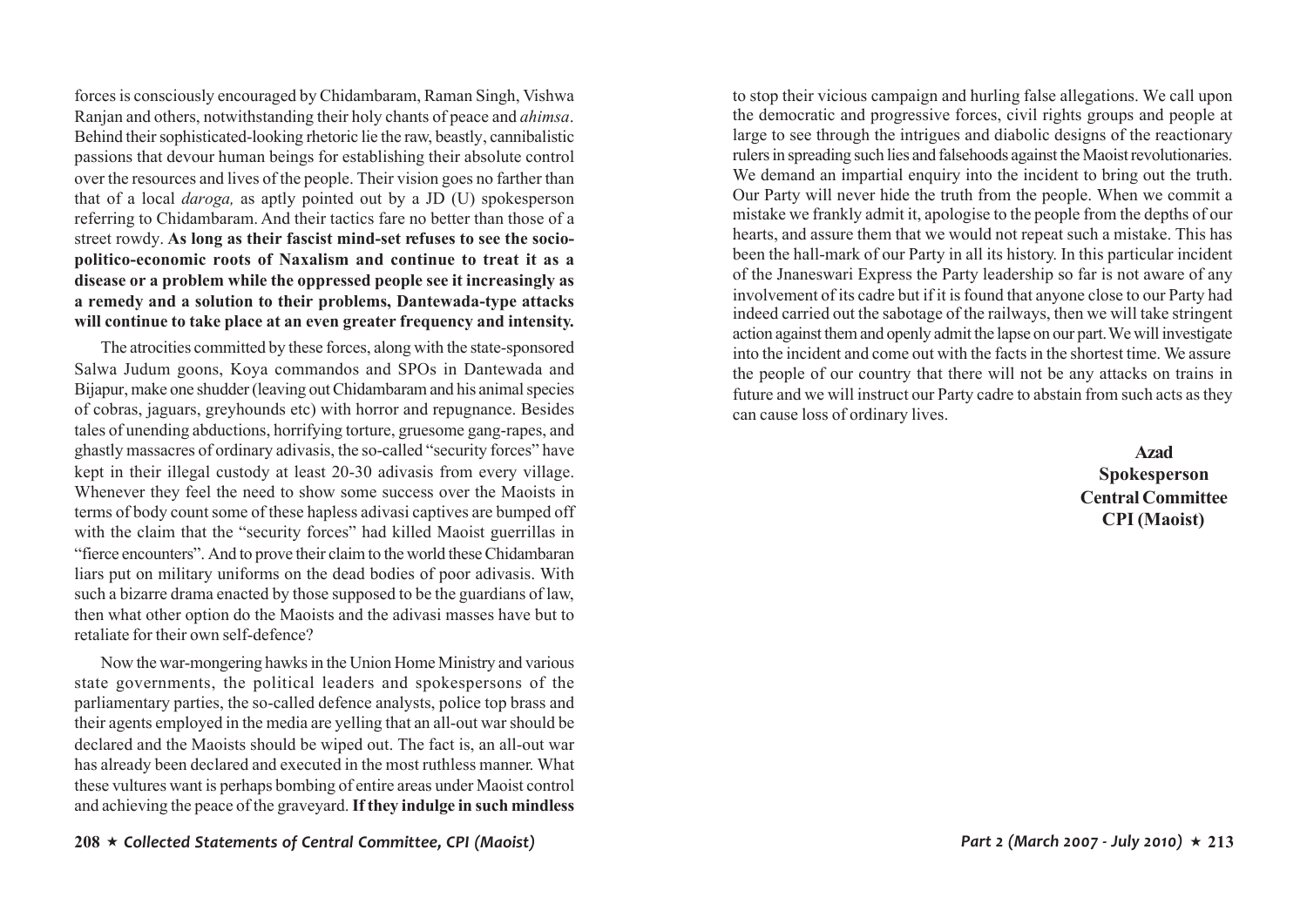forces is consciously encouraged by Chidambaram, Raman Singh, Vishwa Ranjan and others, notwithstanding their holy chants of peace and *ahimsa*. Behind their sophisticated-looking rhetoric lie the raw, beastly, cannibalistic passions that devour human beings for establishing their absolute control over the resources and lives of the people. Their vision goes no farther than that of a local *daroga,* as aptly pointed out by a JD (U) spokesperson referring to Chidambaram. And their tactics fare no better than those of a street rowdy. **As long as their fascist mind-set refuses to see the socio-politico-economic roots of Naxalism and continue to treat it as a disease or a problem while the oppressed people see it increasingly as a remedy and a solution to their problems, Dantewada-type attacks will continue to take place at an even greater frequency and intensity.**

The atrocities committed by these forces, along with the state-sponsored Salwa Judum goons, Koya commandos and SPOs in Dantewada and Bijapur, make one shudder (leaving out Chidambaram and his animal species of cobras, jaguars, greyhounds etc) with horror and repugnance. Besides tales of unending abductions, horrifying torture, gruesome gang-rapes, and ghastly massacres of ordinary adivasis, the so-called "security forces" have kept in their illegal custody at least 20-30 adivasis from every village. Whenever they feel the need to show some success over the Maoists in terms of body count some of these hapless adivasi captives are bumped off with the claim that the "security forces" had killed Maoist guerrillas in "fierce encounters". And to prove their claim to the world these Chidambaran liars put on military uniforms on the dead bodies of poor adivasis. With such a bizarre drama enacted by those supposed to be the guardians of law, then what other option do the Maoists and the adivasi masses have but to retaliate for their own self-defence?

Now the war-mongering hawks in the Union Home Ministry and various state governments, the political leaders and spokespersons of the parliamentary parties, the so-called defence analysts, police top brass and their agents employed in the media are yelling that an all-out war should be declared and the Maoists should be wiped out. The fact is, an all-out war has already been declared and executed in the most ruthless manner. What these vultures want is perhaps bombing of entire areas under Maoist control and achieving the peace of the graveyard. **If they indulge in such mindless**

to stop their vicious campaign and hurling false allegations. We call upon the democratic and progressive forces, civil rights groups and people at large to see through the intrigues and diabolic designs of the reactionary rulers in spreading such lies and falsehoods against the Maoist revolutionaries. We demand an impartial enquiry into the incident to bring out the truth. Our Party will never hide the truth from the people. When we commit a mistake we frankly admit it, apologise to the people from the depths of our hearts, and assure them that we would not repeat such a mistake. This has been the hall-mark of our Party in all its history. In this particular incident of the Jnaneswari Express the Party leadership so far is not aware of any involvement of its cadre but if it is found that anyone close to our Party had indeed carried out the sabotage of the railways, then we will take stringent action against them and openly admit the lapse on our part. We will investigate into the incident and come out with the facts in the shortest time. We assure the people of our country that there will not be any attacks on trains in future and we will instruct our Party cadre to abstain from such acts as they can cause loss of ordinary lives.

**Azad**
**Spokesperson**
**Central Committee**
**CPI (Maoist)**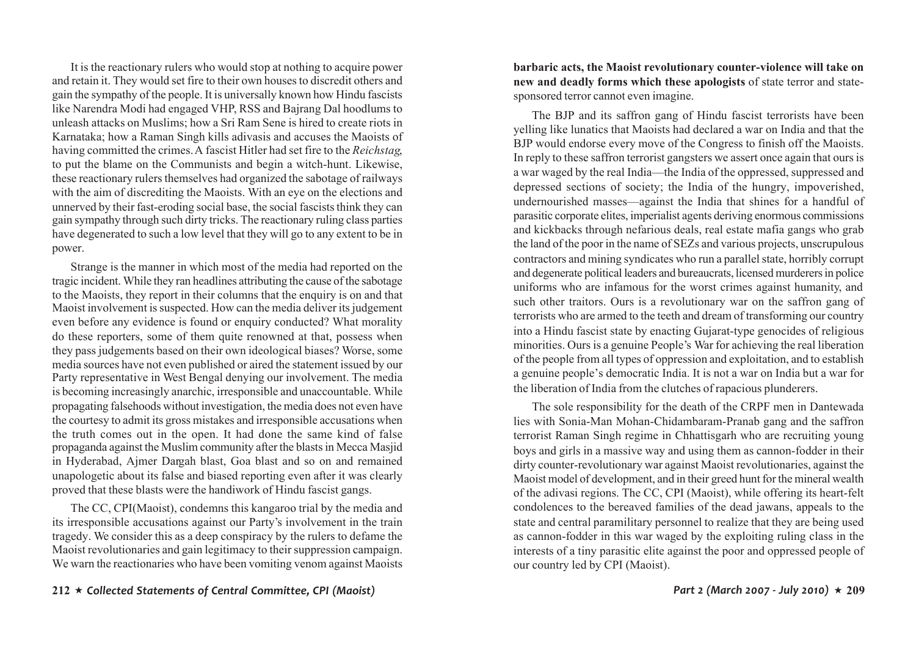It is the reactionary rulers who would stop at nothing to acquire power and retain it. They would set fire to their own houses to discredit others and gain the sympathy of the people. It is universally known how Hindu fascists like Narendra Modi had engaged VHP, RSS and Bajrang Dal hoodlums to unleash attacks on Muslims; how a Sri Ram Sene is hired to create riots in Karnataka; how a Raman Singh kills adivasis and accuses the Maoists of having committed the crimes. A fascist Hitler had set fire to the *Reichstag*, to put the blame on the Communists and begin a witch-hunt. Likewise, these reactionary rulers themselves had organized the sabotage of railways with the aim of discrediting the Maoists. With an eye on the elections and unnerved by their fast-eroding social base, the social fascists think they can gain sympathy through such dirty tricks. The reactionary ruling class parties have degenerated to such a low level that they will go to any extent to be in power.

Strange is the manner in which most of the media had reported on the tragic incident. While they ran headlines attributing the cause of the sabotage to the Maoists, they report in their columns that the enquiry is on and that Maoist involvement is suspected. How can the media deliver its judgement even before any evidence is found or enquiry conducted? What morality do these reporters, some of them quite renowned at that, possess when they pass judgements based on their own ideological biases? Worse, some media sources have not even published or aired the statement issued by our Party representative in West Bengal denying our involvement. The media is becoming increasingly anarchic, irresponsible and unaccountable. While propagating falsehoods without investigation, the media does not even have the courtesy to admit its gross mistakes and irresponsible accusations when the truth comes out in the open. It had done the same kind of false propaganda against the Muslim community after the blasts in Mecca Masjid in Hyderabad, Ajmer Dargah blast, Goa blast and so on and remained unapologetic about its false and biased reporting even after it was clearly proved that these blasts were the handiwork of Hindu fascist gangs.

The CC, CPI(Maoist), condemns this kangaroo trial by the media and its irresponsible accusations against our Party's involvement in the train tragedy. We consider this as a deep conspiracy by the rulers to defame the Maoist revolutionaries and gain legitimacy to their suppression campaign. We warn the reactionaries who have been vomiting venom against Maoists

**barbaric acts, the Maoist revolutionary counter-violence will take on new and deadly forms which these apologists** of state terror and state-sponsored terror cannot even imagine.

The BJP and its saffron gang of Hindu fascist terrorists have been yelling like lunatics that Maoists had declared a war on India and that the BJP would endorse every move of the Congress to finish off the Maoists. In reply to these saffron terrorist gangsters we assert once again that ours is a war waged by the real India—the India of the oppressed, suppressed and depressed sections of society; the India of the hungry, impoverished, undernourished masses—against the India that shines for a handful of parasitic corporate elites, imperialist agents deriving enormous commissions and kickbacks through nefarious deals, real estate mafia gangs who grab the land of the poor in the name of SEZs and various projects, unscrupulous contractors and mining syndicates who run a parallel state, horribly corrupt and degenerate political leaders and bureaucrats, licensed murderers in police uniforms who are infamous for the worst crimes against humanity, and such other traitors. Ours is a revolutionary war on the saffron gang of terrorists who are armed to the teeth and dream of transforming our country into a Hindu fascist state by enacting Gujarat-type genocides of religious minorities. Ours is a genuine People's War for achieving the real liberation of the people from all types of oppression and exploitation, and to establish a genuine people's democratic India. It is not a war on India but a war for the liberation of India from the clutches of rapacious plunderers.

The sole responsibility for the death of the CRPF men in Dantewada lies with Sonia-Man Mohan-Chidambaram-Pranab gang and the saffron terrorist Raman Singh regime in Chhattisgarh who are recruiting young boys and girls in a massive way and using them as cannon-fodder in their dirty counter-revolutionary war against Maoist revolutionaries, against the Maoist model of development, and in their greed hunt for the mineral wealth of the adivasi regions. The CC, CPI (Maoist), while offering its heart-felt condolences to the bereaved families of the dead jawans, appeals to the state and central paramilitary personnel to realize that they are being used as cannon-fodder in this war waged by the exploiting ruling class in the interests of a tiny parasitic elite against the poor and oppressed people of our country led by CPI (Maoist).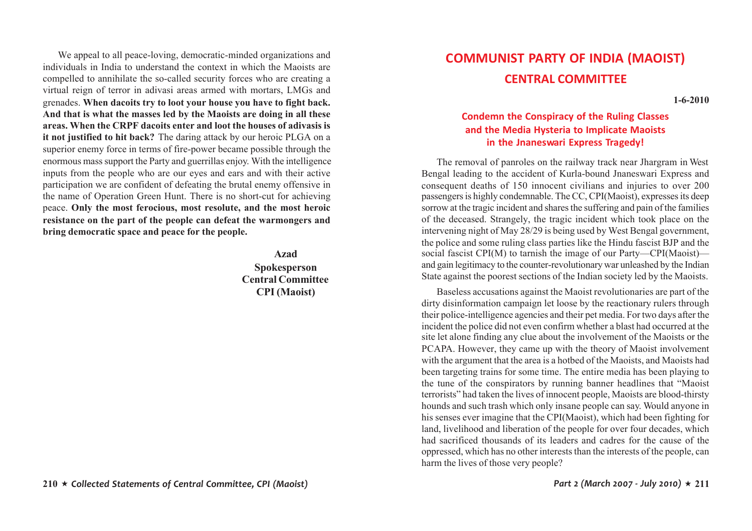We appeal to all peace-loving, democratic-minded organizations and individuals in India to understand the context in which the Maoists are compelled to annihilate the so-called security forces who are creating a virtual reign of terror in adivasi areas armed with mortars, LMGs and grenades. **When dacoits try to loot your house you have to fight back. And that is what the masses led by the Maoists are doing in all these areas. When the CRPF dacoits enter and loot the houses of adivasis is it not justified to hit back?** The daring attack by our heroic PLGA on a superior enemy force in terms of fire-power became possible through the enormous mass support the Party and guerrillas enjoy. With the intelligence inputs from the people who are our eyes and ears and with their active participation we are confident of defeating the brutal enemy offensive in the name of Operation Green Hunt. There is no short-cut for achieving peace. **Only the most ferocious, most resolute, and the most heroic resistance on the part of the people can defeat the warmongers and bring democratic space and peace for the people.**

**Azad**
**Spokesperson**
**Central Committee**
**CPI (Maoist)**

# COMMUNIST PARTY OF INDIA (MAOIST)

## CENTRAL COMMITTEE

**1-6-2010**

### Condemn the Conspiracy of the Ruling Classes and the Media Hysteria to Implicate Maoists in the Jnaneswari Express Tragedy!

The removal of panroles on the railway track near Jhargram in West Bengal leading to the accident of Kurla-bound Jnaneswari Express and consequent deaths of 150 innocent civilians and injuries to over 200 passengers is highly condemnable. The CC, CPI(Maoist), expresses its deep sorrow at the tragic incident and shares the suffering and pain of the families of the deceased. Strangely, the tragic incident which took place on the intervening night of May 28/29 is being used by West Bengal government, the police and some ruling class parties like the Hindu fascist BJP and the social fascist CPI(M) to tarnish the image of our Party—CPI(Maoist)—and gain legitimacy to the counter-revolutionary war unleashed by the Indian State against the poorest sections of the Indian society led by the Maoists.

Baseless accusations against the Maoist revolutionaries are part of the dirty disinformation campaign let loose by the reactionary rulers through their police-intelligence agencies and their pet media. For two days after the incident the police did not even confirm whether a blast had occurred at the site let alone finding any clue about the involvement of the Maoists or the PCAPA. However, they came up with the theory of Maoist involvement with the argument that the area is a hotbed of the Maoists, and Maoists had been targeting trains for some time. The entire media has been playing to the tune of the conspirators by running banner headlines that "Maoist terrorists" had taken the lives of innocent people, Maoists are blood-thirsty hounds and such trash which only insane people can say. Would anyone in his senses ever imagine that the CPI(Maoist), which had been fighting for land, livelihood and liberation of the people for over four decades, which had sacrificed thousands of its leaders and cadres for the cause of the oppressed, which has no other interests than the interests of the people, can harm the lives of those very people?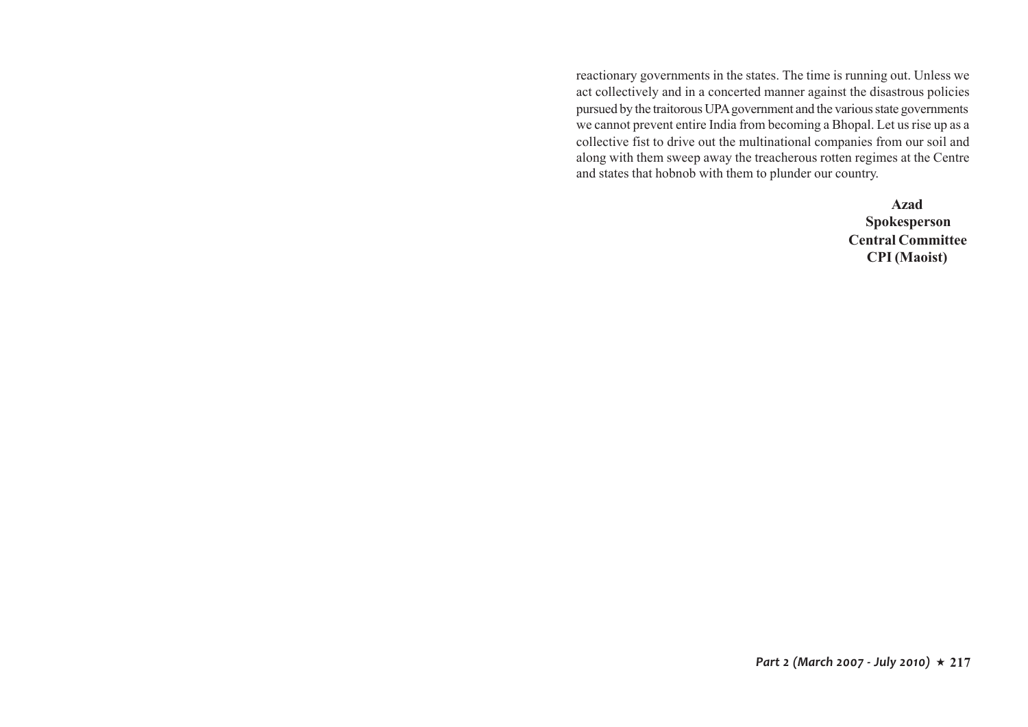reactionary governments in the states. The time is running out. Unless we act collectively and in a concerted manner against the disastrous policies pursued by the traitorous UPA government and the various state governments we cannot prevent entire India from becoming a Bhopal. Let us rise up as a collective fist to drive out the multinational companies from our soil and along with them sweep away the treacherous rotten regimes at the Centre and states that hobnob with them to plunder our country.

**Azad**
**Spokesperson**
**Central Committee**
**CPI (Maoist)**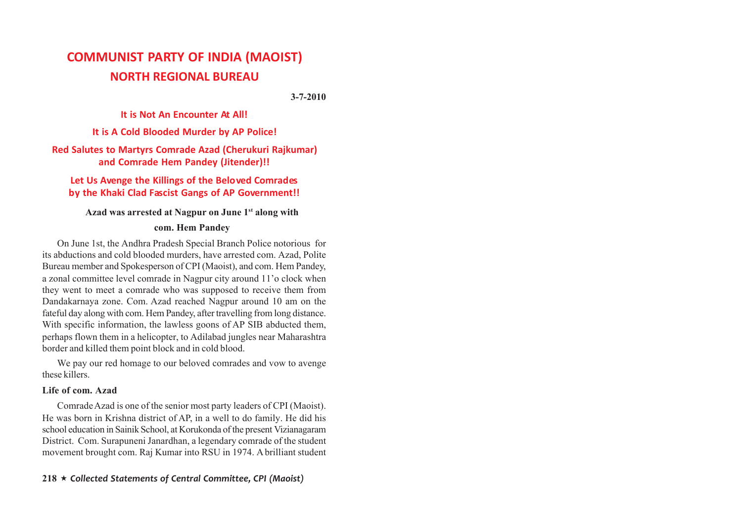# COMMUNIST PARTY OF INDIA (MAOIST)

## NORTH REGIONAL BUREAU

**3-7-2010**

### It is Not An Encounter At All!

### It is A Cold Blooded Murder by AP Police!

### Red Salutes to Martyrs Comrade Azad (Cherukuri Rajkumar) and Comrade Hem Pandey (Jitender)!!

### Let Us Avenge the Killings of the Beloved Comrades by the Khaki Clad Fascist Gangs of AP Government!!

**Azad was arrested at Nagpur on June 1st along with com. Hem Pandey**

On June 1st, the Andhra Pradesh Special Branch Police notorious for its abductions and cold blooded murders, have arrested com. Azad, Polite Bureau member and Spokesperson of CPI (Maoist), and com. Hem Pandey, a zonal committee level comrade in Nagpur city around 11'o clock when they went to meet a comrade who was supposed to receive them from Dandakarnaya zone. Com. Azad reached Nagpur around 10 am on the fateful day along with com. Hem Pandey, after travelling from long distance. With specific information, the lawless goons of AP SIB abducted them, perhaps flown them in a helicopter, to Adilabad jungles near Maharashtra border and killed them point block and in cold blood.

We pay our red homage to our beloved comrades and vow to avenge these killers.

**Life of com. Azad**

Comrade Azad is one of the senior most party leaders of CPI (Maoist). He was born in Krishna district of AP, in a well to do family. He did his school education in Sainik School, at Korukonda of the present Vizianagaram District. Com. Surapuneni Janardhan, a legendary comrade of the student movement brought com. Raj Kumar into RSU in 1974. A brilliant student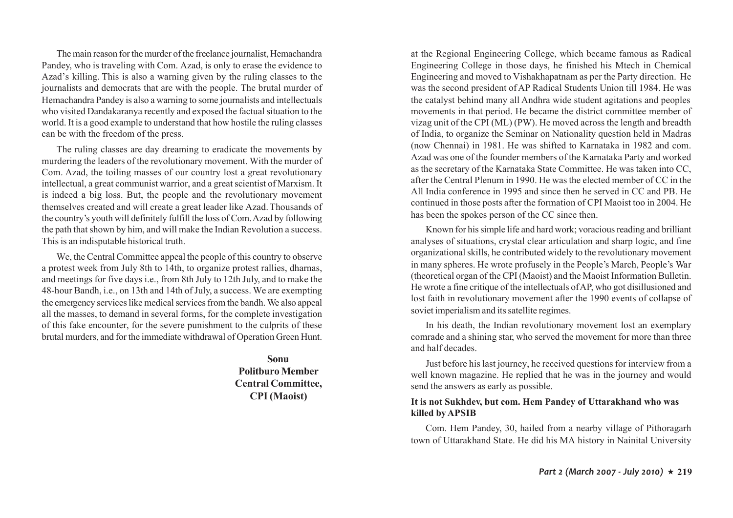The main reason for the murder of the freelance journalist, Hemachandra Pandey, who is traveling with Com. Azad, is only to erase the evidence to Azad's killing. This is also a warning given by the ruling classes to the journalists and democrats that are with the people. The brutal murder of Hemachandra Pandey is also a warning to some journalists and intellectuals who visited Dandakaranya recently and exposed the factual situation to the world. It is a good example to understand that how hostile the ruling classes can be with the freedom of the press.

The ruling classes are day dreaming to eradicate the movements by murdering the leaders of the revolutionary movement. With the murder of Com. Azad, the toiling masses of our country lost a great revolutionary intellectual, a great communist warrior, and a great scientist of Marxism. It is indeed a big loss. But, the people and the revolutionary movement themselves created and will create a great leader like Azad. Thousands of the country's youth will definitely fulfill the loss of Com. Azad by following the path that shown by him, and will make the Indian Revolution a success. This is an indisputable historical truth.

We, the Central Committee appeal the people of this country to observe a protest week from July 8th to 14th, to organize protest rallies, dharnas, and meetings for five days i.e., from 8th July to 12th July, and to make the 48-hour Bandh, i.e., on 13th and 14th of July, a success. We are exempting the emergency services like medical services from the bandh. We also appeal all the masses, to demand in several forms, for the complete investigation of this fake encounter, for the severe punishment to the culprits of these brutal murders, and for the immediate withdrawal of Operation Green Hunt.

**Sonu**
**Politburo Member**
**Central Committee,**
**CPI (Maoist)**

at the Regional Engineering College, which became famous as Radical Engineering College in those days, he finished his Mtech in Chemical Engineering and moved to Vishakhapatnam as per the Party direction. He was the second president of AP Radical Students Union till 1984. He was the catalyst behind many all Andhra wide student agitations and peoples movements in that period. He became the district committee member of vizag unit of the CPI (ML) (PW). He moved across the length and breadth of India, to organize the Seminar on Nationality question held in Madras (now Chennai) in 1981. He was shifted to Karnataka in 1982 and com. Azad was one of the founder members of the Karnataka Party and worked as the secretary of the Karnataka State Committee. He was taken into CC, after the Central Plenum in 1990. He was the elected member of CC in the All India conference in 1995 and since then he served in CC and PB. He continued in those posts after the formation of CPI Maoist too in 2004. He has been the spokes person of the CC since then.

Known for his simple life and hard work; voracious reading and brilliant analyses of situations, crystal clear articulation and sharp logic, and fine organizational skills, he contributed widely to the revolutionary movement in many spheres. He wrote profusely in the People's March, People's War (theoretical organ of the CPI (Maoist) and the Maoist Information Bulletin. He wrote a fine critique of the intellectuals of AP, who got disillusioned and lost faith in revolutionary movement after the 1990 events of collapse of soviet imperialism and its satellite regimes.

In his death, the Indian revolutionary movement lost an exemplary comrade and a shining star, who served the movement for more than three and half decades.

Just before his last journey, he received questions for interview from a well known magazine. He replied that he was in the journey and would send the answers as early as possible.

**It is not Sukhdev, but com. Hem Pandey of Uttarakhand who was killed by APSIB**

Com. Hem Pandey, 30, hailed from a nearby village of Pithoragarh town of Uttarakhand State. He did his MA history in Nainital University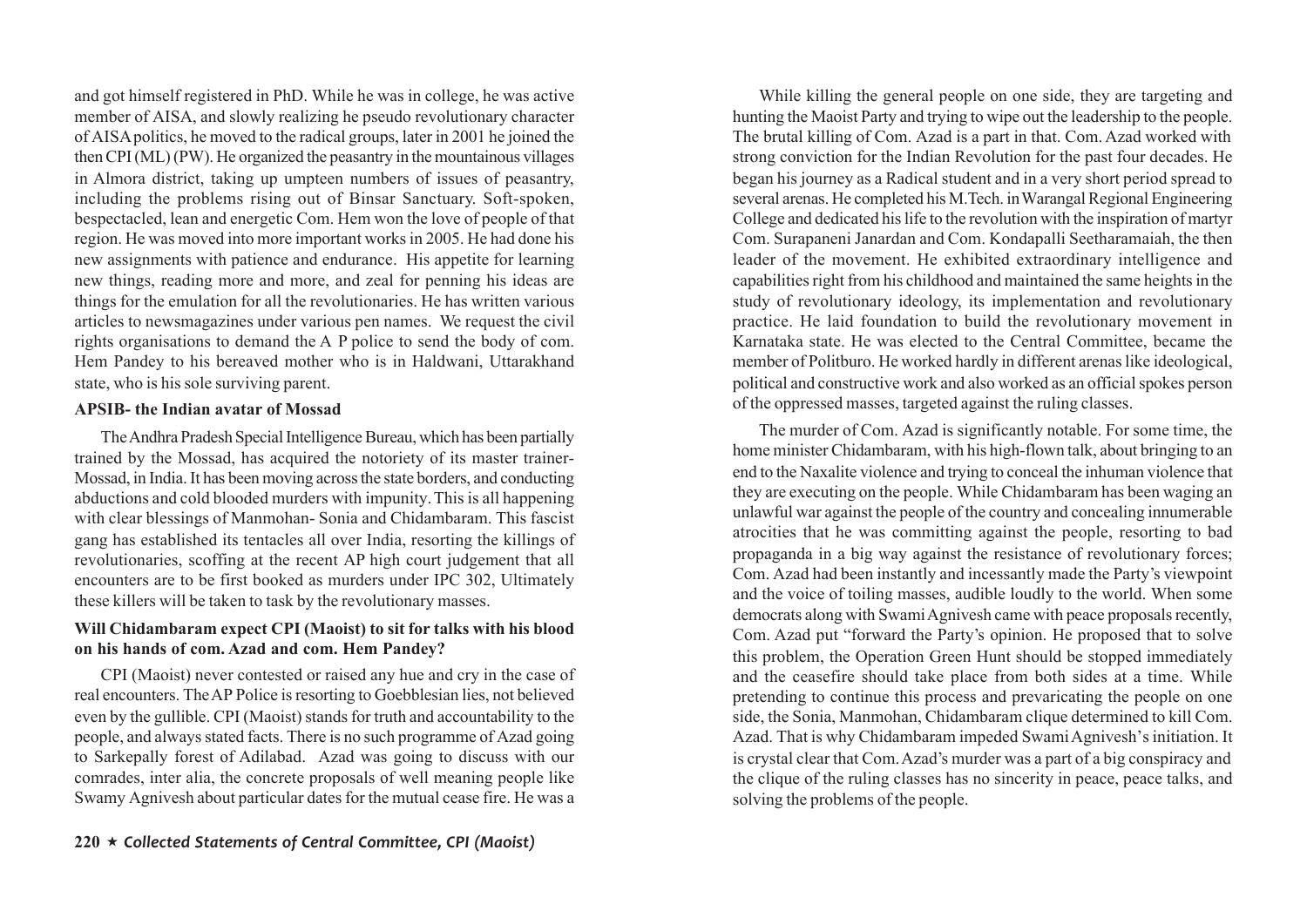and got himself registered in PhD. While he was in college, he was active member of AISA, and slowly realizing he pseudo revolutionary character of AISA politics, he moved to the radical groups, later in 2001 he joined the then CPI (ML) (PW). He organized the peasantry in the mountainous villages in Almora district, taking up umpteen numbers of issues of peasantry, including the problems rising out of Binsar Sanctuary. Soft-spoken, bespectacled, lean and energetic Com. Hem won the love of people of that region. He was moved into more important works in 2005. He had done his new assignments with patience and endurance. His appetite for learning new things, reading more and more, and zeal for penning his ideas are things for the emulation for all the revolutionaries. He has written various articles to newsmagazines under various pen names. We request the civil rights organisations to demand the A P police to send the body of com. Hem Pandey to his bereaved mother who is in Haldwani, Uttarakhand state, who is his sole surviving parent.

**APSIB- the Indian avatar of Mossad**

The Andhra Pradesh Special Intelligence Bureau, which has been partially trained by the Mossad, has acquired the notoriety of its master trainer-Mossad, in India. It has been moving across the state borders, and conducting abductions and cold blooded murders with impunity. This is all happening with clear blessings of Manmohan- Sonia and Chidambaram. This fascist gang has established its tentacles all over India, resorting the killings of revolutionaries, scoffing at the recent AP high court judgement that all encounters are to be first booked as murders under IPC 302, Ultimately these killers will be taken to task by the revolutionary masses.

**Will Chidambaram expect CPI (Maoist) to sit for talks with his blood on his hands of com. Azad and com. Hem Pandey?**

CPI (Maoist) never contested or raised any hue and cry in the case of real encounters. The AP Police is resorting to Goebblesian lies, not believed even by the gullible. CPI (Maoist) stands for truth and accountability to the people, and always stated facts. There is no such programme of Azad going to Sarkepally forest of Adilabad. Azad was going to discuss with our comrades, inter alia, the concrete proposals of well meaning people like Swamy Agnivesh about particular dates for the mutual cease fire. He was a

While killing the general people on one side, they are targeting and hunting the Maoist Party and trying to wipe out the leadership to the people. The brutal killing of Com. Azad is a part in that. Com. Azad worked with strong conviction for the Indian Revolution for the past four decades. He began his journey as a Radical student and in a very short period spread to several arenas. He completed his M.Tech. in Warangal Regional Engineering College and dedicated his life to the revolution with the inspiration of martyr Com. Surapaneni Janardan and Com. Kondapalli Seetharamaiah, the then leader of the movement. He exhibited extraordinary intelligence and capabilities right from his childhood and maintained the same heights in the study of revolutionary ideology, its implementation and revolutionary practice. He laid foundation to build the revolutionary movement in Karnataka state. He was elected to the Central Committee, became the member of Politburo. He worked hardly in different arenas like ideological, political and constructive work and also worked as an official spokes person of the oppressed masses, targeted against the ruling classes.

The murder of Com. Azad is significantly notable. For some time, the home minister Chidambaram, with his high-flown talk, about bringing to an end to the Naxalite violence and trying to conceal the inhuman violence that they are executing on the people. While Chidambaram has been waging an unlawful war against the people of the country and concealing innumerable atrocities that he was committing against the people, resorting to bad propaganda in a big way against the resistance of revolutionary forces; Com. Azad had been instantly and incessantly made the Party's viewpoint and the voice of toiling masses, audible loudly to the world. When some democrats along with Swami Agnivesh came with peace proposals recently, Com. Azad put "forward the Party's opinion. He proposed that to solve this problem, the Operation Green Hunt should be stopped immediately and the ceasefire should take place from both sides at a time. While pretending to continue this process and prevaricating the people on one side, the Sonia, Manmohan, Chidambaram clique determined to kill Com. Azad. That is why Chidambaram impeded Swami Agnivesh's initiation. It is crystal clear that Com. Azad's murder was a part of a big conspiracy and the clique of the ruling classes has no sincerity in peace, peace talks, and solving the problems of the people.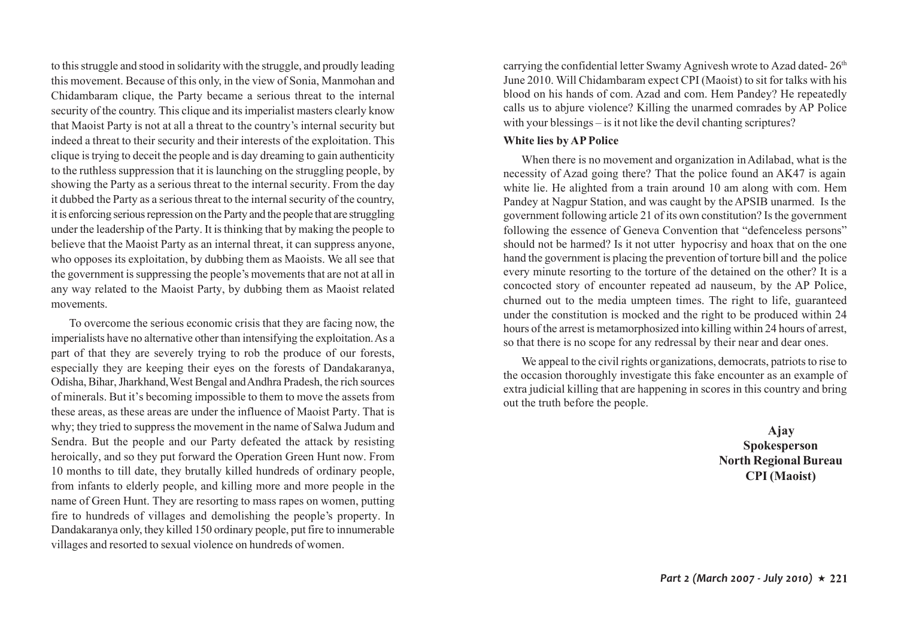to this struggle and stood in solidarity with the struggle, and proudly leading this movement. Because of this only, in the view of Sonia, Manmohan and Chidambaram clique, the Party became a serious threat to the internal security of the country. This clique and its imperialist masters clearly know that Maoist Party is not at all a threat to the country's internal security but indeed a threat to their security and their interests of the exploitation. This clique is trying to deceit the people and is day dreaming to gain authenticity to the ruthless suppression that it is launching on the struggling people, by showing the Party as a serious threat to the internal security. From the day it dubbed the Party as a serious threat to the internal security of the country, it is enforcing serious repression on the Party and the people that are struggling under the leadership of the Party. It is thinking that by making the people to believe that the Maoist Party as an internal threat, it can suppress anyone, who opposes its exploitation, by dubbing them as Maoists. We all see that the government is suppressing the people's movements that are not at all in any way related to the Maoist Party, by dubbing them as Maoist related movements.

To overcome the serious economic crisis that they are facing now, the imperialists have no alternative other than intensifying the exploitation. As a part of that they are severely trying to rob the produce of our forests, especially they are keeping their eyes on the forests of Dandakaranya, Odisha, Bihar, Jharkhand, West Bengal and Andhra Pradesh, the rich sources of minerals. But it's becoming impossible to them to move the assets from these areas, as these areas are under the influence of Maoist Party. That is why; they tried to suppress the movement in the name of Salwa Judum and Sendra. But the people and our Party defeated the attack by resisting heroically, and so they put forward the Operation Green Hunt now. From 10 months to till date, they brutally killed hundreds of ordinary people, from infants to elderly people, and killing more and more people in the name of Green Hunt. They are resorting to mass rapes on women, putting fire to hundreds of villages and demolishing the people's property. In Dandakaranya only, they killed 150 ordinary people, put fire to innumerable villages and resorted to sexual violence on hundreds of women.

carrying the confidential letter Swamy Agnivesh wrote to Azad dated- 26th June 2010. Will Chidambaram expect CPI (Maoist) to sit for talks with his blood on his hands of com. Azad and com. Hem Pandey? He repeatedly calls us to abjure violence? Killing the unarmed comrades by AP Police with your blessings – is it not like the devil chanting scriptures?

**White lies by AP Police**

When there is no movement and organization in Adilabad, what is the necessity of Azad going there? That the police found an AK47 is again white lie. He alighted from a train around 10 am along with com. Hem Pandey at Nagpur Station, and was caught by the APSIB unarmed. Is the government following article 21 of its own constitution? Is the government following the essence of Geneva Convention that "defenceless persons" should not be harmed? Is it not utter hypocrisy and hoax that on the one hand the government is placing the prevention of torture bill and the police every minute resorting to the torture of the detained on the other? It is a concocted story of encounter repeated ad nauseum, by the AP Police, churned out to the media umpteen times. The right to life, guaranteed under the constitution is mocked and the right to be produced within 24 hours of the arrest is metamorphosized into killing within 24 hours of arrest, so that there is no scope for any redressal by their near and dear ones.

We appeal to the civil rights organizations, democrats, patriots to rise to the occasion thoroughly investigate this fake encounter as an example of extra judicial killing that are happening in scores in this country and bring out the truth before the people.

**Ajay**
**Spokesperson**
**North Regional Bureau**
**CPI (Maoist)**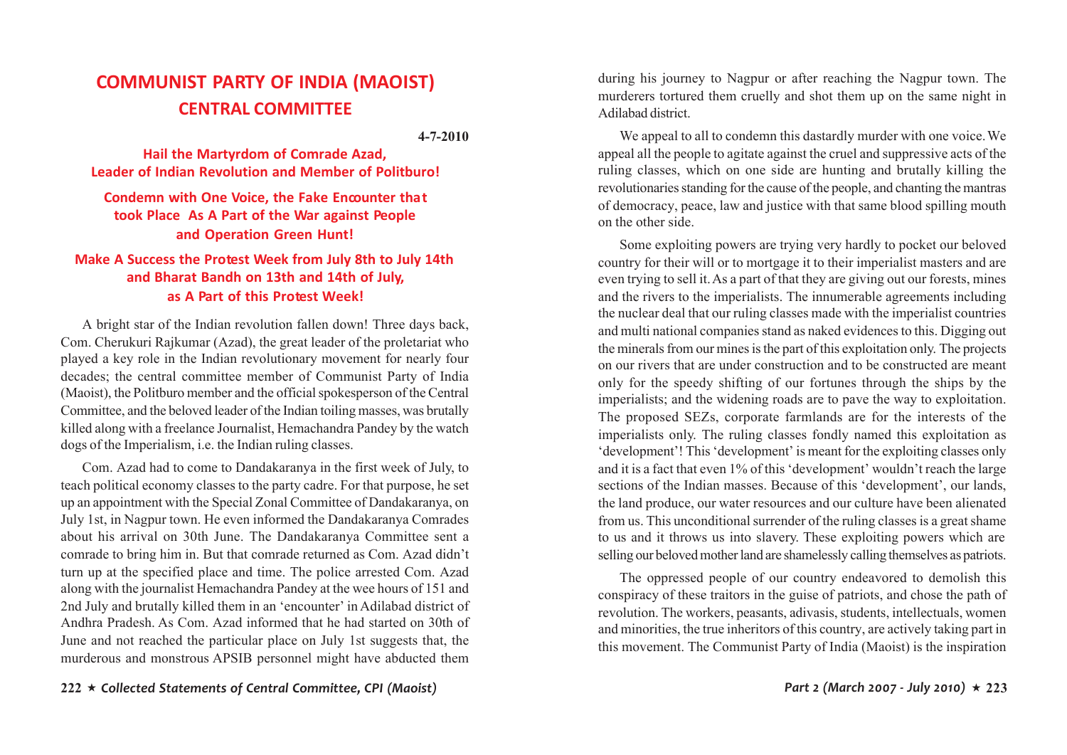# COMMUNIST PARTY OF INDIA (MAOIST) CENTRAL COMMITTEE

**4-7-2010**

### Hail the Martyrdom of Comrade Azad, Leader of Indian Revolution and Member of Politburo!

### Condemn with One Voice, the Fake Encounter that took Place As A Part of the War against People and Operation Green Hunt!

### Make A Success the Protest Week from July 8th to July 14th and Bharat Bandh on 13th and 14th of July, as A Part of this Protest Week!

A bright star of the Indian revolution fallen down! Three days back, Com. Cherukuri Rajkumar (Azad), the great leader of the proletariat who played a key role in the Indian revolutionary movement for nearly four decades; the central committee member of Communist Party of India (Maoist), the Politburo member and the official spokesperson of the Central Committee, and the beloved leader of the Indian toiling masses, was brutally killed along with a freelance Journalist, Hemachandra Pandey by the watch dogs of the Imperialism, i.e. the Indian ruling classes.

Com. Azad had to come to Dandakaranya in the first week of July, to teach political economy classes to the party cadre. For that purpose, he set up an appointment with the Special Zonal Committee of Dandakaranya, on July 1st, in Nagpur town. He even informed the Dandakaranya Comrades about his arrival on 30th June. The Dandakaranya Committee sent a comrade to bring him in. But that comrade returned as Com. Azad didn't turn up at the specified place and time. The police arrested Com. Azad along with the journalist Hemachandra Pandey at the wee hours of 151 and 2nd July and brutally killed them in an 'encounter' in Adilabad district of Andhra Pradesh. As Com. Azad informed that he had started on 30th of June and not reached the particular place on July 1st suggests that, the murderous and monstrous APSIB personnel might have abducted them during his journey to Nagpur or after reaching the Nagpur town. The murderers tortured them cruelly and shot them up on the same night in Adilabad district.

We appeal to all to condemn this dastardly murder with one voice. We appeal all the people to agitate against the cruel and suppressive acts of the ruling classes, which on one side are hunting and brutally killing the revolutionaries standing for the cause of the people, and chanting the mantras of democracy, peace, law and justice with that same blood spilling mouth on the other side.

Some exploiting powers are trying very hardly to pocket our beloved country for their will or to mortgage it to their imperialist masters and are even trying to sell it. As a part of that they are giving out our forests, mines and the rivers to the imperialists. The innumerable agreements including the nuclear deal that our ruling classes made with the imperialist countries and multi national companies stand as naked evidences to this. Digging out the minerals from our mines is the part of this exploitation only. The projects on our rivers that are under construction and to be constructed are meant only for the speedy shifting of our fortunes through the ships by the imperialists; and the widening roads are to pave the way to exploitation. The proposed SEZs, corporate farmlands are for the interests of the imperialists only. The ruling classes fondly named this exploitation as 'development'! This 'development' is meant for the exploiting classes only and it is a fact that even 1% of this 'development' wouldn't reach the large sections of the Indian masses. Because of this 'development', our lands, the land produce, our water resources and our culture have been alienated from us. This unconditional surrender of the ruling classes is a great shame to us and it throws us into slavery. These exploiting powers which are selling our beloved mother land are shamelessly calling themselves as patriots.

The oppressed people of our country endeavored to demolish this conspiracy of these traitors in the guise of patriots, and chose the path of revolution. The workers, peasants, adivasis, students, intellectuals, women and minorities, the true inheritors of this country, are actively taking part in this movement. The Communist Party of India (Maoist) is the inspiration